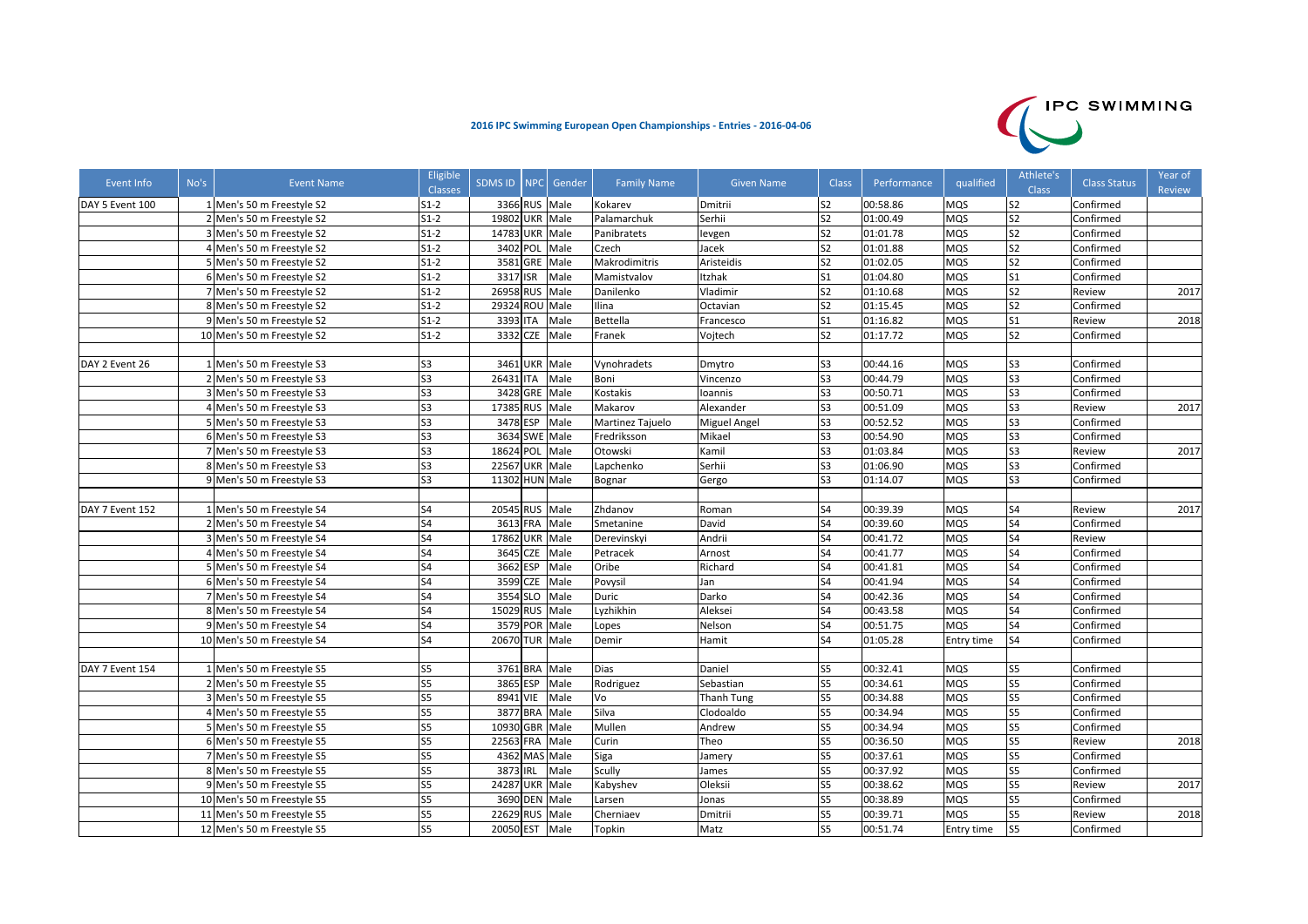# 2016 IPC Swimming European Open Championships - Entries - 2016-04-06

IPC SWIMMING

| Event Info | No's | Event Name | Eligible Classes | SDMS ID | NPC | Gender | Family Name | Given Name | Class | Performance | qualified | Athlete's Class | Class Status | Year of Review |
|---|---|---|---|---|---|---|---|---|---|---|---|---|---|---|
| DAY 5 Event 100 | 1 | Men's 50 m Freestyle S2 | S1-2 | 3366 | RUS | Male | Kokarev | Dmitrii | S2 | 00:58.86 | MQS | S2 | Confirmed | |
| | 2 | Men's 50 m Freestyle S2 | S1-2 | 19802 | UKR | Male | Palamarchuk | Serhii | S2 | 01:00.49 | MQS | S2 | Confirmed | |
| | 3 | Men's 50 m Freestyle S2 | S1-2 | 14783 | UKR | Male | Panibratets | Ievgen | S2 | 01:01.78 | MQS | S2 | Confirmed | |
| | 4 | Men's 50 m Freestyle S2 | S1-2 | 3402 | POL | Male | Czech | Jacek | S2 | 01:01.88 | MQS | S2 | Confirmed | |
| | 5 | Men's 50 m Freestyle S2 | S1-2 | 3581 | GRE | Male | Makrodimitris | Aristeidis | S2 | 01:02.05 | MQS | S2 | Confirmed | |
| | 6 | Men's 50 m Freestyle S2 | S1-2 | 3317 | ISR | Male | Mamistvalov | Itzhak | S1 | 01:04.80 | MQS | S1 | Confirmed | |
| | 7 | Men's 50 m Freestyle S2 | S1-2 | 26958 | RUS | Male | Danilenko | Vladimir | S2 | 01:10.68 | MQS | S2 | Review | 2017 |
| | 8 | Men's 50 m Freestyle S2 | S1-2 | 29324 | ROU | Male | Ilina | Octavian | S2 | 01:15.45 | MQS | S2 | Confirmed | |
| | 9 | Men's 50 m Freestyle S2 | S1-2 | 3393 | ITA | Male | Bettella | Francesco | S1 | 01:16.82 | MQS | S1 | Review | 2018 |
| | 10 | Men's 50 m Freestyle S2 | S1-2 | 3332 | CZE | Male | Franek | Vojtech | S2 | 01:17.72 | MQS | S2 | Confirmed | |
| | | | | | | | | | | | | | | |
| DAY 2 Event 26 | 1 | Men's 50 m Freestyle S3 | S3 | 3461 | UKR | Male | Vynohradets | Dmytro | S3 | 00:44.16 | MQS | S3 | Confirmed | |
| | 2 | Men's 50 m Freestyle S3 | S3 | 26431 | ITA | Male | Boni | Vincenzo | S3 | 00:44.79 | MQS | S3 | Confirmed | |
| | 3 | Men's 50 m Freestyle S3 | S3 | 3428 | GRE | Male | Kostakis | Ioannis | S3 | 00:50.71 | MQS | S3 | Confirmed | |
| | 4 | Men's 50 m Freestyle S3 | S3 | 17385 | RUS | Male | Makarov | Alexander | S3 | 00:51.09 | MQS | S3 | Review | 2017 |
| | 5 | Men's 50 m Freestyle S3 | S3 | 3478 | ESP | Male | Martinez Tajuelo | Miguel Angel | S3 | 00:52.52 | MQS | S3 | Confirmed | |
| | 6 | Men's 50 m Freestyle S3 | S3 | 3634 | SWE | Male | Fredriksson | Mikael | S3 | 00:54.90 | MQS | S3 | Confirmed | |
| | 7 | Men's 50 m Freestyle S3 | S3 | 18624 | POL | Male | Otowski | Kamil | S3 | 01:03.84 | MQS | S3 | Review | 2017 |
| | 8 | Men's 50 m Freestyle S3 | S3 | 22567 | UKR | Male | Lapchenko | Serhii | S3 | 01:06.90 | MQS | S3 | Confirmed | |
| | 9 | Men's 50 m Freestyle S3 | S3 | 11302 | HUN | Male | Bognar | Gergo | S3 | 01:14.07 | MQS | S3 | Confirmed | |
| | | | | | | | | | | | | | | |
| DAY 7 Event 152 | 1 | Men's 50 m Freestyle S4 | S4 | 20545 | RUS | Male | Zhdanov | Roman | S4 | 00:39.39 | MQS | S4 | Review | 2017 |
| | 2 | Men's 50 m Freestyle S4 | S4 | 3613 | FRA | Male | Smetanine | David | S4 | 00:39.60 | MQS | S4 | Confirmed | |
| | 3 | Men's 50 m Freestyle S4 | S4 | 17862 | UKR | Male | Derevinskyi | Andrii | S4 | 00:41.72 | MQS | S4 | Review | |
| | 4 | Men's 50 m Freestyle S4 | S4 | 3645 | CZE | Male | Petracek | Arnost | S4 | 00:41.77 | MQS | S4 | Confirmed | |
| | 5 | Men's 50 m Freestyle S4 | S4 | 3662 | ESP | Male | Oribe | Richard | S4 | 00:41.81 | MQS | S4 | Confirmed | |
| | 6 | Men's 50 m Freestyle S4 | S4 | 3599 | CZE | Male | Povysil | Jan | S4 | 00:41.94 | MQS | S4 | Confirmed | |
| | 7 | Men's 50 m Freestyle S4 | S4 | 3554 | SLO | Male | Duric | Darko | S4 | 00:42.36 | MQS | S4 | Confirmed | |
| | 8 | Men's 50 m Freestyle S4 | S4 | 15029 | RUS | Male | Lyzhikhin | Aleksei | S4 | 00:43.58 | MQS | S4 | Confirmed | |
| | 9 | Men's 50 m Freestyle S4 | S4 | 3579 | POR | Male | Lopes | Nelson | S4 | 00:51.75 | MQS | S4 | Confirmed | |
| | 10 | Men's 50 m Freestyle S4 | S4 | 20670 | TUR | Male | Demir | Hamit | S4 | 01:05.28 | Entry time | S4 | Confirmed | |
| | | | | | | | | | | | | | | |
| DAY 7 Event 154 | 1 | Men's 50 m Freestyle S5 | S5 | 3761 | BRA | Male | Dias | Daniel | S5 | 00:32.41 | MQS | S5 | Confirmed | |
| | 2 | Men's 50 m Freestyle S5 | S5 | 3865 | ESP | Male | Rodriguez | Sebastian | S5 | 00:34.61 | MQS | S5 | Confirmed | |
| | 3 | Men's 50 m Freestyle S5 | S5 | 8941 | VIE | Male | Vo | Thanh Tung | S5 | 00:34.88 | MQS | S5 | Confirmed | |
| | 4 | Men's 50 m Freestyle S5 | S5 | 3877 | BRA | Male | Silva | Clodoaldo | S5 | 00:34.94 | MQS | S5 | Confirmed | |
| | 5 | Men's 50 m Freestyle S5 | S5 | 10930 | GBR | Male | Mullen | Andrew | S5 | 00:34.94 | MQS | S5 | Confirmed | |
| | 6 | Men's 50 m Freestyle S5 | S5 | 22563 | FRA | Male | Curin | Theo | S5 | 00:36.50 | MQS | S5 | Review | 2018 |
| | 7 | Men's 50 m Freestyle S5 | S5 | 4362 | MAS | Male | Siga | Jamery | S5 | 00:37.61 | MQS | S5 | Confirmed | |
| | 8 | Men's 50 m Freestyle S5 | S5 | 3873 | IRL | Male | Scully | James | S5 | 00:37.92 | MQS | S5 | Confirmed | |
| | 9 | Men's 50 m Freestyle S5 | S5 | 24287 | UKR | Male | Kabyshev | Oleksii | S5 | 00:38.62 | MQS | S5 | Review | 2017 |
| | 10 | Men's 50 m Freestyle S5 | S5 | 3690 | DEN | Male | Larsen | Jonas | S5 | 00:38.89 | MQS | S5 | Confirmed | |
| | 11 | Men's 50 m Freestyle S5 | S5 | 22629 | RUS | Male | Cherniaev | Dmitrii | S5 | 00:39.71 | MQS | S5 | Review | 2018 |
| | 12 | Men's 50 m Freestyle S5 | S5 | 20050 | EST | Male | Topkin | Matz | S5 | 00:51.74 | Entry time | S5 | Confirmed | |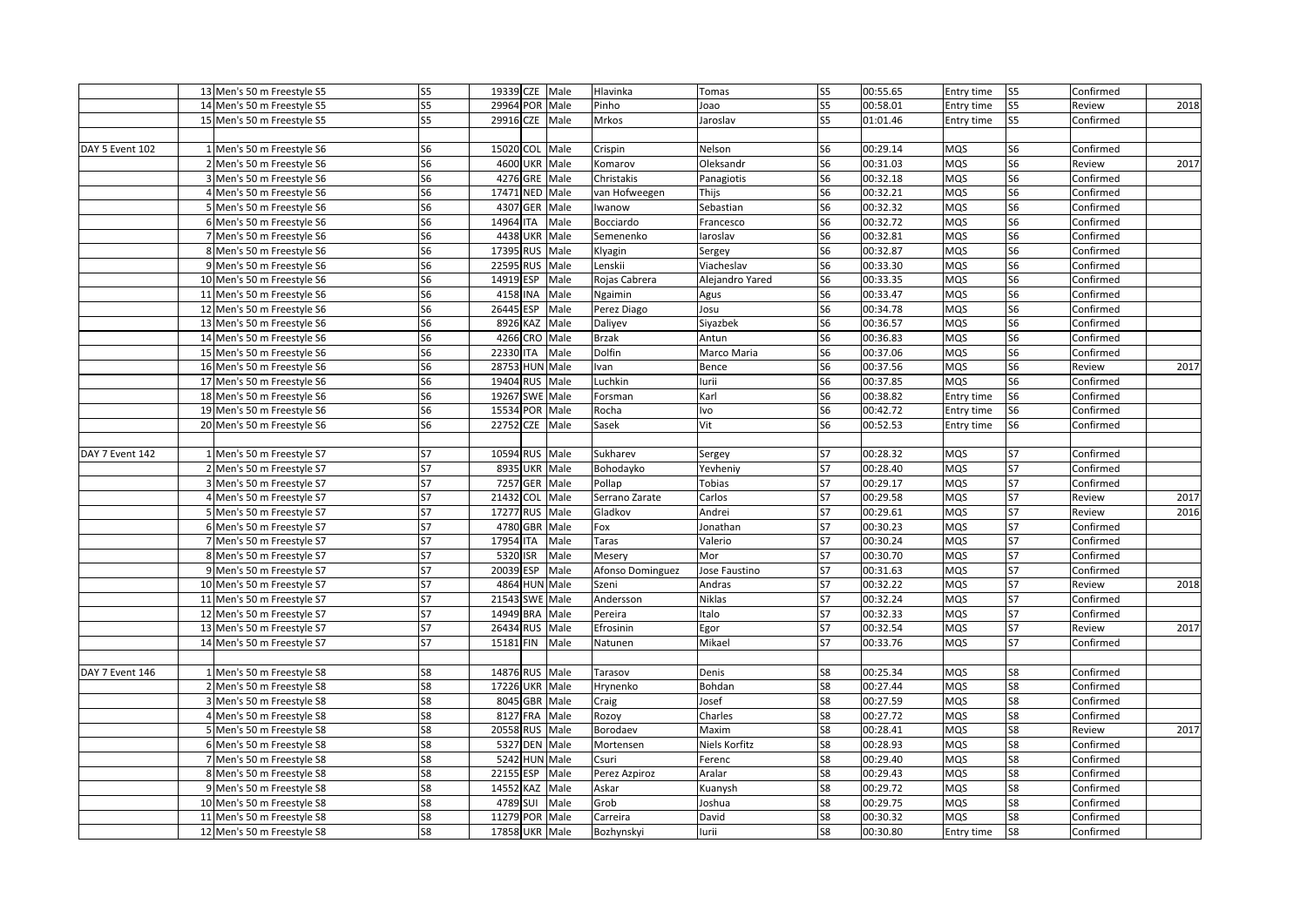| | | | | | | | | | | | | | | |
|---|---|---|---|---|---|---|---|---|---|---|---|---|---|---|
| | 13 | Men's 50 m Freestyle S5 | S5 | 19339 | CZE | Male | Hlavinka | Tomas | S5 | 00:55.65 | Entry time | S5 | Confirmed | |
| | 14 | Men's 50 m Freestyle S5 | S5 | 29964 | POR | Male | Pinho | Joao | S5 | 00:58.01 | Entry time | S5 | Review | 2018 |
| | 15 | Men's 50 m Freestyle S5 | S5 | 29916 | CZE | Male | Mrkos | Jaroslav | S5 | 01:01.46 | Entry time | S5 | Confirmed | |
| | | | | | | | | | | | | | | |
| DAY 5 Event 102 | 1 | Men's 50 m Freestyle S6 | S6 | 15020 | COL | Male | Crispin | Nelson | S6 | 00:29.14 | MQS | S6 | Confirmed | |
| | 2 | Men's 50 m Freestyle S6 | S6 | 4600 | UKR | Male | Komarov | Oleksandr | S6 | 00:31.03 | MQS | S6 | Review | 2017 |
| | 3 | Men's 50 m Freestyle S6 | S6 | 4276 | GRE | Male | Christakis | Panagiotis | S6 | 00:32.18 | MQS | S6 | Confirmed | |
| | 4 | Men's 50 m Freestyle S6 | S6 | 17471 | NED | Male | van Hofweegen | Thijs | S6 | 00:32.21 | MQS | S6 | Confirmed | |
| | 5 | Men's 50 m Freestyle S6 | S6 | 4307 | GER | Male | Iwanow | Sebastian | S6 | 00:32.32 | MQS | S6 | Confirmed | |
| | 6 | Men's 50 m Freestyle S6 | S6 | 14964 | ITA | Male | Bocciardo | Francesco | S6 | 00:32.72 | MQS | S6 | Confirmed | |
| | 7 | Men's 50 m Freestyle S6 | S6 | 4438 | UKR | Male | Semenenko | Iaroslav | S6 | 00:32.81 | MQS | S6 | Confirmed | |
| | 8 | Men's 50 m Freestyle S6 | S6 | 17395 | RUS | Male | Klyagin | Sergey | S6 | 00:32.87 | MQS | S6 | Confirmed | |
| | 9 | Men's 50 m Freestyle S6 | S6 | 22595 | RUS | Male | Lenskii | Viacheslav | S6 | 00:33.30 | MQS | S6 | Confirmed | |
| | 10 | Men's 50 m Freestyle S6 | S6 | 14919 | ESP | Male | Rojas Cabrera | Alejandro Yared | S6 | 00:33.35 | MQS | S6 | Confirmed | |
| | 11 | Men's 50 m Freestyle S6 | S6 | 4158 | INA | Male | Ngaimin | Agus | S6 | 00:33.47 | MQS | S6 | Confirmed | |
| | 12 | Men's 50 m Freestyle S6 | S6 | 26445 | ESP | Male | Perez Diago | Josu | S6 | 00:34.78 | MQS | S6 | Confirmed | |
| | 13 | Men's 50 m Freestyle S6 | S6 | 8926 | KAZ | Male | Daliyev | Siyazbek | S6 | 00:36.57 | MQS | S6 | Confirmed | |
| | 14 | Men's 50 m Freestyle S6 | S6 | 4266 | CRO | Male | Brzak | Antun | S6 | 00:36.83 | MQS | S6 | Confirmed | |
| | 15 | Men's 50 m Freestyle S6 | S6 | 22330 | ITA | Male | Dolfin | Marco Maria | S6 | 00:37.06 | MQS | S6 | Confirmed | |
| | 16 | Men's 50 m Freestyle S6 | S6 | 28753 | HUN | Male | Ivan | Bence | S6 | 00:37.56 | MQS | S6 | Review | 2017 |
| | 17 | Men's 50 m Freestyle S6 | S6 | 19404 | RUS | Male | Luchkin | Iurii | S6 | 00:37.85 | MQS | S6 | Confirmed | |
| | 18 | Men's 50 m Freestyle S6 | S6 | 19267 | SWE | Male | Forsman | Karl | S6 | 00:38.82 | Entry time | S6 | Confirmed | |
| | 19 | Men's 50 m Freestyle S6 | S6 | 15534 | POR | Male | Rocha | Ivo | S6 | 00:42.72 | Entry time | S6 | Confirmed | |
| | 20 | Men's 50 m Freestyle S6 | S6 | 22752 | CZE | Male | Sasek | Vit | S6 | 00:52.53 | Entry time | S6 | Confirmed | |
| | | | | | | | | | | | | | | |
| DAY 7 Event 142 | 1 | Men's 50 m Freestyle S7 | S7 | 10594 | RUS | Male | Sukharev | Sergey | S7 | 00:28.32 | MQS | S7 | Confirmed | |
| | 2 | Men's 50 m Freestyle S7 | S7 | 8935 | UKR | Male | Bohodayko | Yevheniy | S7 | 00:28.40 | MQS | S7 | Confirmed | |
| | 3 | Men's 50 m Freestyle S7 | S7 | 7257 | GER | Male | Pollap | Tobias | S7 | 00:29.17 | MQS | S7 | Confirmed | |
| | 4 | Men's 50 m Freestyle S7 | S7 | 21432 | COL | Male | Serrano Zarate | Carlos | S7 | 00:29.58 | MQS | S7 | Review | 2017 |
| | 5 | Men's 50 m Freestyle S7 | S7 | 17277 | RUS | Male | Gladkov | Andrei | S7 | 00:29.61 | MQS | S7 | Review | 2016 |
| | 6 | Men's 50 m Freestyle S7 | S7 | 4780 | GBR | Male | Fox | Jonathan | S7 | 00:30.23 | MQS | S7 | Confirmed | |
| | 7 | Men's 50 m Freestyle S7 | S7 | 17954 | ITA | Male | Taras | Valerio | S7 | 00:30.24 | MQS | S7 | Confirmed | |
| | 8 | Men's 50 m Freestyle S7 | S7 | 5320 | ISR | Male | Mesery | Mor | S7 | 00:30.70 | MQS | S7 | Confirmed | |
| | 9 | Men's 50 m Freestyle S7 | S7 | 20039 | ESP | Male | Afonso Dominguez | Jose Faustino | S7 | 00:31.63 | MQS | S7 | Confirmed | |
| | 10 | Men's 50 m Freestyle S7 | S7 | 4864 | HUN | Male | Szeni | Andras | S7 | 00:32.22 | MQS | S7 | Review | 2018 |
| | 11 | Men's 50 m Freestyle S7 | S7 | 21543 | SWE | Male | Andersson | Niklas | S7 | 00:32.24 | MQS | S7 | Confirmed | |
| | 12 | Men's 50 m Freestyle S7 | S7 | 14949 | BRA | Male | Pereira | Italo | S7 | 00:32.33 | MQS | S7 | Confirmed | |
| | 13 | Men's 50 m Freestyle S7 | S7 | 26434 | RUS | Male | Efrosinin | Egor | S7 | 00:32.54 | MQS | S7 | Review | 2017 |
| | 14 | Men's 50 m Freestyle S7 | S7 | 15181 | FIN | Male | Natunen | Mikael | S7 | 00:33.76 | MQS | S7 | Confirmed | |
| | | | | | | | | | | | | | | |
| DAY 7 Event 146 | 1 | Men's 50 m Freestyle S8 | S8 | 14876 | RUS | Male | Tarasov | Denis | S8 | 00:25.34 | MQS | S8 | Confirmed | |
| | 2 | Men's 50 m Freestyle S8 | S8 | 17226 | UKR | Male | Hrynenko | Bohdan | S8 | 00:27.44 | MQS | S8 | Confirmed | |
| | 3 | Men's 50 m Freestyle S8 | S8 | 8045 | GBR | Male | Craig | Josef | S8 | 00:27.59 | MQS | S8 | Confirmed | |
| | 4 | Men's 50 m Freestyle S8 | S8 | 8127 | FRA | Male | Rozoy | Charles | S8 | 00:27.72 | MQS | S8 | Confirmed | |
| | 5 | Men's 50 m Freestyle S8 | S8 | 20558 | RUS | Male | Borodaev | Maxim | S8 | 00:28.41 | MQS | S8 | Review | 2017 |
| | 6 | Men's 50 m Freestyle S8 | S8 | 5327 | DEN | Male | Mortensen | Niels Korfitz | S8 | 00:28.93 | MQS | S8 | Confirmed | |
| | 7 | Men's 50 m Freestyle S8 | S8 | 5242 | HUN | Male | Csuri | Ferenc | S8 | 00:29.40 | MQS | S8 | Confirmed | |
| | 8 | Men's 50 m Freestyle S8 | S8 | 22155 | ESP | Male | Perez Azpiroz | Aralar | S8 | 00:29.43 | MQS | S8 | Confirmed | |
| | 9 | Men's 50 m Freestyle S8 | S8 | 14552 | KAZ | Male | Askar | Kuanysh | S8 | 00:29.72 | MQS | S8 | Confirmed | |
| | 10 | Men's 50 m Freestyle S8 | S8 | 4789 | SUI | Male | Grob | Joshua | S8 | 00:29.75 | MQS | S8 | Confirmed | |
| | 11 | Men's 50 m Freestyle S8 | S8 | 11279 | POR | Male | Carreira | David | S8 | 00:30.32 | MQS | S8 | Confirmed | |
| | 12 | Men's 50 m Freestyle S8 | S8 | 17858 | UKR | Male | Bozhynskyi | Iurii | S8 | 00:30.80 | Entry time | S8 | Confirmed | |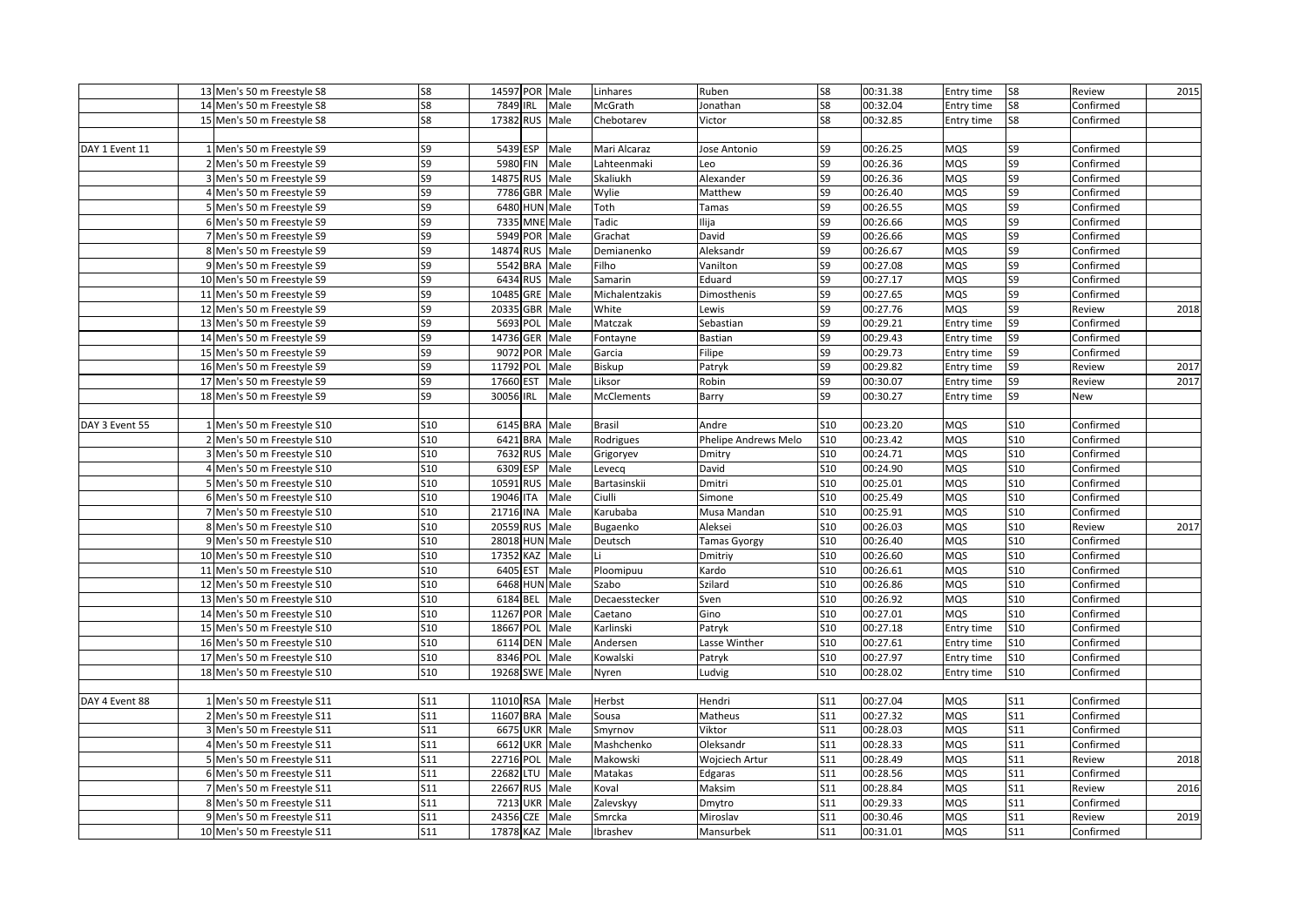| | | | | | | | | | | | | | |
|---|---|---|---|---|---|---|---|---|---|---|---|---|---|
| | 13 | Men's 50 m Freestyle S8 | S8 | 14597 | POR | Male | Linhares | Ruben | S8 | 00:31.38 | Entry time | S8 | Review | 2015 |
| | 14 | Men's 50 m Freestyle S8 | S8 | 7849 | IRL | Male | McGrath | Jonathan | S8 | 00:32.04 | Entry time | S8 | Confirmed | |
| | 15 | Men's 50 m Freestyle S8 | S8 | 17382 | RUS | Male | Chebotarev | Victor | S8 | 00:32.85 | Entry time | S8 | Confirmed | |
| | | | | | | | | | | | | | | |
| DAY 1 Event 11 | 1 | Men's 50 m Freestyle S9 | S9 | 5439 | ESP | Male | Mari Alcaraz | Jose Antonio | S9 | 00:26.25 | MQS | S9 | Confirmed | |
| | 2 | Men's 50 m Freestyle S9 | S9 | 5980 | FIN | Male | Lahteenmaki | Leo | S9 | 00:26.36 | MQS | S9 | Confirmed | |
| | 3 | Men's 50 m Freestyle S9 | S9 | 14875 | RUS | Male | Skaliukh | Alexander | S9 | 00:26.36 | MQS | S9 | Confirmed | |
| | 4 | Men's 50 m Freestyle S9 | S9 | 7786 | GBR | Male | Wylie | Matthew | S9 | 00:26.40 | MQS | S9 | Confirmed | |
| | 5 | Men's 50 m Freestyle S9 | S9 | 6480 | HUN | Male | Toth | Tamas | S9 | 00:26.55 | MQS | S9 | Confirmed | |
| | 6 | Men's 50 m Freestyle S9 | S9 | 7335 | MNE | Male | Tadic | Ilija | S9 | 00:26.66 | MQS | S9 | Confirmed | |
| | 7 | Men's 50 m Freestyle S9 | S9 | 5949 | POR | Male | Grachat | David | S9 | 00:26.66 | MQS | S9 | Confirmed | |
| | 8 | Men's 50 m Freestyle S9 | S9 | 14874 | RUS | Male | Demianenko | Aleksandr | S9 | 00:26.67 | MQS | S9 | Confirmed | |
| | 9 | Men's 50 m Freestyle S9 | S9 | 5542 | BRA | Male | Filho | Vanilton | S9 | 00:27.08 | MQS | S9 | Confirmed | |
| | 10 | Men's 50 m Freestyle S9 | S9 | 6434 | RUS | Male | Samarin | Eduard | S9 | 00:27.17 | MQS | S9 | Confirmed | |
| | 11 | Men's 50 m Freestyle S9 | S9 | 10485 | GRE | Male | Michalentzakis | Dimosthenis | S9 | 00:27.65 | MQS | S9 | Confirmed | |
| | 12 | Men's 50 m Freestyle S9 | S9 | 20335 | GBR | Male | White | Lewis | S9 | 00:27.76 | MQS | S9 | Review | 2018 |
| | 13 | Men's 50 m Freestyle S9 | S9 | 5693 | POL | Male | Matczak | Sebastian | S9 | 00:29.21 | Entry time | S9 | Confirmed | |
| | 14 | Men's 50 m Freestyle S9 | S9 | 14736 | GER | Male | Fontayne | Bastian | S9 | 00:29.43 | Entry time | S9 | Confirmed | |
| | 15 | Men's 50 m Freestyle S9 | S9 | 9072 | POR | Male | Garcia | Filipe | S9 | 00:29.73 | Entry time | S9 | Confirmed | |
| | 16 | Men's 50 m Freestyle S9 | S9 | 11792 | POL | Male | Biskup | Patryk | S9 | 00:29.82 | Entry time | S9 | Review | 2017 |
| | 17 | Men's 50 m Freestyle S9 | S9 | 17660 | EST | Male | Liksor | Robin | S9 | 00:30.07 | Entry time | S9 | Review | 2017 |
| | 18 | Men's 50 m Freestyle S9 | S9 | 30056 | IRL | Male | McClements | Barry | S9 | 00:30.27 | Entry time | S9 | New | |
| | | | | | | | | | | | | | | |
| DAY 3 Event 55 | 1 | Men's 50 m Freestyle S10 | S10 | 6145 | BRA | Male | Brasil | Andre | S10 | 00:23.20 | MQS | S10 | Confirmed | |
| | 2 | Men's 50 m Freestyle S10 | S10 | 6421 | BRA | Male | Rodrigues | Phelipe Andrews Melo | S10 | 00:23.42 | MQS | S10 | Confirmed | |
| | 3 | Men's 50 m Freestyle S10 | S10 | 7632 | RUS | Male | Grigoryev | Dmitry | S10 | 00:24.71 | MQS | S10 | Confirmed | |
| | 4 | Men's 50 m Freestyle S10 | S10 | 6309 | ESP | Male | Levecq | David | S10 | 00:24.90 | MQS | S10 | Confirmed | |
| | 5 | Men's 50 m Freestyle S10 | S10 | 10591 | RUS | Male | Bartasinskii | Dmitri | S10 | 00:25.01 | MQS | S10 | Confirmed | |
| | 6 | Men's 50 m Freestyle S10 | S10 | 19046 | ITA | Male | Ciulli | Simone | S10 | 00:25.49 | MQS | S10 | Confirmed | |
| | 7 | Men's 50 m Freestyle S10 | S10 | 21716 | INA | Male | Karubaba | Musa Mandan | S10 | 00:25.91 | MQS | S10 | Confirmed | |
| | 8 | Men's 50 m Freestyle S10 | S10 | 20559 | RUS | Male | Bugaenko | Aleksei | S10 | 00:26.03 | MQS | S10 | Review | 2017 |
| | 9 | Men's 50 m Freestyle S10 | S10 | 28018 | HUN | Male | Deutsch | Tamas Gyorgy | S10 | 00:26.40 | MQS | S10 | Confirmed | |
| | 10 | Men's 50 m Freestyle S10 | S10 | 17352 | KAZ | Male | Li | Dmitriy | S10 | 00:26.60 | MQS | S10 | Confirmed | |
| | 11 | Men's 50 m Freestyle S10 | S10 | 6405 | EST | Male | Ploomipuu | Kardo | S10 | 00:26.61 | MQS | S10 | Confirmed | |
| | 12 | Men's 50 m Freestyle S10 | S10 | 6468 | HUN | Male | Szabo | Szilard | S10 | 00:26.86 | MQS | S10 | Confirmed | |
| | 13 | Men's 50 m Freestyle S10 | S10 | 6184 | BEL | Male | Decaesstecker | Sven | S10 | 00:26.92 | MQS | S10 | Confirmed | |
| | 14 | Men's 50 m Freestyle S10 | S10 | 11267 | POR | Male | Caetano | Gino | S10 | 00:27.01 | MQS | S10 | Confirmed | |
| | 15 | Men's 50 m Freestyle S10 | S10 | 18667 | POL | Male | Karlinski | Patryk | S10 | 00:27.18 | Entry time | S10 | Confirmed | |
| | 16 | Men's 50 m Freestyle S10 | S10 | 6114 | DEN | Male | Andersen | Lasse Winther | S10 | 00:27.61 | Entry time | S10 | Confirmed | |
| | 17 | Men's 50 m Freestyle S10 | S10 | 8346 | POL | Male | Kowalski | Patryk | S10 | 00:27.97 | Entry time | S10 | Confirmed | |
| | 18 | Men's 50 m Freestyle S10 | S10 | 19268 | SWE | Male | Nyren | Ludvig | S10 | 00:28.02 | Entry time | S10 | Confirmed | |
| | | | | | | | | | | | | | | |
| DAY 4 Event 88 | 1 | Men's 50 m Freestyle S11 | S11 | 11010 | RSA | Male | Herbst | Hendri | S11 | 00:27.04 | MQS | S11 | Confirmed | |
| | 2 | Men's 50 m Freestyle S11 | S11 | 11607 | BRA | Male | Sousa | Matheus | S11 | 00:27.32 | MQS | S11 | Confirmed | |
| | 3 | Men's 50 m Freestyle S11 | S11 | 6675 | UKR | Male | Smyrnov | Viktor | S11 | 00:28.03 | MQS | S11 | Confirmed | |
| | 4 | Men's 50 m Freestyle S11 | S11 | 6612 | UKR | Male | Mashchenko | Oleksandr | S11 | 00:28.33 | MQS | S11 | Confirmed | |
| | 5 | Men's 50 m Freestyle S11 | S11 | 22716 | POL | Male | Makowski | Wojciech Artur | S11 | 00:28.49 | MQS | S11 | Review | 2018 |
| | 6 | Men's 50 m Freestyle S11 | S11 | 22682 | LTU | Male | Matakas | Edgaras | S11 | 00:28.56 | MQS | S11 | Confirmed | |
| | 7 | Men's 50 m Freestyle S11 | S11 | 22667 | RUS | Male | Koval | Maksim | S11 | 00:28.84 | MQS | S11 | Review | 2016 |
| | 8 | Men's 50 m Freestyle S11 | S11 | 7213 | UKR | Male | Zalevskyy | Dmytro | S11 | 00:29.33 | MQS | S11 | Confirmed | |
| | 9 | Men's 50 m Freestyle S11 | S11 | 24356 | CZE | Male | Smrcka | Miroslav | S11 | 00:30.46 | MQS | S11 | Review | 2019 |
| | 10 | Men's 50 m Freestyle S11 | S11 | 17878 | KAZ | Male | Ibrashev | Mansurbek | S11 | 00:31.01 | MQS | S11 | Confirmed | |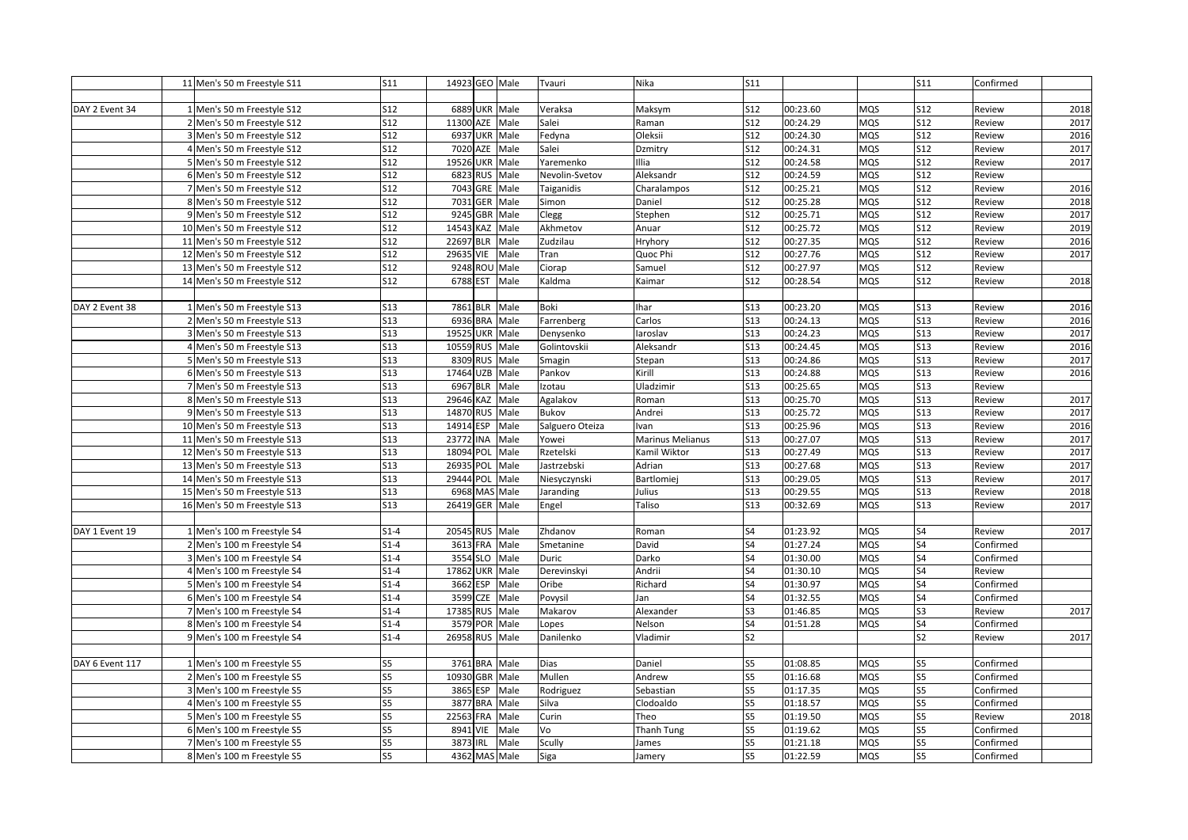| | | | | | | | | | | | | | | |
|---|---|---|---|---|---|---|---|---|---|---|---|---|---|---|
| | 11 | Men's 50 m Freestyle S11 | S11 | 14923 | GEO | Male | Tvauri | Nika | S11 | | | S11 | Confirmed | |
| | | | | | | | | | | | | | | |
| DAY 2 Event 34 | 1 | Men's 50 m Freestyle S12 | S12 | 6889 | UKR | Male | Veraksa | Maksym | S12 | 00:23.60 | MQS | S12 | Review | 2018 |
| | 2 | Men's 50 m Freestyle S12 | S12 | 11300 | AZE | Male | Salei | Raman | S12 | 00:24.29 | MQS | S12 | Review | 2017 |
| | 3 | Men's 50 m Freestyle S12 | S12 | 6937 | UKR | Male | Fedyna | Oleksii | S12 | 00:24.30 | MQS | S12 | Review | 2016 |
| | 4 | Men's 50 m Freestyle S12 | S12 | 7020 | AZE | Male | Salei | Dzmitry | S12 | 00:24.31 | MQS | S12 | Review | 2017 |
| | 5 | Men's 50 m Freestyle S12 | S12 | 19526 | UKR | Male | Yaremenko | Illia | S12 | 00:24.58 | MQS | S12 | Review | 2017 |
| | 6 | Men's 50 m Freestyle S12 | S12 | 6823 | RUS | Male | Nevolin-Svetov | Aleksandr | S12 | 00:24.59 | MQS | S12 | Review | |
| | 7 | Men's 50 m Freestyle S12 | S12 | 7043 | GRE | Male | Taiganidis | Charalampos | S12 | 00:25.21 | MQS | S12 | Review | 2016 |
| | 8 | Men's 50 m Freestyle S12 | S12 | 7031 | GER | Male | Simon | Daniel | S12 | 00:25.28 | MQS | S12 | Review | 2018 |
| | 9 | Men's 50 m Freestyle S12 | S12 | 9245 | GBR | Male | Clegg | Stephen | S12 | 00:25.71 | MQS | S12 | Review | 2017 |
| | 10 | Men's 50 m Freestyle S12 | S12 | 14543 | KAZ | Male | Akhmetov | Anuar | S12 | 00:25.72 | MQS | S12 | Review | 2019 |
| | 11 | Men's 50 m Freestyle S12 | S12 | 22697 | BLR | Male | Zudzilau | Hryhory | S12 | 00:27.35 | MQS | S12 | Review | 2016 |
| | 12 | Men's 50 m Freestyle S12 | S12 | 29635 | VIE | Male | Tran | Quoc Phi | S12 | 00:27.76 | MQS | S12 | Review | 2017 |
| | 13 | Men's 50 m Freestyle S12 | S12 | 9248 | ROU | Male | Ciorap | Samuel | S12 | 00:27.97 | MQS | S12 | Review | |
| | 14 | Men's 50 m Freestyle S12 | S12 | 6788 | EST | Male | Kaldma | Kaimar | S12 | 00:28.54 | MQS | S12 | Review | 2018 |
| | | | | | | | | | | | | | | |
| DAY 2 Event 38 | 1 | Men's 50 m Freestyle S13 | S13 | 7861 | BLR | Male | Boki | Ihar | S13 | 00:23.20 | MQS | S13 | Review | 2016 |
| | 2 | Men's 50 m Freestyle S13 | S13 | 6936 | BRA | Male | Farrenberg | Carlos | S13 | 00:24.13 | MQS | S13 | Review | 2016 |
| | 3 | Men's 50 m Freestyle S13 | S13 | 19525 | UKR | Male | Denysenko | Iaroslav | S13 | 00:24.23 | MQS | S13 | Review | 2017 |
| | 4 | Men's 50 m Freestyle S13 | S13 | 10559 | RUS | Male | Golintovskii | Aleksandr | S13 | 00:24.45 | MQS | S13 | Review | 2016 |
| | 5 | Men's 50 m Freestyle S13 | S13 | 8309 | RUS | Male | Smagin | Stepan | S13 | 00:24.86 | MQS | S13 | Review | 2017 |
| | 6 | Men's 50 m Freestyle S13 | S13 | 17464 | UZB | Male | Pankov | Kirill | S13 | 00:24.88 | MQS | S13 | Review | 2016 |
| | 7 | Men's 50 m Freestyle S13 | S13 | 6967 | BLR | Male | Izotau | Uladzimir | S13 | 00:25.65 | MQS | S13 | Review | |
| | 8 | Men's 50 m Freestyle S13 | S13 | 29646 | KAZ | Male | Agalakov | Roman | S13 | 00:25.70 | MQS | S13 | Review | 2017 |
| | 9 | Men's 50 m Freestyle S13 | S13 | 14870 | RUS | Male | Bukov | Andrei | S13 | 00:25.72 | MQS | S13 | Review | 2017 |
| | 10 | Men's 50 m Freestyle S13 | S13 | 14914 | ESP | Male | Salguero Oteiza | Ivan | S13 | 00:25.96 | MQS | S13 | Review | 2016 |
| | 11 | Men's 50 m Freestyle S13 | S13 | 23772 | INA | Male | Yowei | Marinus Melianus | S13 | 00:27.07 | MQS | S13 | Review | 2017 |
| | 12 | Men's 50 m Freestyle S13 | S13 | 18094 | POL | Male | Rzetelski | Kamil Wiktor | S13 | 00:27.49 | MQS | S13 | Review | 2017 |
| | 13 | Men's 50 m Freestyle S13 | S13 | 26935 | POL | Male | Jastrzebski | Adrian | S13 | 00:27.68 | MQS | S13 | Review | 2017 |
| | 14 | Men's 50 m Freestyle S13 | S13 | 29444 | POL | Male | Niesyczynski | Bartlomiej | S13 | 00:29.05 | MQS | S13 | Review | 2017 |
| | 15 | Men's 50 m Freestyle S13 | S13 | 6968 | MAS | Male | Jaranding | Julius | S13 | 00:29.55 | MQS | S13 | Review | 2018 |
| | 16 | Men's 50 m Freestyle S13 | S13 | 26419 | GER | Male | Engel | Taliso | S13 | 00:32.69 | MQS | S13 | Review | 2017 |
| | | | | | | | | | | | | | | |
| DAY 1 Event 19 | 1 | Men's 100 m Freestyle S4 | S1-4 | 20545 | RUS | Male | Zhdanov | Roman | S4 | 01:23.92 | MQS | S4 | Review | 2017 |
| | 2 | Men's 100 m Freestyle S4 | S1-4 | 3613 | FRA | Male | Smetanine | David | S4 | 01:27.24 | MQS | S4 | Confirmed | |
| | 3 | Men's 100 m Freestyle S4 | S1-4 | 3554 | SLO | Male | Duric | Darko | S4 | 01:30.00 | MQS | S4 | Confirmed | |
| | 4 | Men's 100 m Freestyle S4 | S1-4 | 17862 | UKR | Male | Derevinskyi | Andrii | S4 | 01:30.10 | MQS | S4 | Review | |
| | 5 | Men's 100 m Freestyle S4 | S1-4 | 3662 | ESP | Male | Oribe | Richard | S4 | 01:30.97 | MQS | S4 | Confirmed | |
| | 6 | Men's 100 m Freestyle S4 | S1-4 | 3599 | CZE | Male | Povysil | Jan | S4 | 01:32.55 | MQS | S4 | Confirmed | |
| | 7 | Men's 100 m Freestyle S4 | S1-4 | 17385 | RUS | Male | Makarov | Alexander | S3 | 01:46.85 | MQS | S3 | Review | 2017 |
| | 8 | Men's 100 m Freestyle S4 | S1-4 | 3579 | POR | Male | Lopes | Nelson | S4 | 01:51.28 | MQS | S4 | Confirmed | |
| | 9 | Men's 100 m Freestyle S4 | S1-4 | 26958 | RUS | Male | Danilenko | Vladimir | S2 | | | S2 | Review | 2017 |
| | | | | | | | | | | | | | | |
| DAY 6 Event 117 | 1 | Men's 100 m Freestyle S5 | S5 | 3761 | BRA | Male | Dias | Daniel | S5 | 01:08.85 | MQS | S5 | Confirmed | |
| | 2 | Men's 100 m Freestyle S5 | S5 | 10930 | GBR | Male | Mullen | Andrew | S5 | 01:16.68 | MQS | S5 | Confirmed | |
| | 3 | Men's 100 m Freestyle S5 | S5 | 3865 | ESP | Male | Rodriguez | Sebastian | S5 | 01:17.35 | MQS | S5 | Confirmed | |
| | 4 | Men's 100 m Freestyle S5 | S5 | 3877 | BRA | Male | Silva | Clodoaldo | S5 | 01:18.57 | MQS | S5 | Confirmed | |
| | 5 | Men's 100 m Freestyle S5 | S5 | 22563 | FRA | Male | Curin | Theo | S5 | 01:19.50 | MQS | S5 | Review | 2018 |
| | 6 | Men's 100 m Freestyle S5 | S5 | 8941 | VIE | Male | Vo | Thanh Tung | S5 | 01:19.62 | MQS | S5 | Confirmed | |
| | 7 | Men's 100 m Freestyle S5 | S5 | 3873 | IRL | Male | Scully | James | S5 | 01:21.18 | MQS | S5 | Confirmed | |
| | 8 | Men's 100 m Freestyle S5 | S5 | 4362 | MAS | Male | Siga | Jamery | S5 | 01:22.59 | MQS | S5 | Confirmed | |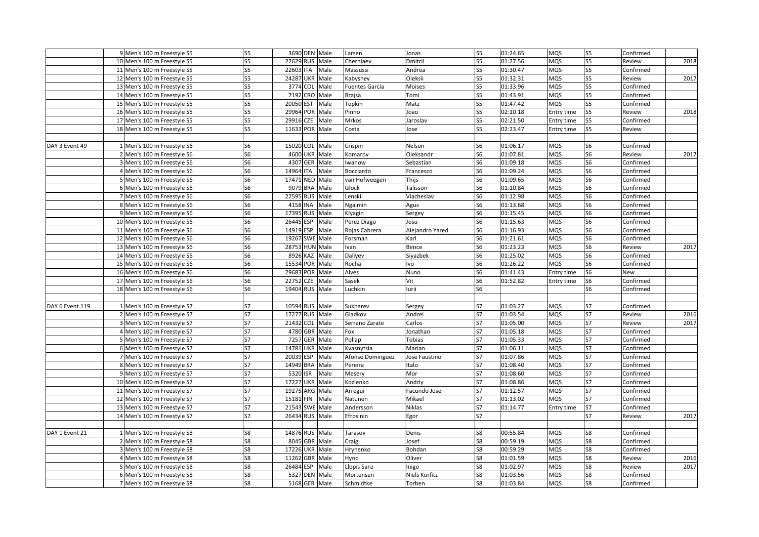|  |  |  |  |  |  |  |  |  |  |  |  |  |  |
|---|---|---|---|---|---|---|---|---|---|---|---|---|---|
|  | 9 | Men's 100 m Freestyle S5 | S5 | 3690 | DEN | Male | Larsen | Jonas | S5 | 01:24.65 | MQS | S5 | Confirmed |  |
|  | 10 | Men's 100 m Freestyle S5 | S5 | 22629 | RUS | Male | Cherniaev | Dmitrii | S5 | 01:27.56 | MQS | S5 | Review | 2018 |
|  | 11 | Men's 100 m Freestyle S5 | S5 | 22603 | ITA | Male | Massussi | Andrea | S5 | 01:30.47 | MQS | S5 | Confirmed |  |
|  | 12 | Men's 100 m Freestyle S5 | S5 | 24287 | UKR | Male | Kabyshev | Oleksii | S5 | 01:32.31 | MQS | S5 | Review | 2017 |
|  | 13 | Men's 100 m Freestyle S5 | S5 | 3774 | COL | Male | Fuentes Garcia | Moises | S5 | 01:33.96 | MQS | S5 | Confirmed |  |
|  | 14 | Men's 100 m Freestyle S5 | S5 | 7192 | CRO | Male | Brajsa | Tomi | S5 | 01:43.91 | MQS | S5 | Confirmed |  |
|  | 15 | Men's 100 m Freestyle S5 | S5 | 20050 | EST | Male | Topkin | Matz | S5 | 01:47.42 | MQS | S5 | Confirmed |  |
|  | 16 | Men's 100 m Freestyle S5 | S5 | 29964 | POR | Male | Pinho | Joao | S5 | 02:10.18 | Entry time | S5 | Review | 2018 |
|  | 17 | Men's 100 m Freestyle S5 | S5 | 29916 | CZE | Male | Mrkos | Jaroslav | S5 | 02:21.50 | Entry time | S5 | Confirmed |  |
|  | 18 | Men's 100 m Freestyle S5 | S5 | 11633 | POR | Male | Costa | Jose | S5 | 02:23.47 | Entry time | S5 | Review |  |
|  |  |  |  |  |  |  |  |  |  |  |  |  |  |  |
| DAY 3 Event 49 | 1 | Men's 100 m Freestyle S6 | S6 | 15020 | COL | Male | Crispin | Nelson | S6 | 01:06.17 | MQS | S6 | Confirmed |  |
|  | 2 | Men's 100 m Freestyle S6 | S6 | 4600 | UKR | Male | Komarov | Oleksandr | S6 | 01:07.81 | MQS | S6 | Review | 2017 |
|  | 3 | Men's 100 m Freestyle S6 | S6 | 4307 | GER | Male | Iwanow | Sebastian | S6 | 01:09.18 | MQS | S6 | Confirmed |  |
|  | 4 | Men's 100 m Freestyle S6 | S6 | 14964 | ITA | Male | Bocciardo | Francesco | S6 | 01:09.24 | MQS | S6 | Confirmed |  |
|  | 5 | Men's 100 m Freestyle S6 | S6 | 17471 | NED | Male | van Hofweegen | Thijs | S6 | 01:09.65 | MQS | S6 | Confirmed |  |
|  | 6 | Men's 100 m Freestyle S6 | S6 | 9079 | BRA | Male | Glock | Talisson | S6 | 01:10.84 | MQS | S6 | Confirmed |  |
|  | 7 | Men's 100 m Freestyle S6 | S6 | 22595 | RUS | Male | Lenskii | Viacheslav | S6 | 01:12.98 | MQS | S6 | Confirmed |  |
|  | 8 | Men's 100 m Freestyle S6 | S6 | 4158 | INA | Male | Ngaimin | Agus | S6 | 01:13.68 | MQS | S6 | Confirmed |  |
|  | 9 | Men's 100 m Freestyle S6 | S6 | 17395 | RUS | Male | Klyagin | Sergey | S6 | 01:15.45 | MQS | S6 | Confirmed |  |
|  | 10 | Men's 100 m Freestyle S6 | S6 | 26445 | ESP | Male | Perez Diago | Josu | S6 | 01:15.63 | MQS | S6 | Confirmed |  |
|  | 11 | Men's 100 m Freestyle S6 | S6 | 14919 | ESP | Male | Rojas Cabrera | Alejandro Yared | S6 | 01:16.93 | MQS | S6 | Confirmed |  |
|  | 12 | Men's 100 m Freestyle S6 | S6 | 19267 | SWE | Male | Forsman | Karl | S6 | 01:21.61 | MQS | S6 | Confirmed |  |
|  | 13 | Men's 100 m Freestyle S6 | S6 | 28753 | HUN | Male | Ivan | Bence | S6 | 01:23.23 | MQS | S6 | Review | 2017 |
|  | 14 | Men's 100 m Freestyle S6 | S6 | 8926 | KAZ | Male | Daliyev | Siyazbek | S6 | 01:25.02 | MQS | S6 | Confirmed |  |
|  | 15 | Men's 100 m Freestyle S6 | S6 | 15534 | POR | Male | Rocha | Ivo | S6 | 01:26.22 | MQS | S6 | Confirmed |  |
|  | 16 | Men's 100 m Freestyle S6 | S6 | 29683 | POR | Male | Alves | Nuno | S6 | 01:41.43 | Entry time | S6 | New |  |
|  | 17 | Men's 100 m Freestyle S6 | S6 | 22752 | CZE | Male | Sasek | Vit | S6 | 01:52.82 | Entry time | S6 | Confirmed |  |
|  | 18 | Men's 100 m Freestyle S6 | S6 | 19404 | RUS | Male | Luchkin | Iurii | S6 |  |  | S6 | Confirmed |  |
|  |  |  |  |  |  |  |  |  |  |  |  |  |  |  |
| DAY 6 Event 119 | 1 | Men's 100 m Freestyle S7 | S7 | 10594 | RUS | Male | Sukharev | Sergey | S7 | 01:03.27 | MQS | S7 | Confirmed |  |
|  | 2 | Men's 100 m Freestyle S7 | S7 | 17277 | RUS | Male | Gladkov | Andrei | S7 | 01:03.54 | MQS | S7 | Review | 2016 |
|  | 3 | Men's 100 m Freestyle S7 | S7 | 21432 | COL | Male | Serrano Zarate | Carlos | S7 | 01:05.00 | MQS | S7 | Review | 2017 |
|  | 4 | Men's 100 m Freestyle S7 | S7 | 4780 | GBR | Male | Fox | Jonathan | S7 | 01:05.18 | MQS | S7 | Confirmed |  |
|  | 5 | Men's 100 m Freestyle S7 | S7 | 7257 | GER | Male | Pollap | Tobias | S7 | 01:05.33 | MQS | S7 | Confirmed |  |
|  | 6 | Men's 100 m Freestyle S7 | S7 | 14781 | UKR | Male | Kvasnytsia | Marian | S7 | 01:06.11 | MQS | S7 | Confirmed |  |
|  | 7 | Men's 100 m Freestyle S7 | S7 | 20039 | ESP | Male | Afonso Dominguez | Jose Faustino | S7 | 01:07.86 | MQS | S7 | Confirmed |  |
|  | 8 | Men's 100 m Freestyle S7 | S7 | 14949 | BRA | Male | Pereira | Italo | S7 | 01:08.40 | MQS | S7 | Confirmed |  |
|  | 9 | Men's 100 m Freestyle S7 | S7 | 5320 | ISR | Male | Mesery | Mor | S7 | 01:08.60 | MQS | S7 | Confirmed |  |
|  | 10 | Men's 100 m Freestyle S7 | S7 | 17227 | UKR | Male | Kozlenko | Andriy | S7 | 01:08.86 | MQS | S7 | Confirmed |  |
|  | 11 | Men's 100 m Freestyle S7 | S7 | 19275 | ARG | Male | Arregui | Facundo Jose | S7 | 01:12.57 | MQS | S7 | Confirmed |  |
|  | 12 | Men's 100 m Freestyle S7 | S7 | 15181 | FIN | Male | Natunen | Mikael | S7 | 01:13.02 | MQS | S7 | Confirmed |  |
|  | 13 | Men's 100 m Freestyle S7 | S7 | 21543 | SWE | Male | Andersson | Niklas | S7 | 01:14.77 | Entry time | S7 | Confirmed |  |
|  | 14 | Men's 100 m Freestyle S7 | S7 | 26434 | RUS | Male | Efrosinin | Egor | S7 |  |  | S7 | Review | 2017 |
|  |  |  |  |  |  |  |  |  |  |  |  |  |  |  |
| DAY 1 Event 21 | 1 | Men's 100 m Freestyle S8 | S8 | 14876 | RUS | Male | Tarasov | Denis | S8 | 00:55.84 | MQS | S8 | Confirmed |  |
|  | 2 | Men's 100 m Freestyle S8 | S8 | 8045 | GBR | Male | Craig | Josef | S8 | 00:59.19 | MQS | S8 | Confirmed |  |
|  | 3 | Men's 100 m Freestyle S8 | S8 | 17226 | UKR | Male | Hrynenko | Bohdan | S8 | 00:59.29 | MQS | S8 | Confirmed |  |
|  | 4 | Men's 100 m Freestyle S8 | S8 | 11262 | GBR | Male | Hynd | Oliver | S8 | 01:01.59 | MQS | S8 | Review | 2016 |
|  | 5 | Men's 100 m Freestyle S8 | S8 | 26484 | ESP | Male | Llopis Sanz | Inigo | S8 | 01:02.97 | MQS | S8 | Review | 2017 |
|  | 6 | Men's 100 m Freestyle S8 | S8 | 5327 | DEN | Male | Mortensen | Niels Korfitz | S8 | 01:03.56 | MQS | S8 | Confirmed |  |
|  | 7 | Men's 100 m Freestyle S8 | S8 | 5168 | GER | Male | Schmidtke | Torben | S8 | 01:03.84 | MQS | S8 | Confirmed |  |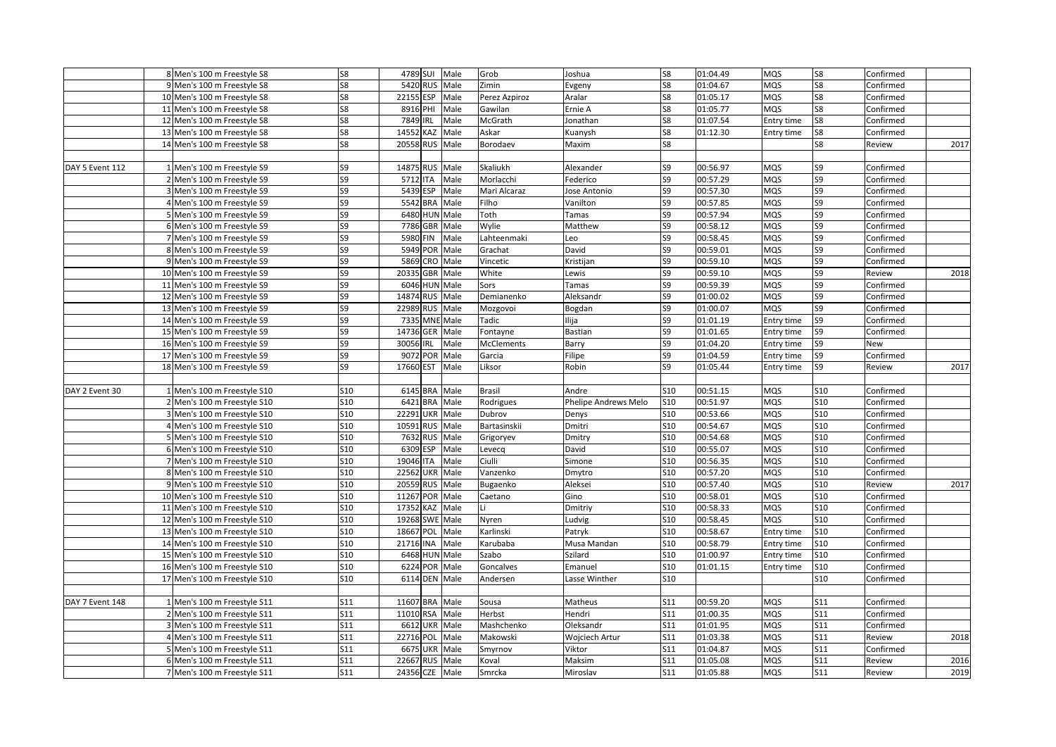| | | | | | | | | | | | | | | |
|---|---|---|---|---|---|---|---|---|---|---|---|---|---|---|
| | 8 | Men's 100 m Freestyle S8 | S8 | 4789 | SUI | Male | Grob | Joshua | S8 | 01:04.49 | MQS | S8 | Confirmed | |
| | 9 | Men's 100 m Freestyle S8 | S8 | 5420 | RUS | Male | Zimin | Evgeny | S8 | 01:04.67 | MQS | S8 | Confirmed | |
| | 10 | Men's 100 m Freestyle S8 | S8 | 22155 | ESP | Male | Perez Azpiroz | Aralar | S8 | 01:05.17 | MQS | S8 | Confirmed | |
| | 11 | Men's 100 m Freestyle S8 | S8 | 8916 | PHI | Male | Gawilan | Ernie A | S8 | 01:05.77 | MQS | S8 | Confirmed | |
| | 12 | Men's 100 m Freestyle S8 | S8 | 7849 | IRL | Male | McGrath | Jonathan | S8 | 01:07.54 | Entry time | S8 | Confirmed | |
| | 13 | Men's 100 m Freestyle S8 | S8 | 14552 | KAZ | Male | Askar | Kuanysh | S8 | 01:12.30 | Entry time | S8 | Confirmed | |
| | 14 | Men's 100 m Freestyle S8 | S8 | 20558 | RUS | Male | Borodaev | Maxim | S8 | | | S8 | Review | 2017 |
| | | | | | | | | | | | | | | |
| DAY 5 Event 112 | 1 | Men's 100 m Freestyle S9 | S9 | 14875 | RUS | Male | Skaliukh | Alexander | S9 | 00:56.97 | MQS | S9 | Confirmed | |
| | 2 | Men's 100 m Freestyle S9 | S9 | 5712 | ITA | Male | Morlacchi | Federico | S9 | 00:57.29 | MQS | S9 | Confirmed | |
| | 3 | Men's 100 m Freestyle S9 | S9 | 5439 | ESP | Male | Mari Alcaraz | Jose Antonio | S9 | 00:57.30 | MQS | S9 | Confirmed | |
| | 4 | Men's 100 m Freestyle S9 | S9 | 5542 | BRA | Male | Filho | Vanilton | S9 | 00:57.85 | MQS | S9 | Confirmed | |
| | 5 | Men's 100 m Freestyle S9 | S9 | 6480 | HUN | Male | Toth | Tamas | S9 | 00:57.94 | MQS | S9 | Confirmed | |
| | 6 | Men's 100 m Freestyle S9 | S9 | 7786 | GBR | Male | Wylie | Matthew | S9 | 00:58.12 | MQS | S9 | Confirmed | |
| | 7 | Men's 100 m Freestyle S9 | S9 | 5980 | FIN | Male | Lahteenmaki | Leo | S9 | 00:58.45 | MQS | S9 | Confirmed | |
| | 8 | Men's 100 m Freestyle S9 | S9 | 5949 | POR | Male | Grachat | David | S9 | 00:59.01 | MQS | S9 | Confirmed | |
| | 9 | Men's 100 m Freestyle S9 | S9 | 5869 | CRO | Male | Vincetic | Kristijan | S9 | 00:59.10 | MQS | S9 | Confirmed | |
| | 10 | Men's 100 m Freestyle S9 | S9 | 20335 | GBR | Male | White | Lewis | S9 | 00:59.10 | MQS | S9 | Review | 2018 |
| | 11 | Men's 100 m Freestyle S9 | S9 | 6046 | HUN | Male | Sors | Tamas | S9 | 00:59.39 | MQS | S9 | Confirmed | |
| | 12 | Men's 100 m Freestyle S9 | S9 | 14874 | RUS | Male | Demianenko | Aleksandr | S9 | 01:00.02 | MQS | S9 | Confirmed | |
| | 13 | Men's 100 m Freestyle S9 | S9 | 22989 | RUS | Male | Mozgovoi | Bogdan | S9 | 01:00.07 | MQS | S9 | Confirmed | |
| | 14 | Men's 100 m Freestyle S9 | S9 | 7335 | MNE | Male | Tadic | Ilija | S9 | 01:01.19 | Entry time | S9 | Confirmed | |
| | 15 | Men's 100 m Freestyle S9 | S9 | 14736 | GER | Male | Fontayne | Bastian | S9 | 01:01.65 | Entry time | S9 | Confirmed | |
| | 16 | Men's 100 m Freestyle S9 | S9 | 30056 | IRL | Male | McClements | Barry | S9 | 01:04.20 | Entry time | S9 | New | |
| | 17 | Men's 100 m Freestyle S9 | S9 | 9072 | POR | Male | Garcia | Filipe | S9 | 01:04.59 | Entry time | S9 | Confirmed | |
| | 18 | Men's 100 m Freestyle S9 | S9 | 17660 | EST | Male | Liksor | Robin | S9 | 01:05.44 | Entry time | S9 | Review | 2017 |
| | | | | | | | | | | | | | | |
| DAY 2 Event 30 | 1 | Men's 100 m Freestyle S10 | S10 | 6145 | BRA | Male | Brasil | Andre | S10 | 00:51.15 | MQS | S10 | Confirmed | |
| | 2 | Men's 100 m Freestyle S10 | S10 | 6421 | BRA | Male | Rodrigues | Phelipe Andrews Melo | S10 | 00:51.97 | MQS | S10 | Confirmed | |
| | 3 | Men's 100 m Freestyle S10 | S10 | 22291 | UKR | Male | Dubrov | Denys | S10 | 00:53.66 | MQS | S10 | Confirmed | |
| | 4 | Men's 100 m Freestyle S10 | S10 | 10591 | RUS | Male | Bartasinskii | Dmitri | S10 | 00:54.67 | MQS | S10 | Confirmed | |
| | 5 | Men's 100 m Freestyle S10 | S10 | 7632 | RUS | Male | Grigoryev | Dmitry | S10 | 00:54.68 | MQS | S10 | Confirmed | |
| | 6 | Men's 100 m Freestyle S10 | S10 | 6309 | ESP | Male | Levecq | David | S10 | 00:55.07 | MQS | S10 | Confirmed | |
| | 7 | Men's 100 m Freestyle S10 | S10 | 19046 | ITA | Male | Ciulli | Simone | S10 | 00:56.35 | MQS | S10 | Confirmed | |
| | 8 | Men's 100 m Freestyle S10 | S10 | 22562 | UKR | Male | Vanzenko | Dmytro | S10 | 00:57.20 | MQS | S10 | Confirmed | |
| | 9 | Men's 100 m Freestyle S10 | S10 | 20559 | RUS | Male | Bugaenko | Aleksei | S10 | 00:57.40 | MQS | S10 | Review | 2017 |
| | 10 | Men's 100 m Freestyle S10 | S10 | 11267 | POR | Male | Caetano | Gino | S10 | 00:58.01 | MQS | S10 | Confirmed | |
| | 11 | Men's 100 m Freestyle S10 | S10 | 17352 | KAZ | Male | Li | Dmitriy | S10 | 00:58.33 | MQS | S10 | Confirmed | |
| | 12 | Men's 100 m Freestyle S10 | S10 | 19268 | SWE | Male | Nyren | Ludvig | S10 | 00:58.45 | MQS | S10 | Confirmed | |
| | 13 | Men's 100 m Freestyle S10 | S10 | 18667 | POL | Male | Karlinski | Patryk | S10 | 00:58.67 | Entry time | S10 | Confirmed | |
| | 14 | Men's 100 m Freestyle S10 | S10 | 21716 | INA | Male | Karubaba | Musa Mandan | S10 | 00:58.79 | Entry time | S10 | Confirmed | |
| | 15 | Men's 100 m Freestyle S10 | S10 | 6468 | HUN | Male | Szabo | Szilard | S10 | 01:00.97 | Entry time | S10 | Confirmed | |
| | 16 | Men's 100 m Freestyle S10 | S10 | 6224 | POR | Male | Goncalves | Emanuel | S10 | 01:01.15 | Entry time | S10 | Confirmed | |
| | 17 | Men's 100 m Freestyle S10 | S10 | 6114 | DEN | Male | Andersen | Lasse Winther | S10 | | | S10 | Confirmed | |
| | | | | | | | | | | | | | | |
| DAY 7 Event 148 | 1 | Men's 100 m Freestyle S11 | S11 | 11607 | BRA | Male | Sousa | Matheus | S11 | 00:59.20 | MQS | S11 | Confirmed | |
| | 2 | Men's 100 m Freestyle S11 | S11 | 11010 | RSA | Male | Herbst | Hendri | S11 | 01:00.35 | MQS | S11 | Confirmed | |
| | 3 | Men's 100 m Freestyle S11 | S11 | 6612 | UKR | Male | Mashchenko | Oleksandr | S11 | 01:01.95 | MQS | S11 | Confirmed | |
| | 4 | Men's 100 m Freestyle S11 | S11 | 22716 | POL | Male | Makowski | Wojciech Artur | S11 | 01:03.38 | MQS | S11 | Review | 2018 |
| | 5 | Men's 100 m Freestyle S11 | S11 | 6675 | UKR | Male | Smyrnov | Viktor | S11 | 01:04.87 | MQS | S11 | Confirmed | |
| | 6 | Men's 100 m Freestyle S11 | S11 | 22667 | RUS | Male | Koval | Maksim | S11 | 01:05.08 | MQS | S11 | Review | 2016 |
| | 7 | Men's 100 m Freestyle S11 | S11 | 24356 | CZE | Male | Smrcka | Miroslav | S11 | 01:05.88 | MQS | S11 | Review | 2019 |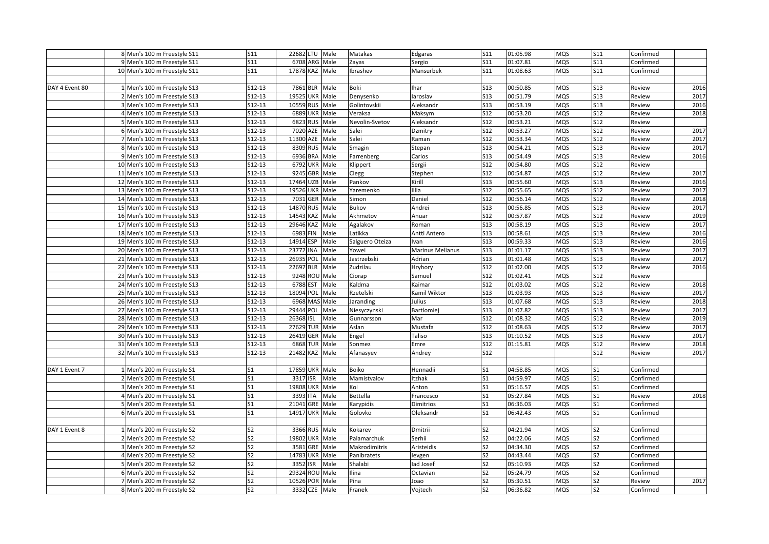|  |  |  |  |  |  |  |  |  |  |  |  |  |  |
|---|---|---|---|---|---|---|---|---|---|---|---|---|---|
|  | 8 | Men's 100 m Freestyle S11 | S11 | 22682 | LTU | Male | Matakas | Edgaras | S11 | 01:05.98 | MQS | S11 | Confirmed |  |
|  | 9 | Men's 100 m Freestyle S11 | S11 | 6708 | ARG | Male | Zayas | Sergio | S11 | 01:07.81 | MQS | S11 | Confirmed |  |
|  | 10 | Men's 100 m Freestyle S11 | S11 | 17878 | KAZ | Male | Ibrashev | Mansurbek | S11 | 01:08.63 | MQS | S11 | Confirmed |  |
|  |  |  |  |  |  |  |  |  |  |  |  |  |  |  |
| DAY 4 Event 80 | 1 | Men's 100 m Freestyle S13 | S12-13 | 7861 | BLR | Male | Boki | Ihar | S13 | 00:50.85 | MQS | S13 | Review | 2016 |
|  | 2 | Men's 100 m Freestyle S13 | S12-13 | 19525 | UKR | Male | Denysenko | Iaroslav | S13 | 00:51.79 | MQS | S13 | Review | 2017 |
|  | 3 | Men's 100 m Freestyle S13 | S12-13 | 10559 | RUS | Male | Golintovskii | Aleksandr | S13 | 00:53.19 | MQS | S13 | Review | 2016 |
|  | 4 | Men's 100 m Freestyle S13 | S12-13 | 6889 | UKR | Male | Veraksa | Maksym | S12 | 00:53.20 | MQS | S12 | Review | 2018 |
|  | 5 | Men's 100 m Freestyle S13 | S12-13 | 6823 | RUS | Male | Nevolin-Svetov | Aleksandr | S12 | 00:53.21 | MQS | S12 | Review |  |
|  | 6 | Men's 100 m Freestyle S13 | S12-13 | 7020 | AZE | Male | Salei | Dzmitry | S12 | 00:53.27 | MQS | S12 | Review | 2017 |
|  | 7 | Men's 100 m Freestyle S13 | S12-13 | 11300 | AZE | Male | Salei | Raman | S12 | 00:53.34 | MQS | S12 | Review | 2017 |
|  | 8 | Men's 100 m Freestyle S13 | S12-13 | 8309 | RUS | Male | Smagin | Stepan | S13 | 00:54.21 | MQS | S13 | Review | 2017 |
|  | 9 | Men's 100 m Freestyle S13 | S12-13 | 6936 | BRA | Male | Farrenberg | Carlos | S13 | 00:54.49 | MQS | S13 | Review | 2016 |
|  | 10 | Men's 100 m Freestyle S13 | S12-13 | 6792 | UKR | Male | Klippert | Sergii | S12 | 00:54.80 | MQS | S12 | Review |  |
|  | 11 | Men's 100 m Freestyle S13 | S12-13 | 9245 | GBR | Male | Clegg | Stephen | S12 | 00:54.87 | MQS | S12 | Review | 2017 |
|  | 12 | Men's 100 m Freestyle S13 | S12-13 | 17464 | UZB | Male | Pankov | Kirill | S13 | 00:55.60 | MQS | S13 | Review | 2016 |
|  | 13 | Men's 100 m Freestyle S13 | S12-13 | 19526 | UKR | Male | Yaremenko | Illia | S12 | 00:55.65 | MQS | S12 | Review | 2017 |
|  | 14 | Men's 100 m Freestyle S13 | S12-13 | 7031 | GER | Male | Simon | Daniel | S12 | 00:56.14 | MQS | S12 | Review | 2018 |
|  | 15 | Men's 100 m Freestyle S13 | S12-13 | 14870 | RUS | Male | Bukov | Andrei | S13 | 00:56.85 | MQS | S13 | Review | 2017 |
|  | 16 | Men's 100 m Freestyle S13 | S12-13 | 14543 | KAZ | Male | Akhmetov | Anuar | S12 | 00:57.87 | MQS | S12 | Review | 2019 |
|  | 17 | Men's 100 m Freestyle S13 | S12-13 | 29646 | KAZ | Male | Agalakov | Roman | S13 | 00:58.19 | MQS | S13 | Review | 2017 |
|  | 18 | Men's 100 m Freestyle S13 | S12-13 | 6983 | FIN | Male | Latikka | Antti Antero | S13 | 00:58.61 | MQS | S13 | Review | 2016 |
|  | 19 | Men's 100 m Freestyle S13 | S12-13 | 14914 | ESP | Male | Salguero Oteiza | Ivan | S13 | 00:59.33 | MQS | S13 | Review | 2016 |
|  | 20 | Men's 100 m Freestyle S13 | S12-13 | 23772 | INA | Male | Yowei | Marinus Melianus | S13 | 01:01.17 | MQS | S13 | Review | 2017 |
|  | 21 | Men's 100 m Freestyle S13 | S12-13 | 26935 | POL | Male | Jastrzebski | Adrian | S13 | 01:01.48 | MQS | S13 | Review | 2017 |
|  | 22 | Men's 100 m Freestyle S13 | S12-13 | 22697 | BLR | Male | Zudzilau | Hryhory | S12 | 01:02.00 | MQS | S12 | Review | 2016 |
|  | 23 | Men's 100 m Freestyle S13 | S12-13 | 9248 | ROU | Male | Ciorap | Samuel | S12 | 01:02.41 | MQS | S12 | Review |  |
|  | 24 | Men's 100 m Freestyle S13 | S12-13 | 6788 | EST | Male | Kaldma | Kaimar | S12 | 01:03.02 | MQS | S12 | Review | 2018 |
|  | 25 | Men's 100 m Freestyle S13 | S12-13 | 18094 | POL | Male | Rzetelski | Kamil Wiktor | S13 | 01:03.93 | MQS | S13 | Review | 2017 |
|  | 26 | Men's 100 m Freestyle S13 | S12-13 | 6968 | MAS | Male | Jaranding | Julius | S13 | 01:07.68 | MQS | S13 | Review | 2018 |
|  | 27 | Men's 100 m Freestyle S13 | S12-13 | 29444 | POL | Male | Niesyczynski | Bartlomiej | S13 | 01:07.82 | MQS | S13 | Review | 2017 |
|  | 28 | Men's 100 m Freestyle S13 | S12-13 | 26368 | ISL | Male | Gunnarsson | Mar | S12 | 01:08.32 | MQS | S12 | Review | 2019 |
|  | 29 | Men's 100 m Freestyle S13 | S12-13 | 27629 | TUR | Male | Aslan | Mustafa | S12 | 01:08.63 | MQS | S12 | Review | 2017 |
|  | 30 | Men's 100 m Freestyle S13 | S12-13 | 26419 | GER | Male | Engel | Taliso | S13 | 01:10.52 | MQS | S13 | Review | 2017 |
|  | 31 | Men's 100 m Freestyle S13 | S12-13 | 6868 | TUR | Male | Sonmez | Emre | S12 | 01:15.81 | MQS | S12 | Review | 2018 |
|  | 32 | Men's 100 m Freestyle S13 | S12-13 | 21482 | KAZ | Male | Afanasyev | Andrey | S12 |  |  | S12 | Review | 2017 |
|  |  |  |  |  |  |  |  |  |  |  |  |  |  |  |
| DAY 1 Event 7 | 1 | Men's 200 m Freestyle S1 | S1 | 17859 | UKR | Male | Boiko | Hennadii | S1 | 04:58.85 | MQS | S1 | Confirmed |  |
|  | 2 | Men's 200 m Freestyle S1 | S1 | 3317 | ISR | Male | Mamistvalov | Itzhak | S1 | 04:59.97 | MQS | S1 | Confirmed |  |
|  | 3 | Men's 200 m Freestyle S1 | S1 | 19808 | UKR | Male | Kol | Anton | S1 | 05:16.57 | MQS | S1 | Confirmed |  |
|  | 4 | Men's 200 m Freestyle S1 | S1 | 3393 | ITA | Male | Bettella | Francesco | S1 | 05:27.84 | MQS | S1 | Review | 2018 |
|  | 5 | Men's 200 m Freestyle S1 | S1 | 21041 | GRE | Male | Karypidis | Dimitrios | S1 | 06:36.03 | MQS | S1 | Confirmed |  |
|  | 6 | Men's 200 m Freestyle S1 | S1 | 14917 | UKR | Male | Golovko | Oleksandr | S1 | 06:42.43 | MQS | S1 | Confirmed |  |
|  |  |  |  |  |  |  |  |  |  |  |  |  |  |  |
| DAY 1 Event 8 | 1 | Men's 200 m Freestyle S2 | S2 | 3366 | RUS | Male | Kokarev | Dmitrii | S2 | 04:21.94 | MQS | S2 | Confirmed |  |
|  | 2 | Men's 200 m Freestyle S2 | S2 | 19802 | UKR | Male | Palamarchuk | Serhii | S2 | 04:22.06 | MQS | S2 | Confirmed |  |
|  | 3 | Men's 200 m Freestyle S2 | S2 | 3581 | GRE | Male | Makrodimitris | Aristeidis | S2 | 04:34.30 | MQS | S2 | Confirmed |  |
|  | 4 | Men's 200 m Freestyle S2 | S2 | 14783 | UKR | Male | Panibratets | Ievgen | S2 | 04:43.44 | MQS | S2 | Confirmed |  |
|  | 5 | Men's 200 m Freestyle S2 | S2 | 3352 | ISR | Male | Shalabi | Iad Josef | S2 | 05:10.93 | MQS | S2 | Confirmed |  |
|  | 6 | Men's 200 m Freestyle S2 | S2 | 29324 | ROU | Male | Ilina | Octavian | S2 | 05:24.79 | MQS | S2 | Confirmed |  |
|  | 7 | Men's 200 m Freestyle S2 | S2 | 10526 | POR | Male | Pina | Joao | S2 | 05:30.51 | MQS | S2 | Review | 2017 |
|  | 8 | Men's 200 m Freestyle S2 | S2 | 3332 | CZE | Male | Franek | Vojtech | S2 | 06:36.82 | MQS | S2 | Confirmed |  |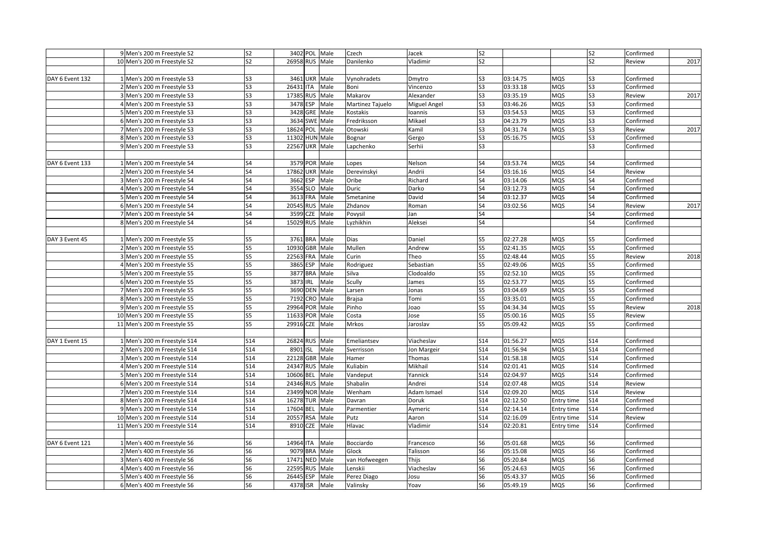| | | | | | | | | | | | | | | |
|---|---|---|---|---|---|---|---|---|---|---|---|---|---|---|
| | 9 | Men's 200 m Freestyle S2 | S2 | 3402 | POL | Male | Czech | Jacek | S2 | | | S2 | Confirmed | |
| | 10 | Men's 200 m Freestyle S2 | S2 | 26958 | RUS | Male | Danilenko | Vladimir | S2 | | | S2 | Review | 2017 |
| | | | | | | | | | | | | | | |
| DAY 6 Event 132 | 1 | Men's 200 m Freestyle S3 | S3 | 3461 | UKR | Male | Vynohradets | Dmytro | S3 | 03:14.75 | MQS | S3 | Confirmed | |
| | 2 | Men's 200 m Freestyle S3 | S3 | 26431 | ITA | Male | Boni | Vincenzo | S3 | 03:33.18 | MQS | S3 | Confirmed | |
| | 3 | Men's 200 m Freestyle S3 | S3 | 17385 | RUS | Male | Makarov | Alexander | S3 | 03:35.19 | MQS | S3 | Review | 2017 |
| | 4 | Men's 200 m Freestyle S3 | S3 | 3478 | ESP | Male | Martinez Tajuelo | Miguel Angel | S3 | 03:46.26 | MQS | S3 | Confirmed | |
| | 5 | Men's 200 m Freestyle S3 | S3 | 3428 | GRE | Male | Kostakis | Ioannis | S3 | 03:54.53 | MQS | S3 | Confirmed | |
| | 6 | Men's 200 m Freestyle S3 | S3 | 3634 | SWE | Male | Fredriksson | Mikael | S3 | 04:23.79 | MQS | S3 | Confirmed | |
| | 7 | Men's 200 m Freestyle S3 | S3 | 18624 | POL | Male | Otowski | Kamil | S3 | 04:31.74 | MQS | S3 | Review | 2017 |
| | 8 | Men's 200 m Freestyle S3 | S3 | 11302 | HUN | Male | Bognar | Gergo | S3 | 05:16.75 | MQS | S3 | Confirmed | |
| | 9 | Men's 200 m Freestyle S3 | S3 | 22567 | UKR | Male | Lapchenko | Serhii | S3 | | | S3 | Confirmed | |
| | | | | | | | | | | | | | | |
| DAY 6 Event 133 | 1 | Men's 200 m Freestyle S4 | S4 | 3579 | POR | Male | Lopes | Nelson | S4 | 03:53.74 | MQS | S4 | Confirmed | |
| | 2 | Men's 200 m Freestyle S4 | S4 | 17862 | UKR | Male | Derevinskyi | Andrii | S4 | 03:16.16 | MQS | S4 | Review | |
| | 3 | Men's 200 m Freestyle S4 | S4 | 3662 | ESP | Male | Oribe | Richard | S4 | 03:14.06 | MQS | S4 | Confirmed | |
| | 4 | Men's 200 m Freestyle S4 | S4 | 3554 | SLO | Male | Duric | Darko | S4 | 03:12.73 | MQS | S4 | Confirmed | |
| | 5 | Men's 200 m Freestyle S4 | S4 | 3613 | FRA | Male | Smetanine | David | S4 | 03:12.37 | MQS | S4 | Confirmed | |
| | 6 | Men's 200 m Freestyle S4 | S4 | 20545 | RUS | Male | Zhdanov | Roman | S4 | 03:02.56 | MQS | S4 | Review | 2017 |
| | 7 | Men's 200 m Freestyle S4 | S4 | 3599 | CZE | Male | Povysil | Jan | S4 | | | S4 | Confirmed | |
| | 8 | Men's 200 m Freestyle S4 | S4 | 15029 | RUS | Male | Lyzhikhin | Aleksei | S4 | | | S4 | Confirmed | |
| | | | | | | | | | | | | | | |
| DAY 3 Event 45 | 1 | Men's 200 m Freestyle S5 | S5 | 3761 | BRA | Male | Dias | Daniel | S5 | 02:27.28 | MQS | S5 | Confirmed | |
| | 2 | Men's 200 m Freestyle S5 | S5 | 10930 | GBR | Male | Mullen | Andrew | S5 | 02:41.35 | MQS | S5 | Confirmed | |
| | 3 | Men's 200 m Freestyle S5 | S5 | 22563 | FRA | Male | Curin | Theo | S5 | 02:48.44 | MQS | S5 | Review | 2018 |
| | 4 | Men's 200 m Freestyle S5 | S5 | 3865 | ESP | Male | Rodriguez | Sebastian | S5 | 02:49.06 | MQS | S5 | Confirmed | |
| | 5 | Men's 200 m Freestyle S5 | S5 | 3877 | BRA | Male | Silva | Clodoaldo | S5 | 02:52.10 | MQS | S5 | Confirmed | |
| | 6 | Men's 200 m Freestyle S5 | S5 | 3873 | IRL | Male | Scully | James | S5 | 02:53.77 | MQS | S5 | Confirmed | |
| | 7 | Men's 200 m Freestyle S5 | S5 | 3690 | DEN | Male | Larsen | Jonas | S5 | 03:04.69 | MQS | S5 | Confirmed | |
| | 8 | Men's 200 m Freestyle S5 | S5 | 7192 | CRO | Male | Brajsa | Tomi | S5 | 03:35.01 | MQS | S5 | Confirmed | |
| | 9 | Men's 200 m Freestyle S5 | S5 | 29964 | POR | Male | Pinho | Joao | S5 | 04:34.34 | MQS | S5 | Review | 2018 |
| | 10 | Men's 200 m Freestyle S5 | S5 | 11633 | POR | Male | Costa | Jose | S5 | 05:00.16 | MQS | S5 | Review | |
| | 11 | Men's 200 m Freestyle S5 | S5 | 29916 | CZE | Male | Mrkos | Jaroslav | S5 | 05:09.42 | MQS | S5 | Confirmed | |
| | | | | | | | | | | | | | | |
| DAY 1 Event 15 | 1 | Men's 200 m Freestyle S14 | S14 | 26824 | RUS | Male | Emeliantsev | Viacheslav | S14 | 01:56.27 | MQS | S14 | Confirmed | |
| | 2 | Men's 200 m Freestyle S14 | S14 | 8901 | ISL | Male | Sverrisson | Jon Margeir | S14 | 01:56.94 | MQS | S14 | Confirmed | |
| | 3 | Men's 200 m Freestyle S14 | S14 | 22128 | GBR | Male | Hamer | Thomas | S14 | 01:58.18 | MQS | S14 | Confirmed | |
| | 4 | Men's 200 m Freestyle S14 | S14 | 24347 | RUS | Male | Kuliabin | Mikhail | S14 | 02:01.41 | MQS | S14 | Confirmed | |
| | 5 | Men's 200 m Freestyle S14 | S14 | 10606 | BEL | Male | Vandeput | Yannick | S14 | 02:04.97 | MQS | S14 | Confirmed | |
| | 6 | Men's 200 m Freestyle S14 | S14 | 24346 | RUS | Male | Shabalin | Andrei | S14 | 02:07.48 | MQS | S14 | Review | |
| | 7 | Men's 200 m Freestyle S14 | S14 | 23499 | NOR | Male | Wenham | Adam Ismael | S14 | 02:09.20 | MQS | S14 | Review | |
| | 8 | Men's 200 m Freestyle S14 | S14 | 16278 | TUR | Male | Davran | Doruk | S14 | 02:12.50 | Entry time | S14 | Confirmed | |
| | 9 | Men's 200 m Freestyle S14 | S14 | 17604 | BEL | Male | Parmentier | Aymeric | S14 | 02:14.14 | Entry time | S14 | Confirmed | |
| | 10 | Men's 200 m Freestyle S14 | S14 | 20557 | RSA | Male | Putz | Aaron | S14 | 02:16.09 | Entry time | S14 | Review | |
| | 11 | Men's 200 m Freestyle S14 | S14 | 8910 | CZE | Male | Hlavac | Vladimir | S14 | 02:20.81 | Entry time | S14 | Confirmed | |
| | | | | | | | | | | | | | | |
| DAY 6 Event 121 | 1 | Men's 400 m Freestyle S6 | S6 | 14964 | ITA | Male | Bocciardo | Francesco | S6 | 05:01.68 | MQS | S6 | Confirmed | |
| | 2 | Men's 400 m Freestyle S6 | S6 | 9079 | BRA | Male | Glock | Talisson | S6 | 05:15.08 | MQS | S6 | Confirmed | |
| | 3 | Men's 400 m Freestyle S6 | S6 | 17471 | NED | Male | van Hofweegen | Thijs | S6 | 05:20.84 | MQS | S6 | Confirmed | |
| | 4 | Men's 400 m Freestyle S6 | S6 | 22595 | RUS | Male | Lenskii | Viacheslav | S6 | 05:24.63 | MQS | S6 | Confirmed | |
| | 5 | Men's 400 m Freestyle S6 | S6 | 26445 | ESP | Male | Perez Diago | Josu | S6 | 05:43.37 | MQS | S6 | Confirmed | |
| | 6 | Men's 400 m Freestyle S6 | S6 | 4378 | ISR | Male | Valinsky | Yoav | S6 | 05:49.19 | MQS | S6 | Confirmed | |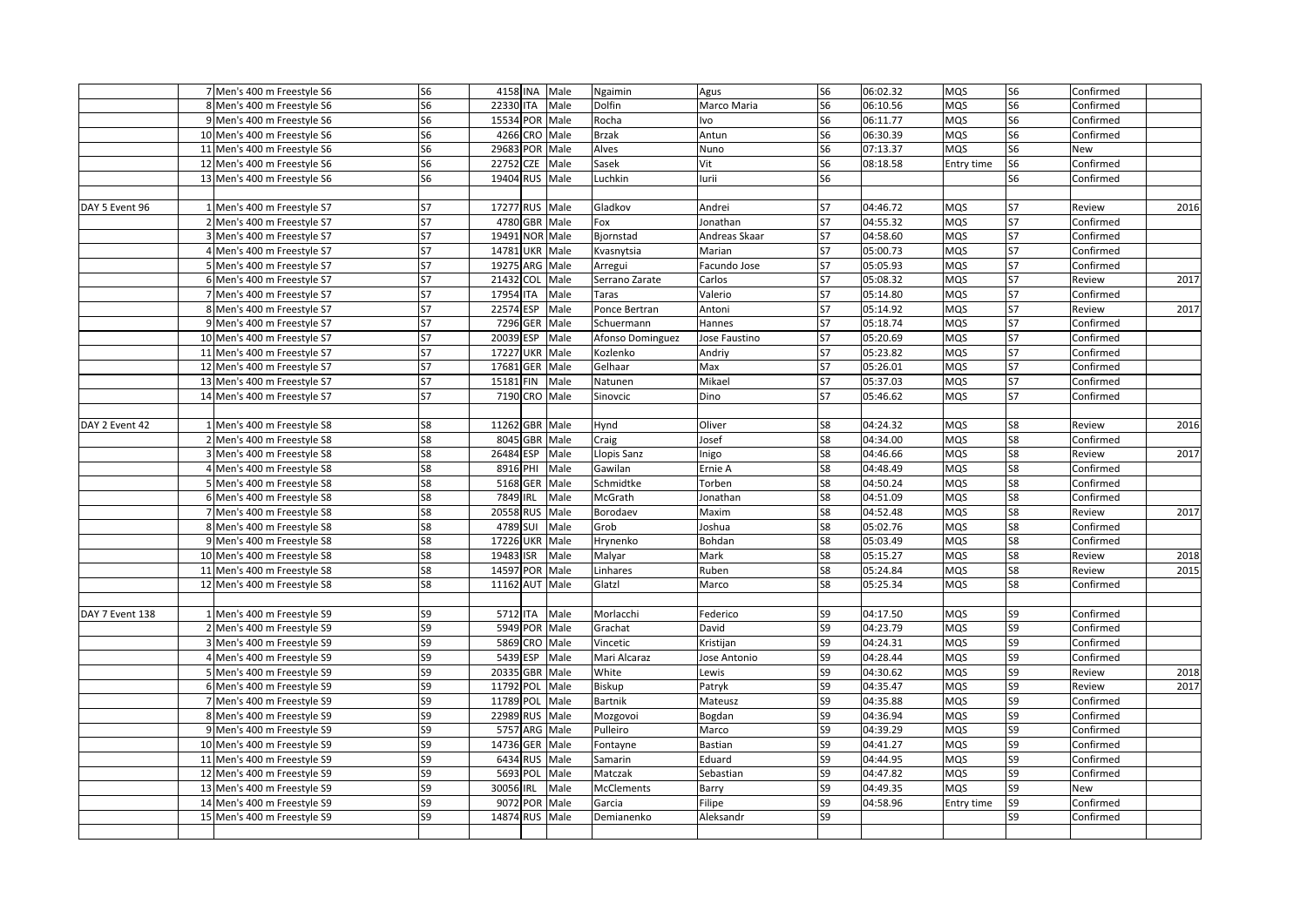| | | | | | | | | | | | | | | |
|---|---|---|---|---|---|---|---|---|---|---|---|---|---|---|
| | 7 | Men's 400 m Freestyle S6 | S6 | 4158 | INA | Male | Ngaimin | Agus | S6 | 06:02.32 | MQS | S6 | Confirmed | |
| | 8 | Men's 400 m Freestyle S6 | S6 | 22330 | ITA | Male | Dolfin | Marco Maria | S6 | 06:10.56 | MQS | S6 | Confirmed | |
| | 9 | Men's 400 m Freestyle S6 | S6 | 15534 | POR | Male | Rocha | Ivo | S6 | 06:11.77 | MQS | S6 | Confirmed | |
| | 10 | Men's 400 m Freestyle S6 | S6 | 4266 | CRO | Male | Brzak | Antun | S6 | 06:30.39 | MQS | S6 | Confirmed | |
| | 11 | Men's 400 m Freestyle S6 | S6 | 29683 | POR | Male | Alves | Nuno | S6 | 07:13.37 | MQS | S6 | New | |
| | 12 | Men's 400 m Freestyle S6 | S6 | 22752 | CZE | Male | Sasek | Vit | S6 | 08:18.58 | Entry time | S6 | Confirmed | |
| | 13 | Men's 400 m Freestyle S6 | S6 | 19404 | RUS | Male | Luchkin | Iurii | S6 | | | S6 | Confirmed | |
| | | | | | | | | | | | | | | |
| DAY 5 Event 96 | 1 | Men's 400 m Freestyle S7 | S7 | 17277 | RUS | Male | Gladkov | Andrei | S7 | 04:46.72 | MQS | S7 | Review | 2016 |
| | 2 | Men's 400 m Freestyle S7 | S7 | 4780 | GBR | Male | Fox | Jonathan | S7 | 04:55.32 | MQS | S7 | Confirmed | |
| | 3 | Men's 400 m Freestyle S7 | S7 | 19491 | NOR | Male | Bjornstad | Andreas Skaar | S7 | 04:58.60 | MQS | S7 | Confirmed | |
| | 4 | Men's 400 m Freestyle S7 | S7 | 14781 | UKR | Male | Kvasnytsia | Marian | S7 | 05:00.73 | MQS | S7 | Confirmed | |
| | 5 | Men's 400 m Freestyle S7 | S7 | 19275 | ARG | Male | Arregui | Facundo Jose | S7 | 05:05.93 | MQS | S7 | Confirmed | |
| | 6 | Men's 400 m Freestyle S7 | S7 | 21432 | COL | Male | Serrano Zarate | Carlos | S7 | 05:08.32 | MQS | S7 | Review | 2017 |
| | 7 | Men's 400 m Freestyle S7 | S7 | 17954 | ITA | Male | Taras | Valerio | S7 | 05:14.80 | MQS | S7 | Confirmed | |
| | 8 | Men's 400 m Freestyle S7 | S7 | 22574 | ESP | Male | Ponce Bertran | Antoni | S7 | 05:14.92 | MQS | S7 | Review | 2017 |
| | 9 | Men's 400 m Freestyle S7 | S7 | 7296 | GER | Male | Schuermann | Hannes | S7 | 05:18.74 | MQS | S7 | Confirmed | |
| | 10 | Men's 400 m Freestyle S7 | S7 | 20039 | ESP | Male | Afonso Dominguez | Jose Faustino | S7 | 05:20.69 | MQS | S7 | Confirmed | |
| | 11 | Men's 400 m Freestyle S7 | S7 | 17227 | UKR | Male | Kozlenko | Andriy | S7 | 05:23.82 | MQS | S7 | Confirmed | |
| | 12 | Men's 400 m Freestyle S7 | S7 | 17681 | GER | Male | Gelhaar | Max | S7 | 05:26.01 | MQS | S7 | Confirmed | |
| | 13 | Men's 400 m Freestyle S7 | S7 | 15181 | FIN | Male | Natunen | Mikael | S7 | 05:37.03 | MQS | S7 | Confirmed | |
| | 14 | Men's 400 m Freestyle S7 | S7 | 7190 | CRO | Male | Sinovcic | Dino | S7 | 05:46.62 | MQS | S7 | Confirmed | |
| | | | | | | | | | | | | | | |
| DAY 2 Event 42 | 1 | Men's 400 m Freestyle S8 | S8 | 11262 | GBR | Male | Hynd | Oliver | S8 | 04:24.32 | MQS | S8 | Review | 2016 |
| | 2 | Men's 400 m Freestyle S8 | S8 | 8045 | GBR | Male | Craig | Josef | S8 | 04:34.00 | MQS | S8 | Confirmed | |
| | 3 | Men's 400 m Freestyle S8 | S8 | 26484 | ESP | Male | Llopis Sanz | Inigo | S8 | 04:46.66 | MQS | S8 | Review | 2017 |
| | 4 | Men's 400 m Freestyle S8 | S8 | 8916 | PHI | Male | Gawilan | Ernie A | S8 | 04:48.49 | MQS | S8 | Confirmed | |
| | 5 | Men's 400 m Freestyle S8 | S8 | 5168 | GER | Male | Schmidtke | Torben | S8 | 04:50.24 | MQS | S8 | Confirmed | |
| | 6 | Men's 400 m Freestyle S8 | S8 | 7849 | IRL | Male | McGrath | Jonathan | S8 | 04:51.09 | MQS | S8 | Confirmed | |
| | 7 | Men's 400 m Freestyle S8 | S8 | 20558 | RUS | Male | Borodaev | Maxim | S8 | 04:52.48 | MQS | S8 | Review | 2017 |
| | 8 | Men's 400 m Freestyle S8 | S8 | 4789 | SUI | Male | Grob | Joshua | S8 | 05:02.76 | MQS | S8 | Confirmed | |
| | 9 | Men's 400 m Freestyle S8 | S8 | 17226 | UKR | Male | Hrynenko | Bohdan | S8 | 05:03.49 | MQS | S8 | Confirmed | |
| | 10 | Men's 400 m Freestyle S8 | S8 | 19483 | ISR | Male | Malyar | Mark | S8 | 05:15.27 | MQS | S8 | Review | 2018 |
| | 11 | Men's 400 m Freestyle S8 | S8 | 14597 | POR | Male | Linhares | Ruben | S8 | 05:24.84 | MQS | S8 | Review | 2015 |
| | 12 | Men's 400 m Freestyle S8 | S8 | 11162 | AUT | Male | Glatzl | Marco | S8 | 05:25.34 | MQS | S8 | Confirmed | |
| | | | | | | | | | | | | | | |
| DAY 7 Event 138 | 1 | Men's 400 m Freestyle S9 | S9 | 5712 | ITA | Male | Morlacchi | Federico | S9 | 04:17.50 | MQS | S9 | Confirmed | |
| | 2 | Men's 400 m Freestyle S9 | S9 | 5949 | POR | Male | Grachat | David | S9 | 04:23.79 | MQS | S9 | Confirmed | |
| | 3 | Men's 400 m Freestyle S9 | S9 | 5869 | CRO | Male | Vincetic | Kristijan | S9 | 04:24.31 | MQS | S9 | Confirmed | |
| | 4 | Men's 400 m Freestyle S9 | S9 | 5439 | ESP | Male | Mari Alcaraz | Jose Antonio | S9 | 04:28.44 | MQS | S9 | Confirmed | |
| | 5 | Men's 400 m Freestyle S9 | S9 | 20335 | GBR | Male | White | Lewis | S9 | 04:30.62 | MQS | S9 | Review | 2018 |
| | 6 | Men's 400 m Freestyle S9 | S9 | 11792 | POL | Male | Biskup | Patryk | S9 | 04:35.47 | MQS | S9 | Review | 2017 |
| | 7 | Men's 400 m Freestyle S9 | S9 | 11789 | POL | Male | Bartnik | Mateusz | S9 | 04:35.88 | MQS | S9 | Confirmed | |
| | 8 | Men's 400 m Freestyle S9 | S9 | 22989 | RUS | Male | Mozgovoi | Bogdan | S9 | 04:36.94 | MQS | S9 | Confirmed | |
| | 9 | Men's 400 m Freestyle S9 | S9 | 5757 | ARG | Male | Pulleiro | Marco | S9 | 04:39.29 | MQS | S9 | Confirmed | |
| | 10 | Men's 400 m Freestyle S9 | S9 | 14736 | GER | Male | Fontayne | Bastian | S9 | 04:41.27 | MQS | S9 | Confirmed | |
| | 11 | Men's 400 m Freestyle S9 | S9 | 6434 | RUS | Male | Samarin | Eduard | S9 | 04:44.95 | MQS | S9 | Confirmed | |
| | 12 | Men's 400 m Freestyle S9 | S9 | 5693 | POL | Male | Matczak | Sebastian | S9 | 04:47.82 | MQS | S9 | Confirmed | |
| | 13 | Men's 400 m Freestyle S9 | S9 | 30056 | IRL | Male | McClements | Barry | S9 | 04:49.35 | MQS | S9 | New | |
| | 14 | Men's 400 m Freestyle S9 | S9 | 9072 | POR | Male | Garcia | Filipe | S9 | 04:58.96 | Entry time | S9 | Confirmed | |
| | 15 | Men's 400 m Freestyle S9 | S9 | 14874 | RUS | Male | Demianenko | Aleksandr | S9 | | | S9 | Confirmed | |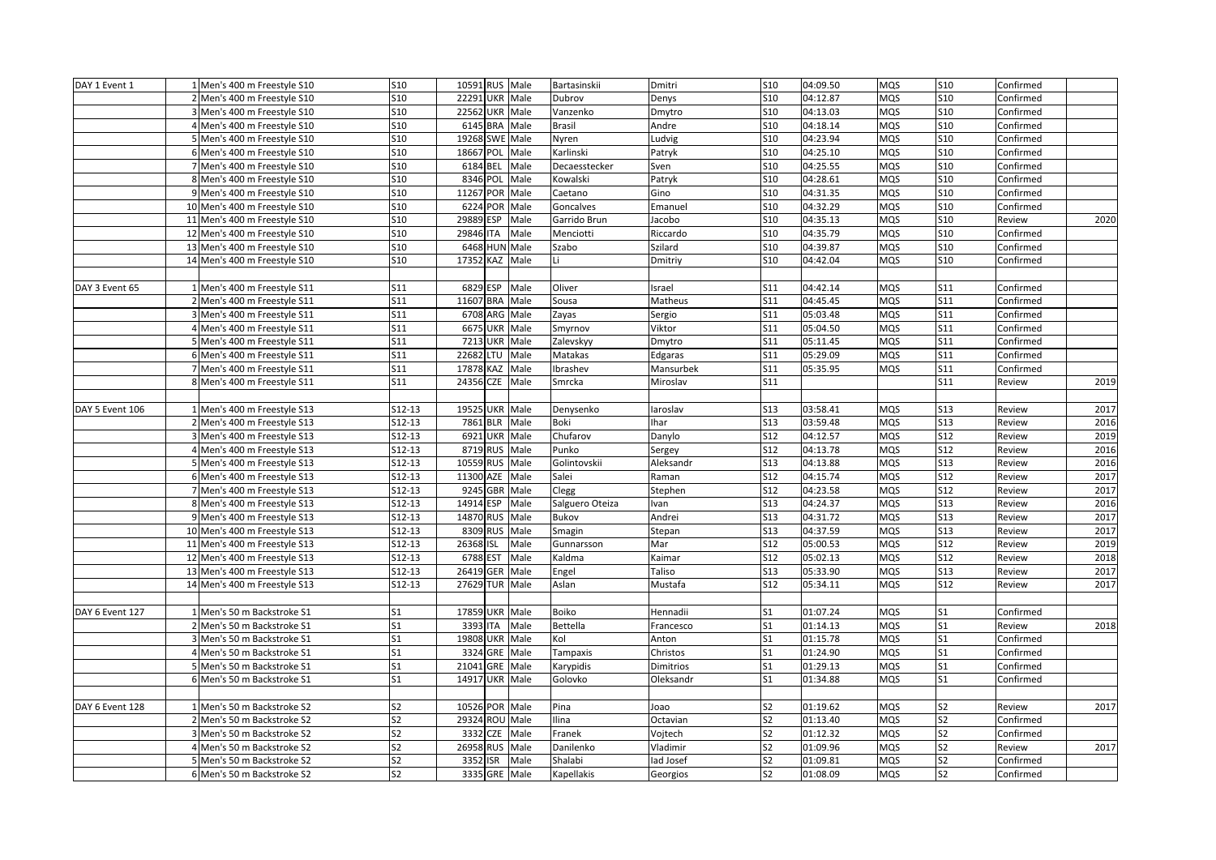| | | | | | | | | | | | | | | |
|---|---|---|---|---|---|---|---|---|---|---|---|---|---|---|
| DAY 1 Event 1 | 1 | Men's 400 m Freestyle S10 | S10 | 10591 | RUS | Male | Bartasinskii | Dmitri | S10 | 04:09.50 | MQS | S10 | Confirmed | |
| | 2 | Men's 400 m Freestyle S10 | S10 | 22291 | UKR | Male | Dubrov | Denys | S10 | 04:12.87 | MQS | S10 | Confirmed | |
| | 3 | Men's 400 m Freestyle S10 | S10 | 22562 | UKR | Male | Vanzenko | Dmytro | S10 | 04:13.03 | MQS | S10 | Confirmed | |
| | 4 | Men's 400 m Freestyle S10 | S10 | 6145 | BRA | Male | Brasil | Andre | S10 | 04:18.14 | MQS | S10 | Confirmed | |
| | 5 | Men's 400 m Freestyle S10 | S10 | 19268 | SWE | Male | Nyren | Ludvig | S10 | 04:23.94 | MQS | S10 | Confirmed | |
| | 6 | Men's 400 m Freestyle S10 | S10 | 18667 | POL | Male | Karlinski | Patryk | S10 | 04:25.10 | MQS | S10 | Confirmed | |
| | 7 | Men's 400 m Freestyle S10 | S10 | 6184 | BEL | Male | Decaesstecker | Sven | S10 | 04:25.55 | MQS | S10 | Confirmed | |
| | 8 | Men's 400 m Freestyle S10 | S10 | 8346 | POL | Male | Kowalski | Patryk | S10 | 04:28.61 | MQS | S10 | Confirmed | |
| | 9 | Men's 400 m Freestyle S10 | S10 | 11267 | POR | Male | Caetano | Gino | S10 | 04:31.35 | MQS | S10 | Confirmed | |
| | 10 | Men's 400 m Freestyle S10 | S10 | 6224 | POR | Male | Goncalves | Emanuel | S10 | 04:32.29 | MQS | S10 | Confirmed | |
| | 11 | Men's 400 m Freestyle S10 | S10 | 29889 | ESP | Male | Garrido Brun | Jacobo | S10 | 04:35.13 | MQS | S10 | Review | 2020 |
| | 12 | Men's 400 m Freestyle S10 | S10 | 29846 | ITA | Male | Menciotti | Riccardo | S10 | 04:35.79 | MQS | S10 | Confirmed | |
| | 13 | Men's 400 m Freestyle S10 | S10 | 6468 | HUN | Male | Szabo | Szilard | S10 | 04:39.87 | MQS | S10 | Confirmed | |
| | 14 | Men's 400 m Freestyle S10 | S10 | 17352 | KAZ | Male | Li | Dmitriy | S10 | 04:42.04 | MQS | S10 | Confirmed | |
| | | | | | | | | | | | | | | |
| DAY 3 Event 65 | 1 | Men's 400 m Freestyle S11 | S11 | 6829 | ESP | Male | Oliver | Israel | S11 | 04:42.14 | MQS | S11 | Confirmed | |
| | 2 | Men's 400 m Freestyle S11 | S11 | 11607 | BRA | Male | Sousa | Matheus | S11 | 04:45.45 | MQS | S11 | Confirmed | |
| | 3 | Men's 400 m Freestyle S11 | S11 | 6708 | ARG | Male | Zayas | Sergio | S11 | 05:03.48 | MQS | S11 | Confirmed | |
| | 4 | Men's 400 m Freestyle S11 | S11 | 6675 | UKR | Male | Smyrnov | Viktor | S11 | 05:04.50 | MQS | S11 | Confirmed | |
| | 5 | Men's 400 m Freestyle S11 | S11 | 7213 | UKR | Male | Zalevskyy | Dmytro | S11 | 05:11.45 | MQS | S11 | Confirmed | |
| | 6 | Men's 400 m Freestyle S11 | S11 | 22682 | LTU | Male | Matakas | Edgaras | S11 | 05:29.09 | MQS | S11 | Confirmed | |
| | 7 | Men's 400 m Freestyle S11 | S11 | 17878 | KAZ | Male | Ibrashev | Mansurbek | S11 | 05:35.95 | MQS | S11 | Confirmed | |
| | 8 | Men's 400 m Freestyle S11 | S11 | 24356 | CZE | Male | Smrcka | Miroslav | S11 | | | S11 | Review | 2019 |
| | | | | | | | | | | | | | | |
| DAY 5 Event 106 | 1 | Men's 400 m Freestyle S13 | S12-13 | 19525 | UKR | Male | Denysenko | Iaroslav | S13 | 03:58.41 | MQS | S13 | Review | 2017 |
| | 2 | Men's 400 m Freestyle S13 | S12-13 | 7861 | BLR | Male | Boki | Ihar | S13 | 03:59.48 | MQS | S13 | Review | 2016 |
| | 3 | Men's 400 m Freestyle S13 | S12-13 | 6921 | UKR | Male | Chufarov | Danylo | S12 | 04:12.57 | MQS | S12 | Review | 2019 |
| | 4 | Men's 400 m Freestyle S13 | S12-13 | 8719 | RUS | Male | Punko | Sergey | S12 | 04:13.78 | MQS | S12 | Review | 2016 |
| | 5 | Men's 400 m Freestyle S13 | S12-13 | 10559 | RUS | Male | Golintovskii | Aleksandr | S13 | 04:13.88 | MQS | S13 | Review | 2016 |
| | 6 | Men's 400 m Freestyle S13 | S12-13 | 11300 | AZE | Male | Salei | Raman | S12 | 04:15.74 | MQS | S12 | Review | 2017 |
| | 7 | Men's 400 m Freestyle S13 | S12-13 | 9245 | GBR | Male | Clegg | Stephen | S12 | 04:23.58 | MQS | S12 | Review | 2017 |
| | 8 | Men's 400 m Freestyle S13 | S12-13 | 14914 | ESP | Male | Salguero Oteiza | Ivan | S13 | 04:24.37 | MQS | S13 | Review | 2016 |
| | 9 | Men's 400 m Freestyle S13 | S12-13 | 14870 | RUS | Male | Bukov | Andrei | S13 | 04:31.72 | MQS | S13 | Review | 2017 |
| | 10 | Men's 400 m Freestyle S13 | S12-13 | 8309 | RUS | Male | Smagin | Stepan | S13 | 04:37.59 | MQS | S13 | Review | 2017 |
| | 11 | Men's 400 m Freestyle S13 | S12-13 | 26368 | ISL | Male | Gunnarsson | Mar | S12 | 05:00.53 | MQS | S12 | Review | 2019 |
| | 12 | Men's 400 m Freestyle S13 | S12-13 | 6788 | EST | Male | Kaldma | Kaimar | S12 | 05:02.13 | MQS | S12 | Review | 2018 |
| | 13 | Men's 400 m Freestyle S13 | S12-13 | 26419 | GER | Male | Engel | Taliso | S13 | 05:33.90 | MQS | S13 | Review | 2017 |
| | 14 | Men's 400 m Freestyle S13 | S12-13 | 27629 | TUR | Male | Aslan | Mustafa | S12 | 05:34.11 | MQS | S12 | Review | 2017 |
| | | | | | | | | | | | | | | |
| DAY 6 Event 127 | 1 | Men's 50 m Backstroke S1 | S1 | 17859 | UKR | Male | Boiko | Hennadii | S1 | 01:07.24 | MQS | S1 | Confirmed | |
| | 2 | Men's 50 m Backstroke S1 | S1 | 3393 | ITA | Male | Bettella | Francesco | S1 | 01:14.13 | MQS | S1 | Review | 2018 |
| | 3 | Men's 50 m Backstroke S1 | S1 | 19808 | UKR | Male | Kol | Anton | S1 | 01:15.78 | MQS | S1 | Confirmed | |
| | 4 | Men's 50 m Backstroke S1 | S1 | 3324 | GRE | Male | Tampaxis | Christos | S1 | 01:24.90 | MQS | S1 | Confirmed | |
| | 5 | Men's 50 m Backstroke S1 | S1 | 21041 | GRE | Male | Karypidis | Dimitrios | S1 | 01:29.13 | MQS | S1 | Confirmed | |
| | 6 | Men's 50 m Backstroke S1 | S1 | 14917 | UKR | Male | Golovko | Oleksandr | S1 | 01:34.88 | MQS | S1 | Confirmed | |
| | | | | | | | | | | | | | | |
| DAY 6 Event 128 | 1 | Men's 50 m Backstroke S2 | S2 | 10526 | POR | Male | Pina | Joao | S2 | 01:19.62 | MQS | S2 | Review | 2017 |
| | 2 | Men's 50 m Backstroke S2 | S2 | 29324 | ROU | Male | Ilina | Octavian | S2 | 01:13.40 | MQS | S2 | Confirmed | |
| | 3 | Men's 50 m Backstroke S2 | S2 | 3332 | CZE | Male | Franek | Vojtech | S2 | 01:12.32 | MQS | S2 | Confirmed | |
| | 4 | Men's 50 m Backstroke S2 | S2 | 26958 | RUS | Male | Danilenko | Vladimir | S2 | 01:09.96 | MQS | S2 | Review | 2017 |
| | 5 | Men's 50 m Backstroke S2 | S2 | 3352 | ISR | Male | Shalabi | Iad Josef | S2 | 01:09.81 | MQS | S2 | Confirmed | |
| | 6 | Men's 50 m Backstroke S2 | S2 | 3335 | GRE | Male | Kapellakis | Georgios | S2 | 01:08.09 | MQS | S2 | Confirmed | |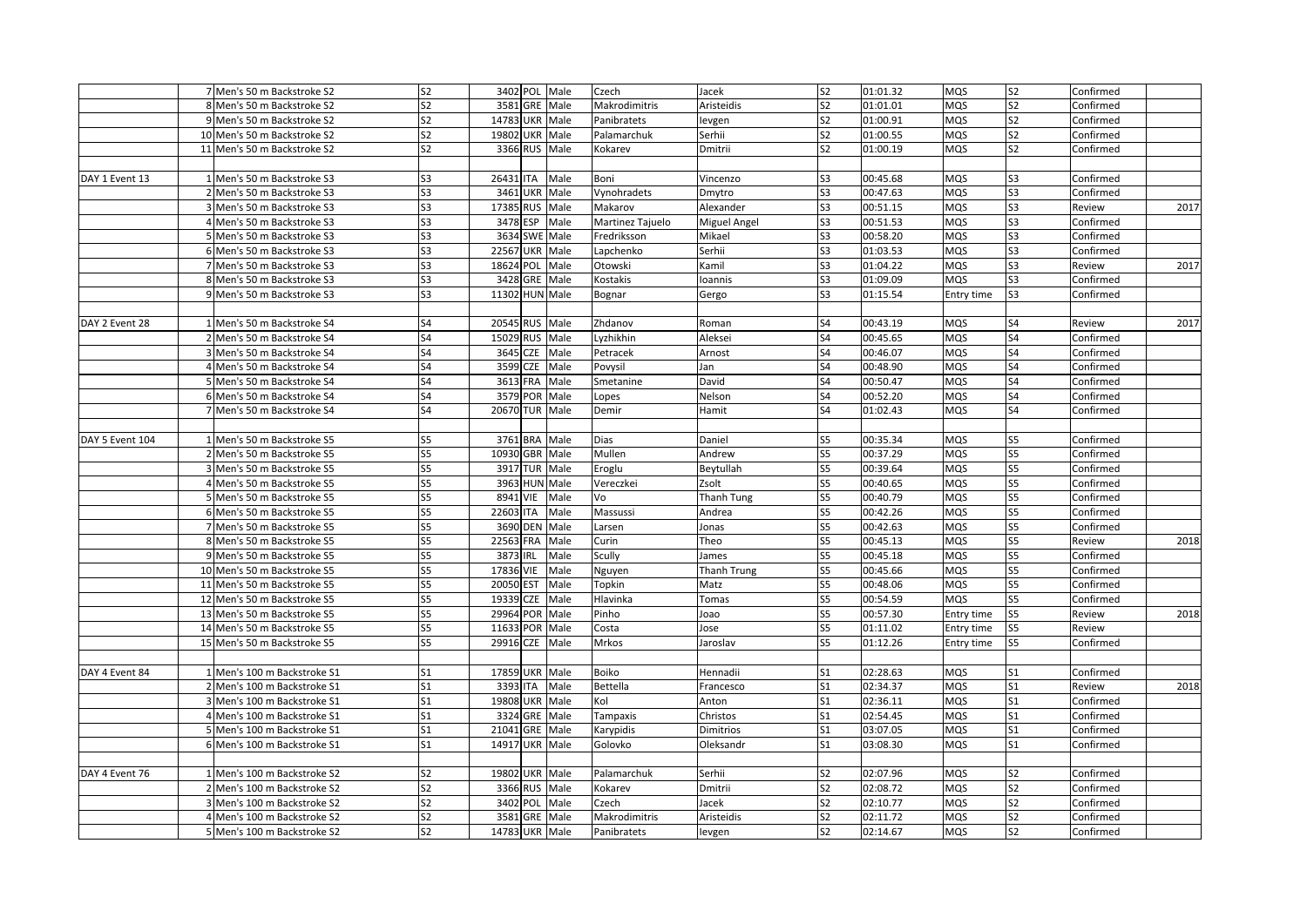| | | | | | | | | | | | | | | |
|---|---|---|---|---|---|---|---|---|---|---|---|---|---|---|
| | 7 | Men's 50 m Backstroke S2 | S2 | 3402 | POL | Male | Czech | Jacek | S2 | 01:01.32 | MQS | S2 | Confirmed | |
| | 8 | Men's 50 m Backstroke S2 | S2 | 3581 | GRE | Male | Makrodimitris | Aristeidis | S2 | 01:01.01 | MQS | S2 | Confirmed | |
| | 9 | Men's 50 m Backstroke S2 | S2 | 14783 | UKR | Male | Panibratets | Ievgen | S2 | 01:00.91 | MQS | S2 | Confirmed | |
| | 10 | Men's 50 m Backstroke S2 | S2 | 19802 | UKR | Male | Palamarchuk | Serhii | S2 | 01:00.55 | MQS | S2 | Confirmed | |
| | 11 | Men's 50 m Backstroke S2 | S2 | 3366 | RUS | Male | Kokarev | Dmitrii | S2 | 01:00.19 | MQS | S2 | Confirmed | |
| | | | | | | | | | | | | | | |
| DAY 1 Event 13 | 1 | Men's 50 m Backstroke S3 | S3 | 26431 | ITA | Male | Boni | Vincenzo | S3 | 00:45.68 | MQS | S3 | Confirmed | |
| | 2 | Men's 50 m Backstroke S3 | S3 | 3461 | UKR | Male | Vynohradets | Dmytro | S3 | 00:47.63 | MQS | S3 | Confirmed | |
| | 3 | Men's 50 m Backstroke S3 | S3 | 17385 | RUS | Male | Makarov | Alexander | S3 | 00:51.15 | MQS | S3 | Review | 2017 |
| | 4 | Men's 50 m Backstroke S3 | S3 | 3478 | ESP | Male | Martinez Tajuelo | Miguel Angel | S3 | 00:51.53 | MQS | S3 | Confirmed | |
| | 5 | Men's 50 m Backstroke S3 | S3 | 3634 | SWE | Male | Fredriksson | Mikael | S3 | 00:58.20 | MQS | S3 | Confirmed | |
| | 6 | Men's 50 m Backstroke S3 | S3 | 22567 | UKR | Male | Lapchenko | Serhii | S3 | 01:03.53 | MQS | S3 | Confirmed | |
| | 7 | Men's 50 m Backstroke S3 | S3 | 18624 | POL | Male | Otowski | Kamil | S3 | 01:04.22 | MQS | S3 | Review | 2017 |
| | 8 | Men's 50 m Backstroke S3 | S3 | 3428 | GRE | Male | Kostakis | Ioannis | S3 | 01:09.09 | MQS | S3 | Confirmed | |
| | 9 | Men's 50 m Backstroke S3 | S3 | 11302 | HUN | Male | Bognar | Gergo | S3 | 01:15.54 | Entry time | S3 | Confirmed | |
| | | | | | | | | | | | | | | |
| DAY 2 Event 28 | 1 | Men's 50 m Backstroke S4 | S4 | 20545 | RUS | Male | Zhdanov | Roman | S4 | 00:43.19 | MQS | S4 | Review | 2017 |
| | 2 | Men's 50 m Backstroke S4 | S4 | 15029 | RUS | Male | Lyzhikhin | Aleksei | S4 | 00:45.65 | MQS | S4 | Confirmed | |
| | 3 | Men's 50 m Backstroke S4 | S4 | 3645 | CZE | Male | Petracek | Arnost | S4 | 00:46.07 | MQS | S4 | Confirmed | |
| | 4 | Men's 50 m Backstroke S4 | S4 | 3599 | CZE | Male | Povysil | Jan | S4 | 00:48.90 | MQS | S4 | Confirmed | |
| | 5 | Men's 50 m Backstroke S4 | S4 | 3613 | FRA | Male | Smetanine | David | S4 | 00:50.47 | MQS | S4 | Confirmed | |
| | 6 | Men's 50 m Backstroke S4 | S4 | 3579 | POR | Male | Lopes | Nelson | S4 | 00:52.20 | MQS | S4 | Confirmed | |
| | 7 | Men's 50 m Backstroke S4 | S4 | 20670 | TUR | Male | Demir | Hamit | S4 | 01:02.43 | MQS | S4 | Confirmed | |
| | | | | | | | | | | | | | | |
| DAY 5 Event 104 | 1 | Men's 50 m Backstroke S5 | S5 | 3761 | BRA | Male | Dias | Daniel | S5 | 00:35.34 | MQS | S5 | Confirmed | |
| | 2 | Men's 50 m Backstroke S5 | S5 | 10930 | GBR | Male | Mullen | Andrew | S5 | 00:37.29 | MQS | S5 | Confirmed | |
| | 3 | Men's 50 m Backstroke S5 | S5 | 3917 | TUR | Male | Eroglu | Beytullah | S5 | 00:39.64 | MQS | S5 | Confirmed | |
| | 4 | Men's 50 m Backstroke S5 | S5 | 3963 | HUN | Male | Vereczkei | Zsolt | S5 | 00:40.65 | MQS | S5 | Confirmed | |
| | 5 | Men's 50 m Backstroke S5 | S5 | 8941 | VIE | Male | Vo | Thanh Tung | S5 | 00:40.79 | MQS | S5 | Confirmed | |
| | 6 | Men's 50 m Backstroke S5 | S5 | 22603 | ITA | Male | Massussi | Andrea | S5 | 00:42.26 | MQS | S5 | Confirmed | |
| | 7 | Men's 50 m Backstroke S5 | S5 | 3690 | DEN | Male | Larsen | Jonas | S5 | 00:42.63 | MQS | S5 | Confirmed | |
| | 8 | Men's 50 m Backstroke S5 | S5 | 22563 | FRA | Male | Curin | Theo | S5 | 00:45.13 | MQS | S5 | Review | 2018 |
| | 9 | Men's 50 m Backstroke S5 | S5 | 3873 | IRL | Male | Scully | James | S5 | 00:45.18 | MQS | S5 | Confirmed | |
| | 10 | Men's 50 m Backstroke S5 | S5 | 17836 | VIE | Male | Nguyen | Thanh Trung | S5 | 00:45.66 | MQS | S5 | Confirmed | |
| | 11 | Men's 50 m Backstroke S5 | S5 | 20050 | EST | Male | Topkin | Matz | S5 | 00:48.06 | MQS | S5 | Confirmed | |
| | 12 | Men's 50 m Backstroke S5 | S5 | 19339 | CZE | Male | Hlavinka | Tomas | S5 | 00:54.59 | MQS | S5 | Confirmed | |
| | 13 | Men's 50 m Backstroke S5 | S5 | 29964 | POR | Male | Pinho | Joao | S5 | 00:57.30 | Entry time | S5 | Review | 2018 |
| | 14 | Men's 50 m Backstroke S5 | S5 | 11633 | POR | Male | Costa | Jose | S5 | 01:11.02 | Entry time | S5 | Review | |
| | 15 | Men's 50 m Backstroke S5 | S5 | 29916 | CZE | Male | Mrkos | Jaroslav | S5 | 01:12.26 | Entry time | S5 | Confirmed | |
| | | | | | | | | | | | | | | |
| DAY 4 Event 84 | 1 | Men's 100 m Backstroke S1 | S1 | 17859 | UKR | Male | Boiko | Hennadii | S1 | 02:28.63 | MQS | S1 | Confirmed | |
| | 2 | Men's 100 m Backstroke S1 | S1 | 3393 | ITA | Male | Bettella | Francesco | S1 | 02:34.37 | MQS | S1 | Review | 2018 |
| | 3 | Men's 100 m Backstroke S1 | S1 | 19808 | UKR | Male | Kol | Anton | S1 | 02:36.11 | MQS | S1 | Confirmed | |
| | 4 | Men's 100 m Backstroke S1 | S1 | 3324 | GRE | Male | Tampaxis | Christos | S1 | 02:54.45 | MQS | S1 | Confirmed | |
| | 5 | Men's 100 m Backstroke S1 | S1 | 21041 | GRE | Male | Karypidis | Dimitrios | S1 | 03:07.05 | MQS | S1 | Confirmed | |
| | 6 | Men's 100 m Backstroke S1 | S1 | 14917 | UKR | Male | Golovko | Oleksandr | S1 | 03:08.30 | MQS | S1 | Confirmed | |
| | | | | | | | | | | | | | | |
| DAY 4 Event 76 | 1 | Men's 100 m Backstroke S2 | S2 | 19802 | UKR | Male | Palamarchuk | Serhii | S2 | 02:07.96 | MQS | S2 | Confirmed | |
| | 2 | Men's 100 m Backstroke S2 | S2 | 3366 | RUS | Male | Kokarev | Dmitrii | S2 | 02:08.72 | MQS | S2 | Confirmed | |
| | 3 | Men's 100 m Backstroke S2 | S2 | 3402 | POL | Male | Czech | Jacek | S2 | 02:10.77 | MQS | S2 | Confirmed | |
| | 4 | Men's 100 m Backstroke S2 | S2 | 3581 | GRE | Male | Makrodimitris | Aristeidis | S2 | 02:11.72 | MQS | S2 | Confirmed | |
| | 5 | Men's 100 m Backstroke S2 | S2 | 14783 | UKR | Male | Panibratets | Ievgen | S2 | 02:14.67 | MQS | S2 | Confirmed | |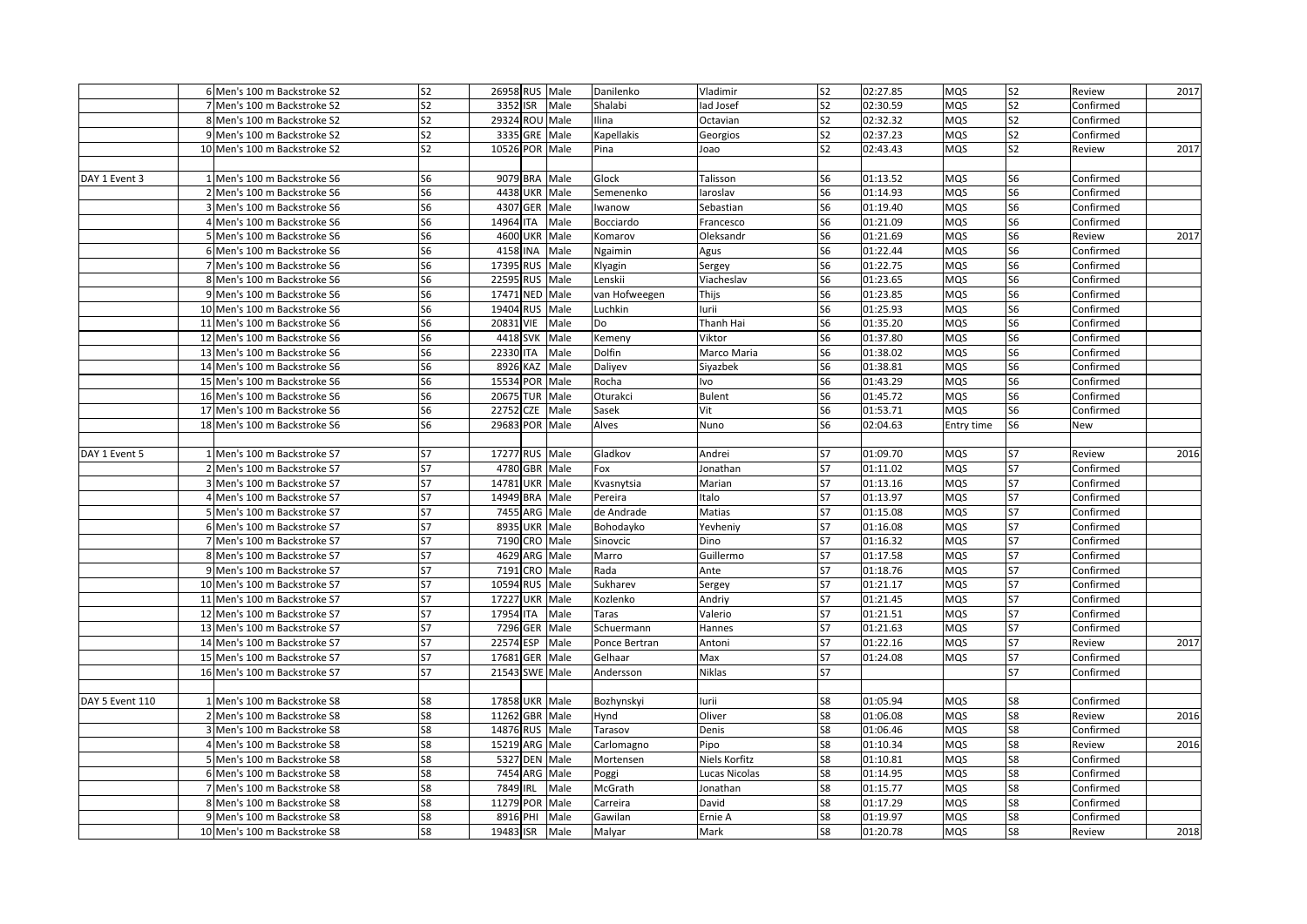| | | | | | | | | | | | | | | |
|---|---|---|---|---|---|---|---|---|---|---|---|---|---|---|
| | 6 | Men's 100 m Backstroke S2 | S2 | 26958 | RUS | Male | Danilenko | Vladimir | S2 | 02:27.85 | MQS | S2 | Review | 2017 |
| | 7 | Men's 100 m Backstroke S2 | S2 | 3352 | ISR | Male | Shalabi | Iad Josef | S2 | 02:30.59 | MQS | S2 | Confirmed | |
| | 8 | Men's 100 m Backstroke S2 | S2 | 29324 | ROU | Male | Ilina | Octavian | S2 | 02:32.32 | MQS | S2 | Confirmed | |
| | 9 | Men's 100 m Backstroke S2 | S2 | 3335 | GRE | Male | Kapellakis | Georgios | S2 | 02:37.23 | MQS | S2 | Confirmed | |
| | 10 | Men's 100 m Backstroke S2 | S2 | 10526 | POR | Male | Pina | Joao | S2 | 02:43.43 | MQS | S2 | Review | 2017 |
| | | | | | | | | | | | | | | |
| DAY 1 Event 3 | 1 | Men's 100 m Backstroke S6 | S6 | 9079 | BRA | Male | Glock | Talisson | S6 | 01:13.52 | MQS | S6 | Confirmed | |
| | 2 | Men's 100 m Backstroke S6 | S6 | 4438 | UKR | Male | Semenenko | Iaroslav | S6 | 01:14.93 | MQS | S6 | Confirmed | |
| | 3 | Men's 100 m Backstroke S6 | S6 | 4307 | GER | Male | Iwanow | Sebastian | S6 | 01:19.40 | MQS | S6 | Confirmed | |
| | 4 | Men's 100 m Backstroke S6 | S6 | 14964 | ITA | Male | Bocciardo | Francesco | S6 | 01:21.09 | MQS | S6 | Confirmed | |
| | 5 | Men's 100 m Backstroke S6 | S6 | 4600 | UKR | Male | Komarov | Oleksandr | S6 | 01:21.69 | MQS | S6 | Review | 2017 |
| | 6 | Men's 100 m Backstroke S6 | S6 | 4158 | INA | Male | Ngaimin | Agus | S6 | 01:22.44 | MQS | S6 | Confirmed | |
| | 7 | Men's 100 m Backstroke S6 | S6 | 17395 | RUS | Male | Klyagin | Sergey | S6 | 01:22.75 | MQS | S6 | Confirmed | |
| | 8 | Men's 100 m Backstroke S6 | S6 | 22595 | RUS | Male | Lenskii | Viacheslav | S6 | 01:23.65 | MQS | S6 | Confirmed | |
| | 9 | Men's 100 m Backstroke S6 | S6 | 17471 | NED | Male | van Hofweegen | Thijs | S6 | 01:23.85 | MQS | S6 | Confirmed | |
| | 10 | Men's 100 m Backstroke S6 | S6 | 19404 | RUS | Male | Luchkin | Iurii | S6 | 01:25.93 | MQS | S6 | Confirmed | |
| | 11 | Men's 100 m Backstroke S6 | S6 | 20831 | VIE | Male | Do | Thanh Hai | S6 | 01:35.20 | MQS | S6 | Confirmed | |
| | 12 | Men's 100 m Backstroke S6 | S6 | 4418 | SVK | Male | Kemeny | Viktor | S6 | 01:37.80 | MQS | S6 | Confirmed | |
| | 13 | Men's 100 m Backstroke S6 | S6 | 22330 | ITA | Male | Dolfin | Marco Maria | S6 | 01:38.02 | MQS | S6 | Confirmed | |
| | 14 | Men's 100 m Backstroke S6 | S6 | 8926 | KAZ | Male | Daliyev | Siyazbek | S6 | 01:38.81 | MQS | S6 | Confirmed | |
| | 15 | Men's 100 m Backstroke S6 | S6 | 15534 | POR | Male | Rocha | Ivo | S6 | 01:43.29 | MQS | S6 | Confirmed | |
| | 16 | Men's 100 m Backstroke S6 | S6 | 20675 | TUR | Male | Oturakci | Bulent | S6 | 01:45.72 | MQS | S6 | Confirmed | |
| | 17 | Men's 100 m Backstroke S6 | S6 | 22752 | CZE | Male | Sasek | Vit | S6 | 01:53.71 | MQS | S6 | Confirmed | |
| | 18 | Men's 100 m Backstroke S6 | S6 | 29683 | POR | Male | Alves | Nuno | S6 | 02:04.63 | Entry time | S6 | New | |
| | | | | | | | | | | | | | | |
| DAY 1 Event 5 | 1 | Men's 100 m Backstroke S7 | S7 | 17277 | RUS | Male | Gladkov | Andrei | S7 | 01:09.70 | MQS | S7 | Review | 2016 |
| | 2 | Men's 100 m Backstroke S7 | S7 | 4780 | GBR | Male | Fox | Jonathan | S7 | 01:11.02 | MQS | S7 | Confirmed | |
| | 3 | Men's 100 m Backstroke S7 | S7 | 14781 | UKR | Male | Kvasnytsia | Marian | S7 | 01:13.16 | MQS | S7 | Confirmed | |
| | 4 | Men's 100 m Backstroke S7 | S7 | 14949 | BRA | Male | Pereira | Italo | S7 | 01:13.97 | MQS | S7 | Confirmed | |
| | 5 | Men's 100 m Backstroke S7 | S7 | 7455 | ARG | Male | de Andrade | Matias | S7 | 01:15.08 | MQS | S7 | Confirmed | |
| | 6 | Men's 100 m Backstroke S7 | S7 | 8935 | UKR | Male | Bohodayko | Yevheniy | S7 | 01:16.08 | MQS | S7 | Confirmed | |
| | 7 | Men's 100 m Backstroke S7 | S7 | 7190 | CRO | Male | Sinovcic | Dino | S7 | 01:16.32 | MQS | S7 | Confirmed | |
| | 8 | Men's 100 m Backstroke S7 | S7 | 4629 | ARG | Male | Marro | Guillermo | S7 | 01:17.58 | MQS | S7 | Confirmed | |
| | 9 | Men's 100 m Backstroke S7 | S7 | 7191 | CRO | Male | Rada | Ante | S7 | 01:18.76 | MQS | S7 | Confirmed | |
| | 10 | Men's 100 m Backstroke S7 | S7 | 10594 | RUS | Male | Sukharev | Sergey | S7 | 01:21.17 | MQS | S7 | Confirmed | |
| | 11 | Men's 100 m Backstroke S7 | S7 | 17227 | UKR | Male | Kozlenko | Andriy | S7 | 01:21.45 | MQS | S7 | Confirmed | |
| | 12 | Men's 100 m Backstroke S7 | S7 | 17954 | ITA | Male | Taras | Valerio | S7 | 01:21.51 | MQS | S7 | Confirmed | |
| | 13 | Men's 100 m Backstroke S7 | S7 | 7296 | GER | Male | Schuermann | Hannes | S7 | 01:21.63 | MQS | S7 | Confirmed | |
| | 14 | Men's 100 m Backstroke S7 | S7 | 22574 | ESP | Male | Ponce Bertran | Antoni | S7 | 01:22.16 | MQS | S7 | Review | 2017 |
| | 15 | Men's 100 m Backstroke S7 | S7 | 17681 | GER | Male | Gelhaar | Max | S7 | 01:24.08 | MQS | S7 | Confirmed | |
| | 16 | Men's 100 m Backstroke S7 | S7 | 21543 | SWE | Male | Andersson | Niklas | S7 | | | S7 | Confirmed | |
| | | | | | | | | | | | | | | |
| DAY 5 Event 110 | 1 | Men's 100 m Backstroke S8 | S8 | 17858 | UKR | Male | Bozhynskyi | Iurii | S8 | 01:05.94 | MQS | S8 | Confirmed | |
| | 2 | Men's 100 m Backstroke S8 | S8 | 11262 | GBR | Male | Hynd | Oliver | S8 | 01:06.08 | MQS | S8 | Review | 2016 |
| | 3 | Men's 100 m Backstroke S8 | S8 | 14876 | RUS | Male | Tarasov | Denis | S8 | 01:06.46 | MQS | S8 | Confirmed | |
| | 4 | Men's 100 m Backstroke S8 | S8 | 15219 | ARG | Male | Carlomagno | Pipo | S8 | 01:10.34 | MQS | S8 | Review | 2016 |
| | 5 | Men's 100 m Backstroke S8 | S8 | 5327 | DEN | Male | Mortensen | Niels Korfitz | S8 | 01:10.81 | MQS | S8 | Confirmed | |
| | 6 | Men's 100 m Backstroke S8 | S8 | 7454 | ARG | Male | Poggi | Lucas Nicolas | S8 | 01:14.95 | MQS | S8 | Confirmed | |
| | 7 | Men's 100 m Backstroke S8 | S8 | 7849 | IRL | Male | McGrath | Jonathan | S8 | 01:15.77 | MQS | S8 | Confirmed | |
| | 8 | Men's 100 m Backstroke S8 | S8 | 11279 | POR | Male | Carreira | David | S8 | 01:17.29 | MQS | S8 | Confirmed | |
| | 9 | Men's 100 m Backstroke S8 | S8 | 8916 | PHI | Male | Gawilan | Ernie A | S8 | 01:19.97 | MQS | S8 | Confirmed | |
| | 10 | Men's 100 m Backstroke S8 | S8 | 19483 | ISR | Male | Malyar | Mark | S8 | 01:20.78 | MQS | S8 | Review | 2018 |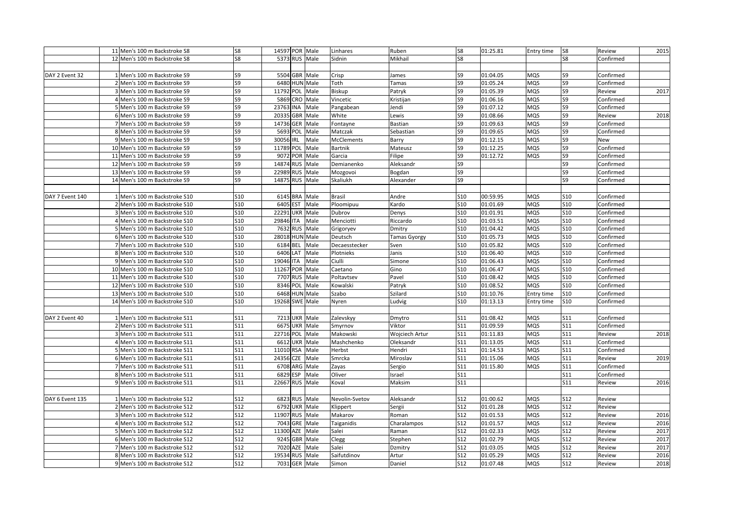|  |  |  |  |  |  |  |  |  |  |  |  |  |  |  |
|---|---|---|---|---|---|---|---|---|---|---|---|---|---|---|
|  | 11 | Men's 100 m Backstroke S8 | S8 | 14597 | POR | Male | Linhares | Ruben | S8 | 01:25.81 | Entry time | S8 | Review | 2015 |
|  | 12 | Men's 100 m Backstroke S8 | S8 | 5373 | RUS | Male | Sidnin | Mikhail | S8 |  |  | S8 | Confirmed |  |
|  |  |  |  |  |  |  |  |  |  |  |  |  |  |  |
| DAY 2 Event 32 | 1 | Men's 100 m Backstroke S9 | S9 | 5504 | GBR | Male | Crisp | James | S9 | 01:04.05 | MQS | S9 | Confirmed |  |
|  | 2 | Men's 100 m Backstroke S9 | S9 | 6480 | HUN | Male | Toth | Tamas | S9 | 01:05.24 | MQS | S9 | Confirmed |  |
|  | 3 | Men's 100 m Backstroke S9 | S9 | 11792 | POL | Male | Biskup | Patryk | S9 | 01:05.39 | MQS | S9 | Review | 2017 |
|  | 4 | Men's 100 m Backstroke S9 | S9 | 5869 | CRO | Male | Vincetic | Kristijan | S9 | 01:06.16 | MQS | S9 | Confirmed |  |
|  | 5 | Men's 100 m Backstroke S9 | S9 | 23763 | INA | Male | Pangabean | Jendi | S9 | 01:07.12 | MQS | S9 | Confirmed |  |
|  | 6 | Men's 100 m Backstroke S9 | S9 | 20335 | GBR | Male | White | Lewis | S9 | 01:08.66 | MQS | S9 | Review | 2018 |
|  | 7 | Men's 100 m Backstroke S9 | S9 | 14736 | GER | Male | Fontayne | Bastian | S9 | 01:09.63 | MQS | S9 | Confirmed |  |
|  | 8 | Men's 100 m Backstroke S9 | S9 | 5693 | POL | Male | Matczak | Sebastian | S9 | 01:09.65 | MQS | S9 | Confirmed |  |
|  | 9 | Men's 100 m Backstroke S9 | S9 | 30056 | IRL | Male | McClements | Barry | S9 | 01:12.15 | MQS | S9 | New |  |
|  | 10 | Men's 100 m Backstroke S9 | S9 | 11789 | POL | Male | Bartnik | Mateusz | S9 | 01:12.25 | MQS | S9 | Confirmed |  |
|  | 11 | Men's 100 m Backstroke S9 | S9 | 9072 | POR | Male | Garcia | Filipe | S9 | 01:12.72 | MQS | S9 | Confirmed |  |
|  | 12 | Men's 100 m Backstroke S9 | S9 | 14874 | RUS | Male | Demianenko | Aleksandr | S9 |  |  | S9 | Confirmed |  |
|  | 13 | Men's 100 m Backstroke S9 | S9 | 22989 | RUS | Male | Mozgovoi | Bogdan | S9 |  |  | S9 | Confirmed |  |
|  | 14 | Men's 100 m Backstroke S9 | S9 | 14875 | RUS | Male | Skaliukh | Alexander | S9 |  |  | S9 | Confirmed |  |
|  |  |  |  |  |  |  |  |  |  |  |  |  |  |  |
| DAY 7 Event 140 | 1 | Men's 100 m Backstroke S10 | S10 | 6145 | BRA | Male | Brasil | Andre | S10 | 00:59.95 | MQS | S10 | Confirmed |  |
|  | 2 | Men's 100 m Backstroke S10 | S10 | 6405 | EST | Male | Ploomipuu | Kardo | S10 | 01:01.69 | MQS | S10 | Confirmed |  |
|  | 3 | Men's 100 m Backstroke S10 | S10 | 22291 | UKR | Male | Dubrov | Denys | S10 | 01:01.91 | MQS | S10 | Confirmed |  |
|  | 4 | Men's 100 m Backstroke S10 | S10 | 29846 | ITA | Male | Menciotti | Riccardo | S10 | 01:03.51 | MQS | S10 | Confirmed |  |
|  | 5 | Men's 100 m Backstroke S10 | S10 | 7632 | RUS | Male | Grigoryev | Dmitry | S10 | 01:04.42 | MQS | S10 | Confirmed |  |
|  | 6 | Men's 100 m Backstroke S10 | S10 | 28018 | HUN | Male | Deutsch | Tamas Gyorgy | S10 | 01:05.73 | MQS | S10 | Confirmed |  |
|  | 7 | Men's 100 m Backstroke S10 | S10 | 6184 | BEL | Male | Decaesstecker | Sven | S10 | 01:05.82 | MQS | S10 | Confirmed |  |
|  | 8 | Men's 100 m Backstroke S10 | S10 | 6406 | LAT | Male | Plotnieks | Janis | S10 | 01:06.40 | MQS | S10 | Confirmed |  |
|  | 9 | Men's 100 m Backstroke S10 | S10 | 19046 | ITA | Male | Ciulli | Simone | S10 | 01:06.43 | MQS | S10 | Confirmed |  |
|  | 10 | Men's 100 m Backstroke S10 | S10 | 11267 | POR | Male | Caetano | Gino | S10 | 01:06.47 | MQS | S10 | Confirmed |  |
|  | 11 | Men's 100 m Backstroke S10 | S10 | 7707 | RUS | Male | Poltavtsev | Pavel | S10 | 01:08.42 | MQS | S10 | Confirmed |  |
|  | 12 | Men's 100 m Backstroke S10 | S10 | 8346 | POL | Male | Kowalski | Patryk | S10 | 01:08.52 | MQS | S10 | Confirmed |  |
|  | 13 | Men's 100 m Backstroke S10 | S10 | 6468 | HUN | Male | Szabo | Szilard | S10 | 01:10.76 | Entry time | S10 | Confirmed |  |
|  | 14 | Men's 100 m Backstroke S10 | S10 | 19268 | SWE | Male | Nyren | Ludvig | S10 | 01:13.13 | Entry time | S10 | Confirmed |  |
|  |  |  |  |  |  |  |  |  |  |  |  |  |  |  |
| DAY 2 Event 40 | 1 | Men's 100 m Backstroke S11 | S11 | 7213 | UKR | Male | Zalevskyy | Dmytro | S11 | 01:08.42 | MQS | S11 | Confirmed |  |
|  | 2 | Men's 100 m Backstroke S11 | S11 | 6675 | UKR | Male | Smyrnov | Viktor | S11 | 01:09.59 | MQS | S11 | Confirmed |  |
|  | 3 | Men's 100 m Backstroke S11 | S11 | 22716 | POL | Male | Makowski | Wojciech Artur | S11 | 01:11.83 | MQS | S11 | Review | 2018 |
|  | 4 | Men's 100 m Backstroke S11 | S11 | 6612 | UKR | Male | Mashchenko | Oleksandr | S11 | 01:13.05 | MQS | S11 | Confirmed |  |
|  | 5 | Men's 100 m Backstroke S11 | S11 | 11010 | RSA | Male | Herbst | Hendri | S11 | 01:14.53 | MQS | S11 | Confirmed |  |
|  | 6 | Men's 100 m Backstroke S11 | S11 | 24356 | CZE | Male | Smrcka | Miroslav | S11 | 01:15.06 | MQS | S11 | Review | 2019 |
|  | 7 | Men's 100 m Backstroke S11 | S11 | 6708 | ARG | Male | Zayas | Sergio | S11 | 01:15.80 | MQS | S11 | Confirmed |  |
|  | 8 | Men's 100 m Backstroke S11 | S11 | 6829 | ESP | Male | Oliver | Israel | S11 |  |  | S11 | Confirmed |  |
|  | 9 | Men's 100 m Backstroke S11 | S11 | 22667 | RUS | Male | Koval | Maksim | S11 |  |  | S11 | Review | 2016 |
|  |  |  |  |  |  |  |  |  |  |  |  |  |  |  |
| DAY 6 Event 135 | 1 | Men's 100 m Backstroke S12 | S12 | 6823 | RUS | Male | Nevolin-Svetov | Aleksandr | S12 | 01:00.62 | MQS | S12 | Review |  |
|  | 2 | Men's 100 m Backstroke S12 | S12 | 6792 | UKR | Male | Klippert | Sergii | S12 | 01:01.28 | MQS | S12 | Review |  |
|  | 3 | Men's 100 m Backstroke S12 | S12 | 11907 | RUS | Male | Makarov | Roman | S12 | 01:01.53 | MQS | S12 | Review | 2016 |
|  | 4 | Men's 100 m Backstroke S12 | S12 | 7043 | GRE | Male | Taiganidis | Charalampos | S12 | 01:01.57 | MQS | S12 | Review | 2016 |
|  | 5 | Men's 100 m Backstroke S12 | S12 | 11300 | AZE | Male | Salei | Raman | S12 | 01:02.33 | MQS | S12 | Review | 2017 |
|  | 6 | Men's 100 m Backstroke S12 | S12 | 9245 | GBR | Male | Clegg | Stephen | S12 | 01:02.79 | MQS | S12 | Review | 2017 |
|  | 7 | Men's 100 m Backstroke S12 | S12 | 7020 | AZE | Male | Salei | Dzmitry | S12 | 01:03.05 | MQS | S12 | Review | 2017 |
|  | 8 | Men's 100 m Backstroke S12 | S12 | 19534 | RUS | Male | Saifutdinov | Artur | S12 | 01:05.29 | MQS | S12 | Review | 2016 |
|  | 9 | Men's 100 m Backstroke S12 | S12 | 7031 | GER | Male | Simon | Daniel | S12 | 01:07.48 | MQS | S12 | Review | 2018 |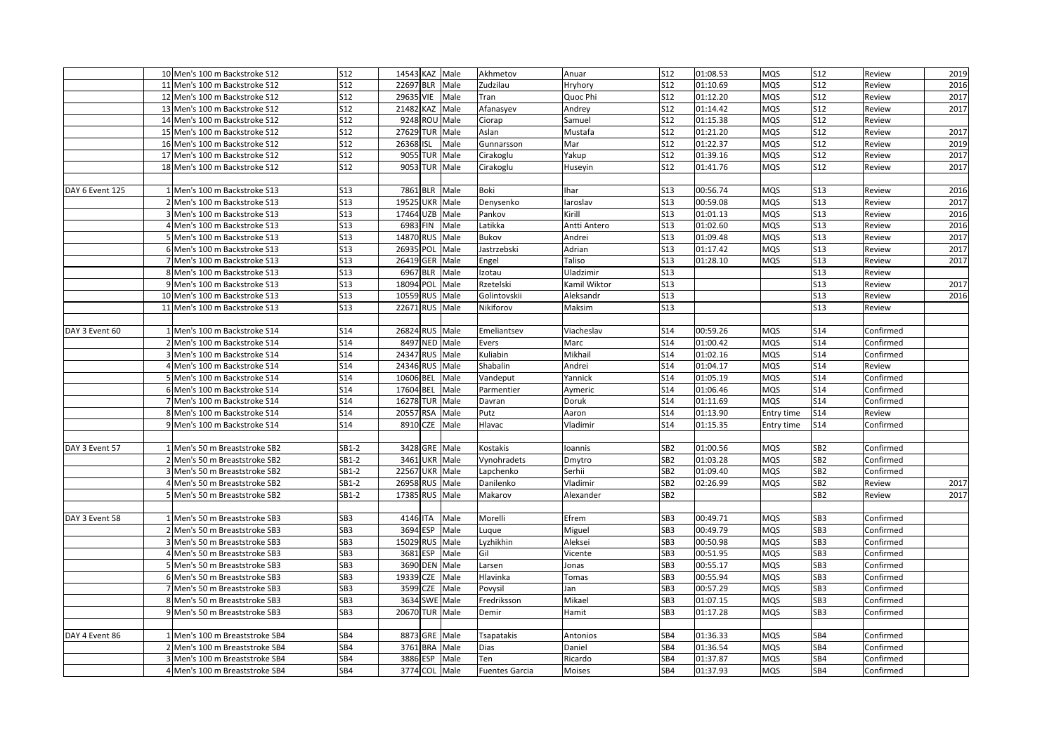| | | | | | | | | | | | | | | |
|---|---|---|---|---|---|---|---|---|---|---|---|---|---|---|
| | 10 | Men's 100 m Backstroke S12 | S12 | 14543 | KAZ | Male | Akhmetov | Anuar | S12 | 01:08.53 | MQS | S12 | Review | 2019 |
| | 11 | Men's 100 m Backstroke S12 | S12 | 22697 | BLR | Male | Zudzilau | Hryhory | S12 | 01:10.69 | MQS | S12 | Review | 2016 |
| | 12 | Men's 100 m Backstroke S12 | S12 | 29635 | VIE | Male | Tran | Quoc Phi | S12 | 01:12.20 | MQS | S12 | Review | 2017 |
| | 13 | Men's 100 m Backstroke S12 | S12 | 21482 | KAZ | Male | Afanasyev | Andrey | S12 | 01:14.42 | MQS | S12 | Review | 2017 |
| | 14 | Men's 100 m Backstroke S12 | S12 | 9248 | ROU | Male | Ciorap | Samuel | S12 | 01:15.38 | MQS | S12 | Review | |
| | 15 | Men's 100 m Backstroke S12 | S12 | 27629 | TUR | Male | Aslan | Mustafa | S12 | 01:21.20 | MQS | S12 | Review | 2017 |
| | 16 | Men's 100 m Backstroke S12 | S12 | 26368 | ISL | Male | Gunnarsson | Mar | S12 | 01:22.37 | MQS | S12 | Review | 2019 |
| | 17 | Men's 100 m Backstroke S12 | S12 | 9055 | TUR | Male | Cirakoglu | Yakup | S12 | 01:39.16 | MQS | S12 | Review | 2017 |
| | 18 | Men's 100 m Backstroke S12 | S12 | 9053 | TUR | Male | Cirakoglu | Huseyin | S12 | 01:41.76 | MQS | S12 | Review | 2017 |
| | | | | | | | | | | | | | | |
| DAY 6 Event 125 | 1 | Men's 100 m Backstroke S13 | S13 | 7861 | BLR | Male | Boki | Ihar | S13 | 00:56.74 | MQS | S13 | Review | 2016 |
| | 2 | Men's 100 m Backstroke S13 | S13 | 19525 | UKR | Male | Denysenko | Iaroslav | S13 | 00:59.08 | MQS | S13 | Review | 2017 |
| | 3 | Men's 100 m Backstroke S13 | S13 | 17464 | UZB | Male | Pankov | Kirill | S13 | 01:01.13 | MQS | S13 | Review | 2016 |
| | 4 | Men's 100 m Backstroke S13 | S13 | 6983 | FIN | Male | Latikka | Antti Antero | S13 | 01:02.60 | MQS | S13 | Review | 2016 |
| | 5 | Men's 100 m Backstroke S13 | S13 | 14870 | RUS | Male | Bukov | Andrei | S13 | 01:09.48 | MQS | S13 | Review | 2017 |
| | 6 | Men's 100 m Backstroke S13 | S13 | 26935 | POL | Male | Jastrzebski | Adrian | S13 | 01:17.42 | MQS | S13 | Review | 2017 |
| | 7 | Men's 100 m Backstroke S13 | S13 | 26419 | GER | Male | Engel | Taliso | S13 | 01:28.10 | MQS | S13 | Review | 2017 |
| | 8 | Men's 100 m Backstroke S13 | S13 | 6967 | BLR | Male | Izotau | Uladzimir | S13 | | | S13 | Review | |
| | 9 | Men's 100 m Backstroke S13 | S13 | 18094 | POL | Male | Rzetelski | Kamil Wiktor | S13 | | | S13 | Review | 2017 |
| | 10 | Men's 100 m Backstroke S13 | S13 | 10559 | RUS | Male | Golintovskii | Aleksandr | S13 | | | S13 | Review | 2016 |
| | 11 | Men's 100 m Backstroke S13 | S13 | 22671 | RUS | Male | Nikiforov | Maksim | S13 | | | S13 | Review | |
| | | | | | | | | | | | | | | |
| DAY 3 Event 60 | 1 | Men's 100 m Backstroke S14 | S14 | 26824 | RUS | Male | Emeliantsev | Viacheslav | S14 | 00:59.26 | MQS | S14 | Confirmed | |
| | 2 | Men's 100 m Backstroke S14 | S14 | 8497 | NED | Male | Evers | Marc | S14 | 01:00.42 | MQS | S14 | Confirmed | |
| | 3 | Men's 100 m Backstroke S14 | S14 | 24347 | RUS | Male | Kuliabin | Mikhail | S14 | 01:02.16 | MQS | S14 | Confirmed | |
| | 4 | Men's 100 m Backstroke S14 | S14 | 24346 | RUS | Male | Shabalin | Andrei | S14 | 01:04.17 | MQS | S14 | Review | |
| | 5 | Men's 100 m Backstroke S14 | S14 | 10606 | BEL | Male | Vandeput | Yannick | S14 | 01:05.19 | MQS | S14 | Confirmed | |
| | 6 | Men's 100 m Backstroke S14 | S14 | 17604 | BEL | Male | Parmentier | Aymeric | S14 | 01:06.46 | MQS | S14 | Confirmed | |
| | 7 | Men's 100 m Backstroke S14 | S14 | 16278 | TUR | Male | Davran | Doruk | S14 | 01:11.69 | MQS | S14 | Confirmed | |
| | 8 | Men's 100 m Backstroke S14 | S14 | 20557 | RSA | Male | Putz | Aaron | S14 | 01:13.90 | Entry time | S14 | Review | |
| | 9 | Men's 100 m Backstroke S14 | S14 | 8910 | CZE | Male | Hlavac | Vladimir | S14 | 01:15.35 | Entry time | S14 | Confirmed | |
| | | | | | | | | | | | | | | |
| DAY 3 Event 57 | 1 | Men's 50 m Breaststroke SB2 | SB1-2 | 3428 | GRE | Male | Kostakis | Ioannis | SB2 | 01:00.56 | MQS | SB2 | Confirmed | |
| | 2 | Men's 50 m Breaststroke SB2 | SB1-2 | 3461 | UKR | Male | Vynohradets | Dmytro | SB2 | 01:03.28 | MQS | SB2 | Confirmed | |
| | 3 | Men's 50 m Breaststroke SB2 | SB1-2 | 22567 | UKR | Male | Lapchenko | Serhii | SB2 | 01:09.40 | MQS | SB2 | Confirmed | |
| | 4 | Men's 50 m Breaststroke SB2 | SB1-2 | 26958 | RUS | Male | Danilenko | Vladimir | SB2 | 02:26.99 | MQS | SB2 | Review | 2017 |
| | 5 | Men's 50 m Breaststroke SB2 | SB1-2 | 17385 | RUS | Male | Makarov | Alexander | SB2 | | | SB2 | Review | 2017 |
| | | | | | | | | | | | | | | |
| DAY 3 Event 58 | 1 | Men's 50 m Breaststroke SB3 | SB3 | 4146 | ITA | Male | Morelli | Efrem | SB3 | 00:49.71 | MQS | SB3 | Confirmed | |
| | 2 | Men's 50 m Breaststroke SB3 | SB3 | 3694 | ESP | Male | Luque | Miguel | SB3 | 00:49.79 | MQS | SB3 | Confirmed | |
| | 3 | Men's 50 m Breaststroke SB3 | SB3 | 15029 | RUS | Male | Lyzhikhin | Aleksei | SB3 | 00:50.98 | MQS | SB3 | Confirmed | |
| | 4 | Men's 50 m Breaststroke SB3 | SB3 | 3681 | ESP | Male | Gil | Vicente | SB3 | 00:51.95 | MQS | SB3 | Confirmed | |
| | 5 | Men's 50 m Breaststroke SB3 | SB3 | 3690 | DEN | Male | Larsen | Jonas | SB3 | 00:55.17 | MQS | SB3 | Confirmed | |
| | 6 | Men's 50 m Breaststroke SB3 | SB3 | 19339 | CZE | Male | Hlavinka | Tomas | SB3 | 00:55.94 | MQS | SB3 | Confirmed | |
| | 7 | Men's 50 m Breaststroke SB3 | SB3 | 3599 | CZE | Male | Povysil | Jan | SB3 | 00:57.29 | MQS | SB3 | Confirmed | |
| | 8 | Men's 50 m Breaststroke SB3 | SB3 | 3634 | SWE | Male | Fredriksson | Mikael | SB3 | 01:07.15 | MQS | SB3 | Confirmed | |
| | 9 | Men's 50 m Breaststroke SB3 | SB3 | 20670 | TUR | Male | Demir | Hamit | SB3 | 01:17.28 | MQS | SB3 | Confirmed | |
| | | | | | | | | | | | | | | |
| DAY 4 Event 86 | 1 | Men's 100 m Breaststroke SB4 | SB4 | 8873 | GRE | Male | Tsapatakis | Antonios | SB4 | 01:36.33 | MQS | SB4 | Confirmed | |
| | 2 | Men's 100 m Breaststroke SB4 | SB4 | 3761 | BRA | Male | Dias | Daniel | SB4 | 01:36.54 | MQS | SB4 | Confirmed | |
| | 3 | Men's 100 m Breaststroke SB4 | SB4 | 3886 | ESP | Male | Ten | Ricardo | SB4 | 01:37.87 | MQS | SB4 | Confirmed | |
| | 4 | Men's 100 m Breaststroke SB4 | SB4 | 3774 | COL | Male | Fuentes Garcia | Moises | SB4 | 01:37.93 | MQS | SB4 | Confirmed | |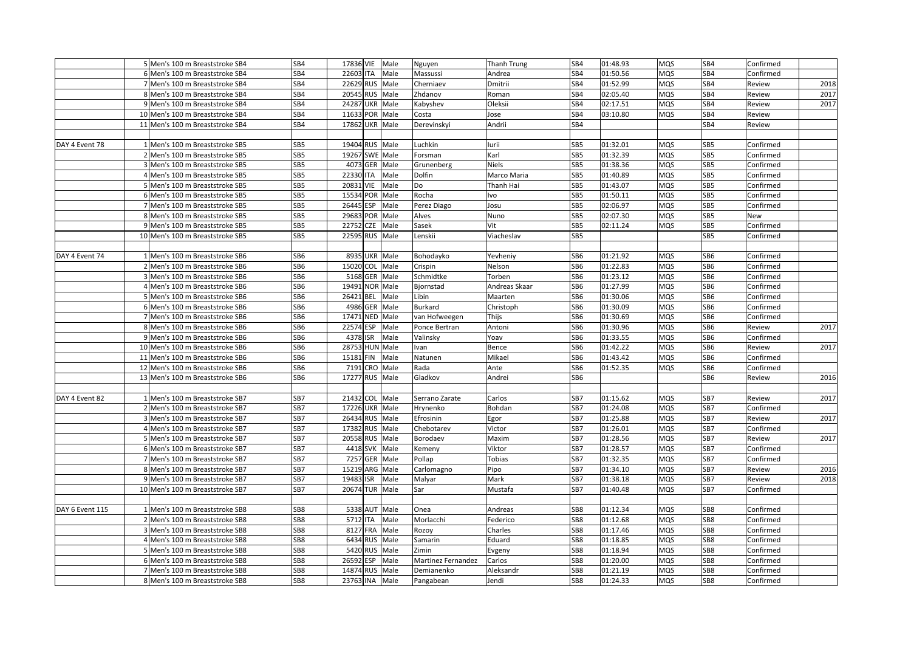| | | | | | | | | | | | | | | |
|---|---|---|---|---|---|---|---|---|---|---|---|---|---|---|
| | 5 | Men's 100 m Breaststroke SB4 | SB4 | 17836 | VIE | Male | Nguyen | Thanh Trung | SB4 | 01:48.93 | MQS | SB4 | Confirmed | |
| | 6 | Men's 100 m Breaststroke SB4 | SB4 | 22603 | ITA | Male | Massussi | Andrea | SB4 | 01:50.56 | MQS | SB4 | Confirmed | |
| | 7 | Men's 100 m Breaststroke SB4 | SB4 | 22629 | RUS | Male | Cherniaev | Dmitrii | SB4 | 01:52.99 | MQS | SB4 | Review | 2018 |
| | 8 | Men's 100 m Breaststroke SB4 | SB4 | 20545 | RUS | Male | Zhdanov | Roman | SB4 | 02:05.40 | MQS | SB4 | Review | 2017 |
| | 9 | Men's 100 m Breaststroke SB4 | SB4 | 24287 | UKR | Male | Kabyshev | Oleksii | SB4 | 02:17.51 | MQS | SB4 | Review | 2017 |
| | 10 | Men's 100 m Breaststroke SB4 | SB4 | 11633 | POR | Male | Costa | Jose | SB4 | 03:10.80 | MQS | SB4 | Review | |
| | 11 | Men's 100 m Breaststroke SB4 | SB4 | 17862 | UKR | Male | Derevinskyi | Andrii | SB4 | | | SB4 | Review | |
| | | | | | | | | | | | | | | |
| DAY 4 Event 78 | 1 | Men's 100 m Breaststroke SB5 | SB5 | 19404 | RUS | Male | Luchkin | Iurii | SB5 | 01:32.01 | MQS | SB5 | Confirmed | |
| | 2 | Men's 100 m Breaststroke SB5 | SB5 | 19267 | SWE | Male | Forsman | Karl | SB5 | 01:32.39 | MQS | SB5 | Confirmed | |
| | 3 | Men's 100 m Breaststroke SB5 | SB5 | 4073 | GER | Male | Grunenberg | Niels | SB5 | 01:38.36 | MQS | SB5 | Confirmed | |
| | 4 | Men's 100 m Breaststroke SB5 | SB5 | 22330 | ITA | Male | Dolfin | Marco Maria | SB5 | 01:40.89 | MQS | SB5 | Confirmed | |
| | 5 | Men's 100 m Breaststroke SB5 | SB5 | 20831 | VIE | Male | Do | Thanh Hai | SB5 | 01:43.07 | MQS | SB5 | Confirmed | |
| | 6 | Men's 100 m Breaststroke SB5 | SB5 | 15534 | POR | Male | Rocha | Ivo | SB5 | 01:50.11 | MQS | SB5 | Confirmed | |
| | 7 | Men's 100 m Breaststroke SB5 | SB5 | 26445 | ESP | Male | Perez Diago | Josu | SB5 | 02:06.97 | MQS | SB5 | Confirmed | |
| | 8 | Men's 100 m Breaststroke SB5 | SB5 | 29683 | POR | Male | Alves | Nuno | SB5 | 02:07.30 | MQS | SB5 | New | |
| | 9 | Men's 100 m Breaststroke SB5 | SB5 | 22752 | CZE | Male | Sasek | Vit | SB5 | 02:11.24 | MQS | SB5 | Confirmed | |
| | 10 | Men's 100 m Breaststroke SB5 | SB5 | 22595 | RUS | Male | Lenskii | Viacheslav | SB5 | | | SB5 | Confirmed | |
| | | | | | | | | | | | | | | |
| DAY 4 Event 74 | 1 | Men's 100 m Breaststroke SB6 | SB6 | 8935 | UKR | Male | Bohodayko | Yevheniy | SB6 | 01:21.92 | MQS | SB6 | Confirmed | |
| | 2 | Men's 100 m Breaststroke SB6 | SB6 | 15020 | COL | Male | Crispin | Nelson | SB6 | 01:22.83 | MQS | SB6 | Confirmed | |
| | 3 | Men's 100 m Breaststroke SB6 | SB6 | 5168 | GER | Male | Schmidtke | Torben | SB6 | 01:23.12 | MQS | SB6 | Confirmed | |
| | 4 | Men's 100 m Breaststroke SB6 | SB6 | 19491 | NOR | Male | Bjornstad | Andreas Skaar | SB6 | 01:27.99 | MQS | SB6 | Confirmed | |
| | 5 | Men's 100 m Breaststroke SB6 | SB6 | 26421 | BEL | Male | Libin | Maarten | SB6 | 01:30.06 | MQS | SB6 | Confirmed | |
| | 6 | Men's 100 m Breaststroke SB6 | SB6 | 4986 | GER | Male | Burkard | Christoph | SB6 | 01:30.09 | MQS | SB6 | Confirmed | |
| | 7 | Men's 100 m Breaststroke SB6 | SB6 | 17471 | NED | Male | van Hofweegen | Thijs | SB6 | 01:30.69 | MQS | SB6 | Confirmed | |
| | 8 | Men's 100 m Breaststroke SB6 | SB6 | 22574 | ESP | Male | Ponce Bertran | Antoni | SB6 | 01:30.96 | MQS | SB6 | Review | 2017 |
| | 9 | Men's 100 m Breaststroke SB6 | SB6 | 4378 | ISR | Male | Valinsky | Yoav | SB6 | 01:33.55 | MQS | SB6 | Confirmed | |
| | 10 | Men's 100 m Breaststroke SB6 | SB6 | 28753 | HUN | Male | Ivan | Bence | SB6 | 01:42.22 | MQS | SB6 | Review | 2017 |
| | 11 | Men's 100 m Breaststroke SB6 | SB6 | 15181 | FIN | Male | Natunen | Mikael | SB6 | 01:43.42 | MQS | SB6 | Confirmed | |
| | 12 | Men's 100 m Breaststroke SB6 | SB6 | 7191 | CRO | Male | Rada | Ante | SB6 | 01:52.35 | MQS | SB6 | Confirmed | |
| | 13 | Men's 100 m Breaststroke SB6 | SB6 | 17277 | RUS | Male | Gladkov | Andrei | SB6 | | | SB6 | Review | 2016 |
| | | | | | | | | | | | | | | |
| DAY 4 Event 82 | 1 | Men's 100 m Breaststroke SB7 | SB7 | 21432 | COL | Male | Serrano Zarate | Carlos | SB7 | 01:15.62 | MQS | SB7 | Review | 2017 |
| | 2 | Men's 100 m Breaststroke SB7 | SB7 | 17226 | UKR | Male | Hrynenko | Bohdan | SB7 | 01:24.08 | MQS | SB7 | Confirmed | |
| | 3 | Men's 100 m Breaststroke SB7 | SB7 | 26434 | RUS | Male | Efrosinin | Egor | SB7 | 01:25.88 | MQS | SB7 | Review | 2017 |
| | 4 | Men's 100 m Breaststroke SB7 | SB7 | 17382 | RUS | Male | Chebotarev | Victor | SB7 | 01:26.01 | MQS | SB7 | Confirmed | |
| | 5 | Men's 100 m Breaststroke SB7 | SB7 | 20558 | RUS | Male | Borodaev | Maxim | SB7 | 01:28.56 | MQS | SB7 | Review | 2017 |
| | 6 | Men's 100 m Breaststroke SB7 | SB7 | 4418 | SVK | Male | Kemeny | Viktor | SB7 | 01:28.57 | MQS | SB7 | Confirmed | |
| | 7 | Men's 100 m Breaststroke SB7 | SB7 | 7257 | GER | Male | Pollap | Tobias | SB7 | 01:32.35 | MQS | SB7 | Confirmed | |
| | 8 | Men's 100 m Breaststroke SB7 | SB7 | 15219 | ARG | Male | Carlomagno | Pipo | SB7 | 01:34.10 | MQS | SB7 | Review | 2016 |
| | 9 | Men's 100 m Breaststroke SB7 | SB7 | 19483 | ISR | Male | Malyar | Mark | SB7 | 01:38.18 | MQS | SB7 | Review | 2018 |
| | 10 | Men's 100 m Breaststroke SB7 | SB7 | 20674 | TUR | Male | Sar | Mustafa | SB7 | 01:40.48 | MQS | SB7 | Confirmed | |
| | | | | | | | | | | | | | | |
| DAY 6 Event 115 | 1 | Men's 100 m Breaststroke SB8 | SB8 | 5338 | AUT | Male | Onea | Andreas | SB8 | 01:12.34 | MQS | SB8 | Confirmed | |
| | 2 | Men's 100 m Breaststroke SB8 | SB8 | 5712 | ITA | Male | Morlacchi | Federico | SB8 | 01:12.68 | MQS | SB8 | Confirmed | |
| | 3 | Men's 100 m Breaststroke SB8 | SB8 | 8127 | FRA | Male | Rozoy | Charles | SB8 | 01:17.46 | MQS | SB8 | Confirmed | |
| | 4 | Men's 100 m Breaststroke SB8 | SB8 | 6434 | RUS | Male | Samarin | Eduard | SB8 | 01:18.85 | MQS | SB8 | Confirmed | |
| | 5 | Men's 100 m Breaststroke SB8 | SB8 | 5420 | RUS | Male | Zimin | Evgeny | SB8 | 01:18.94 | MQS | SB8 | Confirmed | |
| | 6 | Men's 100 m Breaststroke SB8 | SB8 | 26592 | ESP | Male | Martinez Fernandez | Carlos | SB8 | 01:20.00 | MQS | SB8 | Confirmed | |
| | 7 | Men's 100 m Breaststroke SB8 | SB8 | 14874 | RUS | Male | Demianenko | Aleksandr | SB8 | 01:21.19 | MQS | SB8 | Confirmed | |
| | 8 | Men's 100 m Breaststroke SB8 | SB8 | 23763 | INA | Male | Pangabean | Jendi | SB8 | 01:24.33 | MQS | SB8 | Confirmed | |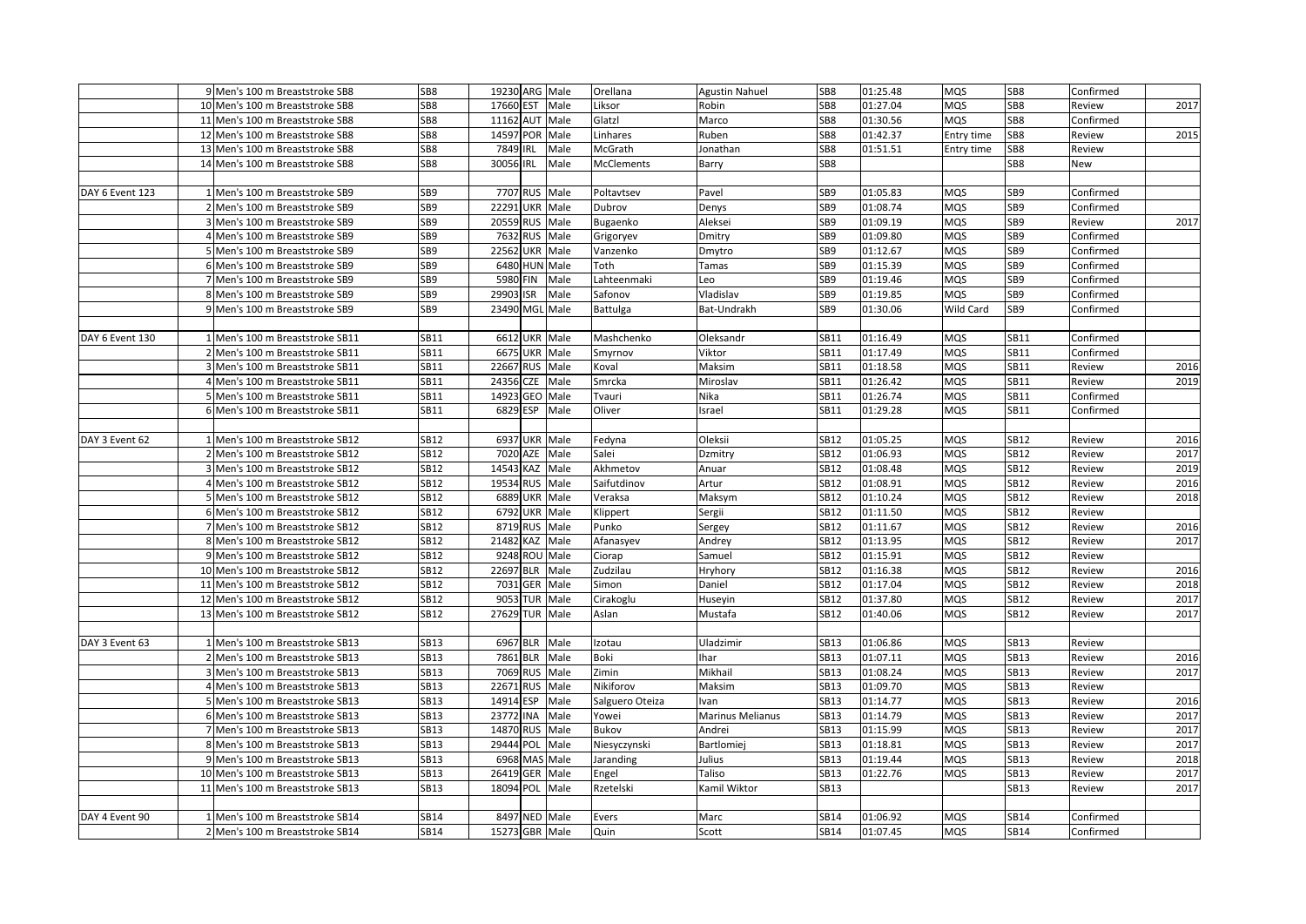| | | | | | | | | | | | | | |
|---|---|---|---|---|---|---|---|---|---|---|---|---|---|
| | 9 Men's 100 m Breaststroke SB8 | SB8 | 19230 ARG | Male | Orellana | Agustin Nahuel | SB8 | 01:25.48 | MQS | SB8 | Confirmed | |
| | 10 Men's 100 m Breaststroke SB8 | SB8 | 17660 EST | Male | Liksor | Robin | SB8 | 01:27.04 | MQS | SB8 | Review | 2017 |
| | 11 Men's 100 m Breaststroke SB8 | SB8 | 11162 AUT | Male | Glatzl | Marco | SB8 | 01:30.56 | MQS | SB8 | Confirmed | |
| | 12 Men's 100 m Breaststroke SB8 | SB8 | 14597 POR | Male | Linhares | Ruben | SB8 | 01:42.37 | Entry time | SB8 | Review | 2015 |
| | 13 Men's 100 m Breaststroke SB8 | SB8 | 7849 IRL | Male | McGrath | Jonathan | SB8 | 01:51.51 | Entry time | SB8 | Review | |
| | 14 Men's 100 m Breaststroke SB8 | SB8 | 30056 IRL | Male | McClements | Barry | SB8 | | | SB8 | New | |
| | | | | | | | | | | | | |
| DAY 6 Event 123 | 1 Men's 100 m Breaststroke SB9 | SB9 | 7707 RUS | Male | Poltavtsev | Pavel | SB9 | 01:05.83 | MQS | SB9 | Confirmed | |
| | 2 Men's 100 m Breaststroke SB9 | SB9 | 22291 UKR | Male | Dubrov | Denys | SB9 | 01:08.74 | MQS | SB9 | Confirmed | |
| | 3 Men's 100 m Breaststroke SB9 | SB9 | 20559 RUS | Male | Bugaenko | Aleksei | SB9 | 01:09.19 | MQS | SB9 | Review | 2017 |
| | 4 Men's 100 m Breaststroke SB9 | SB9 | 7632 RUS | Male | Grigoryev | Dmitry | SB9 | 01:09.80 | MQS | SB9 | Confirmed | |
| | 5 Men's 100 m Breaststroke SB9 | SB9 | 22562 UKR | Male | Vanzenko | Dmytro | SB9 | 01:12.67 | MQS | SB9 | Confirmed | |
| | 6 Men's 100 m Breaststroke SB9 | SB9 | 6480 HUN | Male | Toth | Tamas | SB9 | 01:15.39 | MQS | SB9 | Confirmed | |
| | 7 Men's 100 m Breaststroke SB9 | SB9 | 5980 FIN | Male | Lahteenmaki | Leo | SB9 | 01:19.46 | MQS | SB9 | Confirmed | |
| | 8 Men's 100 m Breaststroke SB9 | SB9 | 29903 ISR | Male | Safonov | Vladislav | SB9 | 01:19.85 | MQS | SB9 | Confirmed | |
| | 9 Men's 100 m Breaststroke SB9 | SB9 | 23490 MGL | Male | Battulga | Bat-Undrakh | SB9 | 01:30.06 | Wild Card | SB9 | Confirmed | |
| | | | | | | | | | | | | |
| DAY 6 Event 130 | 1 Men's 100 m Breaststroke SB11 | SB11 | 6612 UKR | Male | Mashchenko | Oleksandr | SB11 | 01:16.49 | MQS | SB11 | Confirmed | |
| | 2 Men's 100 m Breaststroke SB11 | SB11 | 6675 UKR | Male | Smyrnov | Viktor | SB11 | 01:17.49 | MQS | SB11 | Confirmed | |
| | 3 Men's 100 m Breaststroke SB11 | SB11 | 22667 RUS | Male | Koval | Maksim | SB11 | 01:18.58 | MQS | SB11 | Review | 2016 |
| | 4 Men's 100 m Breaststroke SB11 | SB11 | 24356 CZE | Male | Smrcka | Miroslav | SB11 | 01:26.42 | MQS | SB11 | Review | 2019 |
| | 5 Men's 100 m Breaststroke SB11 | SB11 | 14923 GEO | Male | Tvauri | Nika | SB11 | 01:26.74 | MQS | SB11 | Confirmed | |
| | 6 Men's 100 m Breaststroke SB11 | SB11 | 6829 ESP | Male | Oliver | Israel | SB11 | 01:29.28 | MQS | SB11 | Confirmed | |
| | | | | | | | | | | | | |
| DAY 3 Event 62 | 1 Men's 100 m Breaststroke SB12 | SB12 | 6937 UKR | Male | Fedyna | Oleksii | SB12 | 01:05.25 | MQS | SB12 | Review | 2016 |
| | 2 Men's 100 m Breaststroke SB12 | SB12 | 7020 AZE | Male | Salei | Dzmitry | SB12 | 01:06.93 | MQS | SB12 | Review | 2017 |
| | 3 Men's 100 m Breaststroke SB12 | SB12 | 14543 KAZ | Male | Akhmetov | Anuar | SB12 | 01:08.48 | MQS | SB12 | Review | 2019 |
| | 4 Men's 100 m Breaststroke SB12 | SB12 | 19534 RUS | Male | Saifutdinov | Artur | SB12 | 01:08.91 | MQS | SB12 | Review | 2016 |
| | 5 Men's 100 m Breaststroke SB12 | SB12 | 6889 UKR | Male | Veraksa | Maksym | SB12 | 01:10.24 | MQS | SB12 | Review | 2018 |
| | 6 Men's 100 m Breaststroke SB12 | SB12 | 6792 UKR | Male | Klippert | Sergii | SB12 | 01:11.50 | MQS | SB12 | Review | |
| | 7 Men's 100 m Breaststroke SB12 | SB12 | 8719 RUS | Male | Punko | Sergey | SB12 | 01:11.67 | MQS | SB12 | Review | 2016 |
| | 8 Men's 100 m Breaststroke SB12 | SB12 | 21482 KAZ | Male | Afanasyev | Andrey | SB12 | 01:13.95 | MQS | SB12 | Review | 2017 |
| | 9 Men's 100 m Breaststroke SB12 | SB12 | 9248 ROU | Male | Ciorap | Samuel | SB12 | 01:15.91 | MQS | SB12 | Review | |
| | 10 Men's 100 m Breaststroke SB12 | SB12 | 22697 BLR | Male | Zudzilau | Hryhory | SB12 | 01:16.38 | MQS | SB12 | Review | 2016 |
| | 11 Men's 100 m Breaststroke SB12 | SB12 | 7031 GER | Male | Simon | Daniel | SB12 | 01:17.04 | MQS | SB12 | Review | 2018 |
| | 12 Men's 100 m Breaststroke SB12 | SB12 | 9053 TUR | Male | Cirakoglu | Huseyin | SB12 | 01:37.80 | MQS | SB12 | Review | 2017 |
| | 13 Men's 100 m Breaststroke SB12 | SB12 | 27629 TUR | Male | Aslan | Mustafa | SB12 | 01:40.06 | MQS | SB12 | Review | 2017 |
| | | | | | | | | | | | | |
| DAY 3 Event 63 | 1 Men's 100 m Breaststroke SB13 | SB13 | 6967 BLR | Male | Izotau | Uladzimir | SB13 | 01:06.86 | MQS | SB13 | Review | |
| | 2 Men's 100 m Breaststroke SB13 | SB13 | 7861 BLR | Male | Boki | Ihar | SB13 | 01:07.11 | MQS | SB13 | Review | 2016 |
| | 3 Men's 100 m Breaststroke SB13 | SB13 | 7069 RUS | Male | Zimin | Mikhail | SB13 | 01:08.24 | MQS | SB13 | Review | 2017 |
| | 4 Men's 100 m Breaststroke SB13 | SB13 | 22671 RUS | Male | Nikiforov | Maksim | SB13 | 01:09.70 | MQS | SB13 | Review | |
| | 5 Men's 100 m Breaststroke SB13 | SB13 | 14914 ESP | Male | Salguero Oteiza | Ivan | SB13 | 01:14.77 | MQS | SB13 | Review | 2016 |
| | 6 Men's 100 m Breaststroke SB13 | SB13 | 23772 INA | Male | Yowei | Marinus Melianus | SB13 | 01:14.79 | MQS | SB13 | Review | 2017 |
| | 7 Men's 100 m Breaststroke SB13 | SB13 | 14870 RUS | Male | Bukov | Andrei | SB13 | 01:15.99 | MQS | SB13 | Review | 2017 |
| | 8 Men's 100 m Breaststroke SB13 | SB13 | 29444 POL | Male | Niesyczynski | Bartlomiej | SB13 | 01:18.81 | MQS | SB13 | Review | 2017 |
| | 9 Men's 100 m Breaststroke SB13 | SB13 | 6968 MAS | Male | Jaranding | Julius | SB13 | 01:19.44 | MQS | SB13 | Review | 2018 |
| | 10 Men's 100 m Breaststroke SB13 | SB13 | 26419 GER | Male | Engel | Taliso | SB13 | 01:22.76 | MQS | SB13 | Review | 2017 |
| | 11 Men's 100 m Breaststroke SB13 | SB13 | 18094 POL | Male | Rzetelski | Kamil Wiktor | SB13 | | | SB13 | Review | 2017 |
| | | | | | | | | | | | | |
| DAY 4 Event 90 | 1 Men's 100 m Breaststroke SB14 | SB14 | 8497 NED | Male | Evers | Marc | SB14 | 01:06.92 | MQS | SB14 | Confirmed | |
| | 2 Men's 100 m Breaststroke SB14 | SB14 | 15273 GBR | Male | Quin | Scott | SB14 | 01:07.45 | MQS | SB14 | Confirmed | |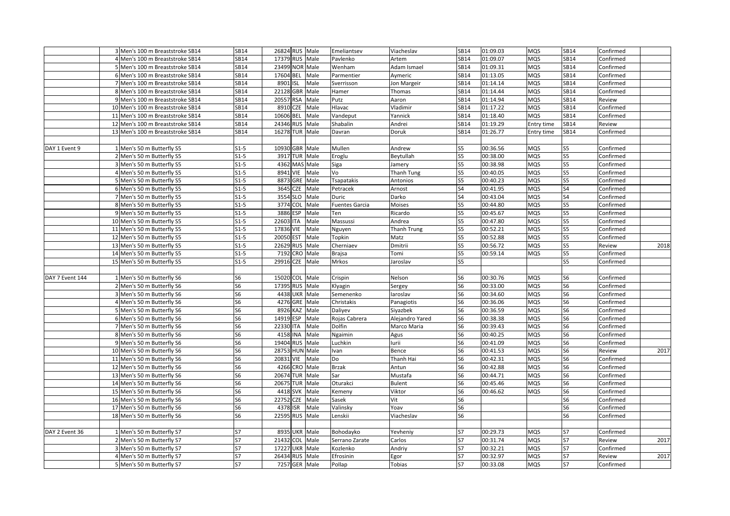| | | | | | | | | | | | | | | |
|---|---|---|---|---|---|---|---|---|---|---|---|---|---|---|
| | 3 | Men's 100 m Breaststroke SB14 | SB14 | 26824 | RUS | Male | Emeliantsev | Viacheslav | SB14 | 01:09.03 | MQS | SB14 | Confirmed | |
| | 4 | Men's 100 m Breaststroke SB14 | SB14 | 17379 | RUS | Male | Pavlenko | Artem | SB14 | 01:09.07 | MQS | SB14 | Confirmed | |
| | 5 | Men's 100 m Breaststroke SB14 | SB14 | 23499 | NOR | Male | Wenham | Adam Ismael | SB14 | 01:09.31 | MQS | SB14 | Confirmed | |
| | 6 | Men's 100 m Breaststroke SB14 | SB14 | 17604 | BEL | Male | Parmentier | Aymeric | SB14 | 01:13.05 | MQS | SB14 | Confirmed | |
| | 7 | Men's 100 m Breaststroke SB14 | SB14 | 8901 | ISL | Male | Sverrisson | Jon Margeir | SB14 | 01:14.14 | MQS | SB14 | Confirmed | |
| | 8 | Men's 100 m Breaststroke SB14 | SB14 | 22128 | GBR | Male | Hamer | Thomas | SB14 | 01:14.44 | MQS | SB14 | Confirmed | |
| | 9 | Men's 100 m Breaststroke SB14 | SB14 | 20557 | RSA | Male | Putz | Aaron | SB14 | 01:14.94 | MQS | SB14 | Review | |
| | 10 | Men's 100 m Breaststroke SB14 | SB14 | 8910 | CZE | Male | Hlavac | Vladimir | SB14 | 01:17.22 | MQS | SB14 | Confirmed | |
| | 11 | Men's 100 m Breaststroke SB14 | SB14 | 10606 | BEL | Male | Vandeput | Yannick | SB14 | 01:18.40 | MQS | SB14 | Confirmed | |
| | 12 | Men's 100 m Breaststroke SB14 | SB14 | 24346 | RUS | Male | Shabalin | Andrei | SB14 | 01:19.29 | Entry time | SB14 | Review | |
| | 13 | Men's 100 m Breaststroke SB14 | SB14 | 16278 | TUR | Male | Davran | Doruk | SB14 | 01:26.77 | Entry time | SB14 | Confirmed | |
| | | | | | | | | | | | | | | |
| DAY 1 Event 9 | 1 | Men's 50 m Butterfly S5 | S1-5 | 10930 | GBR | Male | Mullen | Andrew | S5 | 00:36.56 | MQS | S5 | Confirmed | |
| | 2 | Men's 50 m Butterfly S5 | S1-5 | 3917 | TUR | Male | Eroglu | Beytullah | S5 | 00:38.00 | MQS | S5 | Confirmed | |
| | 3 | Men's 50 m Butterfly S5 | S1-5 | 4362 | MAS | Male | Siga | Jamery | S5 | 00:38.98 | MQS | S5 | Confirmed | |
| | 4 | Men's 50 m Butterfly S5 | S1-5 | 8941 | VIE | Male | Vo | Thanh Tung | S5 | 00:40.05 | MQS | S5 | Confirmed | |
| | 5 | Men's 50 m Butterfly S5 | S1-5 | 8873 | GRE | Male | Tsapatakis | Antonios | S5 | 00:40.23 | MQS | S5 | Confirmed | |
| | 6 | Men's 50 m Butterfly S5 | S1-5 | 3645 | CZE | Male | Petracek | Arnost | S4 | 00:41.95 | MQS | S4 | Confirmed | |
| | 7 | Men's 50 m Butterfly S5 | S1-5 | 3554 | SLO | Male | Duric | Darko | S4 | 00:43.04 | MQS | S4 | Confirmed | |
| | 8 | Men's 50 m Butterfly S5 | S1-5 | 3774 | COL | Male | Fuentes Garcia | Moises | S5 | 00:44.80 | MQS | S5 | Confirmed | |
| | 9 | Men's 50 m Butterfly S5 | S1-5 | 3886 | ESP | Male | Ten | Ricardo | S5 | 00:45.67 | MQS | S5 | Confirmed | |
| | 10 | Men's 50 m Butterfly S5 | S1-5 | 22603 | ITA | Male | Massussi | Andrea | S5 | 00:47.80 | MQS | S5 | Confirmed | |
| | 11 | Men's 50 m Butterfly S5 | S1-5 | 17836 | VIE | Male | Nguyen | Thanh Trung | S5 | 00:52.21 | MQS | S5 | Confirmed | |
| | 12 | Men's 50 m Butterfly S5 | S1-5 | 20050 | EST | Male | Topkin | Matz | S5 | 00:52.88 | MQS | S5 | Confirmed | |
| | 13 | Men's 50 m Butterfly S5 | S1-5 | 22629 | RUS | Male | Cherniaev | Dmitrii | S5 | 00:56.72 | MQS | S5 | Review | 2018 |
| | 14 | Men's 50 m Butterfly S5 | S1-5 | 7192 | CRO | Male | Brajsa | Tomi | S5 | 00:59.14 | MQS | S5 | Confirmed | |
| | 15 | Men's 50 m Butterfly S5 | S1-5 | 29916 | CZE | Male | Mrkos | Jaroslav | S5 | | | S5 | Confirmed | |
| | | | | | | | | | | | | | | |
| DAY 7 Event 144 | 1 | Men's 50 m Butterfly S6 | S6 | 15020 | COL | Male | Crispin | Nelson | S6 | 00:30.76 | MQS | S6 | Confirmed | |
| | 2 | Men's 50 m Butterfly S6 | S6 | 17395 | RUS | Male | Klyagin | Sergey | S6 | 00:33.00 | MQS | S6 | Confirmed | |
| | 3 | Men's 50 m Butterfly S6 | S6 | 4438 | UKR | Male | Semenenko | Iaroslav | S6 | 00:34.60 | MQS | S6 | Confirmed | |
| | 4 | Men's 50 m Butterfly S6 | S6 | 4276 | GRE | Male | Christakis | Panagiotis | S6 | 00:36.06 | MQS | S6 | Confirmed | |
| | 5 | Men's 50 m Butterfly S6 | S6 | 8926 | KAZ | Male | Daliyev | Siyazbek | S6 | 00:36.59 | MQS | S6 | Confirmed | |
| | 6 | Men's 50 m Butterfly S6 | S6 | 14919 | ESP | Male | Rojas Cabrera | Alejandro Yared | S6 | 00:38.38 | MQS | S6 | Confirmed | |
| | 7 | Men's 50 m Butterfly S6 | S6 | 22330 | ITA | Male | Dolfin | Marco Maria | S6 | 00:39.43 | MQS | S6 | Confirmed | |
| | 8 | Men's 50 m Butterfly S6 | S6 | 4158 | INA | Male | Ngaimin | Agus | S6 | 00:40.25 | MQS | S6 | Confirmed | |
| | 9 | Men's 50 m Butterfly S6 | S6 | 19404 | RUS | Male | Luchkin | Iurii | S6 | 00:41.09 | MQS | S6 | Confirmed | |
| | 10 | Men's 50 m Butterfly S6 | S6 | 28753 | HUN | Male | Ivan | Bence | S6 | 00:41.53 | MQS | S6 | Review | 2017 |
| | 11 | Men's 50 m Butterfly S6 | S6 | 20831 | VIE | Male | Do | Thanh Hai | S6 | 00:42.31 | MQS | S6 | Confirmed | |
| | 12 | Men's 50 m Butterfly S6 | S6 | 4266 | CRO | Male | Brzak | Antun | S6 | 00:42.88 | MQS | S6 | Confirmed | |
| | 13 | Men's 50 m Butterfly S6 | S6 | 20674 | TUR | Male | Sar | Mustafa | S6 | 00:44.71 | MQS | S6 | Confirmed | |
| | 14 | Men's 50 m Butterfly S6 | S6 | 20675 | TUR | Male | Oturakci | Bulent | S6 | 00:45.46 | MQS | S6 | Confirmed | |
| | 15 | Men's 50 m Butterfly S6 | S6 | 4418 | SVK | Male | Kemeny | Viktor | S6 | 00:46.62 | MQS | S6 | Confirmed | |
| | 16 | Men's 50 m Butterfly S6 | S6 | 22752 | CZE | Male | Sasek | Vit | S6 | | | S6 | Confirmed | |
| | 17 | Men's 50 m Butterfly S6 | S6 | 4378 | ISR | Male | Valinsky | Yoav | S6 | | | S6 | Confirmed | |
| | 18 | Men's 50 m Butterfly S6 | S6 | 22595 | RUS | Male | Lenskii | Viacheslav | S6 | | | S6 | Confirmed | |
| | | | | | | | | | | | | | | |
| DAY 2 Event 36 | 1 | Men's 50 m Butterfly S7 | S7 | 8935 | UKR | Male | Bohodayko | Yevheniy | S7 | 00:29.73 | MQS | S7 | Confirmed | |
| | 2 | Men's 50 m Butterfly S7 | S7 | 21432 | COL | Male | Serrano Zarate | Carlos | S7 | 00:31.74 | MQS | S7 | Review | 2017 |
| | 3 | Men's 50 m Butterfly S7 | S7 | 17227 | UKR | Male | Kozlenko | Andriy | S7 | 00:32.21 | MQS | S7 | Confirmed | |
| | 4 | Men's 50 m Butterfly S7 | S7 | 26434 | RUS | Male | Efrosinin | Egor | S7 | 00:32.97 | MQS | S7 | Review | 2017 |
| | 5 | Men's 50 m Butterfly S7 | S7 | 7257 | GER | Male | Pollap | Tobias | S7 | 00:33.08 | MQS | S7 | Confirmed | |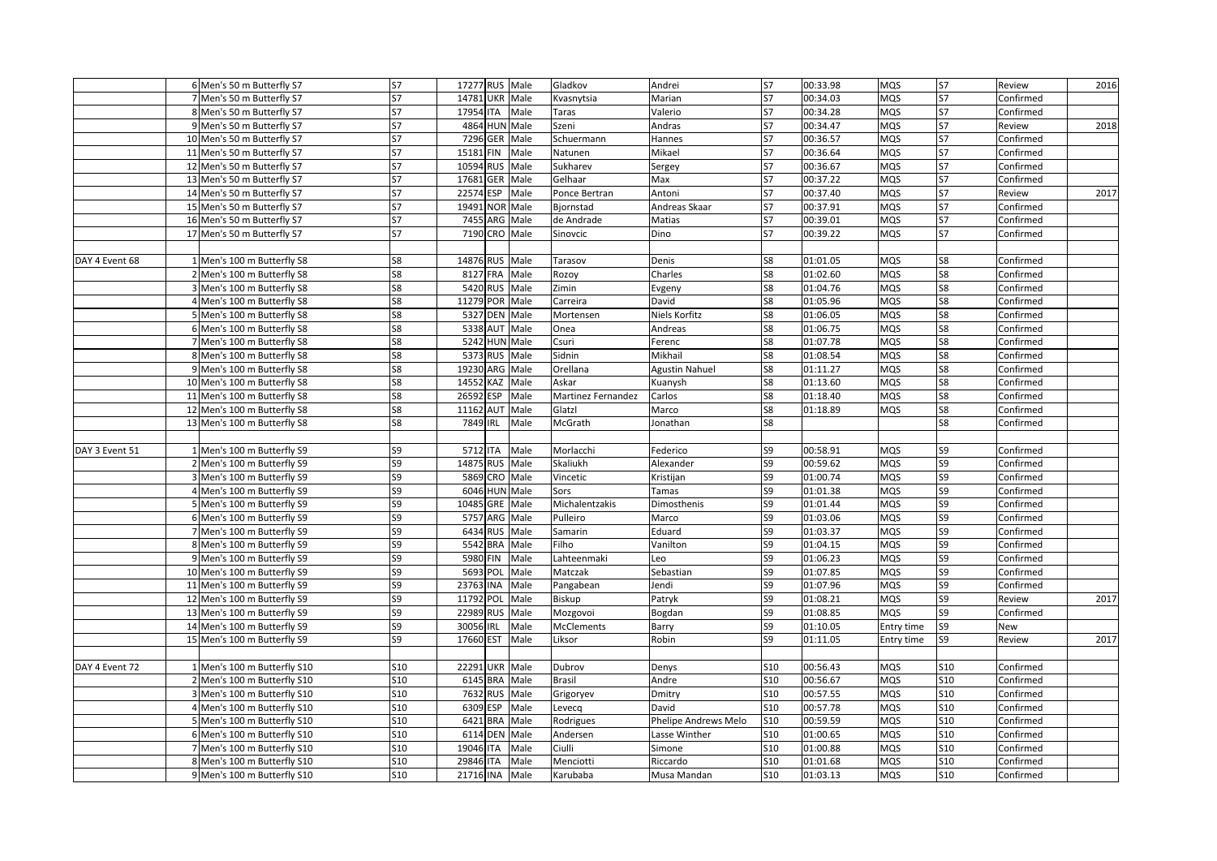| | | | | | | | | | | | | | |
|---|---|---|---|---|---|---|---|---|---|---|---|---|---|
| | 6 Men's 50 m Butterfly S7 | S7 | 17277 | RUS | Male | Gladkov | Andrei | S7 | 00:33.98 | MQS | S7 | Review | 2016 |
| | 7 Men's 50 m Butterfly S7 | S7 | 14781 | UKR | Male | Kvasnytsia | Marian | S7 | 00:34.03 | MQS | S7 | Confirmed | |
| | 8 Men's 50 m Butterfly S7 | S7 | 17954 | ITA | Male | Taras | Valerio | S7 | 00:34.28 | MQS | S7 | Confirmed | |
| | 9 Men's 50 m Butterfly S7 | S7 | 4864 | HUN | Male | Szeni | Andras | S7 | 00:34.47 | MQS | S7 | Review | 2018 |
| | 10 Men's 50 m Butterfly S7 | S7 | 7296 | GER | Male | Schuermann | Hannes | S7 | 00:36.57 | MQS | S7 | Confirmed | |
| | 11 Men's 50 m Butterfly S7 | S7 | 15181 | FIN | Male | Natunen | Mikael | S7 | 00:36.64 | MQS | S7 | Confirmed | |
| | 12 Men's 50 m Butterfly S7 | S7 | 10594 | RUS | Male | Sukharev | Sergey | S7 | 00:36.67 | MQS | S7 | Confirmed | |
| | 13 Men's 50 m Butterfly S7 | S7 | 17681 | GER | Male | Gelhaar | Max | S7 | 00:37.22 | MQS | S7 | Confirmed | |
| | 14 Men's 50 m Butterfly S7 | S7 | 22574 | ESP | Male | Ponce Bertran | Antoni | S7 | 00:37.40 | MQS | S7 | Review | 2017 |
| | 15 Men's 50 m Butterfly S7 | S7 | 19491 | NOR | Male | Bjornstad | Andreas Skaar | S7 | 00:37.91 | MQS | S7 | Confirmed | |
| | 16 Men's 50 m Butterfly S7 | S7 | 7455 | ARG | Male | de Andrade | Matias | S7 | 00:39.01 | MQS | S7 | Confirmed | |
| | 17 Men's 50 m Butterfly S7 | S7 | 7190 | CRO | Male | Sinovcic | Dino | S7 | 00:39.22 | MQS | S7 | Confirmed | |
| | | | | | | | | | | | | | |
| DAY 4 Event 68 | 1 Men's 100 m Butterfly S8 | S8 | 14876 | RUS | Male | Tarasov | Denis | S8 | 01:01.05 | MQS | S8 | Confirmed | |
| | 2 Men's 100 m Butterfly S8 | S8 | 8127 | FRA | Male | Rozoy | Charles | S8 | 01:02.60 | MQS | S8 | Confirmed | |
| | 3 Men's 100 m Butterfly S8 | S8 | 5420 | RUS | Male | Zimin | Evgeny | S8 | 01:04.76 | MQS | S8 | Confirmed | |
| | 4 Men's 100 m Butterfly S8 | S8 | 11279 | POR | Male | Carreira | David | S8 | 01:05.96 | MQS | S8 | Confirmed | |
| | 5 Men's 100 m Butterfly S8 | S8 | 5327 | DEN | Male | Mortensen | Niels Korfitz | S8 | 01:06.05 | MQS | S8 | Confirmed | |
| | 6 Men's 100 m Butterfly S8 | S8 | 5338 | AUT | Male | Onea | Andreas | S8 | 01:06.75 | MQS | S8 | Confirmed | |
| | 7 Men's 100 m Butterfly S8 | S8 | 5242 | HUN | Male | Csuri | Ferenc | S8 | 01:07.78 | MQS | S8 | Confirmed | |
| | 8 Men's 100 m Butterfly S8 | S8 | 5373 | RUS | Male | Sidnin | Mikhail | S8 | 01:08.54 | MQS | S8 | Confirmed | |
| | 9 Men's 100 m Butterfly S8 | S8 | 19230 | ARG | Male | Orellana | Agustin Nahuel | S8 | 01:11.27 | MQS | S8 | Confirmed | |
| | 10 Men's 100 m Butterfly S8 | S8 | 14552 | KAZ | Male | Askar | Kuanysh | S8 | 01:13.60 | MQS | S8 | Confirmed | |
| | 11 Men's 100 m Butterfly S8 | S8 | 26592 | ESP | Male | Martinez Fernandez | Carlos | S8 | 01:18.40 | MQS | S8 | Confirmed | |
| | 12 Men's 100 m Butterfly S8 | S8 | 11162 | AUT | Male | Glatzl | Marco | S8 | 01:18.89 | MQS | S8 | Confirmed | |
| | 13 Men's 100 m Butterfly S8 | S8 | 7849 | IRL | Male | McGrath | Jonathan | S8 | | | S8 | Confirmed | |
| | | | | | | | | | | | | | |
| DAY 3 Event 51 | 1 Men's 100 m Butterfly S9 | S9 | 5712 | ITA | Male | Morlacchi | Federico | S9 | 00:58.91 | MQS | S9 | Confirmed | |
| | 2 Men's 100 m Butterfly S9 | S9 | 14875 | RUS | Male | Skaliukh | Alexander | S9 | 00:59.62 | MQS | S9 | Confirmed | |
| | 3 Men's 100 m Butterfly S9 | S9 | 5869 | CRO | Male | Vincetic | Kristijan | S9 | 01:00.74 | MQS | S9 | Confirmed | |
| | 4 Men's 100 m Butterfly S9 | S9 | 6046 | HUN | Male | Sors | Tamas | S9 | 01:01.38 | MQS | S9 | Confirmed | |
| | 5 Men's 100 m Butterfly S9 | S9 | 10485 | GRE | Male | Michalentzakis | Dimosthenis | S9 | 01:01.44 | MQS | S9 | Confirmed | |
| | 6 Men's 100 m Butterfly S9 | S9 | 5757 | ARG | Male | Pulleiro | Marco | S9 | 01:03.06 | MQS | S9 | Confirmed | |
| | 7 Men's 100 m Butterfly S9 | S9 | 6434 | RUS | Male | Samarin | Eduard | S9 | 01:03.37 | MQS | S9 | Confirmed | |
| | 8 Men's 100 m Butterfly S9 | S9 | 5542 | BRA | Male | Filho | Vanilton | S9 | 01:04.15 | MQS | S9 | Confirmed | |
| | 9 Men's 100 m Butterfly S9 | S9 | 5980 | FIN | Male | Lahteenmaki | Leo | S9 | 01:06.23 | MQS | S9 | Confirmed | |
| | 10 Men's 100 m Butterfly S9 | S9 | 5693 | POL | Male | Matczak | Sebastian | S9 | 01:07.85 | MQS | S9 | Confirmed | |
| | 11 Men's 100 m Butterfly S9 | S9 | 23763 | INA | Male | Pangabean | Jendi | S9 | 01:07.96 | MQS | S9 | Confirmed | |
| | 12 Men's 100 m Butterfly S9 | S9 | 11792 | POL | Male | Biskup | Patryk | S9 | 01:08.21 | MQS | S9 | Review | 2017 |
| | 13 Men's 100 m Butterfly S9 | S9 | 22989 | RUS | Male | Mozgovoi | Bogdan | S9 | 01:08.85 | MQS | S9 | Confirmed | |
| | 14 Men's 100 m Butterfly S9 | S9 | 30056 | IRL | Male | McClements | Barry | S9 | 01:10.05 | Entry time | S9 | New | |
| | 15 Men's 100 m Butterfly S9 | S9 | 17660 | EST | Male | Liksor | Robin | S9 | 01:11.05 | Entry time | S9 | Review | 2017 |
| | | | | | | | | | | | | | |
| DAY 4 Event 72 | 1 Men's 100 m Butterfly S10 | S10 | 22291 | UKR | Male | Dubrov | Denys | S10 | 00:56.43 | MQS | S10 | Confirmed | |
| | 2 Men's 100 m Butterfly S10 | S10 | 6145 | BRA | Male | Brasil | Andre | S10 | 00:56.67 | MQS | S10 | Confirmed | |
| | 3 Men's 100 m Butterfly S10 | S10 | 7632 | RUS | Male | Grigoryev | Dmitry | S10 | 00:57.55 | MQS | S10 | Confirmed | |
| | 4 Men's 100 m Butterfly S10 | S10 | 6309 | ESP | Male | Levecq | David | S10 | 00:57.78 | MQS | S10 | Confirmed | |
| | 5 Men's 100 m Butterfly S10 | S10 | 6421 | BRA | Male | Rodrigues | Phelipe Andrews Melo | S10 | 00:59.59 | MQS | S10 | Confirmed | |
| | 6 Men's 100 m Butterfly S10 | S10 | 6114 | DEN | Male | Andersen | Lasse Winther | S10 | 01:00.65 | MQS | S10 | Confirmed | |
| | 7 Men's 100 m Butterfly S10 | S10 | 19046 | ITA | Male | Ciulli | Simone | S10 | 01:00.88 | MQS | S10 | Confirmed | |
| | 8 Men's 100 m Butterfly S10 | S10 | 29846 | ITA | Male | Menciotti | Riccardo | S10 | 01:01.68 | MQS | S10 | Confirmed | |
| | 9 Men's 100 m Butterfly S10 | S10 | 21716 | INA | Male | Karubaba | Musa Mandan | S10 | 01:03.13 | MQS | S10 | Confirmed | |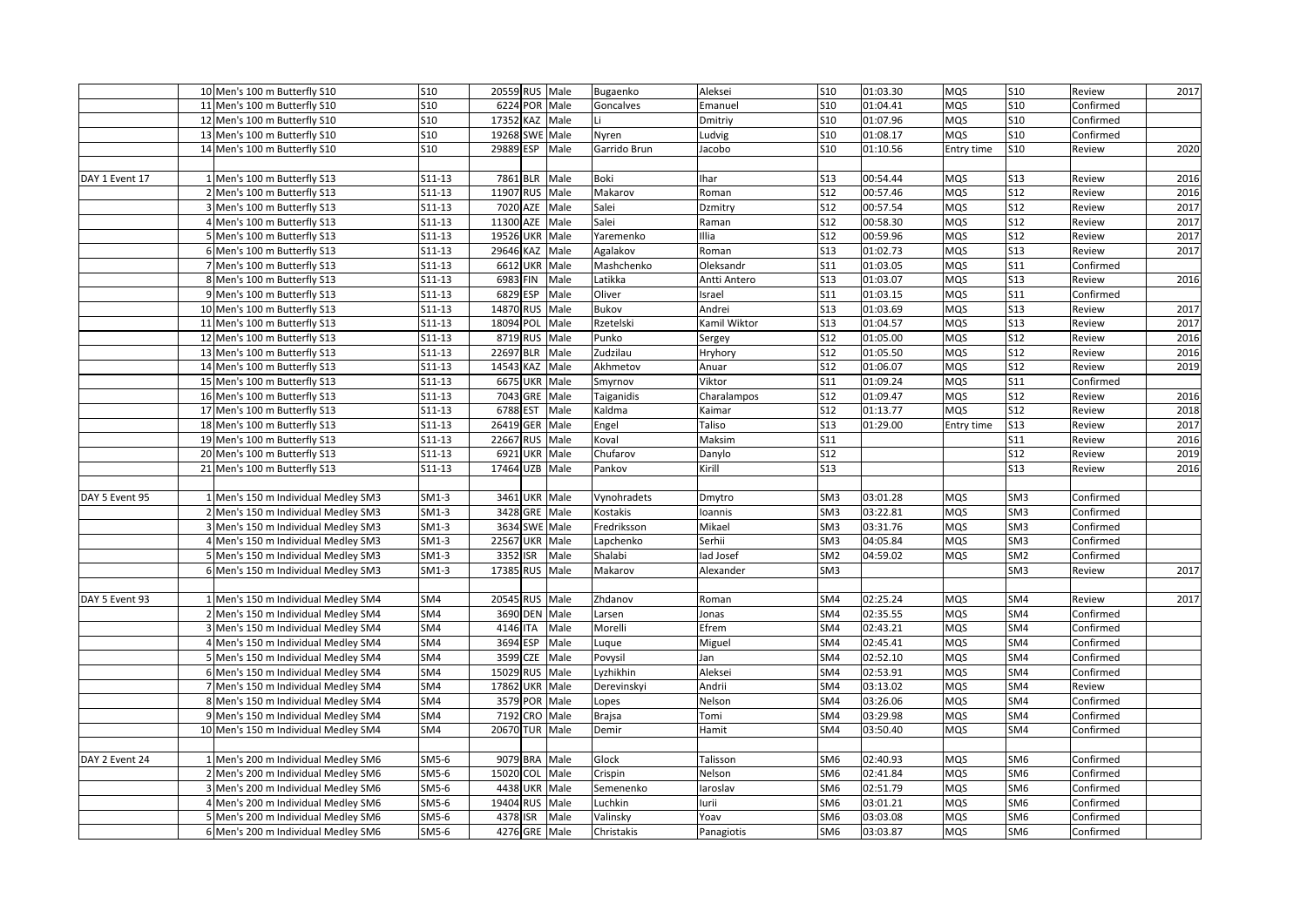| | | | | | | | | | | | | | | |
|---|---|---|---|---|---|---|---|---|---|---|---|---|---|---|
| | 10 | Men's 100 m Butterfly S10 | S10 | 20559 | RUS | Male | Bugaenko | Aleksei | S10 | 01:03.30 | MQS | S10 | Review | 2017 |
| | 11 | Men's 100 m Butterfly S10 | S10 | 6224 | POR | Male | Goncalves | Emanuel | S10 | 01:04.41 | MQS | S10 | Confirmed | |
| | 12 | Men's 100 m Butterfly S10 | S10 | 17352 | KAZ | Male | Li | Dmitriy | S10 | 01:07.96 | MQS | S10 | Confirmed | |
| | 13 | Men's 100 m Butterfly S10 | S10 | 19268 | SWE | Male | Nyren | Ludvig | S10 | 01:08.17 | MQS | S10 | Confirmed | |
| | 14 | Men's 100 m Butterfly S10 | S10 | 29889 | ESP | Male | Garrido Brun | Jacobo | S10 | 01:10.56 | Entry time | S10 | Review | 2020 |
| | | | | | | | | | | | | | | |
| DAY 1 Event 17 | 1 | Men's 100 m Butterfly S13 | S11-13 | 7861 | BLR | Male | Boki | Ihar | S13 | 00:54.44 | MQS | S13 | Review | 2016 |
| | 2 | Men's 100 m Butterfly S13 | S11-13 | 11907 | RUS | Male | Makarov | Roman | S12 | 00:57.46 | MQS | S12 | Review | 2016 |
| | 3 | Men's 100 m Butterfly S13 | S11-13 | 7020 | AZE | Male | Salei | Dzmitry | S12 | 00:57.54 | MQS | S12 | Review | 2017 |
| | 4 | Men's 100 m Butterfly S13 | S11-13 | 11300 | AZE | Male | Salei | Raman | S12 | 00:58.30 | MQS | S12 | Review | 2017 |
| | 5 | Men's 100 m Butterfly S13 | S11-13 | 19526 | UKR | Male | Yaremenko | Illia | S12 | 00:59.96 | MQS | S12 | Review | 2017 |
| | 6 | Men's 100 m Butterfly S13 | S11-13 | 29646 | KAZ | Male | Agalakov | Roman | S13 | 01:02.73 | MQS | S13 | Review | 2017 |
| | 7 | Men's 100 m Butterfly S13 | S11-13 | 6612 | UKR | Male | Mashchenko | Oleksandr | S11 | 01:03.05 | MQS | S11 | Confirmed | |
| | 8 | Men's 100 m Butterfly S13 | S11-13 | 6983 | FIN | Male | Latikka | Antti Antero | S13 | 01:03.07 | MQS | S13 | Review | 2016 |
| | 9 | Men's 100 m Butterfly S13 | S11-13 | 6829 | ESP | Male | Oliver | Israel | S11 | 01:03.15 | MQS | S11 | Confirmed | |
| | 10 | Men's 100 m Butterfly S13 | S11-13 | 14870 | RUS | Male | Bukov | Andrei | S13 | 01:03.69 | MQS | S13 | Review | 2017 |
| | 11 | Men's 100 m Butterfly S13 | S11-13 | 18094 | POL | Male | Rzetelski | Kamil Wiktor | S13 | 01:04.57 | MQS | S13 | Review | 2017 |
| | 12 | Men's 100 m Butterfly S13 | S11-13 | 8719 | RUS | Male | Punko | Sergey | S12 | 01:05.00 | MQS | S12 | Review | 2016 |
| | 13 | Men's 100 m Butterfly S13 | S11-13 | 22697 | BLR | Male | Zudzilau | Hryhory | S12 | 01:05.50 | MQS | S12 | Review | 2016 |
| | 14 | Men's 100 m Butterfly S13 | S11-13 | 14543 | KAZ | Male | Akhmetov | Anuar | S12 | 01:06.07 | MQS | S12 | Review | 2019 |
| | 15 | Men's 100 m Butterfly S13 | S11-13 | 6675 | UKR | Male | Smyrnov | Viktor | S11 | 01:09.24 | MQS | S11 | Confirmed | |
| | 16 | Men's 100 m Butterfly S13 | S11-13 | 7043 | GRE | Male | Taiganidis | Charalampos | S12 | 01:09.47 | MQS | S12 | Review | 2016 |
| | 17 | Men's 100 m Butterfly S13 | S11-13 | 6788 | EST | Male | Kaldma | Kaimar | S12 | 01:13.77 | MQS | S12 | Review | 2018 |
| | 18 | Men's 100 m Butterfly S13 | S11-13 | 26419 | GER | Male | Engel | Taliso | S13 | 01:29.00 | Entry time | S13 | Review | 2017 |
| | 19 | Men's 100 m Butterfly S13 | S11-13 | 22667 | RUS | Male | Koval | Maksim | S11 | | | S11 | Review | 2016 |
| | 20 | Men's 100 m Butterfly S13 | S11-13 | 6921 | UKR | Male | Chufarov | Danylo | S12 | | | S12 | Review | 2019 |
| | 21 | Men's 100 m Butterfly S13 | S11-13 | 17464 | UZB | Male | Pankov | Kirill | S13 | | | S13 | Review | 2016 |
| | | | | | | | | | | | | | | |
| DAY 5 Event 95 | 1 | Men's 150 m Individual Medley SM3 | SM1-3 | 3461 | UKR | Male | Vynohradets | Dmytro | SM3 | 03:01.28 | MQS | SM3 | Confirmed | |
| | 2 | Men's 150 m Individual Medley SM3 | SM1-3 | 3428 | GRE | Male | Kostakis | Ioannis | SM3 | 03:22.81 | MQS | SM3 | Confirmed | |
| | 3 | Men's 150 m Individual Medley SM3 | SM1-3 | 3634 | SWE | Male | Fredriksson | Mikael | SM3 | 03:31.76 | MQS | SM3 | Confirmed | |
| | 4 | Men's 150 m Individual Medley SM3 | SM1-3 | 22567 | UKR | Male | Lapchenko | Serhii | SM3 | 04:05.84 | MQS | SM3 | Confirmed | |
| | 5 | Men's 150 m Individual Medley SM3 | SM1-3 | 3352 | ISR | Male | Shalabi | Iad Josef | SM2 | 04:59.02 | MQS | SM2 | Confirmed | |
| | 6 | Men's 150 m Individual Medley SM3 | SM1-3 | 17385 | RUS | Male | Makarov | Alexander | SM3 | | | SM3 | Review | 2017 |
| | | | | | | | | | | | | | | |
| DAY 5 Event 93 | 1 | Men's 150 m Individual Medley SM4 | SM4 | 20545 | RUS | Male | Zhdanov | Roman | SM4 | 02:25.24 | MQS | SM4 | Review | 2017 |
| | 2 | Men's 150 m Individual Medley SM4 | SM4 | 3690 | DEN | Male | Larsen | Jonas | SM4 | 02:35.55 | MQS | SM4 | Confirmed | |
| | 3 | Men's 150 m Individual Medley SM4 | SM4 | 4146 | ITA | Male | Morelli | Efrem | SM4 | 02:43.21 | MQS | SM4 | Confirmed | |
| | 4 | Men's 150 m Individual Medley SM4 | SM4 | 3694 | ESP | Male | Luque | Miguel | SM4 | 02:45.41 | MQS | SM4 | Confirmed | |
| | 5 | Men's 150 m Individual Medley SM4 | SM4 | 3599 | CZE | Male | Povysil | Jan | SM4 | 02:52.10 | MQS | SM4 | Confirmed | |
| | 6 | Men's 150 m Individual Medley SM4 | SM4 | 15029 | RUS | Male | Lyzhikhin | Aleksei | SM4 | 02:53.91 | MQS | SM4 | Confirmed | |
| | 7 | Men's 150 m Individual Medley SM4 | SM4 | 17862 | UKR | Male | Derevinskyi | Andrii | SM4 | 03:13.02 | MQS | SM4 | Review | |
| | 8 | Men's 150 m Individual Medley SM4 | SM4 | 3579 | POR | Male | Lopes | Nelson | SM4 | 03:26.06 | MQS | SM4 | Confirmed | |
| | 9 | Men's 150 m Individual Medley SM4 | SM4 | 7192 | CRO | Male | Brajsa | Tomi | SM4 | 03:29.98 | MQS | SM4 | Confirmed | |
| | 10 | Men's 150 m Individual Medley SM4 | SM4 | 20670 | TUR | Male | Demir | Hamit | SM4 | 03:50.40 | MQS | SM4 | Confirmed | |
| | | | | | | | | | | | | | | |
| DAY 2 Event 24 | 1 | Men's 200 m Individual Medley SM6 | SM5-6 | 9079 | BRA | Male | Glock | Talisson | SM6 | 02:40.93 | MQS | SM6 | Confirmed | |
| | 2 | Men's 200 m Individual Medley SM6 | SM5-6 | 15020 | COL | Male | Crispin | Nelson | SM6 | 02:41.84 | MQS | SM6 | Confirmed | |
| | 3 | Men's 200 m Individual Medley SM6 | SM5-6 | 4438 | UKR | Male | Semenenko | Iaroslav | SM6 | 02:51.79 | MQS | SM6 | Confirmed | |
| | 4 | Men's 200 m Individual Medley SM6 | SM5-6 | 19404 | RUS | Male | Luchkin | Iurii | SM6 | 03:01.21 | MQS | SM6 | Confirmed | |
| | 5 | Men's 200 m Individual Medley SM6 | SM5-6 | 4378 | ISR | Male | Valinsky | Yoav | SM6 | 03:03.08 | MQS | SM6 | Confirmed | |
| | 6 | Men's 200 m Individual Medley SM6 | SM5-6 | 4276 | GRE | Male | Christakis | Panagiotis | SM6 | 03:03.87 | MQS | SM6 | Confirmed | |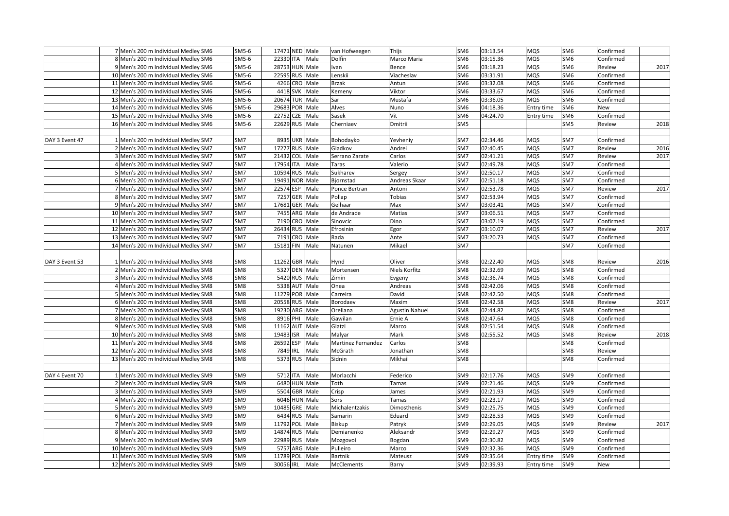| | | | | | | | | | | | | | | |
|---|---|---|---|---|---|---|---|---|---|---|---|---|---|---|
| | 7 | Men's 200 m Individual Medley SM6 | SM5-6 | 17471 | NED | Male | van Hofweegen | Thijs | SM6 | 03:13.54 | MQS | SM6 | Confirmed | |
| | 8 | Men's 200 m Individual Medley SM6 | SM5-6 | 22330 | ITA | Male | Dolfin | Marco Maria | SM6 | 03:15.36 | MQS | SM6 | Confirmed | |
| | 9 | Men's 200 m Individual Medley SM6 | SM5-6 | 28753 | HUN | Male | Ivan | Bence | SM6 | 03:18.23 | MQS | SM6 | Review | 2017 |
| | 10 | Men's 200 m Individual Medley SM6 | SM5-6 | 22595 | RUS | Male | Lenskii | Viacheslav | SM6 | 03:31.91 | MQS | SM6 | Confirmed | |
| | 11 | Men's 200 m Individual Medley SM6 | SM5-6 | 4266 | CRO | Male | Brzak | Antun | SM6 | 03:32.08 | MQS | SM6 | Confirmed | |
| | 12 | Men's 200 m Individual Medley SM6 | SM5-6 | 4418 | SVK | Male | Kemeny | Viktor | SM6 | 03:33.67 | MQS | SM6 | Confirmed | |
| | 13 | Men's 200 m Individual Medley SM6 | SM5-6 | 20674 | TUR | Male | Sar | Mustafa | SM6 | 03:36.05 | MQS | SM6 | Confirmed | |
| | 14 | Men's 200 m Individual Medley SM6 | SM5-6 | 29683 | POR | Male | Alves | Nuno | SM6 | 04:18.36 | Entry time | SM6 | New | |
| | 15 | Men's 200 m Individual Medley SM6 | SM5-6 | 22752 | CZE | Male | Sasek | Vit | SM6 | 04:24.70 | Entry time | SM6 | Confirmed | |
| | 16 | Men's 200 m Individual Medley SM6 | SM5-6 | 22629 | RUS | Male | Cherniaev | Dmitrii | SM5 | | | SM5 | Review | 2018 |
| | | | | | | | | | | | | | | |
| DAY 3 Event 47 | 1 | Men's 200 m Individual Medley SM7 | SM7 | 8935 | UKR | Male | Bohodayko | Yevheniy | SM7 | 02:34.46 | MQS | SM7 | Confirmed | |
| | 2 | Men's 200 m Individual Medley SM7 | SM7 | 17277 | RUS | Male | Gladkov | Andrei | SM7 | 02:40.45 | MQS | SM7 | Review | 2016 |
| | 3 | Men's 200 m Individual Medley SM7 | SM7 | 21432 | COL | Male | Serrano Zarate | Carlos | SM7 | 02:41.21 | MQS | SM7 | Review | 2017 |
| | 4 | Men's 200 m Individual Medley SM7 | SM7 | 17954 | ITA | Male | Taras | Valerio | SM7 | 02:49.78 | MQS | SM7 | Confirmed | |
| | 5 | Men's 200 m Individual Medley SM7 | SM7 | 10594 | RUS | Male | Sukharev | Sergey | SM7 | 02:50.17 | MQS | SM7 | Confirmed | |
| | 6 | Men's 200 m Individual Medley SM7 | SM7 | 19491 | NOR | Male | Bjornstad | Andreas Skaar | SM7 | 02:51.18 | MQS | SM7 | Confirmed | |
| | 7 | Men's 200 m Individual Medley SM7 | SM7 | 22574 | ESP | Male | Ponce Bertran | Antoni | SM7 | 02:53.78 | MQS | SM7 | Review | 2017 |
| | 8 | Men's 200 m Individual Medley SM7 | SM7 | 7257 | GER | Male | Pollap | Tobias | SM7 | 02:53.94 | MQS | SM7 | Confirmed | |
| | 9 | Men's 200 m Individual Medley SM7 | SM7 | 17681 | GER | Male | Gelhaar | Max | SM7 | 03:03.41 | MQS | SM7 | Confirmed | |
| | 10 | Men's 200 m Individual Medley SM7 | SM7 | 7455 | ARG | Male | de Andrade | Matias | SM7 | 03:06.51 | MQS | SM7 | Confirmed | |
| | 11 | Men's 200 m Individual Medley SM7 | SM7 | 7190 | CRO | Male | Sinovcic | Dino | SM7 | 03:07.19 | MQS | SM7 | Confirmed | |
| | 12 | Men's 200 m Individual Medley SM7 | SM7 | 26434 | RUS | Male | Efrosinin | Egor | SM7 | 03:10.07 | MQS | SM7 | Review | 2017 |
| | 13 | Men's 200 m Individual Medley SM7 | SM7 | 7191 | CRO | Male | Rada | Ante | SM7 | 03:20.73 | MQS | SM7 | Confirmed | |
| | 14 | Men's 200 m Individual Medley SM7 | SM7 | 15181 | FIN | Male | Natunen | Mikael | SM7 | | | SM7 | Confirmed | |
| | | | | | | | | | | | | | | |
| DAY 3 Event 53 | 1 | Men's 200 m Individual Medley SM8 | SM8 | 11262 | GBR | Male | Hynd | Oliver | SM8 | 02:22.40 | MQS | SM8 | Review | 2016 |
| | 2 | Men's 200 m Individual Medley SM8 | SM8 | 5327 | DEN | Male | Mortensen | Niels Korfitz | SM8 | 02:32.69 | MQS | SM8 | Confirmed | |
| | 3 | Men's 200 m Individual Medley SM8 | SM8 | 5420 | RUS | Male | Zimin | Evgeny | SM8 | 02:36.74 | MQS | SM8 | Confirmed | |
| | 4 | Men's 200 m Individual Medley SM8 | SM8 | 5338 | AUT | Male | Onea | Andreas | SM8 | 02:42.06 | MQS | SM8 | Confirmed | |
| | 5 | Men's 200 m Individual Medley SM8 | SM8 | 11279 | POR | Male | Carreira | David | SM8 | 02:42.50 | MQS | SM8 | Confirmed | |
| | 6 | Men's 200 m Individual Medley SM8 | SM8 | 20558 | RUS | Male | Borodaev | Maxim | SM8 | 02:42.58 | MQS | SM8 | Review | 2017 |
| | 7 | Men's 200 m Individual Medley SM8 | SM8 | 19230 | ARG | Male | Orellana | Agustin Nahuel | SM8 | 02:44.82 | MQS | SM8 | Confirmed | |
| | 8 | Men's 200 m Individual Medley SM8 | SM8 | 8916 | PHI | Male | Gawilan | Ernie A | SM8 | 02:47.64 | MQS | SM8 | Confirmed | |
| | 9 | Men's 200 m Individual Medley SM8 | SM8 | 11162 | AUT | Male | Glatzl | Marco | SM8 | 02:51.54 | MQS | SM8 | Confirmed | |
| | 10 | Men's 200 m Individual Medley SM8 | SM8 | 19483 | ISR | Male | Malyar | Mark | SM8 | 02:55.52 | MQS | SM8 | Review | 2018 |
| | 11 | Men's 200 m Individual Medley SM8 | SM8 | 26592 | ESP | Male | Martinez Fernandez | Carlos | SM8 | | | SM8 | Confirmed | |
| | 12 | Men's 200 m Individual Medley SM8 | SM8 | 7849 | IRL | Male | McGrath | Jonathan | SM8 | | | SM8 | Review | |
| | 13 | Men's 200 m Individual Medley SM8 | SM8 | 5373 | RUS | Male | Sidnin | Mikhail | SM8 | | | SM8 | Confirmed | |
| | | | | | | | | | | | | | | |
| DAY 4 Event 70 | 1 | Men's 200 m Individual Medley SM9 | SM9 | 5712 | ITA | Male | Morlacchi | Federico | SM9 | 02:17.76 | MQS | SM9 | Confirmed | |
| | 2 | Men's 200 m Individual Medley SM9 | SM9 | 6480 | HUN | Male | Toth | Tamas | SM9 | 02:21.46 | MQS | SM9 | Confirmed | |
| | 3 | Men's 200 m Individual Medley SM9 | SM9 | 5504 | GBR | Male | Crisp | James | SM9 | 02:21.93 | MQS | SM9 | Confirmed | |
| | 4 | Men's 200 m Individual Medley SM9 | SM9 | 6046 | HUN | Male | Sors | Tamas | SM9 | 02:23.17 | MQS | SM9 | Confirmed | |
| | 5 | Men's 200 m Individual Medley SM9 | SM9 | 10485 | GRE | Male | Michalentzakis | Dimosthenis | SM9 | 02:25.75 | MQS | SM9 | Confirmed | |
| | 6 | Men's 200 m Individual Medley SM9 | SM9 | 6434 | RUS | Male | Samarin | Eduard | SM9 | 02:28.53 | MQS | SM9 | Confirmed | |
| | 7 | Men's 200 m Individual Medley SM9 | SM9 | 11792 | POL | Male | Biskup | Patryk | SM9 | 02:29.05 | MQS | SM9 | Review | 2017 |
| | 8 | Men's 200 m Individual Medley SM9 | SM9 | 14874 | RUS | Male | Demianenko | Aleksandr | SM9 | 02:29.27 | MQS | SM9 | Confirmed | |
| | 9 | Men's 200 m Individual Medley SM9 | SM9 | 22989 | RUS | Male | Mozgovoi | Bogdan | SM9 | 02:30.82 | MQS | SM9 | Confirmed | |
| | 10 | Men's 200 m Individual Medley SM9 | SM9 | 5757 | ARG | Male | Pulleiro | Marco | SM9 | 02:32.36 | MQS | SM9 | Confirmed | |
| | 11 | Men's 200 m Individual Medley SM9 | SM9 | 11789 | POL | Male | Bartnik | Mateusz | SM9 | 02:35.64 | Entry time | SM9 | Confirmed | |
| | 12 | Men's 200 m Individual Medley SM9 | SM9 | 30056 | IRL | Male | McClements | Barry | SM9 | 02:39.93 | Entry time | SM9 | New | |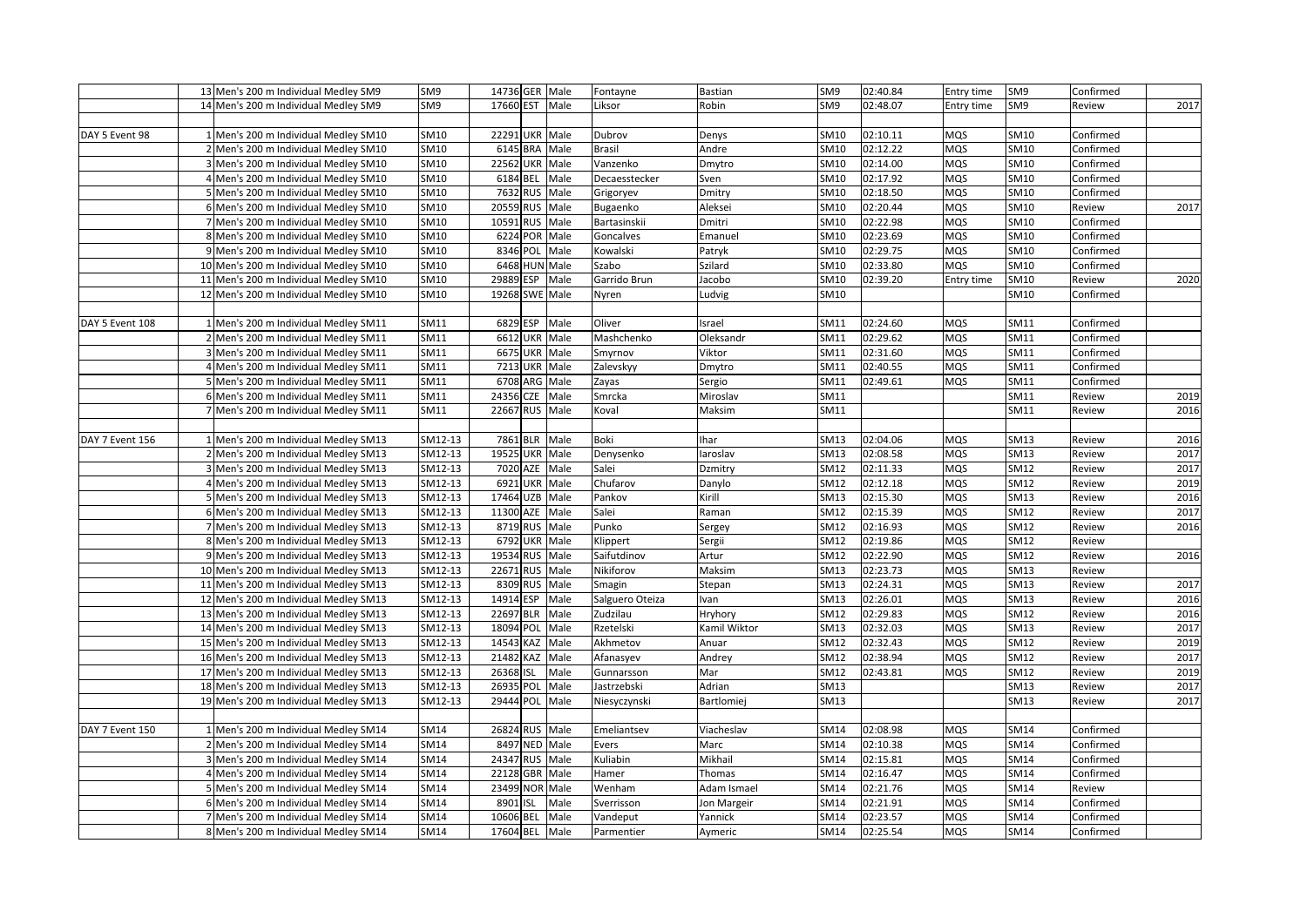| | | | | | | | | | | | | | | |
|---|---|---|---|---|---|---|---|---|---|---|---|---|---|---|
| | 13 | Men's 200 m Individual Medley SM9 | SM9 | 14736 | GER | Male | Fontayne | Bastian | SM9 | 02:40.84 | Entry time | SM9 | Confirmed | |
| | 14 | Men's 200 m Individual Medley SM9 | SM9 | 17660 | EST | Male | Liksor | Robin | SM9 | 02:48.07 | Entry time | SM9 | Review | 2017 |
| | | | | | | | | | | | | | | |
| DAY 5 Event 98 | 1 | Men's 200 m Individual Medley SM10 | SM10 | 22291 | UKR | Male | Dubrov | Denys | SM10 | 02:10.11 | MQS | SM10 | Confirmed | |
| | 2 | Men's 200 m Individual Medley SM10 | SM10 | 6145 | BRA | Male | Brasil | Andre | SM10 | 02:12.22 | MQS | SM10 | Confirmed | |
| | 3 | Men's 200 m Individual Medley SM10 | SM10 | 22562 | UKR | Male | Vanzenko | Dmytro | SM10 | 02:14.00 | MQS | SM10 | Confirmed | |
| | 4 | Men's 200 m Individual Medley SM10 | SM10 | 6184 | BEL | Male | Decaesstecker | Sven | SM10 | 02:17.92 | MQS | SM10 | Confirmed | |
| | 5 | Men's 200 m Individual Medley SM10 | SM10 | 7632 | RUS | Male | Grigoryev | Dmitry | SM10 | 02:18.50 | MQS | SM10 | Confirmed | |
| | 6 | Men's 200 m Individual Medley SM10 | SM10 | 20559 | RUS | Male | Bugaenko | Aleksei | SM10 | 02:20.44 | MQS | SM10 | Review | 2017 |
| | 7 | Men's 200 m Individual Medley SM10 | SM10 | 10591 | RUS | Male | Bartasinskii | Dmitri | SM10 | 02:22.98 | MQS | SM10 | Confirmed | |
| | 8 | Men's 200 m Individual Medley SM10 | SM10 | 6224 | POR | Male | Goncalves | Emanuel | SM10 | 02:23.69 | MQS | SM10 | Confirmed | |
| | 9 | Men's 200 m Individual Medley SM10 | SM10 | 8346 | POL | Male | Kowalski | Patryk | SM10 | 02:29.75 | MQS | SM10 | Confirmed | |
| | 10 | Men's 200 m Individual Medley SM10 | SM10 | 6468 | HUN | Male | Szabo | Szilard | SM10 | 02:33.80 | MQS | SM10 | Confirmed | |
| | 11 | Men's 200 m Individual Medley SM10 | SM10 | 29889 | ESP | Male | Garrido Brun | Jacobo | SM10 | 02:39.20 | Entry time | SM10 | Review | 2020 |
| | 12 | Men's 200 m Individual Medley SM10 | SM10 | 19268 | SWE | Male | Nyren | Ludvig | SM10 | | | SM10 | Confirmed | |
| | | | | | | | | | | | | | | |
| DAY 5 Event 108 | 1 | Men's 200 m Individual Medley SM11 | SM11 | 6829 | ESP | Male | Oliver | Israel | SM11 | 02:24.60 | MQS | SM11 | Confirmed | |
| | 2 | Men's 200 m Individual Medley SM11 | SM11 | 6612 | UKR | Male | Mashchenko | Oleksandr | SM11 | 02:29.62 | MQS | SM11 | Confirmed | |
| | 3 | Men's 200 m Individual Medley SM11 | SM11 | 6675 | UKR | Male | Smyrnov | Viktor | SM11 | 02:31.60 | MQS | SM11 | Confirmed | |
| | 4 | Men's 200 m Individual Medley SM11 | SM11 | 7213 | UKR | Male | Zalevskyy | Dmytro | SM11 | 02:40.55 | MQS | SM11 | Confirmed | |
| | 5 | Men's 200 m Individual Medley SM11 | SM11 | 6708 | ARG | Male | Zayas | Sergio | SM11 | 02:49.61 | MQS | SM11 | Confirmed | |
| | 6 | Men's 200 m Individual Medley SM11 | SM11 | 24356 | CZE | Male | Smrcka | Miroslav | SM11 | | | SM11 | Review | 2019 |
| | 7 | Men's 200 m Individual Medley SM11 | SM11 | 22667 | RUS | Male | Koval | Maksim | SM11 | | | SM11 | Review | 2016 |
| | | | | | | | | | | | | | | |
| DAY 7 Event 156 | 1 | Men's 200 m Individual Medley SM13 | SM12-13 | 7861 | BLR | Male | Boki | Ihar | SM13 | 02:04.06 | MQS | SM13 | Review | 2016 |
| | 2 | Men's 200 m Individual Medley SM13 | SM12-13 | 19525 | UKR | Male | Denysenko | Iaroslav | SM13 | 02:08.58 | MQS | SM13 | Review | 2017 |
| | 3 | Men's 200 m Individual Medley SM13 | SM12-13 | 7020 | AZE | Male | Salei | Dzmitry | SM12 | 02:11.33 | MQS | SM12 | Review | 2017 |
| | 4 | Men's 200 m Individual Medley SM13 | SM12-13 | 6921 | UKR | Male | Chufarov | Danylo | SM12 | 02:12.18 | MQS | SM12 | Review | 2019 |
| | 5 | Men's 200 m Individual Medley SM13 | SM12-13 | 17464 | UZB | Male | Pankov | Kirill | SM13 | 02:15.30 | MQS | SM13 | Review | 2016 |
| | 6 | Men's 200 m Individual Medley SM13 | SM12-13 | 11300 | AZE | Male | Salei | Raman | SM12 | 02:15.39 | MQS | SM12 | Review | 2017 |
| | 7 | Men's 200 m Individual Medley SM13 | SM12-13 | 8719 | RUS | Male | Punko | Sergey | SM12 | 02:16.93 | MQS | SM12 | Review | 2016 |
| | 8 | Men's 200 m Individual Medley SM13 | SM12-13 | 6792 | UKR | Male | Klippert | Sergii | SM12 | 02:19.86 | MQS | SM12 | Review | |
| | 9 | Men's 200 m Individual Medley SM13 | SM12-13 | 19534 | RUS | Male | Saifutdinov | Artur | SM12 | 02:22.90 | MQS | SM12 | Review | 2016 |
| | 10 | Men's 200 m Individual Medley SM13 | SM12-13 | 22671 | RUS | Male | Nikiforov | Maksim | SM13 | 02:23.73 | MQS | SM13 | Review | |
| | 11 | Men's 200 m Individual Medley SM13 | SM12-13 | 8309 | RUS | Male | Smagin | Stepan | SM13 | 02:24.31 | MQS | SM13 | Review | 2017 |
| | 12 | Men's 200 m Individual Medley SM13 | SM12-13 | 14914 | ESP | Male | Salguero Oteiza | Ivan | SM13 | 02:26.01 | MQS | SM13 | Review | 2016 |
| | 13 | Men's 200 m Individual Medley SM13 | SM12-13 | 22697 | BLR | Male | Zudzilau | Hryhory | SM12 | 02:29.83 | MQS | SM12 | Review | 2016 |
| | 14 | Men's 200 m Individual Medley SM13 | SM12-13 | 18094 | POL | Male | Rzetelski | Kamil Wiktor | SM13 | 02:32.03 | MQS | SM13 | Review | 2017 |
| | 15 | Men's 200 m Individual Medley SM13 | SM12-13 | 14543 | KAZ | Male | Akhmetov | Anuar | SM12 | 02:32.43 | MQS | SM12 | Review | 2019 |
| | 16 | Men's 200 m Individual Medley SM13 | SM12-13 | 21482 | KAZ | Male | Afanasyev | Andrey | SM12 | 02:38.94 | MQS | SM12 | Review | 2017 |
| | 17 | Men's 200 m Individual Medley SM13 | SM12-13 | 26368 | ISL | Male | Gunnarsson | Mar | SM12 | 02:43.81 | MQS | SM12 | Review | 2019 |
| | 18 | Men's 200 m Individual Medley SM13 | SM12-13 | 26935 | POL | Male | Jastrzebski | Adrian | SM13 | | | SM13 | Review | 2017 |
| | 19 | Men's 200 m Individual Medley SM13 | SM12-13 | 29444 | POL | Male | Niesyczynski | Bartlomiej | SM13 | | | SM13 | Review | 2017 |
| | | | | | | | | | | | | | | |
| DAY 7 Event 150 | 1 | Men's 200 m Individual Medley SM14 | SM14 | 26824 | RUS | Male | Emeliantsev | Viacheslav | SM14 | 02:08.98 | MQS | SM14 | Confirmed | |
| | 2 | Men's 200 m Individual Medley SM14 | SM14 | 8497 | NED | Male | Evers | Marc | SM14 | 02:10.38 | MQS | SM14 | Confirmed | |
| | 3 | Men's 200 m Individual Medley SM14 | SM14 | 24347 | RUS | Male | Kuliabin | Mikhail | SM14 | 02:15.81 | MQS | SM14 | Confirmed | |
| | 4 | Men's 200 m Individual Medley SM14 | SM14 | 22128 | GBR | Male | Hamer | Thomas | SM14 | 02:16.47 | MQS | SM14 | Confirmed | |
| | 5 | Men's 200 m Individual Medley SM14 | SM14 | 23499 | NOR | Male | Wenham | Adam Ismael | SM14 | 02:21.76 | MQS | SM14 | Review | |
| | 6 | Men's 200 m Individual Medley SM14 | SM14 | 8901 | ISL | Male | Sverrisson | Jon Margeir | SM14 | 02:21.91 | MQS | SM14 | Confirmed | |
| | 7 | Men's 200 m Individual Medley SM14 | SM14 | 10606 | BEL | Male | Vandeput | Yannick | SM14 | 02:23.57 | MQS | SM14 | Confirmed | |
| | 8 | Men's 200 m Individual Medley SM14 | SM14 | 17604 | BEL | Male | Parmentier | Aymeric | SM14 | 02:25.54 | MQS | SM14 | Confirmed | |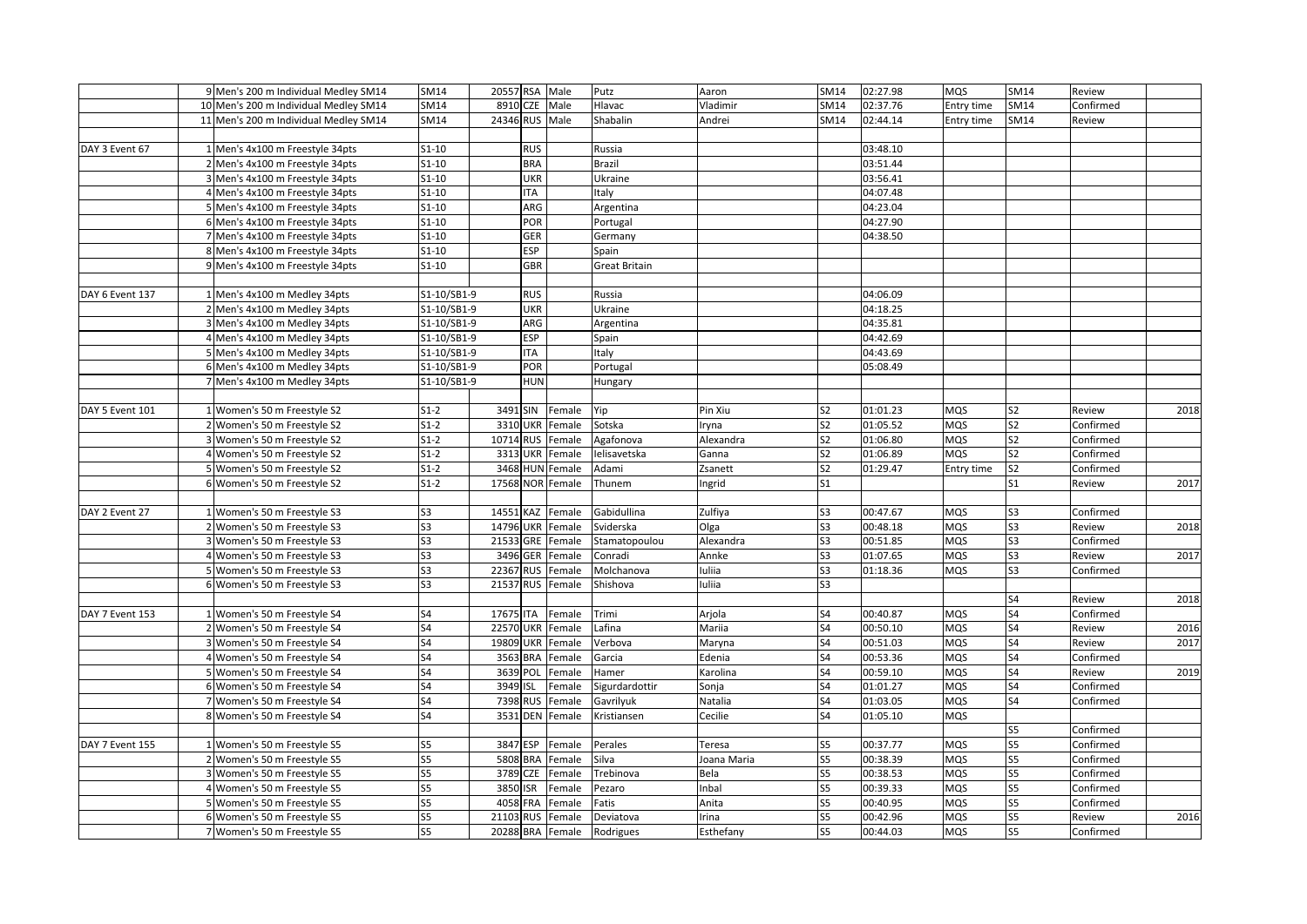| | | | | | | | | | | | | | | |
|---|---|---|---|---|---|---|---|---|---|---|---|---|---|---|
| | 9 | Men's 200 m Individual Medley SM14 | SM14 | 20557 | RSA | Male | Putz | Aaron | SM14 | 02:27.98 | MQS | SM14 | Review | |
| | 10 | Men's 200 m Individual Medley SM14 | SM14 | 8910 | CZE | Male | Hlavac | Vladimir | SM14 | 02:37.76 | Entry time | SM14 | Confirmed | |
| | 11 | Men's 200 m Individual Medley SM14 | SM14 | 24346 | RUS | Male | Shabalin | Andrei | SM14 | 02:44.14 | Entry time | SM14 | Review | |
| | | | | | | | | | | | | | | |
| DAY 3 Event 67 | 1 | Men's 4x100 m Freestyle 34pts | S1-10 | | RUS | | Russia | | | 03:48.10 | | | | |
| | 2 | Men's 4x100 m Freestyle 34pts | S1-10 | | BRA | | Brazil | | | 03:51.44 | | | | |
| | 3 | Men's 4x100 m Freestyle 34pts | S1-10 | | UKR | | Ukraine | | | 03:56.41 | | | | |
| | 4 | Men's 4x100 m Freestyle 34pts | S1-10 | | ITA | | Italy | | | 04:07.48 | | | | |
| | 5 | Men's 4x100 m Freestyle 34pts | S1-10 | | ARG | | Argentina | | | 04:23.04 | | | | |
| | 6 | Men's 4x100 m Freestyle 34pts | S1-10 | | POR | | Portugal | | | 04:27.90 | | | | |
| | 7 | Men's 4x100 m Freestyle 34pts | S1-10 | | GER | | Germany | | | 04:38.50 | | | | |
| | 8 | Men's 4x100 m Freestyle 34pts | S1-10 | | ESP | | Spain | | | | | | | |
| | 9 | Men's 4x100 m Freestyle 34pts | S1-10 | | GBR | | Great Britain | | | | | | | |
| | | | | | | | | | | | | | | |
| DAY 6 Event 137 | 1 | Men's 4x100 m Medley 34pts | S1-10/SB1-9 | | RUS | | Russia | | | 04:06.09 | | | | |
| | 2 | Men's 4x100 m Medley 34pts | S1-10/SB1-9 | | UKR | | Ukraine | | | 04:18.25 | | | | |
| | 3 | Men's 4x100 m Medley 34pts | S1-10/SB1-9 | | ARG | | Argentina | | | 04:35.81 | | | | |
| | 4 | Men's 4x100 m Medley 34pts | S1-10/SB1-9 | | ESP | | Spain | | | 04:42.69 | | | | |
| | 5 | Men's 4x100 m Medley 34pts | S1-10/SB1-9 | | ITA | | Italy | | | 04:43.69 | | | | |
| | 6 | Men's 4x100 m Medley 34pts | S1-10/SB1-9 | | POR | | Portugal | | | 05:08.49 | | | | |
| | 7 | Men's 4x100 m Medley 34pts | S1-10/SB1-9 | | HUN | | Hungary | | | | | | | |
| | | | | | | | | | | | | | | |
| DAY 5 Event 101 | 1 | Women's 50 m Freestyle S2 | S1-2 | 3491 | SIN | Female | Yip | Pin Xiu | S2 | 01:01.23 | MQS | S2 | Review | 2018 |
| | 2 | Women's 50 m Freestyle S2 | S1-2 | 3310 | UKR | Female | Sotska | Iryna | S2 | 01:05.52 | MQS | S2 | Confirmed | |
| | 3 | Women's 50 m Freestyle S2 | S1-2 | 10714 | RUS | Female | Agafonova | Alexandra | S2 | 01:06.80 | MQS | S2 | Confirmed | |
| | 4 | Women's 50 m Freestyle S2 | S1-2 | 3313 | UKR | Female | Ielisavetska | Ganna | S2 | 01:06.89 | MQS | S2 | Confirmed | |
| | 5 | Women's 50 m Freestyle S2 | S1-2 | 3468 | HUN | Female | Adami | Zsanett | S2 | 01:29.47 | Entry time | S2 | Confirmed | |
| | 6 | Women's 50 m Freestyle S2 | S1-2 | 17568 | NOR | Female | Thunem | Ingrid | S1 | | | S1 | Review | 2017 |
| | | | | | | | | | | | | | | |
| DAY 2 Event 27 | 1 | Women's 50 m Freestyle S3 | S3 | 14551 | KAZ | Female | Gabidullina | Zulfiya | S3 | 00:47.67 | MQS | S3 | Confirmed | |
| | 2 | Women's 50 m Freestyle S3 | S3 | 14796 | UKR | Female | Sviderska | Olga | S3 | 00:48.18 | MQS | S3 | Review | 2018 |
| | 3 | Women's 50 m Freestyle S3 | S3 | 21533 | GRE | Female | Stamatopoulou | Alexandra | S3 | 00:51.85 | MQS | S3 | Confirmed | |
| | 4 | Women's 50 m Freestyle S3 | S3 | 3496 | GER | Female | Conradi | Annke | S3 | 01:07.65 | MQS | S3 | Review | 2017 |
| | 5 | Women's 50 m Freestyle S3 | S3 | 22367 | RUS | Female | Molchanova | Iuliia | S3 | 01:18.36 | MQS | S3 | Confirmed | |
| | 6 | Women's 50 m Freestyle S3 | S3 | 21537 | RUS | Female | Shishova | Iuliia | S3 | | | | | |
| | | | | | | | | | | | | S4 | Review | 2018 |
| DAY 7 Event 153 | 1 | Women's 50 m Freestyle S4 | S4 | 17675 | ITA | Female | Trimi | Arjola | S4 | 00:40.87 | MQS | S4 | Confirmed | |
| | 2 | Women's 50 m Freestyle S4 | S4 | 22570 | UKR | Female | Lafina | Mariia | S4 | 00:50.10 | MQS | S4 | Review | 2016 |
| | 3 | Women's 50 m Freestyle S4 | S4 | 19809 | UKR | Female | Verbova | Maryna | S4 | 00:51.03 | MQS | S4 | Review | 2017 |
| | 4 | Women's 50 m Freestyle S4 | S4 | 3563 | BRA | Female | Garcia | Edenia | S4 | 00:53.36 | MQS | S4 | Confirmed | |
| | 5 | Women's 50 m Freestyle S4 | S4 | 3639 | POL | Female | Hamer | Karolina | S4 | 00:59.10 | MQS | S4 | Review | 2019 |
| | 6 | Women's 50 m Freestyle S4 | S4 | 3949 | ISL | Female | Sigurdardottir | Sonja | S4 | 01:01.27 | MQS | S4 | Confirmed | |
| | 7 | Women's 50 m Freestyle S4 | S4 | 7398 | RUS | Female | Gavrilyuk | Natalia | S4 | 01:03.05 | MQS | S4 | Confirmed | |
| | 8 | Women's 50 m Freestyle S4 | S4 | 3531 | DEN | Female | Kristiansen | Cecilie | S4 | 01:05.10 | MQS | | | |
| | | | | | | | | | | | | S5 | Confirmed | |
| DAY 7 Event 155 | 1 | Women's 50 m Freestyle S5 | S5 | 3847 | ESP | Female | Perales | Teresa | S5 | 00:37.77 | MQS | S5 | Confirmed | |
| | 2 | Women's 50 m Freestyle S5 | S5 | 5808 | BRA | Female | Silva | Joana Maria | S5 | 00:38.39 | MQS | S5 | Confirmed | |
| | 3 | Women's 50 m Freestyle S5 | S5 | 3789 | CZE | Female | Trebinova | Bela | S5 | 00:38.53 | MQS | S5 | Confirmed | |
| | 4 | Women's 50 m Freestyle S5 | S5 | 3850 | ISR | Female | Pezaro | Inbal | S5 | 00:39.33 | MQS | S5 | Confirmed | |
| | 5 | Women's 50 m Freestyle S5 | S5 | 4058 | FRA | Female | Fatis | Anita | S5 | 00:40.95 | MQS | S5 | Confirmed | |
| | 6 | Women's 50 m Freestyle S5 | S5 | 21103 | RUS | Female | Deviatova | Irina | S5 | 00:42.96 | MQS | S5 | Review | 2016 |
| | 7 | Women's 50 m Freestyle S5 | S5 | 20288 | BRA | Female | Rodrigues | Esthefany | S5 | 00:44.03 | MQS | S5 | Confirmed | |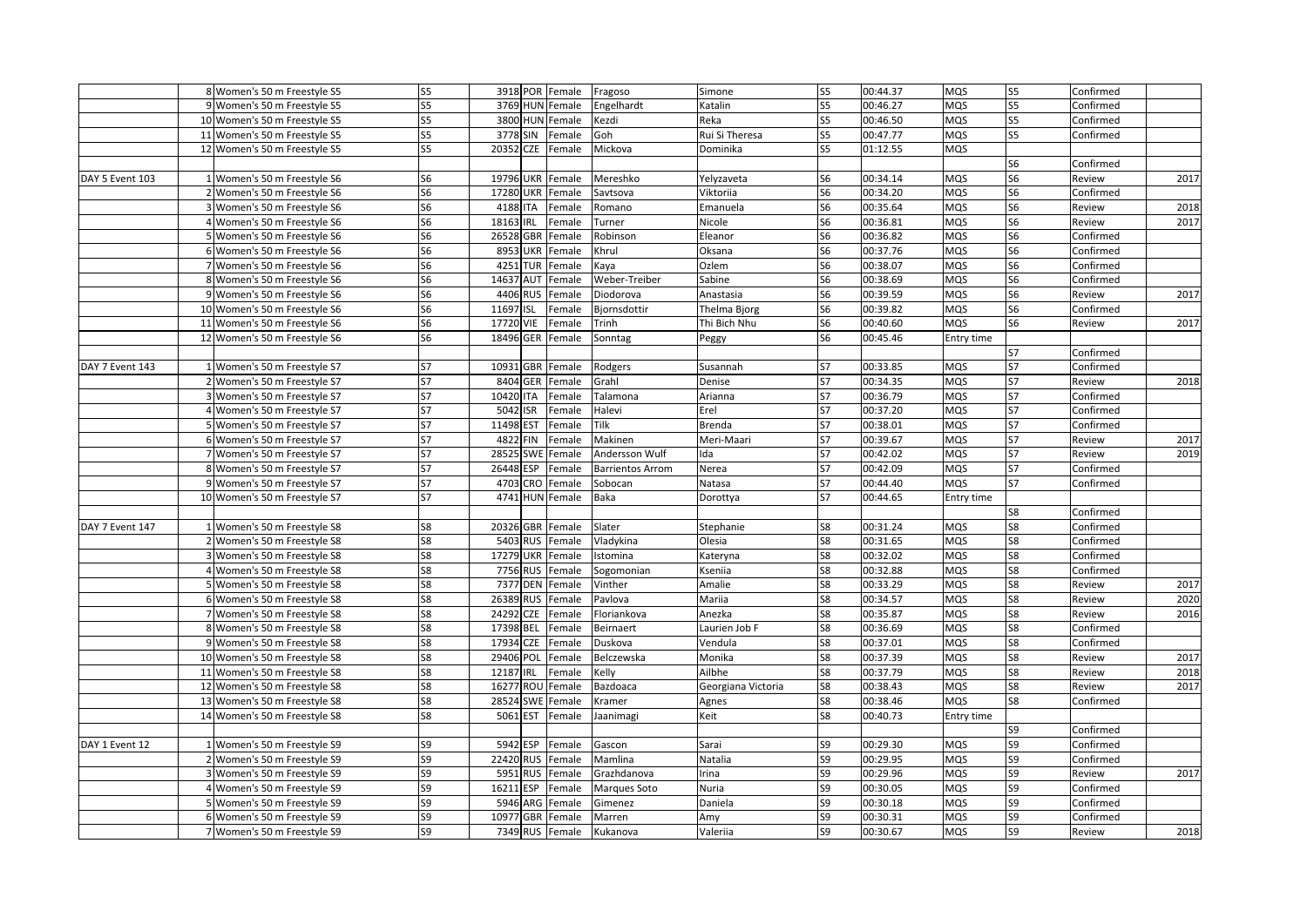| | | | | | | | | | | | | | | |
|---|---|---|---|---|---|---|---|---|---|---|---|---|---|---|
| | 8 | Women's 50 m Freestyle S5 | S5 | 3918 | POR | Female | Fragoso | Simone | S5 | 00:44.37 | MQS | S5 | Confirmed | |
| | 9 | Women's 50 m Freestyle S5 | S5 | 3769 | HUN | Female | Engelhardt | Katalin | S5 | 00:46.27 | MQS | S5 | Confirmed | |
| | 10 | Women's 50 m Freestyle S5 | S5 | 3800 | HUN | Female | Kezdi | Reka | S5 | 00:46.50 | MQS | S5 | Confirmed | |
| | 11 | Women's 50 m Freestyle S5 | S5 | 3778 | SIN | Female | Goh | Rui Si Theresa | S5 | 00:47.77 | MQS | S5 | Confirmed | |
| | 12 | Women's 50 m Freestyle S5 | S5 | 20352 | CZE | Female | Mickova | Dominika | S5 | 01:12.55 | MQS | | | |
| | | | | | | | | | | | | S6 | Confirmed | |
| DAY 5 Event 103 | 1 | Women's 50 m Freestyle S6 | S6 | 19796 | UKR | Female | Mereshko | Yelyzaveta | S6 | 00:34.14 | MQS | S6 | Review | 2017 |
| | 2 | Women's 50 m Freestyle S6 | S6 | 17280 | UKR | Female | Savtsova | Viktoriia | S6 | 00:34.20 | MQS | S6 | Confirmed | |
| | 3 | Women's 50 m Freestyle S6 | S6 | 4188 | ITA | Female | Romano | Emanuela | S6 | 00:35.64 | MQS | S6 | Review | 2018 |
| | 4 | Women's 50 m Freestyle S6 | S6 | 18163 | IRL | Female | Turner | Nicole | S6 | 00:36.81 | MQS | S6 | Review | 2017 |
| | 5 | Women's 50 m Freestyle S6 | S6 | 26528 | GBR | Female | Robinson | Eleanor | S6 | 00:36.82 | MQS | S6 | Confirmed | |
| | 6 | Women's 50 m Freestyle S6 | S6 | 8953 | UKR | Female | Khrul | Oksana | S6 | 00:37.76 | MQS | S6 | Confirmed | |
| | 7 | Women's 50 m Freestyle S6 | S6 | 4251 | TUR | Female | Kaya | Ozlem | S6 | 00:38.07 | MQS | S6 | Confirmed | |
| | 8 | Women's 50 m Freestyle S6 | S6 | 14637 | AUT | Female | Weber-Treiber | Sabine | S6 | 00:38.69 | MQS | S6 | Confirmed | |
| | 9 | Women's 50 m Freestyle S6 | S6 | 4406 | RUS | Female | Diodorova | Anastasia | S6 | 00:39.59 | MQS | S6 | Review | 2017 |
| | 10 | Women's 50 m Freestyle S6 | S6 | 11697 | ISL | Female | Bjornsdottir | Thelma Bjorg | S6 | 00:39.82 | MQS | S6 | Confirmed | |
| | 11 | Women's 50 m Freestyle S6 | S6 | 17720 | VIE | Female | Trinh | Thi Bich Nhu | S6 | 00:40.60 | MQS | S6 | Review | 2017 |
| | 12 | Women's 50 m Freestyle S6 | S6 | 18496 | GER | Female | Sonntag | Peggy | S6 | 00:45.46 | Entry time | | | |
| | | | | | | | | | | | | S7 | Confirmed | |
| DAY 7 Event 143 | 1 | Women's 50 m Freestyle S7 | S7 | 10931 | GBR | Female | Rodgers | Susannah | S7 | 00:33.85 | MQS | S7 | Confirmed | |
| | 2 | Women's 50 m Freestyle S7 | S7 | 8404 | GER | Female | Grahl | Denise | S7 | 00:34.35 | MQS | S7 | Review | 2018 |
| | 3 | Women's 50 m Freestyle S7 | S7 | 10420 | ITA | Female | Talamona | Arianna | S7 | 00:36.79 | MQS | S7 | Confirmed | |
| | 4 | Women's 50 m Freestyle S7 | S7 | 5042 | ISR | Female | Halevi | Erel | S7 | 00:37.20 | MQS | S7 | Confirmed | |
| | 5 | Women's 50 m Freestyle S7 | S7 | 11498 | EST | Female | Tilk | Brenda | S7 | 00:38.01 | MQS | S7 | Confirmed | |
| | 6 | Women's 50 m Freestyle S7 | S7 | 4822 | FIN | Female | Makinen | Meri-Maari | S7 | 00:39.67 | MQS | S7 | Review | 2017 |
| | 7 | Women's 50 m Freestyle S7 | S7 | 28525 | SWE | Female | Andersson Wulf | Ida | S7 | 00:42.02 | MQS | S7 | Review | 2019 |
| | 8 | Women's 50 m Freestyle S7 | S7 | 26448 | ESP | Female | Barrientos Arrom | Nerea | S7 | 00:42.09 | MQS | S7 | Confirmed | |
| | 9 | Women's 50 m Freestyle S7 | S7 | 4703 | CRO | Female | Sobocan | Natasa | S7 | 00:44.40 | MQS | S7 | Confirmed | |
| | 10 | Women's 50 m Freestyle S7 | S7 | 4741 | HUN | Female | Baka | Dorottya | S7 | 00:44.65 | Entry time | | | |
| | | | | | | | | | | | | S8 | Confirmed | |
| DAY 7 Event 147 | 1 | Women's 50 m Freestyle S8 | S8 | 20326 | GBR | Female | Slater | Stephanie | S8 | 00:31.24 | MQS | S8 | Confirmed | |
| | 2 | Women's 50 m Freestyle S8 | S8 | 5403 | RUS | Female | Vladykina | Olesia | S8 | 00:31.65 | MQS | S8 | Confirmed | |
| | 3 | Women's 50 m Freestyle S8 | S8 | 17279 | UKR | Female | Istomina | Kateryna | S8 | 00:32.02 | MQS | S8 | Confirmed | |
| | 4 | Women's 50 m Freestyle S8 | S8 | 7756 | RUS | Female | Sogomonian | Kseniia | S8 | 00:32.88 | MQS | S8 | Confirmed | |
| | 5 | Women's 50 m Freestyle S8 | S8 | 7377 | DEN | Female | Vinther | Amalie | S8 | 00:33.29 | MQS | S8 | Review | 2017 |
| | 6 | Women's 50 m Freestyle S8 | S8 | 26389 | RUS | Female | Pavlova | Mariia | S8 | 00:34.57 | MQS | S8 | Review | 2020 |
| | 7 | Women's 50 m Freestyle S8 | S8 | 24292 | CZE | Female | Floriankova | Anezka | S8 | 00:35.87 | MQS | S8 | Review | 2016 |
| | 8 | Women's 50 m Freestyle S8 | S8 | 17398 | BEL | Female | Beirnaert | Laurien Job F | S8 | 00:36.69 | MQS | S8 | Confirmed | |
| | 9 | Women's 50 m Freestyle S8 | S8 | 17934 | CZE | Female | Duskova | Vendula | S8 | 00:37.01 | MQS | S8 | Confirmed | |
| | 10 | Women's 50 m Freestyle S8 | S8 | 29406 | POL | Female | Belczewska | Monika | S8 | 00:37.39 | MQS | S8 | Review | 2017 |
| | 11 | Women's 50 m Freestyle S8 | S8 | 12187 | IRL | Female | Kelly | Ailbhe | S8 | 00:37.79 | MQS | S8 | Review | 2018 |
| | 12 | Women's 50 m Freestyle S8 | S8 | 16277 | ROU | Female | Bazdoaca | Georgiana Victoria | S8 | 00:38.43 | MQS | S8 | Review | 2017 |
| | 13 | Women's 50 m Freestyle S8 | S8 | 28524 | SWE | Female | Kramer | Agnes | S8 | 00:38.46 | MQS | S8 | Confirmed | |
| | 14 | Women's 50 m Freestyle S8 | S8 | 5061 | EST | Female | Jaanimagi | Keit | S8 | 00:40.73 | Entry time | | | |
| | | | | | | | | | | | | S9 | Confirmed | |
| DAY 1 Event 12 | 1 | Women's 50 m Freestyle S9 | S9 | 5942 | ESP | Female | Gascon | Sarai | S9 | 00:29.30 | MQS | S9 | Confirmed | |
| | 2 | Women's 50 m Freestyle S9 | S9 | 22420 | RUS | Female | Mamlina | Natalia | S9 | 00:29.95 | MQS | S9 | Confirmed | |
| | 3 | Women's 50 m Freestyle S9 | S9 | 5951 | RUS | Female | Grazhdanova | Irina | S9 | 00:29.96 | MQS | S9 | Review | 2017 |
| | 4 | Women's 50 m Freestyle S9 | S9 | 16211 | ESP | Female | Marques Soto | Nuria | S9 | 00:30.05 | MQS | S9 | Confirmed | |
| | 5 | Women's 50 m Freestyle S9 | S9 | 5946 | ARG | Female | Gimenez | Daniela | S9 | 00:30.18 | MQS | S9 | Confirmed | |
| | 6 | Women's 50 m Freestyle S9 | S9 | 10977 | GBR | Female | Marren | Amy | S9 | 00:30.31 | MQS | S9 | Confirmed | |
| | 7 | Women's 50 m Freestyle S9 | S9 | 7349 | RUS | Female | Kukanova | Valeriia | S9 | 00:30.67 | MQS | S9 | Review | 2018 |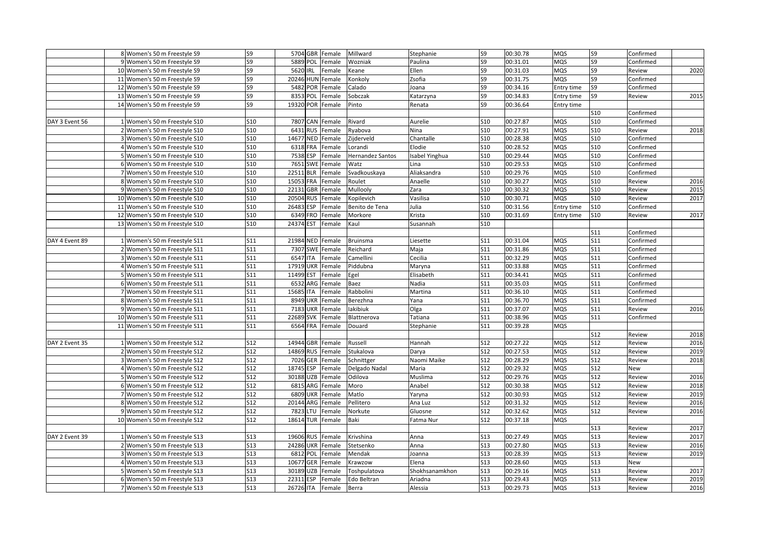| | | | | | | | | | | | | | |
|---|---|---|---|---|---|---|---|---|---|---|---|---|---|
| | 8 | Women's 50 m Freestyle S9 | S9 | 5704 | GBR | Female | Millward | Stephanie | S9 | 00:30.78 | MQS | S9 | Confirmed | |
| | 9 | Women's 50 m Freestyle S9 | S9 | 5889 | POL | Female | Wozniak | Paulina | S9 | 00:31.01 | MQS | S9 | Confirmed | |
| | 10 | Women's 50 m Freestyle S9 | S9 | 5620 | IRL | Female | Keane | Ellen | S9 | 00:31.03 | MQS | S9 | Review | 2020 |
| | 11 | Women's 50 m Freestyle S9 | S9 | 20246 | HUN | Female | Konkoly | Zsofia | S9 | 00:31.75 | MQS | S9 | Confirmed | |
| | 12 | Women's 50 m Freestyle S9 | S9 | 5482 | POR | Female | Calado | Joana | S9 | 00:34.16 | Entry time | S9 | Confirmed | |
| | 13 | Women's 50 m Freestyle S9 | S9 | 8353 | POL | Female | Sobczak | Katarzyna | S9 | 00:34.83 | Entry time | S9 | Review | 2015 |
| | 14 | Women's 50 m Freestyle S9 | S9 | 19320 | POR | Female | Pinto | Renata | S9 | 00:36.64 | Entry time | | | |
| | | | | | | | | | | | | S10 | Confirmed | |
| DAY 3 Event 56 | 1 | Women's 50 m Freestyle S10 | S10 | 7807 | CAN | Female | Rivard | Aurelie | S10 | 00:27.87 | MQS | S10 | Confirmed | |
| | 2 | Women's 50 m Freestyle S10 | S10 | 6431 | RUS | Female | Ryabova | Nina | S10 | 00:27.91 | MQS | S10 | Review | 2018 |
| | 3 | Women's 50 m Freestyle S10 | S10 | 14677 | NED | Female | Zijderveld | Chantalle | S10 | 00:28.38 | MQS | S10 | Confirmed | |
| | 4 | Women's 50 m Freestyle S10 | S10 | 6318 | FRA | Female | Lorandi | Elodie | S10 | 00:28.52 | MQS | S10 | Confirmed | |
| | 5 | Women's 50 m Freestyle S10 | S10 | 7538 | ESP | Female | Hernandez Santos | Isabel Yinghua | S10 | 00:29.44 | MQS | S10 | Confirmed | |
| | 6 | Women's 50 m Freestyle S10 | S10 | 7651 | SWE | Female | Watz | Lina | S10 | 00:29.53 | MQS | S10 | Confirmed | |
| | 7 | Women's 50 m Freestyle S10 | S10 | 22511 | BLR | Female | Svadkouskaya | Aliaksandra | S10 | 00:29.76 | MQS | S10 | Confirmed | |
| | 8 | Women's 50 m Freestyle S10 | S10 | 15053 | FRA | Female | Roulet | Anaelle | S10 | 00:30.27 | MQS | S10 | Review | 2016 |
| | 9 | Women's 50 m Freestyle S10 | S10 | 22131 | GBR | Female | Mullooly | Zara | S10 | 00:30.32 | MQS | S10 | Review | 2015 |
| | 10 | Women's 50 m Freestyle S10 | S10 | 20504 | RUS | Female | Kopilevich | Vasilisa | S10 | 00:30.71 | MQS | S10 | Review | 2017 |
| | 11 | Women's 50 m Freestyle S10 | S10 | 26483 | ESP | Female | Benito de Tena | Julia | S10 | 00:31.56 | Entry time | S10 | Confirmed | |
| | 12 | Women's 50 m Freestyle S10 | S10 | 6349 | FRO | Female | Morkore | Krista | S10 | 00:31.69 | Entry time | S10 | Review | 2017 |
| | 13 | Women's 50 m Freestyle S10 | S10 | 24374 | EST | Female | Kaul | Susannah | S10 | | | | | |
| | | | | | | | | | | | | S11 | Confirmed | |
| DAY 4 Event 89 | 1 | Women's 50 m Freestyle S11 | S11 | 21984 | NED | Female | Bruinsma | Liesette | S11 | 00:31.04 | MQS | S11 | Confirmed | |
| | 2 | Women's 50 m Freestyle S11 | S11 | 7307 | SWE | Female | Reichard | Maja | S11 | 00:31.86 | MQS | S11 | Confirmed | |
| | 3 | Women's 50 m Freestyle S11 | S11 | 6547 | ITA | Female | Camellini | Cecilia | S11 | 00:32.29 | MQS | S11 | Confirmed | |
| | 4 | Women's 50 m Freestyle S11 | S11 | 17919 | UKR | Female | Piddubna | Maryna | S11 | 00:33.88 | MQS | S11 | Confirmed | |
| | 5 | Women's 50 m Freestyle S11 | S11 | 11499 | EST | Female | Egel | Elisabeth | S11 | 00:34.41 | MQS | S11 | Confirmed | |
| | 6 | Women's 50 m Freestyle S11 | S11 | 6532 | ARG | Female | Baez | Nadia | S11 | 00:35.03 | MQS | S11 | Confirmed | |
| | 7 | Women's 50 m Freestyle S11 | S11 | 15685 | ITA | Female | Rabbolini | Martina | S11 | 00:36.10 | MQS | S11 | Confirmed | |
| | 8 | Women's 50 m Freestyle S11 | S11 | 8949 | UKR | Female | Berezhna | Yana | S11 | 00:36.70 | MQS | S11 | Confirmed | |
| | 9 | Women's 50 m Freestyle S11 | S11 | 7183 | UKR | Female | Iakibiuk | Olga | S11 | 00:37.07 | MQS | S11 | Review | 2016 |
| | 10 | Women's 50 m Freestyle S11 | S11 | 22689 | SVK | Female | Blattnerova | Tatiana | S11 | 00:38.96 | MQS | S11 | Confirmed | |
| | 11 | Women's 50 m Freestyle S11 | S11 | 6564 | FRA | Female | Douard | Stephanie | S11 | 00:39.28 | MQS | | | |
| | | | | | | | | | | | | S12 | Review | 2018 |
| DAY 2 Event 35 | 1 | Women's 50 m Freestyle S12 | S12 | 14944 | GBR | Female | Russell | Hannah | S12 | 00:27.22 | MQS | S12 | Review | 2016 |
| | 2 | Women's 50 m Freestyle S12 | S12 | 14869 | RUS | Female | Stukalova | Darya | S12 | 00:27.53 | MQS | S12 | Review | 2019 |
| | 3 | Women's 50 m Freestyle S12 | S12 | 7026 | GER | Female | Schnittger | Naomi Maike | S12 | 00:28.29 | MQS | S12 | Review | 2018 |
| | 4 | Women's 50 m Freestyle S12 | S12 | 18745 | ESP | Female | Delgado Nadal | Maria | S12 | 00:29.32 | MQS | S12 | New | |
| | 5 | Women's 50 m Freestyle S12 | S12 | 30188 | UZB | Female | Odilova | Muslima | S12 | 00:29.76 | MQS | S12 | Review | 2016 |
| | 6 | Women's 50 m Freestyle S12 | S12 | 6815 | ARG | Female | Moro | Anabel | S12 | 00:30.38 | MQS | S12 | Review | 2018 |
| | 7 | Women's 50 m Freestyle S12 | S12 | 6809 | UKR | Female | Matlo | Yaryna | S12 | 00:30.93 | MQS | S12 | Review | 2019 |
| | 8 | Women's 50 m Freestyle S12 | S12 | 20144 | ARG | Female | Pellitero | Ana Luz | S12 | 00:31.32 | MQS | S12 | Review | 2016 |
| | 9 | Women's 50 m Freestyle S12 | S12 | 7823 | LTU | Female | Norkute | Gluosne | S12 | 00:32.62 | MQS | S12 | Review | 2016 |
| | 10 | Women's 50 m Freestyle S12 | S12 | 18614 | TUR | Female | Baki | Fatma Nur | S12 | 00:37.18 | MQS | | | |
| | | | | | | | | | | | | S13 | Review | 2017 |
| DAY 2 Event 39 | 1 | Women's 50 m Freestyle S13 | S13 | 19606 | RUS | Female | Krivshina | Anna | S13 | 00:27.49 | MQS | S13 | Review | 2017 |
| | 2 | Women's 50 m Freestyle S13 | S13 | 24286 | UKR | Female | Stetsenko | Anna | S13 | 00:27.80 | MQS | S13 | Review | 2016 |
| | 3 | Women's 50 m Freestyle S13 | S13 | 6812 | POL | Female | Mendak | Joanna | S13 | 00:28.39 | MQS | S13 | Review | 2019 |
| | 4 | Women's 50 m Freestyle S13 | S13 | 10677 | GER | Female | Krawzow | Elena | S13 | 00:28.60 | MQS | S13 | New | |
| | 5 | Women's 50 m Freestyle S13 | S13 | 30189 | UZB | Female | Toshpulatova | Shokhsanamkhon | S13 | 00:29.16 | MQS | S13 | Review | 2017 |
| | 6 | Women's 50 m Freestyle S13 | S13 | 22311 | ESP | Female | Edo Beltran | Ariadna | S13 | 00:29.43 | MQS | S13 | Review | 2019 |
| | 7 | Women's 50 m Freestyle S13 | S13 | 26726 | ITA | Female | Berra | Alessia | S13 | 00:29.73 | MQS | S13 | Review | 2016 |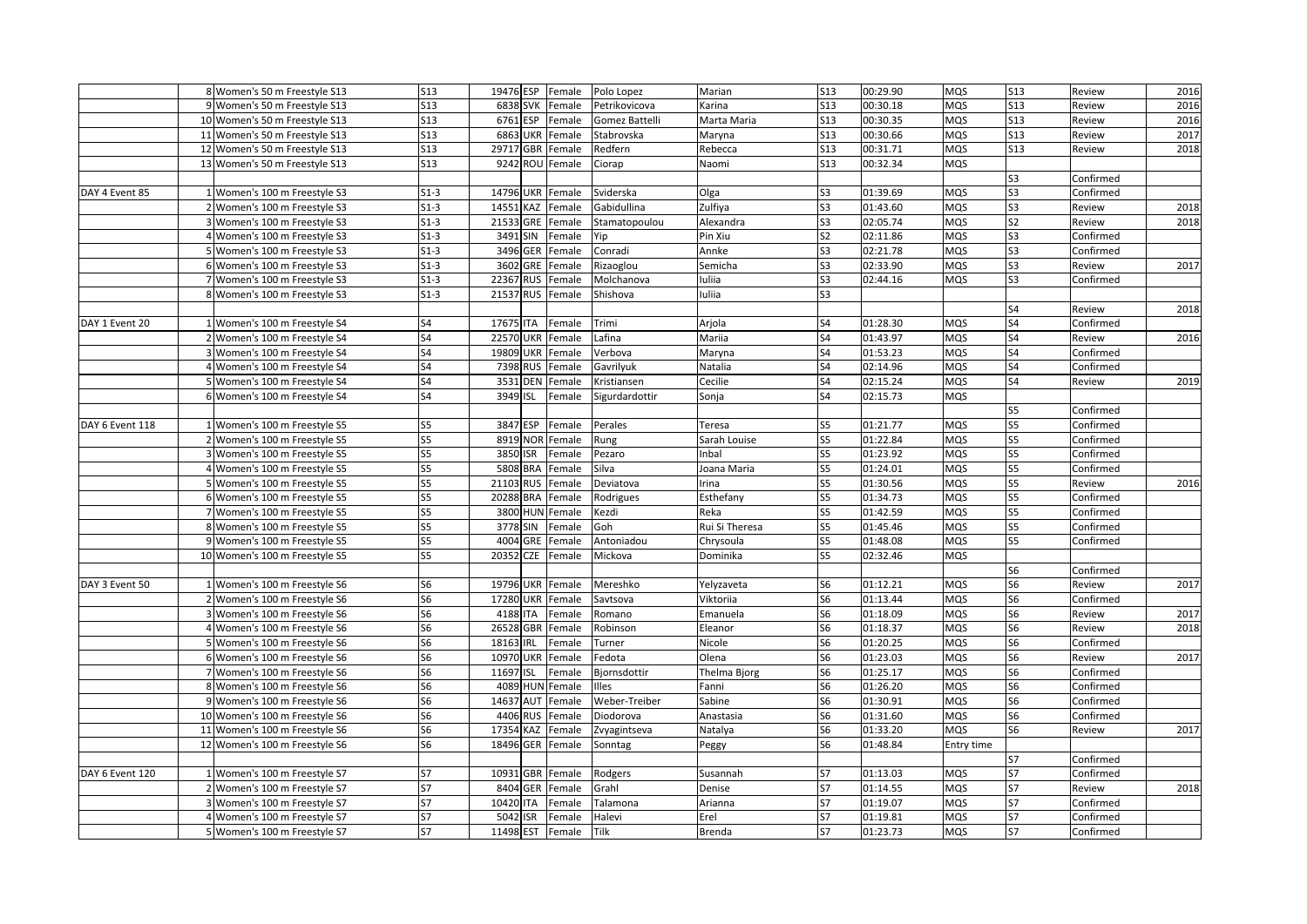| | | | | | | | | | | | | | | |
|---|---|---|---|---|---|---|---|---|---|---|---|---|---|---|
| | 8 | Women's 50 m Freestyle S13 | S13 | 19476 | ESP | Female | Polo Lopez | Marian | S13 | 00:29.90 | MQS | S13 | Review | 2016 |
| | 9 | Women's 50 m Freestyle S13 | S13 | 6838 | SVK | Female | Petrikovicova | Karina | S13 | 00:30.18 | MQS | S13 | Review | 2016 |
| | 10 | Women's 50 m Freestyle S13 | S13 | 6761 | ESP | Female | Gomez Battelli | Marta Maria | S13 | 00:30.35 | MQS | S13 | Review | 2016 |
| | 11 | Women's 50 m Freestyle S13 | S13 | 6863 | UKR | Female | Stabrovska | Maryna | S13 | 00:30.66 | MQS | S13 | Review | 2017 |
| | 12 | Women's 50 m Freestyle S13 | S13 | 29717 | GBR | Female | Redfern | Rebecca | S13 | 00:31.71 | MQS | S13 | Review | 2018 |
| | 13 | Women's 50 m Freestyle S13 | S13 | 9242 | ROU | Female | Ciorap | Naomi | S13 | 00:32.34 | MQS | | | |
| | | | | | | | | | | | | S3 | Confirmed | |
| DAY 4 Event 85 | 1 | Women's 100 m Freestyle S3 | S1-3 | 14796 | UKR | Female | Sviderska | Olga | S3 | 01:39.69 | MQS | S3 | Confirmed | |
| | 2 | Women's 100 m Freestyle S3 | S1-3 | 14551 | KAZ | Female | Gabidullina | Zulfiya | S3 | 01:43.60 | MQS | S3 | Review | 2018 |
| | 3 | Women's 100 m Freestyle S3 | S1-3 | 21533 | GRE | Female | Stamatopoulou | Alexandra | S3 | 02:05.74 | MQS | S2 | Review | 2018 |
| | 4 | Women's 100 m Freestyle S3 | S1-3 | 3491 | SIN | Female | Yip | Pin Xiu | S2 | 02:11.86 | MQS | S3 | Confirmed | |
| | 5 | Women's 100 m Freestyle S3 | S1-3 | 3496 | GER | Female | Conradi | Annke | S3 | 02:21.78 | MQS | S3 | Confirmed | |
| | 6 | Women's 100 m Freestyle S3 | S1-3 | 3602 | GRE | Female | Rizaoglou | Semicha | S3 | 02:33.90 | MQS | S3 | Review | 2017 |
| | 7 | Women's 100 m Freestyle S3 | S1-3 | 22367 | RUS | Female | Molchanova | Iuliia | S3 | 02:44.16 | MQS | S3 | Confirmed | |
| | 8 | Women's 100 m Freestyle S3 | S1-3 | 21537 | RUS | Female | Shishova | Iuliia | S3 | | | | | |
| | | | | | | | | | | | | S4 | Review | 2018 |
| DAY 1 Event 20 | 1 | Women's 100 m Freestyle S4 | S4 | 17675 | ITA | Female | Trimi | Arjola | S4 | 01:28.30 | MQS | S4 | Confirmed | |
| | 2 | Women's 100 m Freestyle S4 | S4 | 22570 | UKR | Female | Lafina | Mariia | S4 | 01:43.97 | MQS | S4 | Review | 2016 |
| | 3 | Women's 100 m Freestyle S4 | S4 | 19809 | UKR | Female | Verbova | Maryna | S4 | 01:53.23 | MQS | S4 | Confirmed | |
| | 4 | Women's 100 m Freestyle S4 | S4 | 7398 | RUS | Female | Gavrilyuk | Natalia | S4 | 02:14.96 | MQS | S4 | Confirmed | |
| | 5 | Women's 100 m Freestyle S4 | S4 | 3531 | DEN | Female | Kristiansen | Cecilie | S4 | 02:15.24 | MQS | S4 | Review | 2019 |
| | 6 | Women's 100 m Freestyle S4 | S4 | 3949 | ISL | Female | Sigurdardottir | Sonja | S4 | 02:15.73 | MQS | | | |
| | | | | | | | | | | | | S5 | Confirmed | |
| DAY 6 Event 118 | 1 | Women's 100 m Freestyle S5 | S5 | 3847 | ESP | Female | Perales | Teresa | S5 | 01:21.77 | MQS | S5 | Confirmed | |
| | 2 | Women's 100 m Freestyle S5 | S5 | 8919 | NOR | Female | Rung | Sarah Louise | S5 | 01:22.84 | MQS | S5 | Confirmed | |
| | 3 | Women's 100 m Freestyle S5 | S5 | 3850 | ISR | Female | Pezaro | Inbal | S5 | 01:23.92 | MQS | S5 | Confirmed | |
| | 4 | Women's 100 m Freestyle S5 | S5 | 5808 | BRA | Female | Silva | Joana Maria | S5 | 01:24.01 | MQS | S5 | Confirmed | |
| | 5 | Women's 100 m Freestyle S5 | S5 | 21103 | RUS | Female | Deviatova | Irina | S5 | 01:30.56 | MQS | S5 | Review | 2016 |
| | 6 | Women's 100 m Freestyle S5 | S5 | 20288 | BRA | Female | Rodrigues | Esthefany | S5 | 01:34.73 | MQS | S5 | Confirmed | |
| | 7 | Women's 100 m Freestyle S5 | S5 | 3800 | HUN | Female | Kezdi | Reka | S5 | 01:42.59 | MQS | S5 | Confirmed | |
| | 8 | Women's 100 m Freestyle S5 | S5 | 3778 | SIN | Female | Goh | Rui Si Theresa | S5 | 01:45.46 | MQS | S5 | Confirmed | |
| | 9 | Women's 100 m Freestyle S5 | S5 | 4004 | GRE | Female | Antoniadou | Chrysoula | S5 | 01:48.08 | MQS | S5 | Confirmed | |
| | 10 | Women's 100 m Freestyle S5 | S5 | 20352 | CZE | Female | Mickova | Dominika | S5 | 02:32.46 | MQS | | | |
| | | | | | | | | | | | | S6 | Confirmed | |
| DAY 3 Event 50 | 1 | Women's 100 m Freestyle S6 | S6 | 19796 | UKR | Female | Mereshko | Yelyzaveta | S6 | 01:12.21 | MQS | S6 | Review | 2017 |
| | 2 | Women's 100 m Freestyle S6 | S6 | 17280 | UKR | Female | Savtsova | Viktoriia | S6 | 01:13.44 | MQS | S6 | Confirmed | |
| | 3 | Women's 100 m Freestyle S6 | S6 | 4188 | ITA | Female | Romano | Emanuela | S6 | 01:18.09 | MQS | S6 | Review | 2017 |
| | 4 | Women's 100 m Freestyle S6 | S6 | 26528 | GBR | Female | Robinson | Eleanor | S6 | 01:18.37 | MQS | S6 | Review | 2018 |
| | 5 | Women's 100 m Freestyle S6 | S6 | 18163 | IRL | Female | Turner | Nicole | S6 | 01:20.25 | MQS | S6 | Confirmed | |
| | 6 | Women's 100 m Freestyle S6 | S6 | 10970 | UKR | Female | Fedota | Olena | S6 | 01:23.03 | MQS | S6 | Review | 2017 |
| | 7 | Women's 100 m Freestyle S6 | S6 | 11697 | ISL | Female | Bjornsdottir | Thelma Bjorg | S6 | 01:25.17 | MQS | S6 | Confirmed | |
| | 8 | Women's 100 m Freestyle S6 | S6 | 4089 | HUN | Female | Illes | Fanni | S6 | 01:26.20 | MQS | S6 | Confirmed | |
| | 9 | Women's 100 m Freestyle S6 | S6 | 14637 | AUT | Female | Weber-Treiber | Sabine | S6 | 01:30.91 | MQS | S6 | Confirmed | |
| | 10 | Women's 100 m Freestyle S6 | S6 | 4406 | RUS | Female | Diodorova | Anastasia | S6 | 01:31.60 | MQS | S6 | Confirmed | |
| | 11 | Women's 100 m Freestyle S6 | S6 | 17354 | KAZ | Female | Zvyagintseva | Natalya | S6 | 01:33.20 | MQS | S6 | Review | 2017 |
| | 12 | Women's 100 m Freestyle S6 | S6 | 18496 | GER | Female | Sonntag | Peggy | S6 | 01:48.84 | Entry time | | | |
| | | | | | | | | | | | | S7 | Confirmed | |
| DAY 6 Event 120 | 1 | Women's 100 m Freestyle S7 | S7 | 10931 | GBR | Female | Rodgers | Susannah | S7 | 01:13.03 | MQS | S7 | Confirmed | |
| | 2 | Women's 100 m Freestyle S7 | S7 | 8404 | GER | Female | Grahl | Denise | S7 | 01:14.55 | MQS | S7 | Review | 2018 |
| | 3 | Women's 100 m Freestyle S7 | S7 | 10420 | ITA | Female | Talamona | Arianna | S7 | 01:19.07 | MQS | S7 | Confirmed | |
| | 4 | Women's 100 m Freestyle S7 | S7 | 5042 | ISR | Female | Halevi | Erel | S7 | 01:19.81 | MQS | S7 | Confirmed | |
| | 5 | Women's 100 m Freestyle S7 | S7 | 11498 | EST | Female | Tilk | Brenda | S7 | 01:23.73 | MQS | S7 | Confirmed | |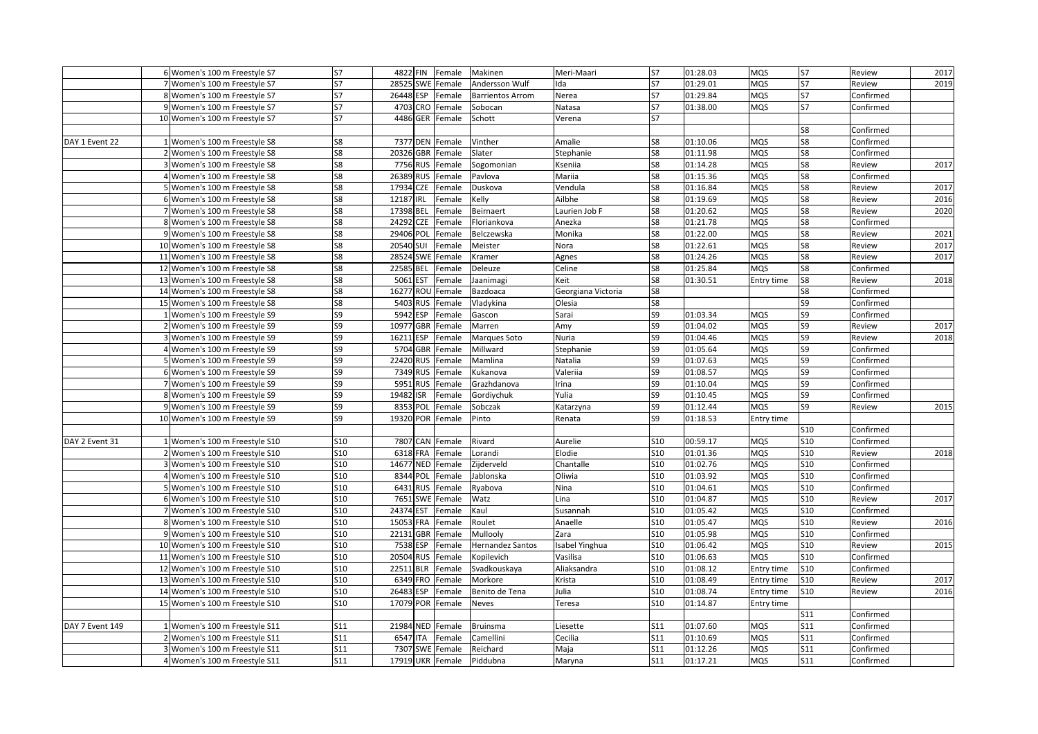| | | | | | | | | | | | | | | |
|---|---|---|---|---|---|---|---|---|---|---|---|---|---|---|
| | 6 | Women's 100 m Freestyle S7 | S7 | 4822 | FIN | Female | Makinen | Meri-Maari | S7 | 01:28.03 | MQS | S7 | Review | 2017 |
| | 7 | Women's 100 m Freestyle S7 | S7 | 28525 | SWE | Female | Andersson Wulf | Ida | S7 | 01:29.01 | MQS | S7 | Review | 2019 |
| | 8 | Women's 100 m Freestyle S7 | S7 | 26448 | ESP | Female | Barrientos Arrom | Nerea | S7 | 01:29.84 | MQS | S7 | Confirmed | |
| | 9 | Women's 100 m Freestyle S7 | S7 | 4703 | CRO | Female | Sobocan | Natasa | S7 | 01:38.00 | MQS | S7 | Confirmed | |
| | 10 | Women's 100 m Freestyle S7 | S7 | 4486 | GER | Female | Schott | Verena | S7 | | | | | |
| | | | | | | | | | | | | S8 | Confirmed | |
| DAY 1 Event 22 | 1 | Women's 100 m Freestyle S8 | S8 | 7377 | DEN | Female | Vinther | Amalie | S8 | 01:10.06 | MQS | S8 | Confirmed | |
| | 2 | Women's 100 m Freestyle S8 | S8 | 20326 | GBR | Female | Slater | Stephanie | S8 | 01:11.98 | MQS | S8 | Confirmed | |
| | 3 | Women's 100 m Freestyle S8 | S8 | 7756 | RUS | Female | Sogomonian | Kseniia | S8 | 01:14.28 | MQS | S8 | Review | 2017 |
| | 4 | Women's 100 m Freestyle S8 | S8 | 26389 | RUS | Female | Pavlova | Mariia | S8 | 01:15.36 | MQS | S8 | Confirmed | |
| | 5 | Women's 100 m Freestyle S8 | S8 | 17934 | CZE | Female | Duskova | Vendula | S8 | 01:16.84 | MQS | S8 | Review | 2017 |
| | 6 | Women's 100 m Freestyle S8 | S8 | 12187 | IRL | Female | Kelly | Ailbhe | S8 | 01:19.69 | MQS | S8 | Review | 2016 |
| | 7 | Women's 100 m Freestyle S8 | S8 | 17398 | BEL | Female | Beirnaert | Laurien Job F | S8 | 01:20.62 | MQS | S8 | Review | 2020 |
| | 8 | Women's 100 m Freestyle S8 | S8 | 24292 | CZE | Female | Floriankova | Anezka | S8 | 01:21.78 | MQS | S8 | Confirmed | |
| | 9 | Women's 100 m Freestyle S8 | S8 | 29406 | POL | Female | Belczewska | Monika | S8 | 01:22.00 | MQS | S8 | Review | 2021 |
| | 10 | Women's 100 m Freestyle S8 | S8 | 20540 | SUI | Female | Meister | Nora | S8 | 01:22.61 | MQS | S8 | Review | 2017 |
| | 11 | Women's 100 m Freestyle S8 | S8 | 28524 | SWE | Female | Kramer | Agnes | S8 | 01:24.26 | MQS | S8 | Review | 2017 |
| | 12 | Women's 100 m Freestyle S8 | S8 | 22585 | BEL | Female | Deleuze | Celine | S8 | 01:25.84 | MQS | S8 | Confirmed | |
| | 13 | Women's 100 m Freestyle S8 | S8 | 5061 | EST | Female | Jaanimagi | Keit | S8 | 01:30.51 | Entry time | S8 | Review | 2018 |
| | 14 | Women's 100 m Freestyle S8 | S8 | 16277 | ROU | Female | Bazdoaca | Georgiana Victoria | S8 | | | S8 | Confirmed | |
| | 15 | Women's 100 m Freestyle S8 | S8 | 5403 | RUS | Female | Vladykina | Olesia | S8 | | | S9 | Confirmed | |
| | 1 | Women's 100 m Freestyle S9 | S9 | 5942 | ESP | Female | Gascon | Sarai | S9 | 01:03.34 | MQS | S9 | Confirmed | |
| | 2 | Women's 100 m Freestyle S9 | S9 | 10977 | GBR | Female | Marren | Amy | S9 | 01:04.02 | MQS | S9 | Review | 2017 |
| | 3 | Women's 100 m Freestyle S9 | S9 | 16211 | ESP | Female | Marques Soto | Nuria | S9 | 01:04.46 | MQS | S9 | Review | 2018 |
| | 4 | Women's 100 m Freestyle S9 | S9 | 5704 | GBR | Female | Millward | Stephanie | S9 | 01:05.64 | MQS | S9 | Confirmed | |
| | 5 | Women's 100 m Freestyle S9 | S9 | 22420 | RUS | Female | Mamlina | Natalia | S9 | 01:07.63 | MQS | S9 | Confirmed | |
| | 6 | Women's 100 m Freestyle S9 | S9 | 7349 | RUS | Female | Kukanova | Valeriia | S9 | 01:08.57 | MQS | S9 | Confirmed | |
| | 7 | Women's 100 m Freestyle S9 | S9 | 5951 | RUS | Female | Grazhdanova | Irina | S9 | 01:10.04 | MQS | S9 | Confirmed | |
| | 8 | Women's 100 m Freestyle S9 | S9 | 19482 | ISR | Female | Gordiychuk | Yulia | S9 | 01:10.45 | MQS | S9 | Confirmed | |
| | 9 | Women's 100 m Freestyle S9 | S9 | 8353 | POL | Female | Sobczak | Katarzyna | S9 | 01:12.44 | MQS | S9 | Review | 2015 |
| | 10 | Women's 100 m Freestyle S9 | S9 | 19320 | POR | Female | Pinto | Renata | S9 | 01:18.53 | Entry time | | | |
| | | | | | | | | | | | | S10 | Confirmed | |
| DAY 2 Event 31 | 1 | Women's 100 m Freestyle S10 | S10 | 7807 | CAN | Female | Rivard | Aurelie | S10 | 00:59.17 | MQS | S10 | Confirmed | |
| | 2 | Women's 100 m Freestyle S10 | S10 | 6318 | FRA | Female | Lorandi | Elodie | S10 | 01:01.36 | MQS | S10 | Review | 2018 |
| | 3 | Women's 100 m Freestyle S10 | S10 | 14677 | NED | Female | Zijderveld | Chantalle | S10 | 01:02.76 | MQS | S10 | Confirmed | |
| | 4 | Women's 100 m Freestyle S10 | S10 | 8344 | POL | Female | Jablonska | Oliwia | S10 | 01:03.92 | MQS | S10 | Confirmed | |
| | 5 | Women's 100 m Freestyle S10 | S10 | 6431 | RUS | Female | Ryabova | Nina | S10 | 01:04.61 | MQS | S10 | Confirmed | |
| | 6 | Women's 100 m Freestyle S10 | S10 | 7651 | SWE | Female | Watz | Lina | S10 | 01:04.87 | MQS | S10 | Review | 2017 |
| | 7 | Women's 100 m Freestyle S10 | S10 | 24374 | EST | Female | Kaul | Susannah | S10 | 01:05.42 | MQS | S10 | Confirmed | |
| | 8 | Women's 100 m Freestyle S10 | S10 | 15053 | FRA | Female | Roulet | Anaelle | S10 | 01:05.47 | MQS | S10 | Review | 2016 |
| | 9 | Women's 100 m Freestyle S10 | S10 | 22131 | GBR | Female | Mullooly | Zara | S10 | 01:05.98 | MQS | S10 | Confirmed | |
| | 10 | Women's 100 m Freestyle S10 | S10 | 7538 | ESP | Female | Hernandez Santos | Isabel Yinghua | S10 | 01:06.42 | MQS | S10 | Review | 2015 |
| | 11 | Women's 100 m Freestyle S10 | S10 | 20504 | RUS | Female | Kopilevich | Vasilisa | S10 | 01:06.63 | MQS | S10 | Confirmed | |
| | 12 | Women's 100 m Freestyle S10 | S10 | 22511 | BLR | Female | Svadkouskaya | Aliaksandra | S10 | 01:08.12 | Entry time | S10 | Confirmed | |
| | 13 | Women's 100 m Freestyle S10 | S10 | 6349 | FRO | Female | Morkore | Krista | S10 | 01:08.49 | Entry time | S10 | Review | 2017 |
| | 14 | Women's 100 m Freestyle S10 | S10 | 26483 | ESP | Female | Benito de Tena | Julia | S10 | 01:08.74 | Entry time | S10 | Review | 2016 |
| | 15 | Women's 100 m Freestyle S10 | S10 | 17079 | POR | Female | Neves | Teresa | S10 | 01:14.87 | Entry time | | | |
| | | | | | | | | | | | | S11 | Confirmed | |
| DAY 7 Event 149 | 1 | Women's 100 m Freestyle S11 | S11 | 21984 | NED | Female | Bruinsma | Liesette | S11 | 01:07.60 | MQS | S11 | Confirmed | |
| | 2 | Women's 100 m Freestyle S11 | S11 | 6547 | ITA | Female | Camellini | Cecilia | S11 | 01:10.69 | MQS | S11 | Confirmed | |
| | 3 | Women's 100 m Freestyle S11 | S11 | 7307 | SWE | Female | Reichard | Maja | S11 | 01:12.26 | MQS | S11 | Confirmed | |
| | 4 | Women's 100 m Freestyle S11 | S11 | 17919 | UKR | Female | Piddubna | Maryna | S11 | 01:17.21 | MQS | S11 | Confirmed | |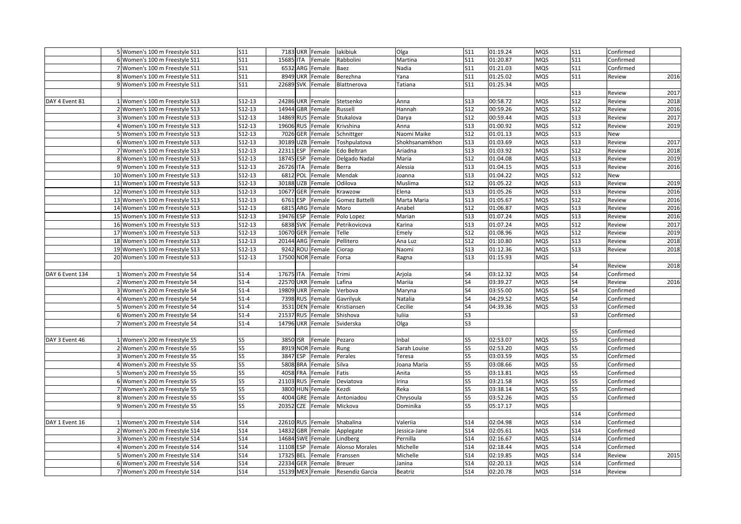|  |  |  |  |  |  |  |  |  |  |  |  |  |  |
|---|---|---|---|---|---|---|---|---|---|---|---|---|---|
|  | 5 | Women's 100 m Freestyle S11 | S11 | 7183 | UKR | Female | Iakibiuk | Olga | S11 | 01:19.24 | MQS | S11 | Confirmed |  |
|  | 6 | Women's 100 m Freestyle S11 | S11 | 15685 | ITA | Female | Rabbolini | Martina | S11 | 01:20.87 | MQS | S11 | Confirmed |  |
|  | 7 | Women's 100 m Freestyle S11 | S11 | 6532 | ARG | Female | Baez | Nadia | S11 | 01:21.03 | MQS | S11 | Confirmed |  |
|  | 8 | Women's 100 m Freestyle S11 | S11 | 8949 | UKR | Female | Berezhna | Yana | S11 | 01:25.02 | MQS | S11 | Review | 2016 |
|  | 9 | Women's 100 m Freestyle S11 | S11 | 22689 | SVK | Female | Blattnerova | Tatiana | S11 | 01:25.34 | MQS |  |  |  |
|  |  |  |  |  |  |  |  |  |  |  |  | S13 | Review | 2017 |
| DAY 4 Event 81 | 1 | Women's 100 m Freestyle S13 | S12-13 | 24286 | UKR | Female | Stetsenko | Anna | S13 | 00:58.72 | MQS | S12 | Review | 2018 |
|  | 2 | Women's 100 m Freestyle S13 | S12-13 | 14944 | GBR | Female | Russell | Hannah | S12 | 00:59.26 | MQS | S12 | Review | 2016 |
|  | 3 | Women's 100 m Freestyle S13 | S12-13 | 14869 | RUS | Female | Stukalova | Darya | S12 | 00:59.44 | MQS | S13 | Review | 2017 |
|  | 4 | Women's 100 m Freestyle S13 | S12-13 | 19606 | RUS | Female | Krivshina | Anna | S13 | 01:00.92 | MQS | S12 | Review | 2019 |
|  | 5 | Women's 100 m Freestyle S13 | S12-13 | 7026 | GER | Female | Schnittger | Naomi Maike | S12 | 01:01.13 | MQS | S13 | New |  |
|  | 6 | Women's 100 m Freestyle S13 | S12-13 | 30189 | UZB | Female | Toshpulatova | Shokhsanamkhon | S13 | 01:03.69 | MQS | S13 | Review | 2017 |
|  | 7 | Women's 100 m Freestyle S13 | S12-13 | 22311 | ESP | Female | Edo Beltran | Ariadna | S13 | 01:03.92 | MQS | S12 | Review | 2018 |
|  | 8 | Women's 100 m Freestyle S13 | S12-13 | 18745 | ESP | Female | Delgado Nadal | Maria | S12 | 01:04.08 | MQS | S13 | Review | 2019 |
|  | 9 | Women's 100 m Freestyle S13 | S12-13 | 26726 | ITA | Female | Berra | Alessia | S13 | 01:04.15 | MQS | S13 | Review | 2016 |
|  | 10 | Women's 100 m Freestyle S13 | S12-13 | 6812 | POL | Female | Mendak | Joanna | S13 | 01:04.22 | MQS | S12 | New |  |
|  | 11 | Women's 100 m Freestyle S13 | S12-13 | 30188 | UZB | Female | Odilova | Muslima | S12 | 01:05.22 | MQS | S13 | Review | 2019 |
|  | 12 | Women's 100 m Freestyle S13 | S12-13 | 10677 | GER | Female | Krawzow | Elena | S13 | 01:05.26 | MQS | S13 | Review | 2016 |
|  | 13 | Women's 100 m Freestyle S13 | S12-13 | 6761 | ESP | Female | Gomez Battelli | Marta Maria | S13 | 01:05.67 | MQS | S12 | Review | 2016 |
|  | 14 | Women's 100 m Freestyle S13 | S12-13 | 6815 | ARG | Female | Moro | Anabel | S12 | 01:06.87 | MQS | S13 | Review | 2016 |
|  | 15 | Women's 100 m Freestyle S13 | S12-13 | 19476 | ESP | Female | Polo Lopez | Marian | S13 | 01:07.24 | MQS | S13 | Review | 2016 |
|  | 16 | Women's 100 m Freestyle S13 | S12-13 | 6838 | SVK | Female | Petrikovicova | Karina | S13 | 01:07.24 | MQS | S12 | Review | 2017 |
|  | 17 | Women's 100 m Freestyle S13 | S12-13 | 10670 | GER | Female | Telle | Emely | S12 | 01:08.96 | MQS | S12 | Review | 2019 |
|  | 18 | Women's 100 m Freestyle S13 | S12-13 | 20144 | ARG | Female | Pellitero | Ana Luz | S12 | 01:10.80 | MQS | S13 | Review | 2018 |
|  | 19 | Women's 100 m Freestyle S13 | S12-13 | 9242 | ROU | Female | Ciorap | Naomi | S13 | 01:12.36 | MQS | S13 | Review | 2018 |
|  | 20 | Women's 100 m Freestyle S13 | S12-13 | 17500 | NOR | Female | Forsa | Ragna | S13 | 01:15.93 | MQS |  |  |  |
|  |  |  |  |  |  |  |  |  |  |  |  | S4 | Review | 2018 |
| DAY 6 Event 134 | 1 | Women's 200 m Freestyle S4 | S1-4 | 17675 | ITA | Female | Trimi | Arjola | S4 | 03:12.32 | MQS | S4 | Confirmed |  |
|  | 2 | Women's 200 m Freestyle S4 | S1-4 | 22570 | UKR | Female | Lafina | Mariia | S4 | 03:39.27 | MQS | S4 | Review | 2016 |
|  | 3 | Women's 200 m Freestyle S4 | S1-4 | 19809 | UKR | Female | Verbova | Maryna | S4 | 03:55.00 | MQS | S4 | Confirmed |  |
|  | 4 | Women's 200 m Freestyle S4 | S1-4 | 7398 | RUS | Female | Gavrilyuk | Natalia | S4 | 04:29.52 | MQS | S4 | Confirmed |  |
|  | 5 | Women's 200 m Freestyle S4 | S1-4 | 3531 | DEN | Female | Kristiansen | Cecilie | S4 | 04:39.36 | MQS | S3 | Confirmed |  |
|  | 6 | Women's 200 m Freestyle S4 | S1-4 | 21537 | RUS | Female | Shishova | Iuliia | S3 |  |  | S3 | Confirmed |  |
|  | 7 | Women's 200 m Freestyle S4 | S1-4 | 14796 | UKR | Female | Sviderska | Olga | S3 |  |  |  |  |  |
|  |  |  |  |  |  |  |  |  |  |  |  | S5 | Confirmed |  |
| DAY 3 Event 46 | 1 | Women's 200 m Freestyle S5 | S5 | 3850 | ISR | Female | Pezaro | Inbal | S5 | 02:53.07 | MQS | S5 | Confirmed |  |
|  | 2 | Women's 200 m Freestyle S5 | S5 | 8919 | NOR | Female | Rung | Sarah Louise | S5 | 02:53.20 | MQS | S5 | Confirmed |  |
|  | 3 | Women's 200 m Freestyle S5 | S5 | 3847 | ESP | Female | Perales | Teresa | S5 | 03:03.59 | MQS | S5 | Confirmed |  |
|  | 4 | Women's 200 m Freestyle S5 | S5 | 5808 | BRA | Female | Silva | Joana Maria | S5 | 03:08.66 | MQS | S5 | Confirmed |  |
|  | 5 | Women's 200 m Freestyle S5 | S5 | 4058 | FRA | Female | Fatis | Anita | S5 | 03:13.81 | MQS | S5 | Confirmed |  |
|  | 6 | Women's 200 m Freestyle S5 | S5 | 21103 | RUS | Female | Deviatova | Irina | S5 | 03:21.58 | MQS | S5 | Confirmed |  |
|  | 7 | Women's 200 m Freestyle S5 | S5 | 3800 | HUN | Female | Kezdi | Reka | S5 | 03:38.14 | MQS | S5 | Confirmed |  |
|  | 8 | Women's 200 m Freestyle S5 | S5 | 4004 | GRE | Female | Antoniadou | Chrysoula | S5 | 03:52.26 | MQS | S5 | Confirmed |  |
|  | 9 | Women's 200 m Freestyle S5 | S5 | 20352 | CZE | Female | Mickova | Dominika | S5 | 05:17.17 | MQS |  |  |  |
|  |  |  |  |  |  |  |  |  |  |  |  | S14 | Confirmed |  |
| DAY 1 Event 16 | 1 | Women's 200 m Freestyle S14 | S14 | 22610 | RUS | Female | Shabalina | Valeriia | S14 | 02:04.98 | MQS | S14 | Confirmed |  |
|  | 2 | Women's 200 m Freestyle S14 | S14 | 14832 | GBR | Female | Applegate | Jessica-Jane | S14 | 02:05.61 | MQS | S14 | Confirmed |  |
|  | 3 | Women's 200 m Freestyle S14 | S14 | 14684 | SWE | Female | Lindberg | Pernilla | S14 | 02:16.67 | MQS | S14 | Confirmed |  |
|  | 4 | Women's 200 m Freestyle S14 | S14 | 11108 | ESP | Female | Alonso Morales | Michelle | S14 | 02:18.44 | MQS | S14 | Confirmed |  |
|  | 5 | Women's 200 m Freestyle S14 | S14 | 17325 | BEL | Female | Franssen | Michelle | S14 | 02:19.85 | MQS | S14 | Review | 2015 |
|  | 6 | Women's 200 m Freestyle S14 | S14 | 22334 | GER | Female | Breuer | Janina | S14 | 02:20.13 | MQS | S14 | Confirmed |  |
|  | 7 | Women's 200 m Freestyle S14 | S14 | 15139 | MEX | Female | Resendiz Garcia | Beatriz | S14 | 02:20.78 | MQS | S14 | Review |  |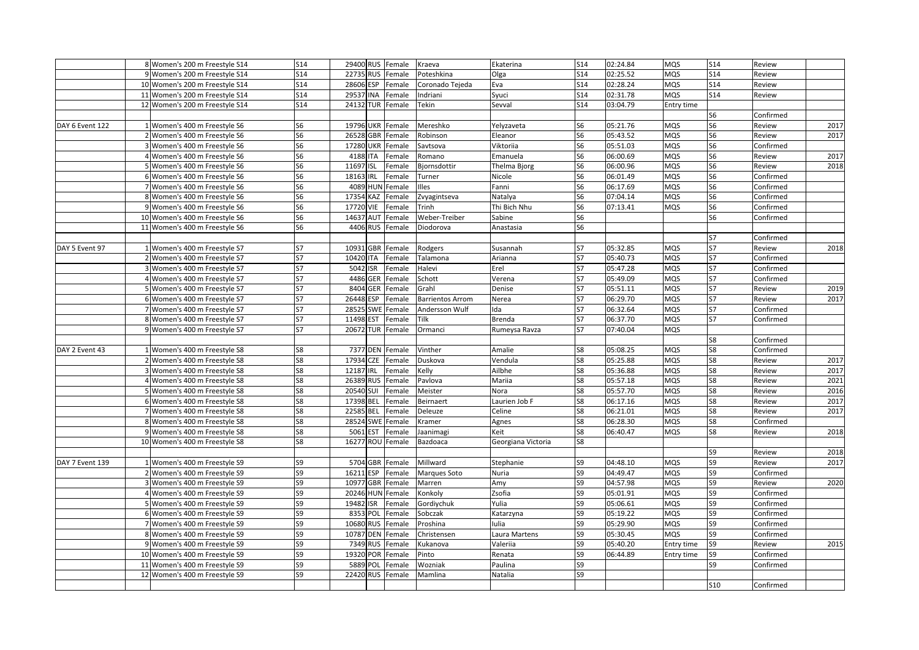| | | | | | | | | | | | | | | |
|---|---|---|---|---|---|---|---|---|---|---|---|---|---|---|
| | 8 | Women's 200 m Freestyle S14 | S14 | 29400 | RUS | Female | Kraeva | Ekaterina | S14 | 02:24.84 | MQS | S14 | Review | |
| | 9 | Women's 200 m Freestyle S14 | S14 | 22735 | RUS | Female | Poteshkina | Olga | S14 | 02:25.52 | MQS | S14 | Review | |
| | 10 | Women's 200 m Freestyle S14 | S14 | 28606 | ESP | Female | Coronado Tejeda | Eva | S14 | 02:28.24 | MQS | S14 | Review | |
| | 11 | Women's 200 m Freestyle S14 | S14 | 29537 | INA | Female | Indriani | Syuci | S14 | 02:31.78 | MQS | S14 | Review | |
| | 12 | Women's 200 m Freestyle S14 | S14 | 24132 | TUR | Female | Tekin | Sevval | S14 | 03:04.79 | Entry time | | | |
| | | | | | | | | | | | | S6 | Confirmed | |
| DAY 6 Event 122 | 1 | Women's 400 m Freestyle S6 | S6 | 19796 | UKR | Female | Mereshko | Yelyzaveta | S6 | 05:21.76 | MQS | S6 | Review | 2017 |
| | 2 | Women's 400 m Freestyle S6 | S6 | 26528 | GBR | Female | Robinson | Eleanor | S6 | 05:43.52 | MQS | S6 | Review | 2017 |
| | 3 | Women's 400 m Freestyle S6 | S6 | 17280 | UKR | Female | Savtsova | Viktoriia | S6 | 05:51.03 | MQS | S6 | Confirmed | |
| | 4 | Women's 400 m Freestyle S6 | S6 | 4188 | ITA | Female | Romano | Emanuela | S6 | 06:00.69 | MQS | S6 | Review | 2017 |
| | 5 | Women's 400 m Freestyle S6 | S6 | 11697 | ISL | Female | Bjornsdottir | Thelma Bjorg | S6 | 06:00.96 | MQS | S6 | Review | 2018 |
| | 6 | Women's 400 m Freestyle S6 | S6 | 18163 | IRL | Female | Turner | Nicole | S6 | 06:01.49 | MQS | S6 | Confirmed | |
| | 7 | Women's 400 m Freestyle S6 | S6 | 4089 | HUN | Female | Illes | Fanni | S6 | 06:17.69 | MQS | S6 | Confirmed | |
| | 8 | Women's 400 m Freestyle S6 | S6 | 17354 | KAZ | Female | Zvyagintseva | Natalya | S6 | 07:04.14 | MQS | S6 | Confirmed | |
| | 9 | Women's 400 m Freestyle S6 | S6 | 17720 | VIE | Female | Trinh | Thi Bich Nhu | S6 | 07:13.41 | MQS | S6 | Confirmed | |
| | 10 | Women's 400 m Freestyle S6 | S6 | 14637 | AUT | Female | Weber-Treiber | Sabine | S6 | | | S6 | Confirmed | |
| | 11 | Women's 400 m Freestyle S6 | S6 | 4406 | RUS | Female | Diodorova | Anastasia | S6 | | | | | |
| | | | | | | | | | | | | S7 | Confirmed | |
| DAY 5 Event 97 | 1 | Women's 400 m Freestyle S7 | S7 | 10931 | GBR | Female | Rodgers | Susannah | S7 | 05:32.85 | MQS | S7 | Review | 2018 |
| | 2 | Women's 400 m Freestyle S7 | S7 | 10420 | ITA | Female | Talamona | Arianna | S7 | 05:40.73 | MQS | S7 | Confirmed | |
| | 3 | Women's 400 m Freestyle S7 | S7 | 5042 | ISR | Female | Halevi | Erel | S7 | 05:47.28 | MQS | S7 | Confirmed | |
| | 4 | Women's 400 m Freestyle S7 | S7 | 4486 | GER | Female | Schott | Verena | S7 | 05:49.09 | MQS | S7 | Confirmed | |
| | 5 | Women's 400 m Freestyle S7 | S7 | 8404 | GER | Female | Grahl | Denise | S7 | 05:51.11 | MQS | S7 | Review | 2019 |
| | 6 | Women's 400 m Freestyle S7 | S7 | 26448 | ESP | Female | Barrientos Arrom | Nerea | S7 | 06:29.70 | MQS | S7 | Review | 2017 |
| | 7 | Women's 400 m Freestyle S7 | S7 | 28525 | SWE | Female | Andersson Wulf | Ida | S7 | 06:32.64 | MQS | S7 | Confirmed | |
| | 8 | Women's 400 m Freestyle S7 | S7 | 11498 | EST | Female | Tilk | Brenda | S7 | 06:37.70 | MQS | S7 | Confirmed | |
| | 9 | Women's 400 m Freestyle S7 | S7 | 20672 | TUR | Female | Ormanci | Rumeysa Ravza | S7 | 07:40.04 | MQS | | | |
| | | | | | | | | | | | | S8 | Confirmed | |
| DAY 2 Event 43 | 1 | Women's 400 m Freestyle S8 | S8 | 7377 | DEN | Female | Vinther | Amalie | S8 | 05:08.25 | MQS | S8 | Confirmed | |
| | 2 | Women's 400 m Freestyle S8 | S8 | 17934 | CZE | Female | Duskova | Vendula | S8 | 05:25.88 | MQS | S8 | Review | 2017 |
| | 3 | Women's 400 m Freestyle S8 | S8 | 12187 | IRL | Female | Kelly | Ailbhe | S8 | 05:36.88 | MQS | S8 | Review | 2017 |
| | 4 | Women's 400 m Freestyle S8 | S8 | 26389 | RUS | Female | Pavlova | Mariia | S8 | 05:57.18 | MQS | S8 | Review | 2021 |
| | 5 | Women's 400 m Freestyle S8 | S8 | 20540 | SUI | Female | Meister | Nora | S8 | 05:57.70 | MQS | S8 | Review | 2016 |
| | 6 | Women's 400 m Freestyle S8 | S8 | 17398 | BEL | Female | Beirnaert | Laurien Job F | S8 | 06:17.16 | MQS | S8 | Review | 2017 |
| | 7 | Women's 400 m Freestyle S8 | S8 | 22585 | BEL | Female | Deleuze | Celine | S8 | 06:21.01 | MQS | S8 | Review | 2017 |
| | 8 | Women's 400 m Freestyle S8 | S8 | 28524 | SWE | Female | Kramer | Agnes | S8 | 06:28.30 | MQS | S8 | Confirmed | |
| | 9 | Women's 400 m Freestyle S8 | S8 | 5061 | EST | Female | Jaanimagi | Keit | S8 | 06:40.47 | MQS | S8 | Review | 2018 |
| | 10 | Women's 400 m Freestyle S8 | S8 | 16277 | ROU | Female | Bazdoaca | Georgiana Victoria | S8 | | | | | |
| | | | | | | | | | | | | S9 | Review | 2018 |
| DAY 7 Event 139 | 1 | Women's 400 m Freestyle S9 | S9 | 5704 | GBR | Female | Millward | Stephanie | S9 | 04:48.10 | MQS | S9 | Review | 2017 |
| | 2 | Women's 400 m Freestyle S9 | S9 | 16211 | ESP | Female | Marques Soto | Nuria | S9 | 04:49.47 | MQS | S9 | Confirmed | |
| | 3 | Women's 400 m Freestyle S9 | S9 | 10977 | GBR | Female | Marren | Amy | S9 | 04:57.98 | MQS | S9 | Review | 2020 |
| | 4 | Women's 400 m Freestyle S9 | S9 | 20246 | HUN | Female | Konkoly | Zsofia | S9 | 05:01.91 | MQS | S9 | Confirmed | |
| | 5 | Women's 400 m Freestyle S9 | S9 | 19482 | ISR | Female | Gordiychuk | Yulia | S9 | 05:06.61 | MQS | S9 | Confirmed | |
| | 6 | Women's 400 m Freestyle S9 | S9 | 8353 | POL | Female | Sobczak | Katarzyna | S9 | 05:19.22 | MQS | S9 | Confirmed | |
| | 7 | Women's 400 m Freestyle S9 | S9 | 10680 | RUS | Female | Proshina | Iulia | S9 | 05:29.90 | MQS | S9 | Confirmed | |
| | 8 | Women's 400 m Freestyle S9 | S9 | 10787 | DEN | Female | Christensen | Laura Martens | S9 | 05:30.45 | MQS | S9 | Confirmed | |
| | 9 | Women's 400 m Freestyle S9 | S9 | 7349 | RUS | Female | Kukanova | Valeriia | S9 | 05:40.20 | Entry time | S9 | Review | 2015 |
| | 10 | Women's 400 m Freestyle S9 | S9 | 19320 | POR | Female | Pinto | Renata | S9 | 06:44.89 | Entry time | S9 | Confirmed | |
| | 11 | Women's 400 m Freestyle S9 | S9 | 5889 | POL | Female | Wozniak | Paulina | S9 | | | S9 | Confirmed | |
| | 12 | Women's 400 m Freestyle S9 | S9 | 22420 | RUS | Female | Mamlina | Natalia | S9 | | | | | |
| | | | | | | | | | | | | S10 | Confirmed | |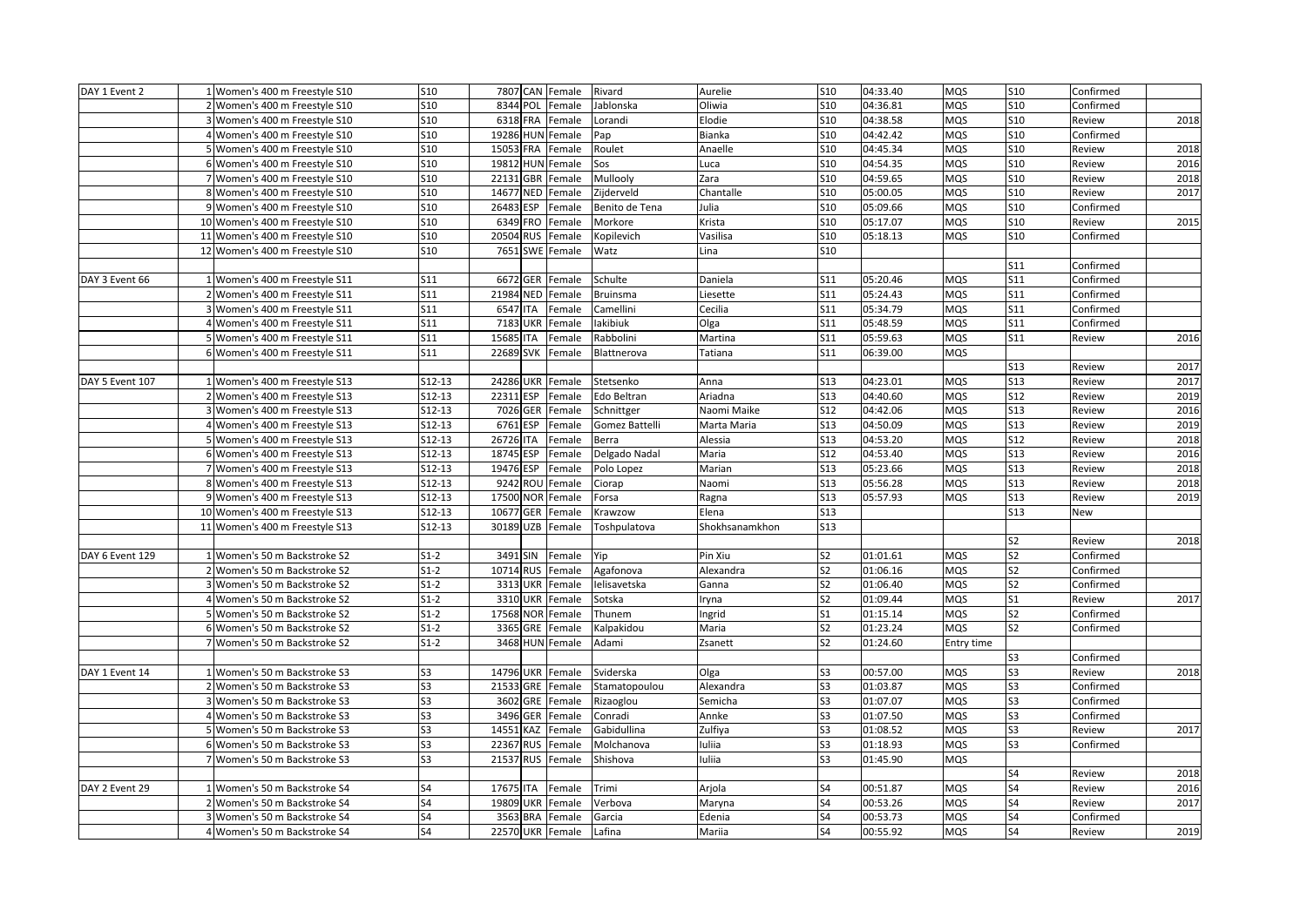| | | | | | | | | | | | | | |
|---|---|---|---|---|---|---|---|---|---|---|---|---|---|
| DAY 1 Event 2 | 1 | Women's 400 m Freestyle S10 | S10 | 7807 | CAN | Female | Rivard | Aurelie | S10 | 04:33.40 | MQS | S10 | Confirmed | |
| | 2 | Women's 400 m Freestyle S10 | S10 | 8344 | POL | Female | Jablonska | Oliwia | S10 | 04:36.81 | MQS | S10 | Confirmed | |
| | 3 | Women's 400 m Freestyle S10 | S10 | 6318 | FRA | Female | Lorandi | Elodie | S10 | 04:38.58 | MQS | S10 | Review | 2018 |
| | 4 | Women's 400 m Freestyle S10 | S10 | 19286 | HUN | Female | Pap | Bianka | S10 | 04:42.42 | MQS | S10 | Confirmed | |
| | 5 | Women's 400 m Freestyle S10 | S10 | 15053 | FRA | Female | Roulet | Anaelle | S10 | 04:45.34 | MQS | S10 | Review | 2018 |
| | 6 | Women's 400 m Freestyle S10 | S10 | 19812 | HUN | Female | Sos | Luca | S10 | 04:54.35 | MQS | S10 | Review | 2016 |
| | 7 | Women's 400 m Freestyle S10 | S10 | 22131 | GBR | Female | Mullooly | Zara | S10 | 04:59.65 | MQS | S10 | Review | 2018 |
| | 8 | Women's 400 m Freestyle S10 | S10 | 14677 | NED | Female | Zijderveld | Chantalle | S10 | 05:00.05 | MQS | S10 | Review | 2017 |
| | 9 | Women's 400 m Freestyle S10 | S10 | 26483 | ESP | Female | Benito de Tena | Julia | S10 | 05:09.66 | MQS | S10 | Confirmed | |
| | 10 | Women's 400 m Freestyle S10 | S10 | 6349 | FRO | Female | Morkore | Krista | S10 | 05:17.07 | MQS | S10 | Review | 2015 |
| | 11 | Women's 400 m Freestyle S10 | S10 | 20504 | RUS | Female | Kopilevich | Vasilisa | S10 | 05:18.13 | MQS | S10 | Confirmed | |
| | 12 | Women's 400 m Freestyle S10 | S10 | 7651 | SWE | Female | Watz | Lina | S10 | | | | | |
| | | | | | | | | | | | | S11 | Confirmed | |
| DAY 3 Event 66 | 1 | Women's 400 m Freestyle S11 | S11 | 6672 | GER | Female | Schulte | Daniela | S11 | 05:20.46 | MQS | S11 | Confirmed | |
| | 2 | Women's 400 m Freestyle S11 | S11 | 21984 | NED | Female | Bruinsma | Liesette | S11 | 05:24.43 | MQS | S11 | Confirmed | |
| | 3 | Women's 400 m Freestyle S11 | S11 | 6547 | ITA | Female | Camellini | Cecilia | S11 | 05:34.79 | MQS | S11 | Confirmed | |
| | 4 | Women's 400 m Freestyle S11 | S11 | 7183 | UKR | Female | Iakibiuk | Olga | S11 | 05:48.59 | MQS | S11 | Confirmed | |
| | 5 | Women's 400 m Freestyle S11 | S11 | 15685 | ITA | Female | Rabbolini | Martina | S11 | 05:59.63 | MQS | S11 | Review | 2016 |
| | 6 | Women's 400 m Freestyle S11 | S11 | 22689 | SVK | Female | Blattnerova | Tatiana | S11 | 06:39.00 | MQS | | | |
| | | | | | | | | | | | | S13 | Review | 2017 |
| DAY 5 Event 107 | 1 | Women's 400 m Freestyle S13 | S12-13 | 24286 | UKR | Female | Stetsenko | Anna | S13 | 04:23.01 | MQS | S13 | Review | 2017 |
| | 2 | Women's 400 m Freestyle S13 | S12-13 | 22311 | ESP | Female | Edo Beltran | Ariadna | S13 | 04:40.60 | MQS | S12 | Review | 2019 |
| | 3 | Women's 400 m Freestyle S13 | S12-13 | 7026 | GER | Female | Schnittger | Naomi Maike | S12 | 04:42.06 | MQS | S13 | Review | 2016 |
| | 4 | Women's 400 m Freestyle S13 | S12-13 | 6761 | ESP | Female | Gomez Battelli | Marta Maria | S13 | 04:50.09 | MQS | S13 | Review | 2019 |
| | 5 | Women's 400 m Freestyle S13 | S12-13 | 26726 | ITA | Female | Berra | Alessia | S13 | 04:53.20 | MQS | S12 | Review | 2018 |
| | 6 | Women's 400 m Freestyle S13 | S12-13 | 18745 | ESP | Female | Delgado Nadal | Maria | S12 | 04:53.40 | MQS | S13 | Review | 2016 |
| | 7 | Women's 400 m Freestyle S13 | S12-13 | 19476 | ESP | Female | Polo Lopez | Marian | S13 | 05:23.66 | MQS | S13 | Review | 2018 |
| | 8 | Women's 400 m Freestyle S13 | S12-13 | 9242 | ROU | Female | Ciorap | Naomi | S13 | 05:56.28 | MQS | S13 | Review | 2018 |
| | 9 | Women's 400 m Freestyle S13 | S12-13 | 17500 | NOR | Female | Forsa | Ragna | S13 | 05:57.93 | MQS | S13 | Review | 2019 |
| | 10 | Women's 400 m Freestyle S13 | S12-13 | 10677 | GER | Female | Krawzow | Elena | S13 | | | S13 | New | |
| | 11 | Women's 400 m Freestyle S13 | S12-13 | 30189 | UZB | Female | Toshpulatova | Shokhsanamkhon | S13 | | | | | |
| | | | | | | | | | | | | S2 | Review | 2018 |
| DAY 6 Event 129 | 1 | Women's 50 m Backstroke S2 | S1-2 | 3491 | SIN | Female | Yip | Pin Xiu | S2 | 01:01.61 | MQS | S2 | Confirmed | |
| | 2 | Women's 50 m Backstroke S2 | S1-2 | 10714 | RUS | Female | Agafonova | Alexandra | S2 | 01:06.16 | MQS | S2 | Confirmed | |
| | 3 | Women's 50 m Backstroke S2 | S1-2 | 3313 | UKR | Female | Ielisavetska | Ganna | S2 | 01:06.40 | MQS | S2 | Confirmed | |
| | 4 | Women's 50 m Backstroke S2 | S1-2 | 3310 | UKR | Female | Sotska | Iryna | S2 | 01:09.44 | MQS | S1 | Review | 2017 |
| | 5 | Women's 50 m Backstroke S2 | S1-2 | 17568 | NOR | Female | Thunem | Ingrid | S1 | 01:15.14 | MQS | S2 | Confirmed | |
| | 6 | Women's 50 m Backstroke S2 | S1-2 | 3365 | GRE | Female | Kalpakidou | Maria | S2 | 01:23.24 | MQS | S2 | Confirmed | |
| | 7 | Women's 50 m Backstroke S2 | S1-2 | 3468 | HUN | Female | Adami | Zsanett | S2 | 01:24.60 | Entry time | | | |
| | | | | | | | | | | | | S3 | Confirmed | |
| DAY 1 Event 14 | 1 | Women's 50 m Backstroke S3 | S3 | 14796 | UKR | Female | Sviderska | Olga | S3 | 00:57.00 | MQS | S3 | Review | 2018 |
| | 2 | Women's 50 m Backstroke S3 | S3 | 21533 | GRE | Female | Stamatopoulou | Alexandra | S3 | 01:03.87 | MQS | S3 | Confirmed | |
| | 3 | Women's 50 m Backstroke S3 | S3 | 3602 | GRE | Female | Rizaoglou | Semicha | S3 | 01:07.07 | MQS | S3 | Confirmed | |
| | 4 | Women's 50 m Backstroke S3 | S3 | 3496 | GER | Female | Conradi | Annke | S3 | 01:07.50 | MQS | S3 | Confirmed | |
| | 5 | Women's 50 m Backstroke S3 | S3 | 14551 | KAZ | Female | Gabidullina | Zulfiya | S3 | 01:08.52 | MQS | S3 | Review | 2017 |
| | 6 | Women's 50 m Backstroke S3 | S3 | 22367 | RUS | Female | Molchanova | Iuliia | S3 | 01:18.93 | MQS | S3 | Confirmed | |
| | 7 | Women's 50 m Backstroke S3 | S3 | 21537 | RUS | Female | Shishova | Iuliia | S3 | 01:45.90 | MQS | | | |
| | | | | | | | | | | | | S4 | Review | 2018 |
| DAY 2 Event 29 | 1 | Women's 50 m Backstroke S4 | S4 | 17675 | ITA | Female | Trimi | Arjola | S4 | 00:51.87 | MQS | S4 | Review | 2016 |
| | 2 | Women's 50 m Backstroke S4 | S4 | 19809 | UKR | Female | Verbova | Maryna | S4 | 00:53.26 | MQS | S4 | Review | 2017 |
| | 3 | Women's 50 m Backstroke S4 | S4 | 3563 | BRA | Female | Garcia | Edenia | S4 | 00:53.73 | MQS | S4 | Confirmed | |
| | 4 | Women's 50 m Backstroke S4 | S4 | 22570 | UKR | Female | Lafina | Mariia | S4 | 00:55.92 | MQS | S4 | Review | 2019 |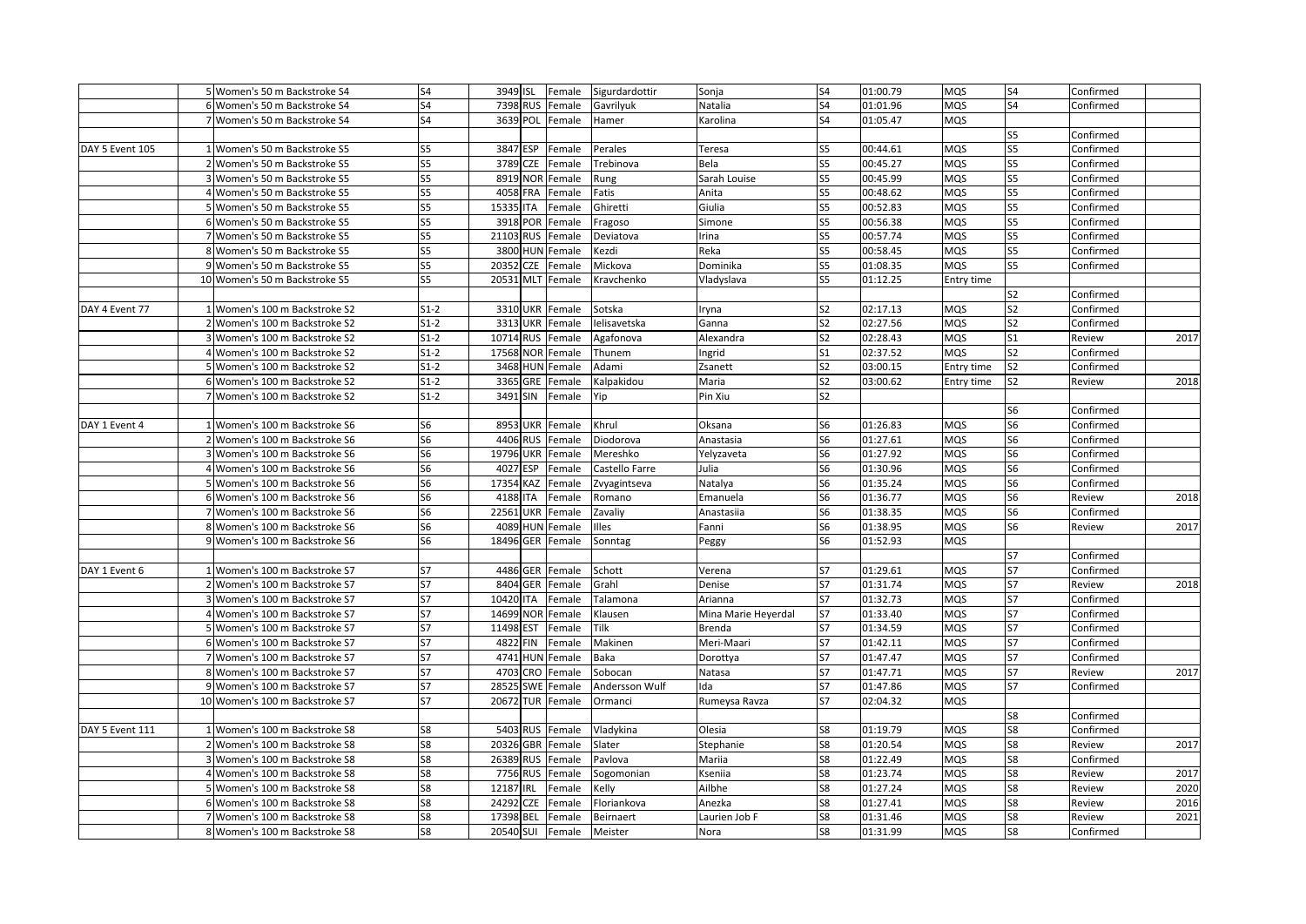| | | | | | | | | | | | | | |
|---|---|---|---|---|---|---|---|---|---|---|---|---|---|
| | 5 Women's 50 m Backstroke S4 | S4 | 3949 ISL | Female | Sigurdardottir | Sonja | S4 | 01:00.79 | MQS | S4 | Confirmed | |
| | 6 Women's 50 m Backstroke S4 | S4 | 7398 RUS | Female | Gavrilyuk | Natalia | S4 | 01:01.96 | MQS | S4 | Confirmed | |
| | 7 Women's 50 m Backstroke S4 | S4 | 3639 POL | Female | Hamer | Karolina | S4 | 01:05.47 | MQS | | | |
| | | | | | | | | | | S5 | Confirmed | |
| DAY 5 Event 105 | 1 Women's 50 m Backstroke S5 | S5 | 3847 ESP | Female | Perales | Teresa | S5 | 00:44.61 | MQS | S5 | Confirmed | |
| | 2 Women's 50 m Backstroke S5 | S5 | 3789 CZE | Female | Trebinova | Bela | S5 | 00:45.27 | MQS | S5 | Confirmed | |
| | 3 Women's 50 m Backstroke S5 | S5 | 8919 NOR | Female | Rung | Sarah Louise | S5 | 00:45.99 | MQS | S5 | Confirmed | |
| | 4 Women's 50 m Backstroke S5 | S5 | 4058 FRA | Female | Fatis | Anita | S5 | 00:48.62 | MQS | S5 | Confirmed | |
| | 5 Women's 50 m Backstroke S5 | S5 | 15335 ITA | Female | Ghiretti | Giulia | S5 | 00:52.83 | MQS | S5 | Confirmed | |
| | 6 Women's 50 m Backstroke S5 | S5 | 3918 POR | Female | Fragoso | Simone | S5 | 00:56.38 | MQS | S5 | Confirmed | |
| | 7 Women's 50 m Backstroke S5 | S5 | 21103 RUS | Female | Deviatova | Irina | S5 | 00:57.74 | MQS | S5 | Confirmed | |
| | 8 Women's 50 m Backstroke S5 | S5 | 3800 HUN | Female | Kezdi | Reka | S5 | 00:58.45 | MQS | S5 | Confirmed | |
| | 9 Women's 50 m Backstroke S5 | S5 | 20352 CZE | Female | Mickova | Dominika | S5 | 01:08.35 | MQS | S5 | Confirmed | |
| | 10 Women's 50 m Backstroke S5 | S5 | 20531 MLT | Female | Kravchenko | Vladyslava | S5 | 01:12.25 | Entry time | | | |
| | | | | | | | | | | S2 | Confirmed | |
| DAY 4 Event 77 | 1 Women's 100 m Backstroke S2 | S1-2 | 3310 UKR | Female | Sotska | Iryna | S2 | 02:17.13 | MQS | S2 | Confirmed | |
| | 2 Women's 100 m Backstroke S2 | S1-2 | 3313 UKR | Female | Ielisavetska | Ganna | S2 | 02:27.56 | MQS | S2 | Confirmed | |
| | 3 Women's 100 m Backstroke S2 | S1-2 | 10714 RUS | Female | Agafonova | Alexandra | S2 | 02:28.43 | MQS | S1 | Review | 2017 |
| | 4 Women's 100 m Backstroke S2 | S1-2 | 17568 NOR | Female | Thunem | Ingrid | S1 | 02:37.52 | MQS | S2 | Confirmed | |
| | 5 Women's 100 m Backstroke S2 | S1-2 | 3468 HUN | Female | Adami | Zsanett | S2 | 03:00.15 | Entry time | S2 | Confirmed | |
| | 6 Women's 100 m Backstroke S2 | S1-2 | 3365 GRE | Female | Kalpakidou | Maria | S2 | 03:00.62 | Entry time | S2 | Review | 2018 |
| | 7 Women's 100 m Backstroke S2 | S1-2 | 3491 SIN | Female | Yip | Pin Xiu | S2 | | | | | |
| | | | | | | | | | | S6 | Confirmed | |
| DAY 1 Event 4 | 1 Women's 100 m Backstroke S6 | S6 | 8953 UKR | Female | Khrul | Oksana | S6 | 01:26.83 | MQS | S6 | Confirmed | |
| | 2 Women's 100 m Backstroke S6 | S6 | 4406 RUS | Female | Diodorova | Anastasia | S6 | 01:27.61 | MQS | S6 | Confirmed | |
| | 3 Women's 100 m Backstroke S6 | S6 | 19796 UKR | Female | Mereshko | Yelyzaveta | S6 | 01:27.92 | MQS | S6 | Confirmed | |
| | 4 Women's 100 m Backstroke S6 | S6 | 4027 ESP | Female | Castello Farre | Julia | S6 | 01:30.96 | MQS | S6 | Confirmed | |
| | 5 Women's 100 m Backstroke S6 | S6 | 17354 KAZ | Female | Zvyagintseva | Natalya | S6 | 01:35.24 | MQS | S6 | Confirmed | |
| | 6 Women's 100 m Backstroke S6 | S6 | 4188 ITA | Female | Romano | Emanuela | S6 | 01:36.77 | MQS | S6 | Review | 2018 |
| | 7 Women's 100 m Backstroke S6 | S6 | 22561 UKR | Female | Zavaliy | Anastasiia | S6 | 01:38.35 | MQS | S6 | Confirmed | |
| | 8 Women's 100 m Backstroke S6 | S6 | 4089 HUN | Female | Illes | Fanni | S6 | 01:38.95 | MQS | S6 | Review | 2017 |
| | 9 Women's 100 m Backstroke S6 | S6 | 18496 GER | Female | Sonntag | Peggy | S6 | 01:52.93 | MQS | | | |
| | | | | | | | | | | S7 | Confirmed | |
| DAY 1 Event 6 | 1 Women's 100 m Backstroke S7 | S7 | 4486 GER | Female | Schott | Verena | S7 | 01:29.61 | MQS | S7 | Confirmed | |
| | 2 Women's 100 m Backstroke S7 | S7 | 8404 GER | Female | Grahl | Denise | S7 | 01:31.74 | MQS | S7 | Review | 2018 |
| | 3 Women's 100 m Backstroke S7 | S7 | 10420 ITA | Female | Talamona | Arianna | S7 | 01:32.73 | MQS | S7 | Confirmed | |
| | 4 Women's 100 m Backstroke S7 | S7 | 14699 NOR | Female | Klausen | Mina Marie Heyerdal | S7 | 01:33.40 | MQS | S7 | Confirmed | |
| | 5 Women's 100 m Backstroke S7 | S7 | 11498 EST | Female | Tilk | Brenda | S7 | 01:34.59 | MQS | S7 | Confirmed | |
| | 6 Women's 100 m Backstroke S7 | S7 | 4822 FIN | Female | Makinen | Meri-Maari | S7 | 01:42.11 | MQS | S7 | Confirmed | |
| | 7 Women's 100 m Backstroke S7 | S7 | 4741 HUN | Female | Baka | Dorottya | S7 | 01:47.47 | MQS | S7 | Confirmed | |
| | 8 Women's 100 m Backstroke S7 | S7 | 4703 CRO | Female | Sobocan | Natasa | S7 | 01:47.71 | MQS | S7 | Review | 2017 |
| | 9 Women's 100 m Backstroke S7 | S7 | 28525 SWE | Female | Andersson Wulf | Ida | S7 | 01:47.86 | MQS | S7 | Confirmed | |
| | 10 Women's 100 m Backstroke S7 | S7 | 20672 TUR | Female | Ormanci | Rumeysa Ravza | S7 | 02:04.32 | MQS | | | |
| | | | | | | | | | | S8 | Confirmed | |
| DAY 5 Event 111 | 1 Women's 100 m Backstroke S8 | S8 | 5403 RUS | Female | Vladykina | Olesia | S8 | 01:19.79 | MQS | S8 | Confirmed | |
| | 2 Women's 100 m Backstroke S8 | S8 | 20326 GBR | Female | Slater | Stephanie | S8 | 01:20.54 | MQS | S8 | Review | 2017 |
| | 3 Women's 100 m Backstroke S8 | S8 | 26389 RUS | Female | Pavlova | Mariia | S8 | 01:22.49 | MQS | S8 | Confirmed | |
| | 4 Women's 100 m Backstroke S8 | S8 | 7756 RUS | Female | Sogomonian | Kseniia | S8 | 01:23.74 | MQS | S8 | Review | 2017 |
| | 5 Women's 100 m Backstroke S8 | S8 | 12187 IRL | Female | Kelly | Ailbhe | S8 | 01:27.24 | MQS | S8 | Review | 2020 |
| | 6 Women's 100 m Backstroke S8 | S8 | 24292 CZE | Female | Floriankova | Anezka | S8 | 01:27.41 | MQS | S8 | Review | 2016 |
| | 7 Women's 100 m Backstroke S8 | S8 | 17398 BEL | Female | Beirnaert | Laurien Job F | S8 | 01:31.46 | MQS | S8 | Review | 2021 |
| | 8 Women's 100 m Backstroke S8 | S8 | 20540 SUI | Female | Meister | Nora | S8 | 01:31.99 | MQS | S8 | Confirmed | |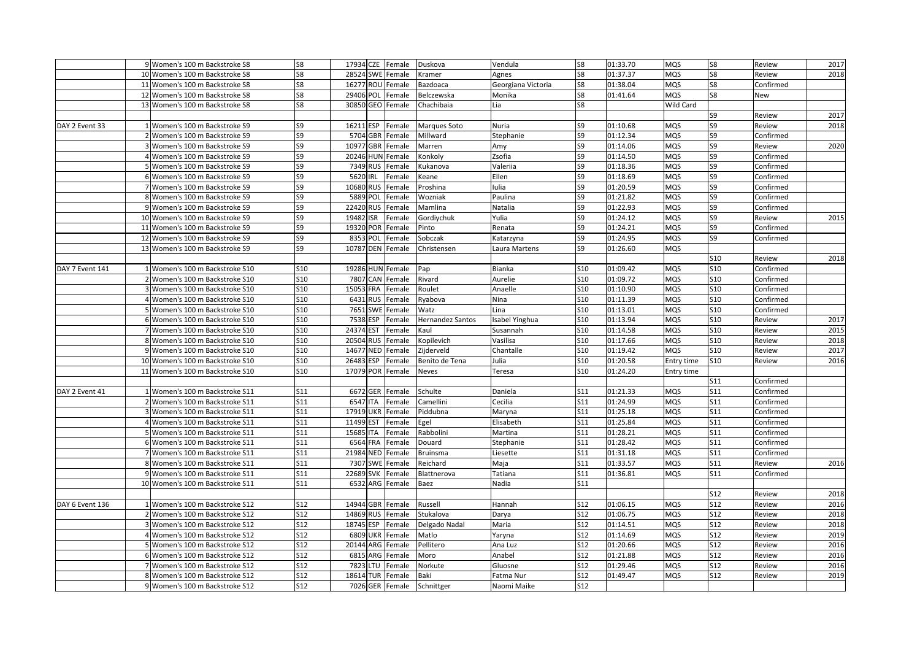| | | | | | | | | | | | | | | |
|---|---|---|---|---|---|---|---|---|---|---|---|---|---|---|
| | 9 | Women's 100 m Backstroke S8 | S8 | 17934 | CZE | Female | Duskova | Vendula | S8 | 01:33.70 | MQS | S8 | Review | 2017 |
| | 10 | Women's 100 m Backstroke S8 | S8 | 28524 | SWE | Female | Kramer | Agnes | S8 | 01:37.37 | MQS | S8 | Review | 2018 |
| | 11 | Women's 100 m Backstroke S8 | S8 | 16277 | ROU | Female | Bazdoaca | Georgiana Victoria | S8 | 01:38.04 | MQS | S8 | Confirmed | |
| | 12 | Women's 100 m Backstroke S8 | S8 | 29406 | POL | Female | Belczewska | Monika | S8 | 01:41.64 | MQS | S8 | New | |
| | 13 | Women's 100 m Backstroke S8 | S8 | 30850 | GEO | Female | Chachibaia | Lia | S8 | | Wild Card | | | |
| | | | | | | | | | | | | S9 | Review | 2017 |
| DAY 2 Event 33 | 1 | Women's 100 m Backstroke S9 | S9 | 16211 | ESP | Female | Marques Soto | Nuria | S9 | 01:10.68 | MQS | S9 | Review | 2018 |
| | 2 | Women's 100 m Backstroke S9 | S9 | 5704 | GBR | Female | Millward | Stephanie | S9 | 01:12.34 | MQS | S9 | Confirmed | |
| | 3 | Women's 100 m Backstroke S9 | S9 | 10977 | GBR | Female | Marren | Amy | S9 | 01:14.06 | MQS | S9 | Review | 2020 |
| | 4 | Women's 100 m Backstroke S9 | S9 | 20246 | HUN | Female | Konkoly | Zsofia | S9 | 01:14.50 | MQS | S9 | Confirmed | |
| | 5 | Women's 100 m Backstroke S9 | S9 | 7349 | RUS | Female | Kukanova | Valeriia | S9 | 01:18.36 | MQS | S9 | Confirmed | |
| | 6 | Women's 100 m Backstroke S9 | S9 | 5620 | IRL | Female | Keane | Ellen | S9 | 01:18.69 | MQS | S9 | Confirmed | |
| | 7 | Women's 100 m Backstroke S9 | S9 | 10680 | RUS | Female | Proshina | Iulia | S9 | 01:20.59 | MQS | S9 | Confirmed | |
| | 8 | Women's 100 m Backstroke S9 | S9 | 5889 | POL | Female | Wozniak | Paulina | S9 | 01:21.82 | MQS | S9 | Confirmed | |
| | 9 | Women's 100 m Backstroke S9 | S9 | 22420 | RUS | Female | Mamlina | Natalia | S9 | 01:22.93 | MQS | S9 | Confirmed | |
| | 10 | Women's 100 m Backstroke S9 | S9 | 19482 | ISR | Female | Gordiychuk | Yulia | S9 | 01:24.12 | MQS | S9 | Review | 2015 |
| | 11 | Women's 100 m Backstroke S9 | S9 | 19320 | POR | Female | Pinto | Renata | S9 | 01:24.21 | MQS | S9 | Confirmed | |
| | 12 | Women's 100 m Backstroke S9 | S9 | 8353 | POL | Female | Sobczak | Katarzyna | S9 | 01:24.95 | MQS | S9 | Confirmed | |
| | 13 | Women's 100 m Backstroke S9 | S9 | 10787 | DEN | Female | Christensen | Laura Martens | S9 | 01:26.60 | MQS | | | |
| | | | | | | | | | | | | S10 | Review | 2018 |
| DAY 7 Event 141 | 1 | Women's 100 m Backstroke S10 | S10 | 19286 | HUN | Female | Pap | Bianka | S10 | 01:09.42 | MQS | S10 | Confirmed | |
| | 2 | Women's 100 m Backstroke S10 | S10 | 7807 | CAN | Female | Rivard | Aurelie | S10 | 01:09.72 | MQS | S10 | Confirmed | |
| | 3 | Women's 100 m Backstroke S10 | S10 | 15053 | FRA | Female | Roulet | Anaelle | S10 | 01:10.90 | MQS | S10 | Confirmed | |
| | 4 | Women's 100 m Backstroke S10 | S10 | 6431 | RUS | Female | Ryabova | Nina | S10 | 01:11.39 | MQS | S10 | Confirmed | |
| | 5 | Women's 100 m Backstroke S10 | S10 | 7651 | SWE | Female | Watz | Lina | S10 | 01:13.01 | MQS | S10 | Confirmed | |
| | 6 | Women's 100 m Backstroke S10 | S10 | 7538 | ESP | Female | Hernandez Santos | Isabel Yinghua | S10 | 01:13.94 | MQS | S10 | Review | 2017 |
| | 7 | Women's 100 m Backstroke S10 | S10 | 24374 | EST | Female | Kaul | Susannah | S10 | 01:14.58 | MQS | S10 | Review | 2015 |
| | 8 | Women's 100 m Backstroke S10 | S10 | 20504 | RUS | Female | Kopilevich | Vasilisa | S10 | 01:17.66 | MQS | S10 | Review | 2018 |
| | 9 | Women's 100 m Backstroke S10 | S10 | 14677 | NED | Female | Zijderveld | Chantalle | S10 | 01:19.42 | MQS | S10 | Review | 2017 |
| | 10 | Women's 100 m Backstroke S10 | S10 | 26483 | ESP | Female | Benito de Tena | Julia | S10 | 01:20.58 | Entry time | S10 | Review | 2016 |
| | 11 | Women's 100 m Backstroke S10 | S10 | 17079 | POR | Female | Neves | Teresa | S10 | 01:24.20 | Entry time | | | |
| | | | | | | | | | | | | S11 | Confirmed | |
| DAY 2 Event 41 | 1 | Women's 100 m Backstroke S11 | S11 | 6672 | GER | Female | Schulte | Daniela | S11 | 01:21.33 | MQS | S11 | Confirmed | |
| | 2 | Women's 100 m Backstroke S11 | S11 | 6547 | ITA | Female | Camellini | Cecilia | S11 | 01:24.99 | MQS | S11 | Confirmed | |
| | 3 | Women's 100 m Backstroke S11 | S11 | 17919 | UKR | Female | Piddubna | Maryna | S11 | 01:25.18 | MQS | S11 | Confirmed | |
| | 4 | Women's 100 m Backstroke S11 | S11 | 11499 | EST | Female | Egel | Elisabeth | S11 | 01:25.84 | MQS | S11 | Confirmed | |
| | 5 | Women's 100 m Backstroke S11 | S11 | 15685 | ITA | Female | Rabbolini | Martina | S11 | 01:28.21 | MQS | S11 | Confirmed | |
| | 6 | Women's 100 m Backstroke S11 | S11 | 6564 | FRA | Female | Douard | Stephanie | S11 | 01:28.42 | MQS | S11 | Confirmed | |
| | 7 | Women's 100 m Backstroke S11 | S11 | 21984 | NED | Female | Bruinsma | Liesette | S11 | 01:31.18 | MQS | S11 | Confirmed | |
| | 8 | Women's 100 m Backstroke S11 | S11 | 7307 | SWE | Female | Reichard | Maja | S11 | 01:33.57 | MQS | S11 | Review | 2016 |
| | 9 | Women's 100 m Backstroke S11 | S11 | 22689 | SVK | Female | Blattnerova | Tatiana | S11 | 01:36.81 | MQS | S11 | Confirmed | |
| | 10 | Women's 100 m Backstroke S11 | S11 | 6532 | ARG | Female | Baez | Nadia | S11 | | | | | |
| | | | | | | | | | | | | S12 | Review | 2018 |
| DAY 6 Event 136 | 1 | Women's 100 m Backstroke S12 | S12 | 14944 | GBR | Female | Russell | Hannah | S12 | 01:06.15 | MQS | S12 | Review | 2016 |
| | 2 | Women's 100 m Backstroke S12 | S12 | 14869 | RUS | Female | Stukalova | Darya | S12 | 01:06.75 | MQS | S12 | Review | 2018 |
| | 3 | Women's 100 m Backstroke S12 | S12 | 18745 | ESP | Female | Delgado Nadal | Maria | S12 | 01:14.51 | MQS | S12 | Review | 2018 |
| | 4 | Women's 100 m Backstroke S12 | S12 | 6809 | UKR | Female | Matlo | Yaryna | S12 | 01:14.69 | MQS | S12 | Review | 2019 |
| | 5 | Women's 100 m Backstroke S12 | S12 | 20144 | ARG | Female | Pellitero | Ana Luz | S12 | 01:20.66 | MQS | S12 | Review | 2016 |
| | 6 | Women's 100 m Backstroke S12 | S12 | 6815 | ARG | Female | Moro | Anabel | S12 | 01:21.88 | MQS | S12 | Review | 2016 |
| | 7 | Women's 100 m Backstroke S12 | S12 | 7823 | LTU | Female | Norkute | Gluosne | S12 | 01:29.46 | MQS | S12 | Review | 2016 |
| | 8 | Women's 100 m Backstroke S12 | S12 | 18614 | TUR | Female | Baki | Fatma Nur | S12 | 01:49.47 | MQS | S12 | Review | 2019 |
| | 9 | Women's 100 m Backstroke S12 | S12 | 7026 | GER | Female | Schnittger | Naomi Maike | S12 | | | | | |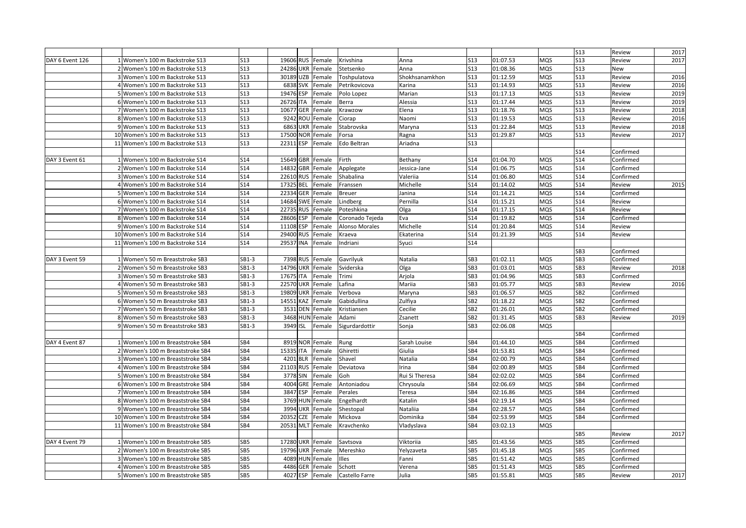| | | | | | | | | | | | | | |
|---|---|---|---|---|---|---|---|---|---|---|---|---|---|
| | | | | | | | | | | | S13 | Review | 2017 |
| DAY 6 Event 126 | 1 Women's 100 m Backstroke S13 | S13 | 19606 | RUS | Female | Krivshina | Anna | S13 | 01:07.53 | MQS | S13 | Review | 2017 |
| | 2 Women's 100 m Backstroke S13 | S13 | 24286 | UKR | Female | Stetsenko | Anna | S13 | 01:08.36 | MQS | S13 | New | |
| | 3 Women's 100 m Backstroke S13 | S13 | 30189 | UZB | Female | Toshpulatova | Shokhsanamkhon | S13 | 01:12.59 | MQS | S13 | Review | 2016 |
| | 4 Women's 100 m Backstroke S13 | S13 | 6838 | SVK | Female | Petrikovicova | Karina | S13 | 01:14.93 | MQS | S13 | Review | 2016 |
| | 5 Women's 100 m Backstroke S13 | S13 | 19476 | ESP | Female | Polo Lopez | Marian | S13 | 01:17.13 | MQS | S13 | Review | 2019 |
| | 6 Women's 100 m Backstroke S13 | S13 | 26726 | ITA | Female | Berra | Alessia | S13 | 01:17.44 | MQS | S13 | Review | 2019 |
| | 7 Women's 100 m Backstroke S13 | S13 | 10677 | GER | Female | Krawzow | Elena | S13 | 01:18.76 | MQS | S13 | Review | 2018 |
| | 8 Women's 100 m Backstroke S13 | S13 | 9242 | ROU | Female | Ciorap | Naomi | S13 | 01:19.53 | MQS | S13 | Review | 2016 |
| | 9 Women's 100 m Backstroke S13 | S13 | 6863 | UKR | Female | Stabrovska | Maryna | S13 | 01:22.84 | MQS | S13 | Review | 2018 |
| | 10 Women's 100 m Backstroke S13 | S13 | 17500 | NOR | Female | Forsa | Ragna | S13 | 01:29.87 | MQS | S13 | Review | 2017 |
| | 11 Women's 100 m Backstroke S13 | S13 | 22311 | ESP | Female | Edo Beltran | Ariadna | S13 | | | | | |
| | | | | | | | | | | | S14 | Confirmed | |
| DAY 3 Event 61 | 1 Women's 100 m Backstroke S14 | S14 | 15649 | GBR | Female | Firth | Bethany | S14 | 01:04.70 | MQS | S14 | Confirmed | |
| | 2 Women's 100 m Backstroke S14 | S14 | 14832 | GBR | Female | Applegate | Jessica-Jane | S14 | 01:06.75 | MQS | S14 | Confirmed | |
| | 3 Women's 100 m Backstroke S14 | S14 | 22610 | RUS | Female | Shabalina | Valeriia | S14 | 01:06.80 | MQS | S14 | Confirmed | |
| | 4 Women's 100 m Backstroke S14 | S14 | 17325 | BEL | Female | Franssen | Michelle | S14 | 01:14.02 | MQS | S14 | Review | 2015 |
| | 5 Women's 100 m Backstroke S14 | S14 | 22334 | GER | Female | Breuer | Janina | S14 | 01:14.21 | MQS | S14 | Confirmed | |
| | 6 Women's 100 m Backstroke S14 | S14 | 14684 | SWE | Female | Lindberg | Pernilla | S14 | 01:15.21 | MQS | S14 | Review | |
| | 7 Women's 100 m Backstroke S14 | S14 | 22735 | RUS | Female | Poteshkina | Olga | S14 | 01:17.15 | MQS | S14 | Review | |
| | 8 Women's 100 m Backstroke S14 | S14 | 28606 | ESP | Female | Coronado Tejeda | Eva | S14 | 01:19.82 | MQS | S14 | Confirmed | |
| | 9 Women's 100 m Backstroke S14 | S14 | 11108 | ESP | Female | Alonso Morales | Michelle | S14 | 01:20.84 | MQS | S14 | Review | |
| | 10 Women's 100 m Backstroke S14 | S14 | 29400 | RUS | Female | Kraeva | Ekaterina | S14 | 01:21.39 | MQS | S14 | Review | |
| | 11 Women's 100 m Backstroke S14 | S14 | 29537 | INA | Female | Indriani | Syuci | S14 | | | | | |
| | | | | | | | | | | | SB3 | Confirmed | |
| DAY 3 Event 59 | 1 Women's 50 m Breaststroke SB3 | SB1-3 | 7398 | RUS | Female | Gavrilyuk | Natalia | SB3 | 01:02.11 | MQS | SB3 | Confirmed | |
| | 2 Women's 50 m Breaststroke SB3 | SB1-3 | 14796 | UKR | Female | Sviderska | Olga | SB3 | 01:03.01 | MQS | SB3 | Review | 2018 |
| | 3 Women's 50 m Breaststroke SB3 | SB1-3 | 17675 | ITA | Female | Trimi | Arjola | SB3 | 01:04.96 | MQS | SB3 | Confirmed | |
| | 4 Women's 50 m Breaststroke SB3 | SB1-3 | 22570 | UKR | Female | Lafina | Mariia | SB3 | 01:05.77 | MQS | SB3 | Review | 2016 |
| | 5 Women's 50 m Breaststroke SB3 | SB1-3 | 19809 | UKR | Female | Verbova | Maryna | SB3 | 01:06.57 | MQS | SB2 | Confirmed | |
| | 6 Women's 50 m Breaststroke SB3 | SB1-3 | 14551 | KAZ | Female | Gabidullina | Zulfiya | SB2 | 01:18.22 | MQS | SB2 | Confirmed | |
| | 7 Women's 50 m Breaststroke SB3 | SB1-3 | 3531 | DEN | Female | Kristiansen | Cecilie | SB2 | 01:26.01 | MQS | SB2 | Confirmed | |
| | 8 Women's 50 m Breaststroke SB3 | SB1-3 | 3468 | HUN | Female | Adami | Zsanett | SB2 | 01:31.45 | MQS | SB3 | Review | 2019 |
| | 9 Women's 50 m Breaststroke SB3 | SB1-3 | 3949 | ISL | Female | Sigurdardottir | Sonja | SB3 | 02:06.08 | MQS | | | |
| | | | | | | | | | | | SB4 | Confirmed | |
| DAY 4 Event 87 | 1 Women's 100 m Breaststroke SB4 | SB4 | 8919 | NOR | Female | Rung | Sarah Louise | SB4 | 01:44.10 | MQS | SB4 | Confirmed | |
| | 2 Women's 100 m Breaststroke SB4 | SB4 | 15335 | ITA | Female | Ghiretti | Giulia | SB4 | 01:53.81 | MQS | SB4 | Confirmed | |
| | 3 Women's 100 m Breaststroke SB4 | SB4 | 4201 | BLR | Female | Shavel | Natalia | SB4 | 02:00.79 | MQS | SB4 | Confirmed | |
| | 4 Women's 100 m Breaststroke SB4 | SB4 | 21103 | RUS | Female | Deviatova | Irina | SB4 | 02:00.89 | MQS | SB4 | Confirmed | |
| | 5 Women's 100 m Breaststroke SB4 | SB4 | 3778 | SIN | Female | Goh | Rui Si Theresa | SB4 | 02:02.02 | MQS | SB4 | Confirmed | |
| | 6 Women's 100 m Breaststroke SB4 | SB4 | 4004 | GRE | Female | Antoniadou | Chrysoula | SB4 | 02:06.69 | MQS | SB4 | Confirmed | |
| | 7 Women's 100 m Breaststroke SB4 | SB4 | 3847 | ESP | Female | Perales | Teresa | SB4 | 02:16.86 | MQS | SB4 | Confirmed | |
| | 8 Women's 100 m Breaststroke SB4 | SB4 | 3769 | HUN | Female | Engelhardt | Katalin | SB4 | 02:19.14 | MQS | SB4 | Confirmed | |
| | 9 Women's 100 m Breaststroke SB4 | SB4 | 3994 | UKR | Female | Shestopal | Nataliia | SB4 | 02:28.57 | MQS | SB4 | Confirmed | |
| | 10 Women's 100 m Breaststroke SB4 | SB4 | 20352 | CZE | Female | Mickova | Dominika | SB4 | 02:53.99 | MQS | SB4 | Confirmed | |
| | 11 Women's 100 m Breaststroke SB4 | SB4 | 20531 | MLT | Female | Kravchenko | Vladyslava | SB4 | 03:02.13 | MQS | | | |
| | | | | | | | | | | | SB5 | Review | 2017 |
| DAY 4 Event 79 | 1 Women's 100 m Breaststroke SB5 | SB5 | 17280 | UKR | Female | Savtsova | Viktoriia | SB5 | 01:43.56 | MQS | SB5 | Confirmed | |
| | 2 Women's 100 m Breaststroke SB5 | SB5 | 19796 | UKR | Female | Mereshko | Yelyzaveta | SB5 | 01:45.18 | MQS | SB5 | Confirmed | |
| | 3 Women's 100 m Breaststroke SB5 | SB5 | 4089 | HUN | Female | Illes | Fanni | SB5 | 01:51.42 | MQS | SB5 | Confirmed | |
| | 4 Women's 100 m Breaststroke SB5 | SB5 | 4486 | GER | Female | Schott | Verena | SB5 | 01:51.43 | MQS | SB5 | Confirmed | |
| | 5 Women's 100 m Breaststroke SB5 | SB5 | 4027 | ESP | Female | Castello Farre | Julia | SB5 | 01:55.81 | MQS | SB5 | Review | 2017 |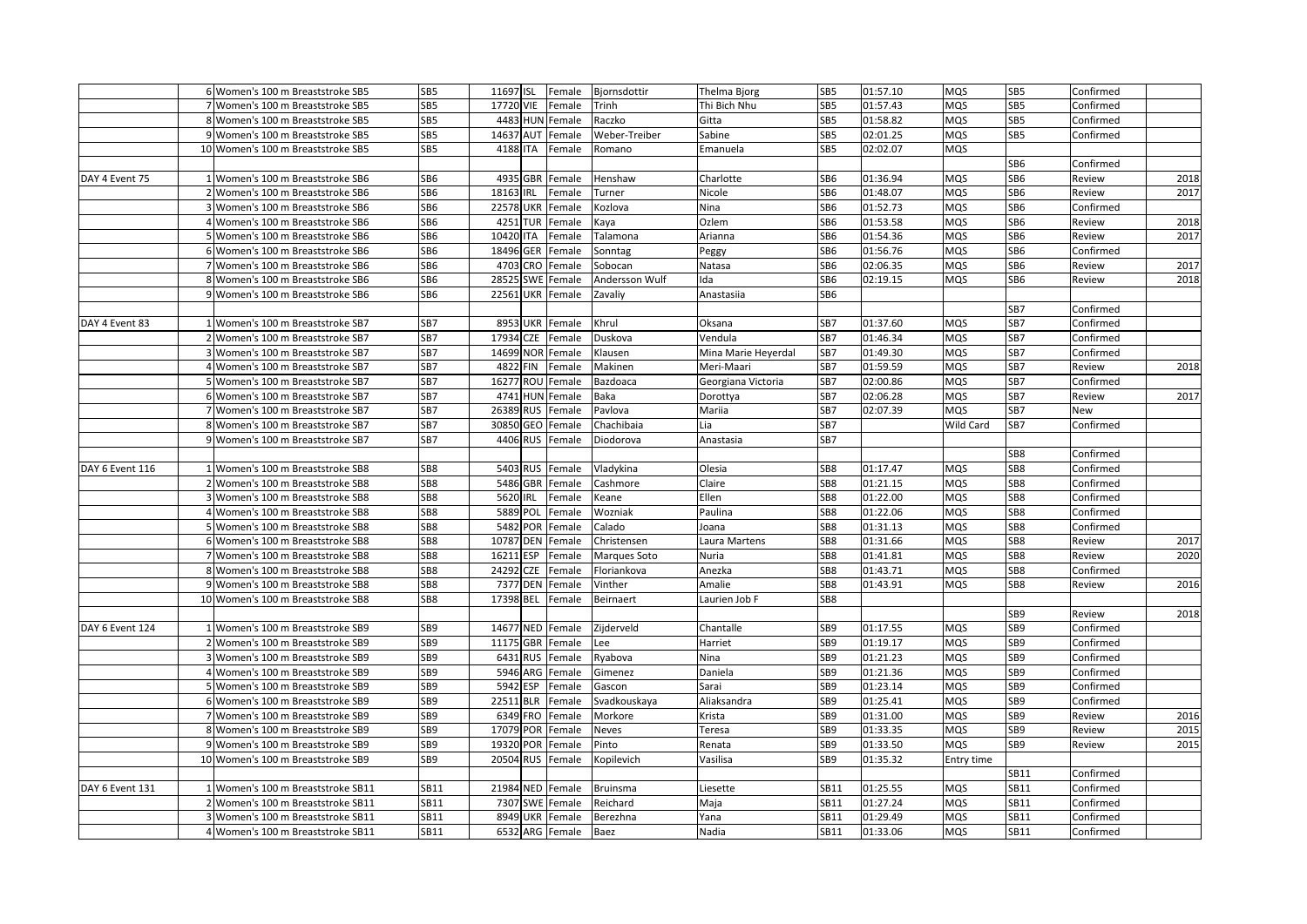| | | | | | | | | | | | | | | |
|---|---|---|---|---|---|---|---|---|---|---|---|---|---|---|
| | 6 | Women's 100 m Breaststroke SB5 | SB5 | 11697 | ISL | Female | Bjornsdottir | Thelma Bjorg | SB5 | 01:57.10 | MQS | SB5 | Confirmed | |
| | 7 | Women's 100 m Breaststroke SB5 | SB5 | 17720 | VIE | Female | Trinh | Thi Bich Nhu | SB5 | 01:57.43 | MQS | SB5 | Confirmed | |
| | 8 | Women's 100 m Breaststroke SB5 | SB5 | 4483 | HUN | Female | Raczko | Gitta | SB5 | 01:58.82 | MQS | SB5 | Confirmed | |
| | 9 | Women's 100 m Breaststroke SB5 | SB5 | 14637 | AUT | Female | Weber-Treiber | Sabine | SB5 | 02:01.25 | MQS | SB5 | Confirmed | |
| | 10 | Women's 100 m Breaststroke SB5 | SB5 | 4188 | ITA | Female | Romano | Emanuela | SB5 | 02:02.07 | MQS | | | |
| | | | | | | | | | | | | SB6 | Confirmed | |
| DAY 4 Event 75 | 1 | Women's 100 m Breaststroke SB6 | SB6 | 4935 | GBR | Female | Henshaw | Charlotte | SB6 | 01:36.94 | MQS | SB6 | Review | 2018 |
| | 2 | Women's 100 m Breaststroke SB6 | SB6 | 18163 | IRL | Female | Turner | Nicole | SB6 | 01:48.07 | MQS | SB6 | Review | 2017 |
| | 3 | Women's 100 m Breaststroke SB6 | SB6 | 22578 | UKR | Female | Kozlova | Nina | SB6 | 01:52.73 | MQS | SB6 | Confirmed | |
| | 4 | Women's 100 m Breaststroke SB6 | SB6 | 4251 | TUR | Female | Kaya | Ozlem | SB6 | 01:53.58 | MQS | SB6 | Review | 2018 |
| | 5 | Women's 100 m Breaststroke SB6 | SB6 | 10420 | ITA | Female | Talamona | Arianna | SB6 | 01:54.36 | MQS | SB6 | Review | 2017 |
| | 6 | Women's 100 m Breaststroke SB6 | SB6 | 18496 | GER | Female | Sonntag | Peggy | SB6 | 01:56.76 | MQS | SB6 | Confirmed | |
| | 7 | Women's 100 m Breaststroke SB6 | SB6 | 4703 | CRO | Female | Sobocan | Natasa | SB6 | 02:06.35 | MQS | SB6 | Review | 2017 |
| | 8 | Women's 100 m Breaststroke SB6 | SB6 | 28525 | SWE | Female | Andersson Wulf | Ida | SB6 | 02:19.15 | MQS | SB6 | Review | 2018 |
| | 9 | Women's 100 m Breaststroke SB6 | SB6 | 22561 | UKR | Female | Zavaliy | Anastasiia | SB6 | | | | | |
| | | | | | | | | | | | | SB7 | Confirmed | |
| DAY 4 Event 83 | 1 | Women's 100 m Breaststroke SB7 | SB7 | 8953 | UKR | Female | Khrul | Oksana | SB7 | 01:37.60 | MQS | SB7 | Confirmed | |
| | 2 | Women's 100 m Breaststroke SB7 | SB7 | 17934 | CZE | Female | Duskova | Vendula | SB7 | 01:46.34 | MQS | SB7 | Confirmed | |
| | 3 | Women's 100 m Breaststroke SB7 | SB7 | 14699 | NOR | Female | Klausen | Mina Marie Heyerdal | SB7 | 01:49.30 | MQS | SB7 | Confirmed | |
| | 4 | Women's 100 m Breaststroke SB7 | SB7 | 4822 | FIN | Female | Makinen | Meri-Maari | SB7 | 01:59.59 | MQS | SB7 | Review | 2018 |
| | 5 | Women's 100 m Breaststroke SB7 | SB7 | 16277 | ROU | Female | Bazdoaca | Georgiana Victoria | SB7 | 02:00.86 | MQS | SB7 | Confirmed | |
| | 6 | Women's 100 m Breaststroke SB7 | SB7 | 4741 | HUN | Female | Baka | Dorottya | SB7 | 02:06.28 | MQS | SB7 | Review | 2017 |
| | 7 | Women's 100 m Breaststroke SB7 | SB7 | 26389 | RUS | Female | Pavlova | Mariia | SB7 | 02:07.39 | MQS | SB7 | New | |
| | 8 | Women's 100 m Breaststroke SB7 | SB7 | 30850 | GEO | Female | Chachibaia | Lia | SB7 | | Wild Card | SB7 | Confirmed | |
| | 9 | Women's 100 m Breaststroke SB7 | SB7 | 4406 | RUS | Female | Diodorova | Anastasia | SB7 | | | | | |
| | | | | | | | | | | | | SB8 | Confirmed | |
| DAY 6 Event 116 | 1 | Women's 100 m Breaststroke SB8 | SB8 | 5403 | RUS | Female | Vladykina | Olesia | SB8 | 01:17.47 | MQS | SB8 | Confirmed | |
| | 2 | Women's 100 m Breaststroke SB8 | SB8 | 5486 | GBR | Female | Cashmore | Claire | SB8 | 01:21.15 | MQS | SB8 | Confirmed | |
| | 3 | Women's 100 m Breaststroke SB8 | SB8 | 5620 | IRL | Female | Keane | Ellen | SB8 | 01:22.00 | MQS | SB8 | Confirmed | |
| | 4 | Women's 100 m Breaststroke SB8 | SB8 | 5889 | POL | Female | Wozniak | Paulina | SB8 | 01:22.06 | MQS | SB8 | Confirmed | |
| | 5 | Women's 100 m Breaststroke SB8 | SB8 | 5482 | POR | Female | Calado | Joana | SB8 | 01:31.13 | MQS | SB8 | Confirmed | |
| | 6 | Women's 100 m Breaststroke SB8 | SB8 | 10787 | DEN | Female | Christensen | Laura Martens | SB8 | 01:31.66 | MQS | SB8 | Review | 2017 |
| | 7 | Women's 100 m Breaststroke SB8 | SB8 | 16211 | ESP | Female | Marques Soto | Nuria | SB8 | 01:41.81 | MQS | SB8 | Review | 2020 |
| | 8 | Women's 100 m Breaststroke SB8 | SB8 | 24292 | CZE | Female | Floriankova | Anezka | SB8 | 01:43.71 | MQS | SB8 | Confirmed | |
| | 9 | Women's 100 m Breaststroke SB8 | SB8 | 7377 | DEN | Female | Vinther | Amalie | SB8 | 01:43.91 | MQS | SB8 | Review | 2016 |
| | 10 | Women's 100 m Breaststroke SB8 | SB8 | 17398 | BEL | Female | Beirnaert | Laurien Job F | SB8 | | | | | |
| | | | | | | | | | | | | SB9 | Review | 2018 |
| DAY 6 Event 124 | 1 | Women's 100 m Breaststroke SB9 | SB9 | 14677 | NED | Female | Zijderveld | Chantalle | SB9 | 01:17.55 | MQS | SB9 | Confirmed | |
| | 2 | Women's 100 m Breaststroke SB9 | SB9 | 11175 | GBR | Female | Lee | Harriet | SB9 | 01:19.17 | MQS | SB9 | Confirmed | |
| | 3 | Women's 100 m Breaststroke SB9 | SB9 | 6431 | RUS | Female | Ryabova | Nina | SB9 | 01:21.23 | MQS | SB9 | Confirmed | |
| | 4 | Women's 100 m Breaststroke SB9 | SB9 | 5946 | ARG | Female | Gimenez | Daniela | SB9 | 01:21.36 | MQS | SB9 | Confirmed | |
| | 5 | Women's 100 m Breaststroke SB9 | SB9 | 5942 | ESP | Female | Gascon | Sarai | SB9 | 01:23.14 | MQS | SB9 | Confirmed | |
| | 6 | Women's 100 m Breaststroke SB9 | SB9 | 22511 | BLR | Female | Svadkouskaya | Aliaksandra | SB9 | 01:25.41 | MQS | SB9 | Confirmed | |
| | 7 | Women's 100 m Breaststroke SB9 | SB9 | 6349 | FRO | Female | Morkore | Krista | SB9 | 01:31.00 | MQS | SB9 | Review | 2016 |
| | 8 | Women's 100 m Breaststroke SB9 | SB9 | 17079 | POR | Female | Neves | Teresa | SB9 | 01:33.35 | MQS | SB9 | Review | 2015 |
| | 9 | Women's 100 m Breaststroke SB9 | SB9 | 19320 | POR | Female | Pinto | Renata | SB9 | 01:33.50 | MQS | SB9 | Review | 2015 |
| | 10 | Women's 100 m Breaststroke SB9 | SB9 | 20504 | RUS | Female | Kopilevich | Vasilisa | SB9 | 01:35.32 | Entry time | | | |
| | | | | | | | | | | | | SB11 | Confirmed | |
| DAY 6 Event 131 | 1 | Women's 100 m Breaststroke SB11 | SB11 | 21984 | NED | Female | Bruinsma | Liesette | SB11 | 01:25.55 | MQS | SB11 | Confirmed | |
| | 2 | Women's 100 m Breaststroke SB11 | SB11 | 7307 | SWE | Female | Reichard | Maja | SB11 | 01:27.24 | MQS | SB11 | Confirmed | |
| | 3 | Women's 100 m Breaststroke SB11 | SB11 | 8949 | UKR | Female | Berezhna | Yana | SB11 | 01:29.49 | MQS | SB11 | Confirmed | |
| | 4 | Women's 100 m Breaststroke SB11 | SB11 | 6532 | ARG | Female | Baez | Nadia | SB11 | 01:33.06 | MQS | SB11 | Confirmed | |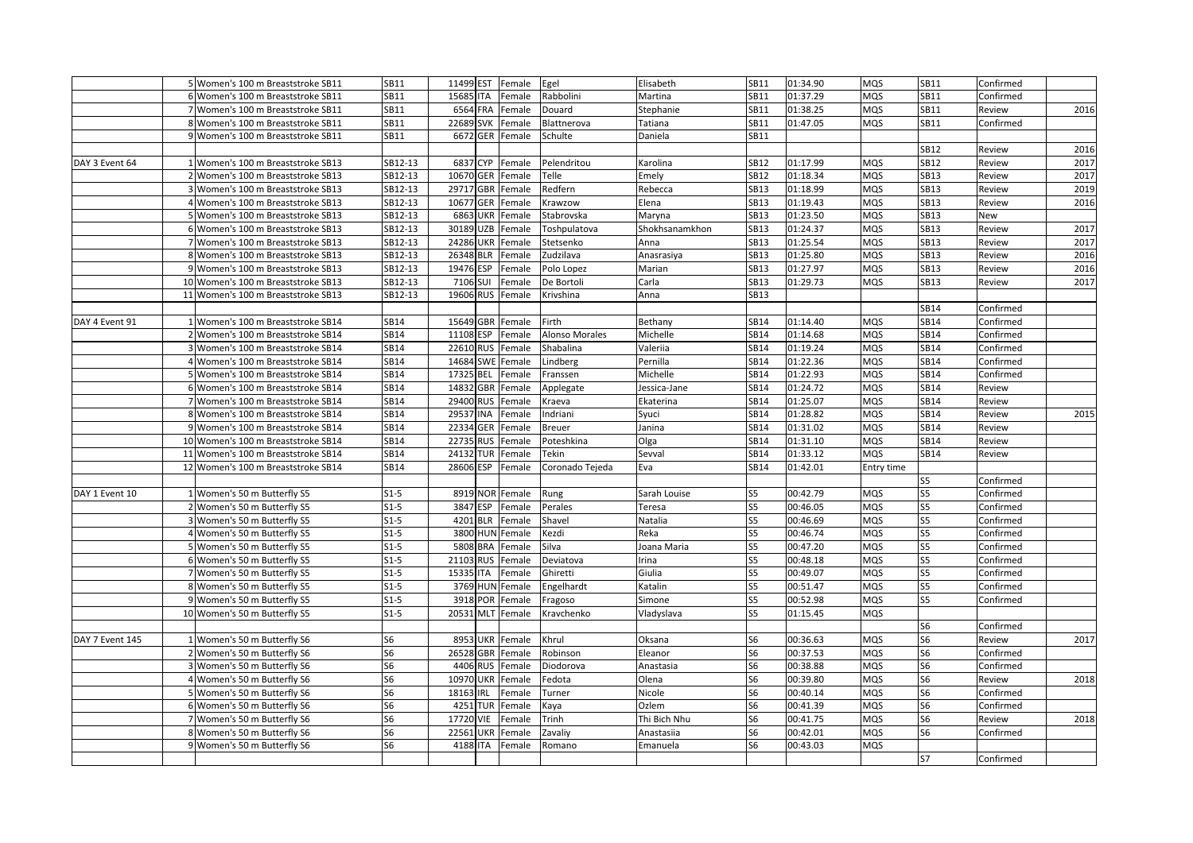| | | | | | | | | | | | | | | |
|---|---|---|---|---|---|---|---|---|---|---|---|---|---|---|
| | 5 | Women's 100 m Breaststroke SB11 | SB11 | 11499 | EST | Female | Egel | Elisabeth | SB11 | 01:34.90 | MQS | SB11 | Confirmed | |
| | 6 | Women's 100 m Breaststroke SB11 | SB11 | 15685 | ITA | Female | Rabbolini | Martina | SB11 | 01:37.29 | MQS | SB11 | Confirmed | |
| | 7 | Women's 100 m Breaststroke SB11 | SB11 | 6564 | FRA | Female | Douard | Stephanie | SB11 | 01:38.25 | MQS | SB11 | Review | 2016 |
| | 8 | Women's 100 m Breaststroke SB11 | SB11 | 22689 | SVK | Female | Blattnerova | Tatiana | SB11 | 01:47.05 | MQS | SB11 | Confirmed | |
| | 9 | Women's 100 m Breaststroke SB11 | SB11 | 6672 | GER | Female | Schulte | Daniela | SB11 | | | | | |
| | | | | | | | | | | | | SB12 | Review | 2016 |
| DAY 3 Event 64 | 1 | Women's 100 m Breaststroke SB13 | SB12-13 | 6837 | CYP | Female | Pelendritou | Karolina | SB12 | 01:17.99 | MQS | SB12 | Review | 2017 |
| | 2 | Women's 100 m Breaststroke SB13 | SB12-13 | 10670 | GER | Female | Telle | Emely | SB12 | 01:18.34 | MQS | SB13 | Review | 2017 |
| | 3 | Women's 100 m Breaststroke SB13 | SB12-13 | 29717 | GBR | Female | Redfern | Rebecca | SB13 | 01:18.99 | MQS | SB13 | Review | 2019 |
| | 4 | Women's 100 m Breaststroke SB13 | SB12-13 | 10677 | GER | Female | Krawzow | Elena | SB13 | 01:19.43 | MQS | SB13 | Review | 2016 |
| | 5 | Women's 100 m Breaststroke SB13 | SB12-13 | 6863 | UKR | Female | Stabrovska | Maryna | SB13 | 01:23.50 | MQS | SB13 | New | |
| | 6 | Women's 100 m Breaststroke SB13 | SB12-13 | 30189 | UZB | Female | Toshpulatova | Shokhsanamkhon | SB13 | 01:24.37 | MQS | SB13 | Review | 2017 |
| | 7 | Women's 100 m Breaststroke SB13 | SB12-13 | 24286 | UKR | Female | Stetsenko | Anna | SB13 | 01:25.54 | MQS | SB13 | Review | 2017 |
| | 8 | Women's 100 m Breaststroke SB13 | SB12-13 | 26348 | BLR | Female | Zudzilava | Anasrasiya | SB13 | 01:25.80 | MQS | SB13 | Review | 2016 |
| | 9 | Women's 100 m Breaststroke SB13 | SB12-13 | 19476 | ESP | Female | Polo Lopez | Marian | SB13 | 01:27.97 | MQS | SB13 | Review | 2016 |
| | 10 | Women's 100 m Breaststroke SB13 | SB12-13 | 7106 | SUI | Female | De Bortoli | Carla | SB13 | 01:29.73 | MQS | SB13 | Review | 2017 |
| | 11 | Women's 100 m Breaststroke SB13 | SB12-13 | 19606 | RUS | Female | Krivshina | Anna | SB13 | | | | | |
| | | | | | | | | | | | | SB14 | Confirmed | |
| DAY 4 Event 91 | 1 | Women's 100 m Breaststroke SB14 | SB14 | 15649 | GBR | Female | Firth | Bethany | SB14 | 01:14.40 | MQS | SB14 | Confirmed | |
| | 2 | Women's 100 m Breaststroke SB14 | SB14 | 11108 | ESP | Female | Alonso Morales | Michelle | SB14 | 01:14.68 | MQS | SB14 | Confirmed | |
| | 3 | Women's 100 m Breaststroke SB14 | SB14 | 22610 | RUS | Female | Shabalina | Valeriia | SB14 | 01:19.24 | MQS | SB14 | Confirmed | |
| | 4 | Women's 100 m Breaststroke SB14 | SB14 | 14684 | SWE | Female | Lindberg | Pernilla | SB14 | 01:22.36 | MQS | SB14 | Confirmed | |
| | 5 | Women's 100 m Breaststroke SB14 | SB14 | 17325 | BEL | Female | Franssen | Michelle | SB14 | 01:22.93 | MQS | SB14 | Confirmed | |
| | 6 | Women's 100 m Breaststroke SB14 | SB14 | 14832 | GBR | Female | Applegate | Jessica-Jane | SB14 | 01:24.72 | MQS | SB14 | Review | |
| | 7 | Women's 100 m Breaststroke SB14 | SB14 | 29400 | RUS | Female | Kraeva | Ekaterina | SB14 | 01:25.07 | MQS | SB14 | Review | |
| | 8 | Women's 100 m Breaststroke SB14 | SB14 | 29537 | INA | Female | Indriani | Syuci | SB14 | 01:28.82 | MQS | SB14 | Review | 2015 |
| | 9 | Women's 100 m Breaststroke SB14 | SB14 | 22334 | GER | Female | Breuer | Janina | SB14 | 01:31.02 | MQS | SB14 | Review | |
| | 10 | Women's 100 m Breaststroke SB14 | SB14 | 22735 | RUS | Female | Poteshkina | Olga | SB14 | 01:31.10 | MQS | SB14 | Review | |
| | 11 | Women's 100 m Breaststroke SB14 | SB14 | 24132 | TUR | Female | Tekin | Sevval | SB14 | 01:33.12 | MQS | SB14 | Review | |
| | 12 | Women's 100 m Breaststroke SB14 | SB14 | 28606 | ESP | Female | Coronado Tejeda | Eva | SB14 | 01:42.01 | Entry time | | | |
| | | | | | | | | | | | | S5 | Confirmed | |
| DAY 1 Event 10 | 1 | Women's 50 m Butterfly S5 | S1-5 | 8919 | NOR | Female | Rung | Sarah Louise | S5 | 00:42.79 | MQS | S5 | Confirmed | |
| | 2 | Women's 50 m Butterfly S5 | S1-5 | 3847 | ESP | Female | Perales | Teresa | S5 | 00:46.05 | MQS | S5 | Confirmed | |
| | 3 | Women's 50 m Butterfly S5 | S1-5 | 4201 | BLR | Female | Shavel | Natalia | S5 | 00:46.69 | MQS | S5 | Confirmed | |
| | 4 | Women's 50 m Butterfly S5 | S1-5 | 3800 | HUN | Female | Kezdi | Reka | S5 | 00:46.74 | MQS | S5 | Confirmed | |
| | 5 | Women's 50 m Butterfly S5 | S1-5 | 5808 | BRA | Female | Silva | Joana Maria | S5 | 00:47.20 | MQS | S5 | Confirmed | |
| | 6 | Women's 50 m Butterfly S5 | S1-5 | 21103 | RUS | Female | Deviatova | Irina | S5 | 00:48.18 | MQS | S5 | Confirmed | |
| | 7 | Women's 50 m Butterfly S5 | S1-5 | 15335 | ITA | Female | Ghiretti | Giulia | S5 | 00:49.07 | MQS | S5 | Confirmed | |
| | 8 | Women's 50 m Butterfly S5 | S1-5 | 3769 | HUN | Female | Engelhardt | Katalin | S5 | 00:51.47 | MQS | S5 | Confirmed | |
| | 9 | Women's 50 m Butterfly S5 | S1-5 | 3918 | POR | Female | Fragoso | Simone | S5 | 00:52.98 | MQS | S5 | Confirmed | |
| | 10 | Women's 50 m Butterfly S5 | S1-5 | 20531 | MLT | Female | Kravchenko | Vladyslava | S5 | 01:15.45 | MQS | | | |
| | | | | | | | | | | | | S6 | Confirmed | |
| DAY 7 Event 145 | 1 | Women's 50 m Butterfly S6 | S6 | 8953 | UKR | Female | Khrul | Oksana | S6 | 00:36.63 | MQS | S6 | Review | 2017 |
| | 2 | Women's 50 m Butterfly S6 | S6 | 26528 | GBR | Female | Robinson | Eleanor | S6 | 00:37.53 | MQS | S6 | Confirmed | |
| | 3 | Women's 50 m Butterfly S6 | S6 | 4406 | RUS | Female | Diodorova | Anastasia | S6 | 00:38.88 | MQS | S6 | Confirmed | |
| | 4 | Women's 50 m Butterfly S6 | S6 | 10970 | UKR | Female | Fedota | Olena | S6 | 00:39.80 | MQS | S6 | Review | 2018 |
| | 5 | Women's 50 m Butterfly S6 | S6 | 18163 | IRL | Female | Turner | Nicole | S6 | 00:40.14 | MQS | S6 | Confirmed | |
| | 6 | Women's 50 m Butterfly S6 | S6 | 4251 | TUR | Female | Kaya | Ozlem | S6 | 00:41.39 | MQS | S6 | Confirmed | |
| | 7 | Women's 50 m Butterfly S6 | S6 | 17720 | VIE | Female | Trinh | Thi Bich Nhu | S6 | 00:41.75 | MQS | S6 | Review | 2018 |
| | 8 | Women's 50 m Butterfly S6 | S6 | 22561 | UKR | Female | Zavaliy | Anastasiia | S6 | 00:42.01 | MQS | S6 | Confirmed | |
| | 9 | Women's 50 m Butterfly S6 | S6 | 4188 | ITA | Female | Romano | Emanuela | S6 | 00:43.03 | MQS | | | |
| | | | | | | | | | | | | S7 | Confirmed | |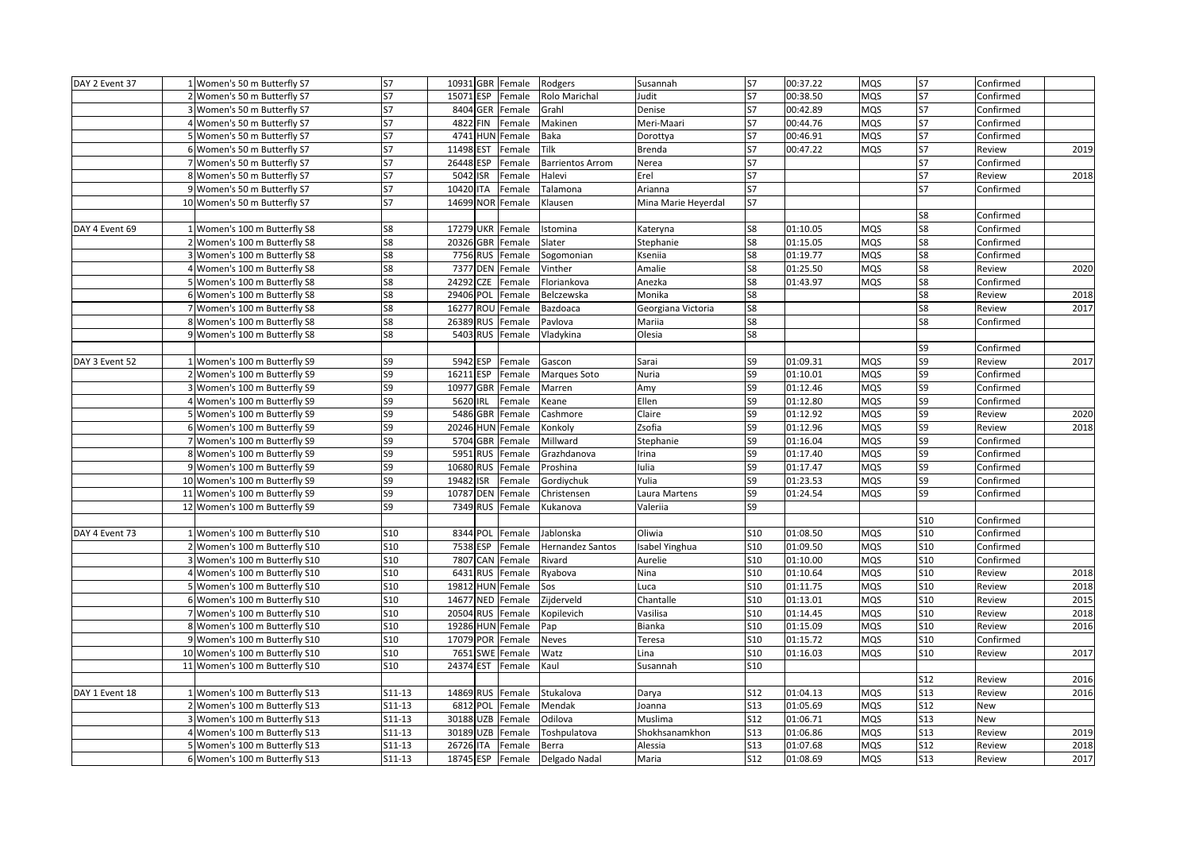| | | | | | | | | | | | | | | |
|---|---|---|---|---|---|---|---|---|---|---|---|---|---|---|
| DAY 2 Event 37 | 1 | Women's 50 m Butterfly S7 | S7 | 10931 | GBR | Female | Rodgers | Susannah | S7 | 00:37.22 | MQS | S7 | Confirmed | |
| | 2 | Women's 50 m Butterfly S7 | S7 | 15071 | ESP | Female | Rolo Marichal | Judit | S7 | 00:38.50 | MQS | S7 | Confirmed | |
| | 3 | Women's 50 m Butterfly S7 | S7 | 8404 | GER | Female | Grahl | Denise | S7 | 00:42.89 | MQS | S7 | Confirmed | |
| | 4 | Women's 50 m Butterfly S7 | S7 | 4822 | FIN | Female | Makinen | Meri-Maari | S7 | 00:44.76 | MQS | S7 | Confirmed | |
| | 5 | Women's 50 m Butterfly S7 | S7 | 4741 | HUN | Female | Baka | Dorottya | S7 | 00:46.91 | MQS | S7 | Confirmed | |
| | 6 | Women's 50 m Butterfly S7 | S7 | 11498 | EST | Female | Tilk | Brenda | S7 | 00:47.22 | MQS | S7 | Review | 2019 |
| | 7 | Women's 50 m Butterfly S7 | S7 | 26448 | ESP | Female | Barrientos Arrom | Nerea | S7 | | | S7 | Confirmed | |
| | 8 | Women's 50 m Butterfly S7 | S7 | 5042 | ISR | Female | Halevi | Erel | S7 | | | S7 | Review | 2018 |
| | 9 | Women's 50 m Butterfly S7 | S7 | 10420 | ITA | Female | Talamona | Arianna | S7 | | | S7 | Confirmed | |
| | 10 | Women's 50 m Butterfly S7 | S7 | 14699 | NOR | Female | Klausen | Mina Marie Heyerdal | S7 | | | | | |
| | | | | | | | | | | | | S8 | Confirmed | |
| DAY 4 Event 69 | 1 | Women's 100 m Butterfly S8 | S8 | 17279 | UKR | Female | Istomina | Kateryna | S8 | 01:10.05 | MQS | S8 | Confirmed | |
| | 2 | Women's 100 m Butterfly S8 | S8 | 20326 | GBR | Female | Slater | Stephanie | S8 | 01:15.05 | MQS | S8 | Confirmed | |
| | 3 | Women's 100 m Butterfly S8 | S8 | 7756 | RUS | Female | Sogomonian | Kseniia | S8 | 01:19.77 | MQS | S8 | Confirmed | |
| | 4 | Women's 100 m Butterfly S8 | S8 | 7377 | DEN | Female | Vinther | Amalie | S8 | 01:25.50 | MQS | S8 | Review | 2020 |
| | 5 | Women's 100 m Butterfly S8 | S8 | 24292 | CZE | Female | Floriankova | Anezka | S8 | 01:43.97 | MQS | S8 | Confirmed | |
| | 6 | Women's 100 m Butterfly S8 | S8 | 29406 | POL | Female | Belczewska | Monika | S8 | | | S8 | Review | 2018 |
| | 7 | Women's 100 m Butterfly S8 | S8 | 16277 | ROU | Female | Bazdoaca | Georgiana Victoria | S8 | | | S8 | Review | 2017 |
| | 8 | Women's 100 m Butterfly S8 | S8 | 26389 | RUS | Female | Pavlova | Mariia | S8 | | | S8 | Confirmed | |
| | 9 | Women's 100 m Butterfly S8 | S8 | 5403 | RUS | Female | Vladykina | Olesia | S8 | | | | | |
| | | | | | | | | | | | | S9 | Confirmed | |
| DAY 3 Event 52 | 1 | Women's 100 m Butterfly S9 | S9 | 5942 | ESP | Female | Gascon | Sarai | S9 | 01:09.31 | MQS | S9 | Review | 2017 |
| | 2 | Women's 100 m Butterfly S9 | S9 | 16211 | ESP | Female | Marques Soto | Nuria | S9 | 01:10.01 | MQS | S9 | Confirmed | |
| | 3 | Women's 100 m Butterfly S9 | S9 | 10977 | GBR | Female | Marren | Amy | S9 | 01:12.46 | MQS | S9 | Confirmed | |
| | 4 | Women's 100 m Butterfly S9 | S9 | 5620 | IRL | Female | Keane | Ellen | S9 | 01:12.80 | MQS | S9 | Confirmed | |
| | 5 | Women's 100 m Butterfly S9 | S9 | 5486 | GBR | Female | Cashmore | Claire | S9 | 01:12.92 | MQS | S9 | Review | 2020 |
| | 6 | Women's 100 m Butterfly S9 | S9 | 20246 | HUN | Female | Konkoly | Zsofia | S9 | 01:12.96 | MQS | S9 | Review | 2018 |
| | 7 | Women's 100 m Butterfly S9 | S9 | 5704 | GBR | Female | Millward | Stephanie | S9 | 01:16.04 | MQS | S9 | Confirmed | |
| | 8 | Women's 100 m Butterfly S9 | S9 | 5951 | RUS | Female | Grazhdanova | Irina | S9 | 01:17.40 | MQS | S9 | Confirmed | |
| | 9 | Women's 100 m Butterfly S9 | S9 | 10680 | RUS | Female | Proshina | Iulia | S9 | 01:17.47 | MQS | S9 | Confirmed | |
| | 10 | Women's 100 m Butterfly S9 | S9 | 19482 | ISR | Female | Gordiychuk | Yulia | S9 | 01:23.53 | MQS | S9 | Confirmed | |
| | 11 | Women's 100 m Butterfly S9 | S9 | 10787 | DEN | Female | Christensen | Laura Martens | S9 | 01:24.54 | MQS | S9 | Confirmed | |
| | 12 | Women's 100 m Butterfly S9 | S9 | 7349 | RUS | Female | Kukanova | Valeriia | S9 | | | | | |
| | | | | | | | | | | | | S10 | Confirmed | |
| DAY 4 Event 73 | 1 | Women's 100 m Butterfly S10 | S10 | 8344 | POL | Female | Jablonska | Oliwia | S10 | 01:08.50 | MQS | S10 | Confirmed | |
| | 2 | Women's 100 m Butterfly S10 | S10 | 7538 | ESP | Female | Hernandez Santos | Isabel Yinghua | S10 | 01:09.50 | MQS | S10 | Confirmed | |
| | 3 | Women's 100 m Butterfly S10 | S10 | 7807 | CAN | Female | Rivard | Aurelie | S10 | 01:10.00 | MQS | S10 | Confirmed | |
| | 4 | Women's 100 m Butterfly S10 | S10 | 6431 | RUS | Female | Ryabova | Nina | S10 | 01:10.64 | MQS | S10 | Review | 2018 |
| | 5 | Women's 100 m Butterfly S10 | S10 | 19812 | HUN | Female | Sos | Luca | S10 | 01:11.75 | MQS | S10 | Review | 2018 |
| | 6 | Women's 100 m Butterfly S10 | S10 | 14677 | NED | Female | Zijderveld | Chantalle | S10 | 01:13.01 | MQS | S10 | Review | 2015 |
| | 7 | Women's 100 m Butterfly S10 | S10 | 20504 | RUS | Female | Kopilevich | Vasilisa | S10 | 01:14.45 | MQS | S10 | Review | 2018 |
| | 8 | Women's 100 m Butterfly S10 | S10 | 19286 | HUN | Female | Pap | Bianka | S10 | 01:15.09 | MQS | S10 | Review | 2016 |
| | 9 | Women's 100 m Butterfly S10 | S10 | 17079 | POR | Female | Neves | Teresa | S10 | 01:15.72 | MQS | S10 | Confirmed | |
| | 10 | Women's 100 m Butterfly S10 | S10 | 7651 | SWE | Female | Watz | Lina | S10 | 01:16.03 | MQS | S10 | Review | 2017 |
| | 11 | Women's 100 m Butterfly S10 | S10 | 24374 | EST | Female | Kaul | Susannah | S10 | | | | | |
| | | | | | | | | | | | | S12 | Review | 2016 |
| DAY 1 Event 18 | 1 | Women's 100 m Butterfly S13 | S11-13 | 14869 | RUS | Female | Stukalova | Darya | S12 | 01:04.13 | MQS | S13 | Review | 2016 |
| | 2 | Women's 100 m Butterfly S13 | S11-13 | 6812 | POL | Female | Mendak | Joanna | S13 | 01:05.69 | MQS | S12 | New | |
| | 3 | Women's 100 m Butterfly S13 | S11-13 | 30188 | UZB | Female | Odilova | Muslima | S12 | 01:06.71 | MQS | S13 | New | |
| | 4 | Women's 100 m Butterfly S13 | S11-13 | 30189 | UZB | Female | Toshpulatova | Shokhsanamkhon | S13 | 01:06.86 | MQS | S13 | Review | 2019 |
| | 5 | Women's 100 m Butterfly S13 | S11-13 | 26726 | ITA | Female | Berra | Alessia | S13 | 01:07.68 | MQS | S12 | Review | 2018 |
| | 6 | Women's 100 m Butterfly S13 | S11-13 | 18745 | ESP | Female | Delgado Nadal | Maria | S12 | 01:08.69 | MQS | S13 | Review | 2017 |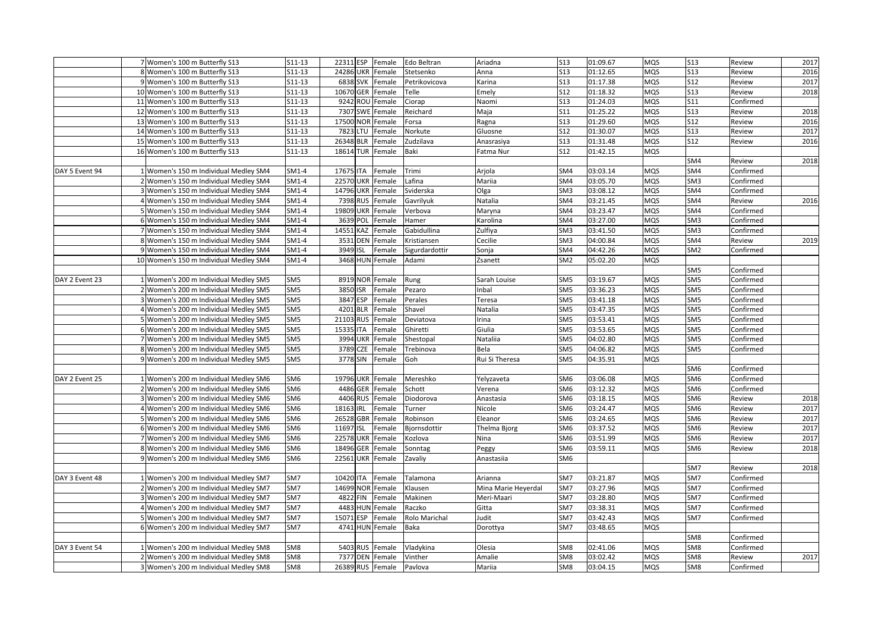| | | | | | | | | | | | | | | |
|---|---|---|---|---|---|---|---|---|---|---|---|---|---|---|
| | 7 | Women's 100 m Butterfly S13 | S11-13 | 22311 | ESP | Female | Edo Beltran | Ariadna | S13 | 01:09.67 | MQS | S13 | Review | 2017 |
| | 8 | Women's 100 m Butterfly S13 | S11-13 | 24286 | UKR | Female | Stetsenko | Anna | S13 | 01:12.65 | MQS | S13 | Review | 2016 |
| | 9 | Women's 100 m Butterfly S13 | S11-13 | 6838 | SVK | Female | Petrikovicova | Karina | S13 | 01:17.38 | MQS | S12 | Review | 2017 |
| | 10 | Women's 100 m Butterfly S13 | S11-13 | 10670 | GER | Female | Telle | Emely | S12 | 01:18.32 | MQS | S13 | Review | 2018 |
| | 11 | Women's 100 m Butterfly S13 | S11-13 | 9242 | ROU | Female | Ciorap | Naomi | S13 | 01:24.03 | MQS | S11 | Confirmed | |
| | 12 | Women's 100 m Butterfly S13 | S11-13 | 7307 | SWE | Female | Reichard | Maja | S11 | 01:25.22 | MQS | S13 | Review | 2018 |
| | 13 | Women's 100 m Butterfly S13 | S11-13 | 17500 | NOR | Female | Forsa | Ragna | S13 | 01:29.60 | MQS | S12 | Review | 2016 |
| | 14 | Women's 100 m Butterfly S13 | S11-13 | 7823 | LTU | Female | Norkute | Gluosne | S12 | 01:30.07 | MQS | S13 | Review | 2017 |
| | 15 | Women's 100 m Butterfly S13 | S11-13 | 26348 | BLR | Female | Zudzilava | Anasrasiya | S13 | 01:31.48 | MQS | S12 | Review | 2016 |
| | 16 | Women's 100 m Butterfly S13 | S11-13 | 18614 | TUR | Female | Baki | Fatma Nur | S12 | 01:42.15 | MQS | | | |
| | | | | | | | | | | | | SM4 | Review | 2018 |
| DAY 5 Event 94 | 1 | Women's 150 m Individual Medley SM4 | SM1-4 | 17675 | ITA | Female | Trimi | Arjola | SM4 | 03:03.14 | MQS | SM4 | Confirmed | |
| | 2 | Women's 150 m Individual Medley SM4 | SM1-4 | 22570 | UKR | Female | Lafina | Mariia | SM4 | 03:05.70 | MQS | SM3 | Confirmed | |
| | 3 | Women's 150 m Individual Medley SM4 | SM1-4 | 14796 | UKR | Female | Sviderska | Olga | SM3 | 03:08.12 | MQS | SM4 | Confirmed | |
| | 4 | Women's 150 m Individual Medley SM4 | SM1-4 | 7398 | RUS | Female | Gavrilyuk | Natalia | SM4 | 03:21.45 | MQS | SM4 | Review | 2016 |
| | 5 | Women's 150 m Individual Medley SM4 | SM1-4 | 19809 | UKR | Female | Verbova | Maryna | SM4 | 03:23.47 | MQS | SM4 | Confirmed | |
| | 6 | Women's 150 m Individual Medley SM4 | SM1-4 | 3639 | POL | Female | Hamer | Karolina | SM4 | 03:27.00 | MQS | SM3 | Confirmed | |
| | 7 | Women's 150 m Individual Medley SM4 | SM1-4 | 14551 | KAZ | Female | Gabidullina | Zulfiya | SM3 | 03:41.50 | MQS | SM3 | Confirmed | |
| | 8 | Women's 150 m Individual Medley SM4 | SM1-4 | 3531 | DEN | Female | Kristiansen | Cecilie | SM3 | 04:00.84 | MQS | SM4 | Review | 2019 |
| | 9 | Women's 150 m Individual Medley SM4 | SM1-4 | 3949 | ISL | Female | Sigurdardottir | Sonja | SM4 | 04:42.26 | MQS | SM2 | Confirmed | |
| | 10 | Women's 150 m Individual Medley SM4 | SM1-4 | 3468 | HUN | Female | Adami | Zsanett | SM2 | 05:02.20 | MQS | | | |
| | | | | | | | | | | | | SM5 | Confirmed | |
| DAY 2 Event 23 | 1 | Women's 200 m Individual Medley SM5 | SM5 | 8919 | NOR | Female | Rung | Sarah Louise | SM5 | 03:19.67 | MQS | SM5 | Confirmed | |
| | 2 | Women's 200 m Individual Medley SM5 | SM5 | 3850 | ISR | Female | Pezaro | Inbal | SM5 | 03:36.23 | MQS | SM5 | Confirmed | |
| | 3 | Women's 200 m Individual Medley SM5 | SM5 | 3847 | ESP | Female | Perales | Teresa | SM5 | 03:41.18 | MQS | SM5 | Confirmed | |
| | 4 | Women's 200 m Individual Medley SM5 | SM5 | 4201 | BLR | Female | Shavel | Natalia | SM5 | 03:47.35 | MQS | SM5 | Confirmed | |
| | 5 | Women's 200 m Individual Medley SM5 | SM5 | 21103 | RUS | Female | Deviatova | Irina | SM5 | 03:53.41 | MQS | SM5 | Confirmed | |
| | 6 | Women's 200 m Individual Medley SM5 | SM5 | 15335 | ITA | Female | Ghiretti | Giulia | SM5 | 03:53.65 | MQS | SM5 | Confirmed | |
| | 7 | Women's 200 m Individual Medley SM5 | SM5 | 3994 | UKR | Female | Shestopal | Nataliia | SM5 | 04:02.80 | MQS | SM5 | Confirmed | |
| | 8 | Women's 200 m Individual Medley SM5 | SM5 | 3789 | CZE | Female | Trebinova | Bela | SM5 | 04:06.82 | MQS | SM5 | Confirmed | |
| | 9 | Women's 200 m Individual Medley SM5 | SM5 | 3778 | SIN | Female | Goh | Rui Si Theresa | SM5 | 04:35.91 | MQS | | | |
| | | | | | | | | | | | | SM6 | Confirmed | |
| DAY 2 Event 25 | 1 | Women's 200 m Individual Medley SM6 | SM6 | 19796 | UKR | Female | Mereshko | Yelyzaveta | SM6 | 03:06.08 | MQS | SM6 | Confirmed | |
| | 2 | Women's 200 m Individual Medley SM6 | SM6 | 4486 | GER | Female | Schott | Verena | SM6 | 03:12.32 | MQS | SM6 | Confirmed | |
| | 3 | Women's 200 m Individual Medley SM6 | SM6 | 4406 | RUS | Female | Diodorova | Anastasia | SM6 | 03:18.15 | MQS | SM6 | Review | 2018 |
| | 4 | Women's 200 m Individual Medley SM6 | SM6 | 18163 | IRL | Female | Turner | Nicole | SM6 | 03:24.47 | MQS | SM6 | Review | 2017 |
| | 5 | Women's 200 m Individual Medley SM6 | SM6 | 26528 | GBR | Female | Robinson | Eleanor | SM6 | 03:24.65 | MQS | SM6 | Review | 2017 |
| | 6 | Women's 200 m Individual Medley SM6 | SM6 | 11697 | ISL | Female | Bjornsdottir | Thelma Bjorg | SM6 | 03:37.52 | MQS | SM6 | Review | 2017 |
| | 7 | Women's 200 m Individual Medley SM6 | SM6 | 22578 | UKR | Female | Kozlova | Nina | SM6 | 03:51.99 | MQS | SM6 | Review | 2017 |
| | 8 | Women's 200 m Individual Medley SM6 | SM6 | 18496 | GER | Female | Sonntag | Peggy | SM6 | 03:59.11 | MQS | SM6 | Review | 2018 |
| | 9 | Women's 200 m Individual Medley SM6 | SM6 | 22561 | UKR | Female | Zavaliy | Anastasiia | SM6 | | | | | |
| | | | | | | | | | | | | SM7 | Review | 2018 |
| DAY 3 Event 48 | 1 | Women's 200 m Individual Medley SM7 | SM7 | 10420 | ITA | Female | Talamona | Arianna | SM7 | 03:21.87 | MQS | SM7 | Confirmed | |
| | 2 | Women's 200 m Individual Medley SM7 | SM7 | 14699 | NOR | Female | Klausen | Mina Marie Heyerdal | SM7 | 03:27.96 | MQS | SM7 | Confirmed | |
| | 3 | Women's 200 m Individual Medley SM7 | SM7 | 4822 | FIN | Female | Makinen | Meri-Maari | SM7 | 03:28.80 | MQS | SM7 | Confirmed | |
| | 4 | Women's 200 m Individual Medley SM7 | SM7 | 4483 | HUN | Female | Raczko | Gitta | SM7 | 03:38.31 | MQS | SM7 | Confirmed | |
| | 5 | Women's 200 m Individual Medley SM7 | SM7 | 15071 | ESP | Female | Rolo Marichal | Judit | SM7 | 03:42.43 | MQS | SM7 | Confirmed | |
| | 6 | Women's 200 m Individual Medley SM7 | SM7 | 4741 | HUN | Female | Baka | Dorottya | SM7 | 03:48.65 | MQS | | | |
| | | | | | | | | | | | | SM8 | Confirmed | |
| DAY 3 Event 54 | 1 | Women's 200 m Individual Medley SM8 | SM8 | 5403 | RUS | Female | Vladykina | Olesia | SM8 | 02:41.06 | MQS | SM8 | Confirmed | |
| | 2 | Women's 200 m Individual Medley SM8 | SM8 | 7377 | DEN | Female | Vinther | Amalie | SM8 | 03:02.42 | MQS | SM8 | Review | 2017 |
| | 3 | Women's 200 m Individual Medley SM8 | SM8 | 26389 | RUS | Female | Pavlova | Mariia | SM8 | 03:04.15 | MQS | SM8 | Confirmed | |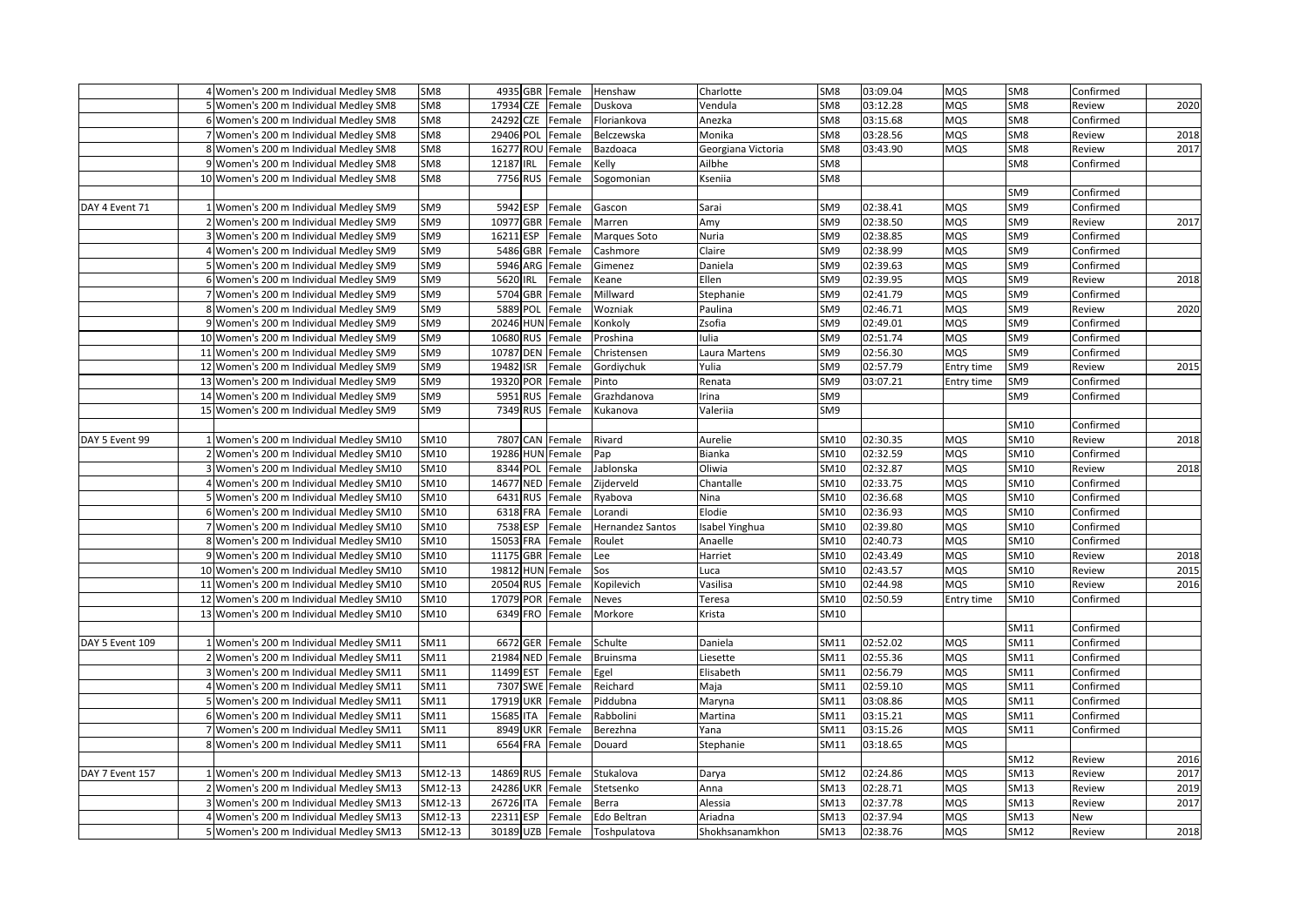| | | | | | | | | | | | | | | |
|---|---|---|---|---|---|---|---|---|---|---|---|---|---|---|
| | 4 | Women's 200 m Individual Medley SM8 | SM8 | 4935 | GBR | Female | Henshaw | Charlotte | SM8 | 03:09.04 | MQS | SM8 | Confirmed | |
| | 5 | Women's 200 m Individual Medley SM8 | SM8 | 17934 | CZE | Female | Duskova | Vendula | SM8 | 03:12.28 | MQS | SM8 | Review | 2020 |
| | 6 | Women's 200 m Individual Medley SM8 | SM8 | 24292 | CZE | Female | Floriankova | Anezka | SM8 | 03:15.68 | MQS | SM8 | Confirmed | |
| | 7 | Women's 200 m Individual Medley SM8 | SM8 | 29406 | POL | Female | Belczewska | Monika | SM8 | 03:28.56 | MQS | SM8 | Review | 2018 |
| | 8 | Women's 200 m Individual Medley SM8 | SM8 | 16277 | ROU | Female | Bazdoaca | Georgiana Victoria | SM8 | 03:43.90 | MQS | SM8 | Review | 2017 |
| | 9 | Women's 200 m Individual Medley SM8 | SM8 | 12187 | IRL | Female | Kelly | Ailbhe | SM8 | | | SM8 | Confirmed | |
| | 10 | Women's 200 m Individual Medley SM8 | SM8 | 7756 | RUS | Female | Sogomonian | Kseniia | SM8 | | | | | |
| | | | | | | | | | | | | SM9 | Confirmed | |
| DAY 4 Event 71 | 1 | Women's 200 m Individual Medley SM9 | SM9 | 5942 | ESP | Female | Gascon | Sarai | SM9 | 02:38.41 | MQS | SM9 | Confirmed | |
| | 2 | Women's 200 m Individual Medley SM9 | SM9 | 10977 | GBR | Female | Marren | Amy | SM9 | 02:38.50 | MQS | SM9 | Review | 2017 |
| | 3 | Women's 200 m Individual Medley SM9 | SM9 | 16211 | ESP | Female | Marques Soto | Nuria | SM9 | 02:38.85 | MQS | SM9 | Confirmed | |
| | 4 | Women's 200 m Individual Medley SM9 | SM9 | 5486 | GBR | Female | Cashmore | Claire | SM9 | 02:38.99 | MQS | SM9 | Confirmed | |
| | 5 | Women's 200 m Individual Medley SM9 | SM9 | 5946 | ARG | Female | Gimenez | Daniela | SM9 | 02:39.63 | MQS | SM9 | Confirmed | |
| | 6 | Women's 200 m Individual Medley SM9 | SM9 | 5620 | IRL | Female | Keane | Ellen | SM9 | 02:39.95 | MQS | SM9 | Review | 2018 |
| | 7 | Women's 200 m Individual Medley SM9 | SM9 | 5704 | GBR | Female | Millward | Stephanie | SM9 | 02:41.79 | MQS | SM9 | Confirmed | |
| | 8 | Women's 200 m Individual Medley SM9 | SM9 | 5889 | POL | Female | Wozniak | Paulina | SM9 | 02:46.71 | MQS | SM9 | Review | 2020 |
| | 9 | Women's 200 m Individual Medley SM9 | SM9 | 20246 | HUN | Female | Konkoly | Zsofia | SM9 | 02:49.01 | MQS | SM9 | Confirmed | |
| | 10 | Women's 200 m Individual Medley SM9 | SM9 | 10680 | RUS | Female | Proshina | Iulia | SM9 | 02:51.74 | MQS | SM9 | Confirmed | |
| | 11 | Women's 200 m Individual Medley SM9 | SM9 | 10787 | DEN | Female | Christensen | Laura Martens | SM9 | 02:56.30 | MQS | SM9 | Confirmed | |
| | 12 | Women's 200 m Individual Medley SM9 | SM9 | 19482 | ISR | Female | Gordiychuk | Yulia | SM9 | 02:57.79 | Entry time | SM9 | Review | 2015 |
| | 13 | Women's 200 m Individual Medley SM9 | SM9 | 19320 | POR | Female | Pinto | Renata | SM9 | 03:07.21 | Entry time | SM9 | Confirmed | |
| | 14 | Women's 200 m Individual Medley SM9 | SM9 | 5951 | RUS | Female | Grazhdanova | Irina | SM9 | | | SM9 | Confirmed | |
| | 15 | Women's 200 m Individual Medley SM9 | SM9 | 7349 | RUS | Female | Kukanova | Valeriia | SM9 | | | | | |
| | | | | | | | | | | | | SM10 | Confirmed | |
| DAY 5 Event 99 | 1 | Women's 200 m Individual Medley SM10 | SM10 | 7807 | CAN | Female | Rivard | Aurelie | SM10 | 02:30.35 | MQS | SM10 | Review | 2018 |
| | 2 | Women's 200 m Individual Medley SM10 | SM10 | 19286 | HUN | Female | Pap | Bianka | SM10 | 02:32.59 | MQS | SM10 | Confirmed | |
| | 3 | Women's 200 m Individual Medley SM10 | SM10 | 8344 | POL | Female | Jablonska | Oliwia | SM10 | 02:32.87 | MQS | SM10 | Review | 2018 |
| | 4 | Women's 200 m Individual Medley SM10 | SM10 | 14677 | NED | Female | Zijderveld | Chantalle | SM10 | 02:33.75 | MQS | SM10 | Confirmed | |
| | 5 | Women's 200 m Individual Medley SM10 | SM10 | 6431 | RUS | Female | Ryabova | Nina | SM10 | 02:36.68 | MQS | SM10 | Confirmed | |
| | 6 | Women's 200 m Individual Medley SM10 | SM10 | 6318 | FRA | Female | Lorandi | Elodie | SM10 | 02:36.93 | MQS | SM10 | Confirmed | |
| | 7 | Women's 200 m Individual Medley SM10 | SM10 | 7538 | ESP | Female | Hernandez Santos | Isabel Yinghua | SM10 | 02:39.80 | MQS | SM10 | Confirmed | |
| | 8 | Women's 200 m Individual Medley SM10 | SM10 | 15053 | FRA | Female | Roulet | Anaelle | SM10 | 02:40.73 | MQS | SM10 | Confirmed | |
| | 9 | Women's 200 m Individual Medley SM10 | SM10 | 11175 | GBR | Female | Lee | Harriet | SM10 | 02:43.49 | MQS | SM10 | Review | 2018 |
| | 10 | Women's 200 m Individual Medley SM10 | SM10 | 19812 | HUN | Female | Sos | Luca | SM10 | 02:43.57 | MQS | SM10 | Review | 2015 |
| | 11 | Women's 200 m Individual Medley SM10 | SM10 | 20504 | RUS | Female | Kopilevich | Vasilisa | SM10 | 02:44.98 | MQS | SM10 | Review | 2016 |
| | 12 | Women's 200 m Individual Medley SM10 | SM10 | 17079 | POR | Female | Neves | Teresa | SM10 | 02:50.59 | Entry time | SM10 | Confirmed | |
| | 13 | Women's 200 m Individual Medley SM10 | SM10 | 6349 | FRO | Female | Morkore | Krista | SM10 | | | | | |
| | | | | | | | | | | | | SM11 | Confirmed | |
| DAY 5 Event 109 | 1 | Women's 200 m Individual Medley SM11 | SM11 | 6672 | GER | Female | Schulte | Daniela | SM11 | 02:52.02 | MQS | SM11 | Confirmed | |
| | 2 | Women's 200 m Individual Medley SM11 | SM11 | 21984 | NED | Female | Bruinsma | Liesette | SM11 | 02:55.36 | MQS | SM11 | Confirmed | |
| | 3 | Women's 200 m Individual Medley SM11 | SM11 | 11499 | EST | Female | Egel | Elisabeth | SM11 | 02:56.79 | MQS | SM11 | Confirmed | |
| | 4 | Women's 200 m Individual Medley SM11 | SM11 | 7307 | SWE | Female | Reichard | Maja | SM11 | 02:59.10 | MQS | SM11 | Confirmed | |
| | 5 | Women's 200 m Individual Medley SM11 | SM11 | 17919 | UKR | Female | Piddubna | Maryna | SM11 | 03:08.86 | MQS | SM11 | Confirmed | |
| | 6 | Women's 200 m Individual Medley SM11 | SM11 | 15685 | ITA | Female | Rabbolini | Martina | SM11 | 03:15.21 | MQS | SM11 | Confirmed | |
| | 7 | Women's 200 m Individual Medley SM11 | SM11 | 8949 | UKR | Female | Berezhna | Yana | SM11 | 03:15.26 | MQS | SM11 | Confirmed | |
| | 8 | Women's 200 m Individual Medley SM11 | SM11 | 6564 | FRA | Female | Douard | Stephanie | SM11 | 03:18.65 | MQS | | | |
| | | | | | | | | | | | | SM12 | Review | 2016 |
| DAY 7 Event 157 | 1 | Women's 200 m Individual Medley SM13 | SM12-13 | 14869 | RUS | Female | Stukalova | Darya | SM12 | 02:24.86 | MQS | SM13 | Review | 2017 |
| | 2 | Women's 200 m Individual Medley SM13 | SM12-13 | 24286 | UKR | Female | Stetsenko | Anna | SM13 | 02:28.71 | MQS | SM13 | Review | 2019 |
| | 3 | Women's 200 m Individual Medley SM13 | SM12-13 | 26726 | ITA | Female | Berra | Alessia | SM13 | 02:37.78 | MQS | SM13 | Review | 2017 |
| | 4 | Women's 200 m Individual Medley SM13 | SM12-13 | 22311 | ESP | Female | Edo Beltran | Ariadna | SM13 | 02:37.94 | MQS | SM13 | New | |
| | 5 | Women's 200 m Individual Medley SM13 | SM12-13 | 30189 | UZB | Female | Toshpulatova | Shokhsanamkhon | SM13 | 02:38.76 | MQS | SM12 | Review | 2018 |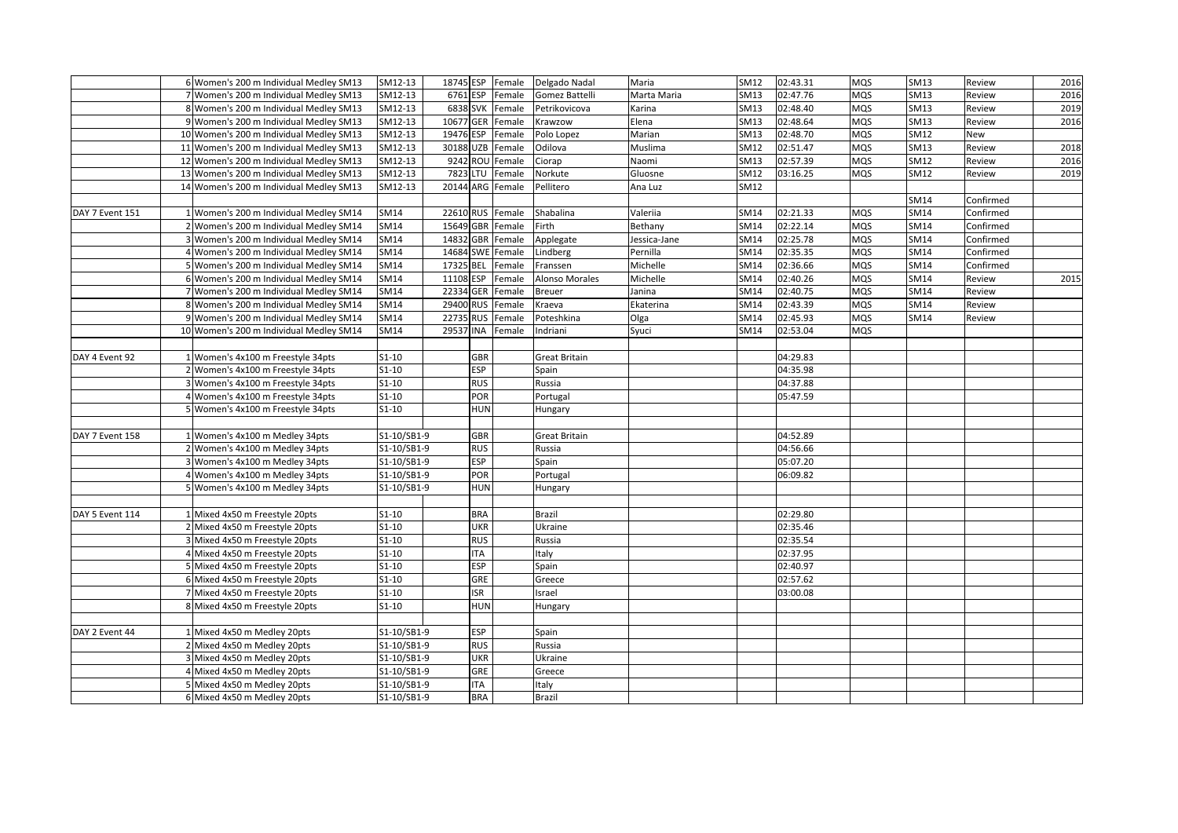| | | | | | | | | | | | | | | | |
|---|---|---|---|---|---|---|---|---|---|---|---|---|---|---|---|
| | 6 | Women's 200 m Individual Medley SM13 | SM12-13 | 18745 | ESP | Female | Delgado Nadal | Maria | SM12 | 02:43.31 | MQS | SM13 | Review | 2016 |
| | 7 | Women's 200 m Individual Medley SM13 | SM12-13 | 6761 | ESP | Female | Gomez Battelli | Marta Maria | SM13 | 02:47.76 | MQS | SM13 | Review | 2016 |
| | 8 | Women's 200 m Individual Medley SM13 | SM12-13 | 6838 | SVK | Female | Petrikovicova | Karina | SM13 | 02:48.40 | MQS | SM13 | Review | 2019 |
| | 9 | Women's 200 m Individual Medley SM13 | SM12-13 | 10677 | GER | Female | Krawzow | Elena | SM13 | 02:48.64 | MQS | SM13 | Review | 2016 |
| | 10 | Women's 200 m Individual Medley SM13 | SM12-13 | 19476 | ESP | Female | Polo Lopez | Marian | SM13 | 02:48.70 | MQS | SM12 | New | |
| | 11 | Women's 200 m Individual Medley SM13 | SM12-13 | 30188 | UZB | Female | Odilova | Muslima | SM12 | 02:51.47 | MQS | SM13 | Review | 2018 |
| | 12 | Women's 200 m Individual Medley SM13 | SM12-13 | 9242 | ROU | Female | Ciorap | Naomi | SM13 | 02:57.39 | MQS | SM12 | Review | 2016 |
| | 13 | Women's 200 m Individual Medley SM13 | SM12-13 | 7823 | LTU | Female | Norkute | Gluosne | SM12 | 03:16.25 | MQS | SM12 | Review | 2019 |
| | 14 | Women's 200 m Individual Medley SM13 | SM12-13 | 20144 | ARG | Female | Pellitero | Ana Luz | SM12 | | | | | |
| | | | | | | | | | | | | SM14 | Confirmed | |
| DAY 7 Event 151 | 1 | Women's 200 m Individual Medley SM14 | SM14 | 22610 | RUS | Female | Shabalina | Valeriia | SM14 | 02:21.33 | MQS | SM14 | Confirmed | |
| | 2 | Women's 200 m Individual Medley SM14 | SM14 | 15649 | GBR | Female | Firth | Bethany | SM14 | 02:22.14 | MQS | SM14 | Confirmed | |
| | 3 | Women's 200 m Individual Medley SM14 | SM14 | 14832 | GBR | Female | Applegate | Jessica-Jane | SM14 | 02:25.78 | MQS | SM14 | Confirmed | |
| | 4 | Women's 200 m Individual Medley SM14 | SM14 | 14684 | SWE | Female | Lindberg | Pernilla | SM14 | 02:35.35 | MQS | SM14 | Confirmed | |
| | 5 | Women's 200 m Individual Medley SM14 | SM14 | 17325 | BEL | Female | Franssen | Michelle | SM14 | 02:36.66 | MQS | SM14 | Confirmed | |
| | 6 | Women's 200 m Individual Medley SM14 | SM14 | 11108 | ESP | Female | Alonso Morales | Michelle | SM14 | 02:40.26 | MQS | SM14 | Review | 2015 |
| | 7 | Women's 200 m Individual Medley SM14 | SM14 | 22334 | GER | Female | Breuer | Janina | SM14 | 02:40.75 | MQS | SM14 | Review | |
| | 8 | Women's 200 m Individual Medley SM14 | SM14 | 29400 | RUS | Female | Kraeva | Ekaterina | SM14 | 02:43.39 | MQS | SM14 | Review | |
| | 9 | Women's 200 m Individual Medley SM14 | SM14 | 22735 | RUS | Female | Poteshkina | Olga | SM14 | 02:45.93 | MQS | SM14 | Review | |
| | 10 | Women's 200 m Individual Medley SM14 | SM14 | 29537 | INA | Female | Indriani | Syuci | SM14 | 02:53.04 | MQS | | | |
| | | | | | | | | | | | | | | |
| DAY 4 Event 92 | 1 | Women's 4x100 m Freestyle 34pts | S1-10 | | GBR | | Great Britain | | | 04:29.83 | | | | |
| | 2 | Women's 4x100 m Freestyle 34pts | S1-10 | | ESP | | Spain | | | 04:35.98 | | | | |
| | 3 | Women's 4x100 m Freestyle 34pts | S1-10 | | RUS | | Russia | | | 04:37.88 | | | | |
| | 4 | Women's 4x100 m Freestyle 34pts | S1-10 | | POR | | Portugal | | | 05:47.59 | | | | |
| | 5 | Women's 4x100 m Freestyle 34pts | S1-10 | | HUN | | Hungary | | | | | | | |
| | | | | | | | | | | | | | | |
| DAY 7 Event 158 | 1 | Women's 4x100 m Medley 34pts | S1-10/SB1-9 | | GBR | | Great Britain | | | 04:52.89 | | | | |
| | 2 | Women's 4x100 m Medley 34pts | S1-10/SB1-9 | | RUS | | Russia | | | 04:56.66 | | | | |
| | 3 | Women's 4x100 m Medley 34pts | S1-10/SB1-9 | | ESP | | Spain | | | 05:07.20 | | | | |
| | 4 | Women's 4x100 m Medley 34pts | S1-10/SB1-9 | | POR | | Portugal | | | 06:09.82 | | | | |
| | 5 | Women's 4x100 m Medley 34pts | S1-10/SB1-9 | | HUN | | Hungary | | | | | | | |
| | | | | | | | | | | | | | | |
| DAY 5 Event 114 | 1 | Mixed 4x50 m Freestyle 20pts | S1-10 | | BRA | | Brazil | | | 02:29.80 | | | | |
| | 2 | Mixed 4x50 m Freestyle 20pts | S1-10 | | UKR | | Ukraine | | | 02:35.46 | | | | |
| | 3 | Mixed 4x50 m Freestyle 20pts | S1-10 | | RUS | | Russia | | | 02:35.54 | | | | |
| | 4 | Mixed 4x50 m Freestyle 20pts | S1-10 | | ITA | | Italy | | | 02:37.95 | | | | |
| | 5 | Mixed 4x50 m Freestyle 20pts | S1-10 | | ESP | | Spain | | | 02:40.97 | | | | |
| | 6 | Mixed 4x50 m Freestyle 20pts | S1-10 | | GRE | | Greece | | | 02:57.62 | | | | |
| | 7 | Mixed 4x50 m Freestyle 20pts | S1-10 | | ISR | | Israel | | | 03:00.08 | | | | |
| | 8 | Mixed 4x50 m Freestyle 20pts | S1-10 | | HUN | | Hungary | | | | | | | |
| | | | | | | | | | | | | | | |
| DAY 2 Event 44 | 1 | Mixed 4x50 m Medley 20pts | S1-10/SB1-9 | | ESP | | Spain | | | | | | | |
| | 2 | Mixed 4x50 m Medley 20pts | S1-10/SB1-9 | | RUS | | Russia | | | | | | | |
| | 3 | Mixed 4x50 m Medley 20pts | S1-10/SB1-9 | | UKR | | Ukraine | | | | | | | |
| | 4 | Mixed 4x50 m Medley 20pts | S1-10/SB1-9 | | GRE | | Greece | | | | | | | |
| | 5 | Mixed 4x50 m Medley 20pts | S1-10/SB1-9 | | ITA | | Italy | | | | | | | |
| | 6 | Mixed 4x50 m Medley 20pts | S1-10/SB1-9 | | BRA | | Brazil | | | | | | | |